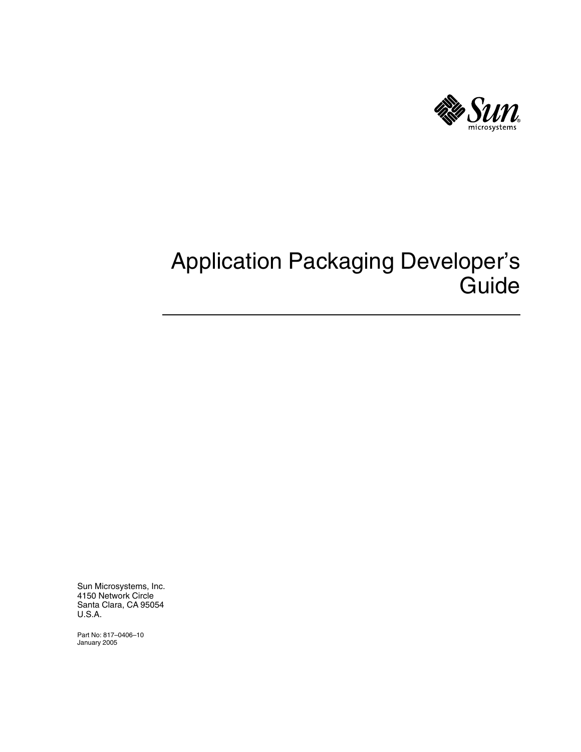# Application Packaging Developer's Guide

Sun Microsystems, Inc.
4150 Network Circle
Santa Clara, CA 95054
U.S.A.

Part No: 817–0406–10
January 2005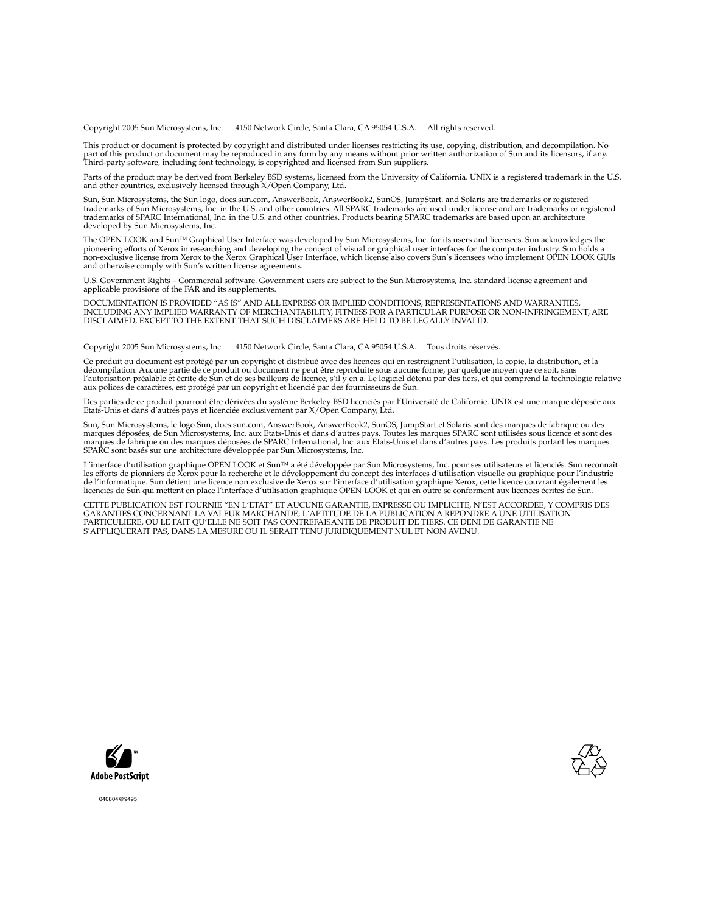Copyright 2005 Sun Microsystems, Inc.  4150 Network Circle, Santa Clara, CA 95054 U.S.A.  All rights reserved.

This product or document is protected by copyright and distributed under licenses restricting its use, copying, distribution, and decompilation. No part of this product or document may be reproduced in any form by any means without prior written authorization of Sun and its licensors, if any. Third-party software, including font technology, is copyrighted and licensed from Sun suppliers.

Parts of the product may be derived from Berkeley BSD systems, licensed from the University of California. UNIX is a registered trademark in the U.S. and other countries, exclusively licensed through X/Open Company, Ltd.

Sun, Sun Microsystems, the Sun logo, docs.sun.com, AnswerBook, AnswerBook2, SunOS, JumpStart, and Solaris are trademarks or registered trademarks of Sun Microsystems, Inc. in the U.S. and other countries. All SPARC trademarks are used under license and are trademarks or registered trademarks of SPARC International, Inc. in the U.S. and other countries. Products bearing SPARC trademarks are based upon an architecture developed by Sun Microsystems, Inc.

The OPEN LOOK and Sun™ Graphical User Interface was developed by Sun Microsystems, Inc. for its users and licensees. Sun acknowledges the pioneering efforts of Xerox in researching and developing the concept of visual or graphical user interfaces for the computer industry. Sun holds a non-exclusive license from Xerox to the Xerox Graphical User Interface, which license also covers Sun's licensees who implement OPEN LOOK GUIs and otherwise comply with Sun's written license agreements.

U.S. Government Rights – Commercial software. Government users are subject to the Sun Microsystems, Inc. standard license agreement and applicable provisions of the FAR and its supplements.

DOCUMENTATION IS PROVIDED "AS IS" AND ALL EXPRESS OR IMPLIED CONDITIONS, REPRESENTATIONS AND WARRANTIES, INCLUDING ANY IMPLIED WARRANTY OF MERCHANTABILITY, FITNESS FOR A PARTICULAR PURPOSE OR NON-INFRINGEMENT, ARE DISCLAIMED, EXCEPT TO THE EXTENT THAT SUCH DISCLAIMERS ARE HELD TO BE LEGALLY INVALID.

---

Copyright 2005 Sun Microsystems, Inc.  4150 Network Circle, Santa Clara, CA 95054 U.S.A.  Tous droits réservés.

Ce produit ou document est protégé par un copyright et distribué avec des licences qui en restreignent l'utilisation, la copie, la distribution, et la décompilation. Aucune partie de ce produit ou document ne peut être reproduite sous aucune forme, par quelque moyen que ce soit, sans l'autorisation préalable et écrite de Sun et de ses bailleurs de licence, s'il y en a. Le logiciel détenu par des tiers, et qui comprend la technologie relative aux polices de caractères, est protégé par un copyright et licencié par des fournisseurs de Sun.

Des parties de ce produit pourront être dérivées du système Berkeley BSD licenciés par l'Université de Californie. UNIX est une marque déposée aux Etats-Unis et dans d'autres pays et licenciée exclusivement par X/Open Company, Ltd.

Sun, Sun Microsystems, le logo Sun, docs.sun.com, AnswerBook, AnswerBook2, SunOS, JumpStart et Solaris sont des marques de fabrique ou des marques déposées, de Sun Microsystems, Inc. aux Etats-Unis et dans d'autres pays. Toutes les marques SPARC sont utilisées sous licence et sont des marques de fabrique ou des marques déposées de SPARC International, Inc. aux Etats-Unis et dans d'autres pays. Les produits portant les marques SPARC sont basés sur une architecture développée par Sun Microsystems, Inc.

L'interface d'utilisation graphique OPEN LOOK et Sun™ a été développée par Sun Microsystems, Inc. pour ses utilisateurs et licenciés. Sun reconnaît les efforts de pionniers de Xerox pour la recherche et le développement du concept des interfaces d'utilisation visuelle ou graphique pour l'industrie de l'informatique. Sun détient une licence non exclusive de Xerox sur l'interface d'utilisation graphique Xerox, cette licence couvrant également les licenciés de Sun qui mettent en place l'interface d'utilisation graphique OPEN LOOK et qui en outre se conforment aux licences écrites de Sun.

CETTE PUBLICATION EST FOURNIE "EN L'ETAT" ET AUCUNE GARANTIE, EXPRESSE OU IMPLICITE, N'EST ACCORDEE, Y COMPRIS DES GARANTIES CONCERNANT LA VALEUR MARCHANDE, L'APTITUDE DE LA PUBLICATION A REPONDRE A UNE UTILISATION PARTICULIERE, OU LE FAIT QU'ELLE NE SOIT PAS CONTREFAISANTE DE PRODUIT DE TIERS. CE DENI DE GARANTIE NE S'APPLIQUERAIT PAS, DANS LA MESURE OU IL SERAIT TENU JURIDIQUEMENT NUL ET NON AVENU.

Adobe PostScript

040804@9495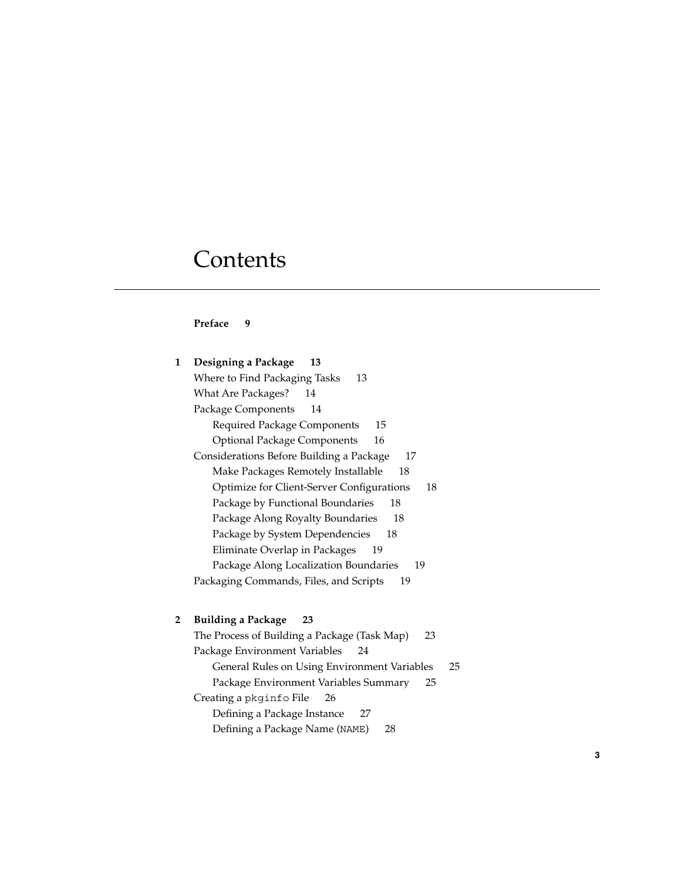# Contents

**Preface 9**

**1 Designing a Package 13**

- Where to Find Packaging Tasks 13
- What Are Packages? 14
- Package Components 14
  - Required Package Components 15
  - Optional Package Components 16
- Considerations Before Building a Package 17
  - Make Packages Remotely Installable 18
  - Optimize for Client-Server Configurations 18
  - Package by Functional Boundaries 18
  - Package Along Royalty Boundaries 18
  - Package by System Dependencies 18
  - Eliminate Overlap in Packages 19
  - Package Along Localization Boundaries 19
- Packaging Commands, Files, and Scripts 19

**2 Building a Package 23**

- The Process of Building a Package (Task Map) 23
- Package Environment Variables 24
  - General Rules on Using Environment Variables 25
  - Package Environment Variables Summary 25
- Creating a `pkginfo` File 26
  - Defining a Package Instance 27
  - Defining a Package Name (`NAME`) 28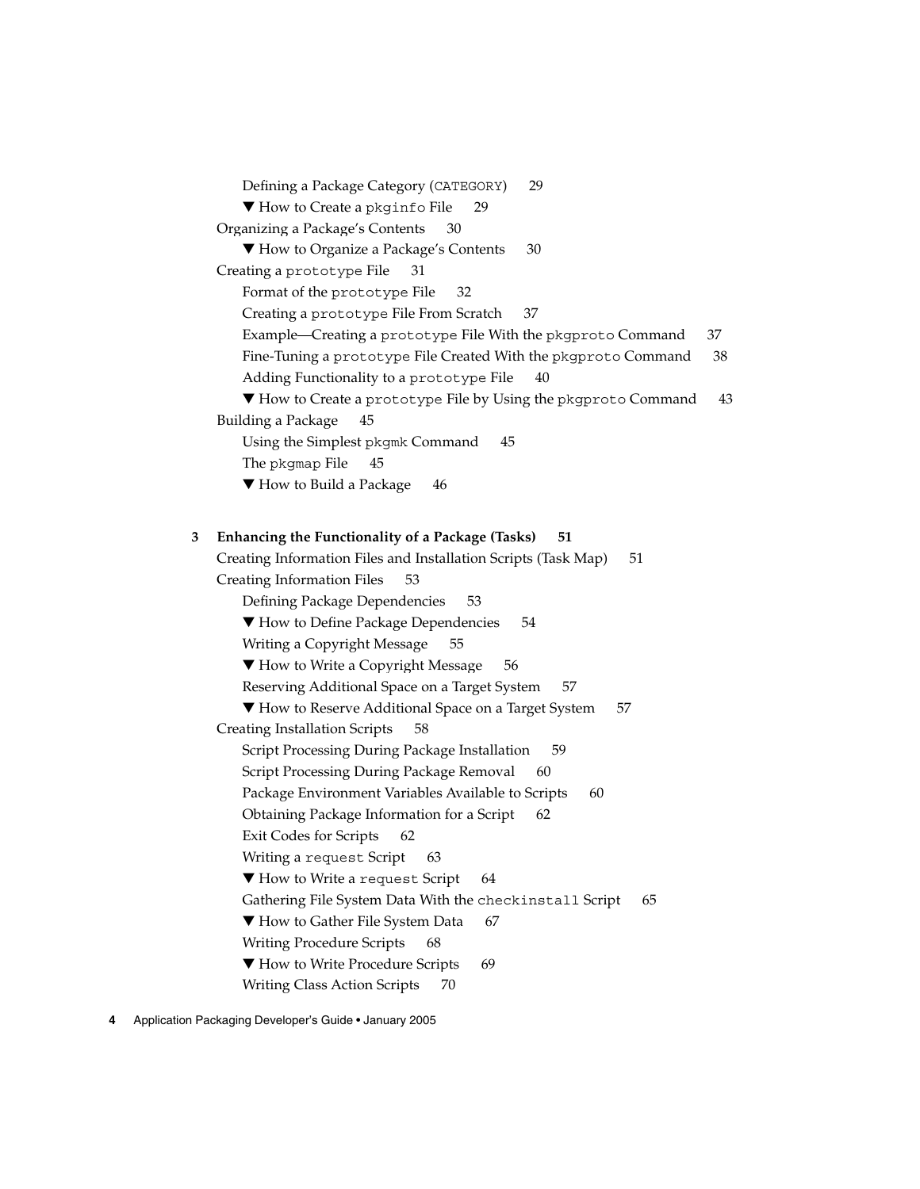- Defining a Package Category (`CATEGORY`) 29
- ▼ How to Create a `pkginfo` File 29

Organizing a Package's Contents 30

- ▼ How to Organize a Package's Contents 30

Creating a `prototype` File 31

- Format of the `prototype` File 32
- Creating a `prototype` File From Scratch 37
- Example—Creating a `prototype` File With the `pkgproto` Command 37
- Fine-Tuning a `prototype` File Created With the `pkgproto` Command 38
- Adding Functionality to a `prototype` File 40
- ▼ How to Create a `prototype` File by Using the `pkgproto` Command 43

Building a Package 45

- Using the Simplest `pkgmk` Command 45
- The `pkgmap` File 45
- ▼ How to Build a Package 46

**3 Enhancing the Functionality of a Package (Tasks) 51**

Creating Information Files and Installation Scripts (Task Map) 51

Creating Information Files 53

- Defining Package Dependencies 53
- ▼ How to Define Package Dependencies 54
- Writing a Copyright Message 55
- ▼ How to Write a Copyright Message 56
- Reserving Additional Space on a Target System 57
- ▼ How to Reserve Additional Space on a Target System 57

Creating Installation Scripts 58

- Script Processing During Package Installation 59
- Script Processing During Package Removal 60
- Package Environment Variables Available to Scripts 60
- Obtaining Package Information for a Script 62
- Exit Codes for Scripts 62
- Writing a `request` Script 63
- ▼ How to Write a `request` Script 64
- Gathering File System Data With the `checkinstall` Script 65
- ▼ How to Gather File System Data 67
- Writing Procedure Scripts 68
- ▼ How to Write Procedure Scripts 69
- Writing Class Action Scripts 70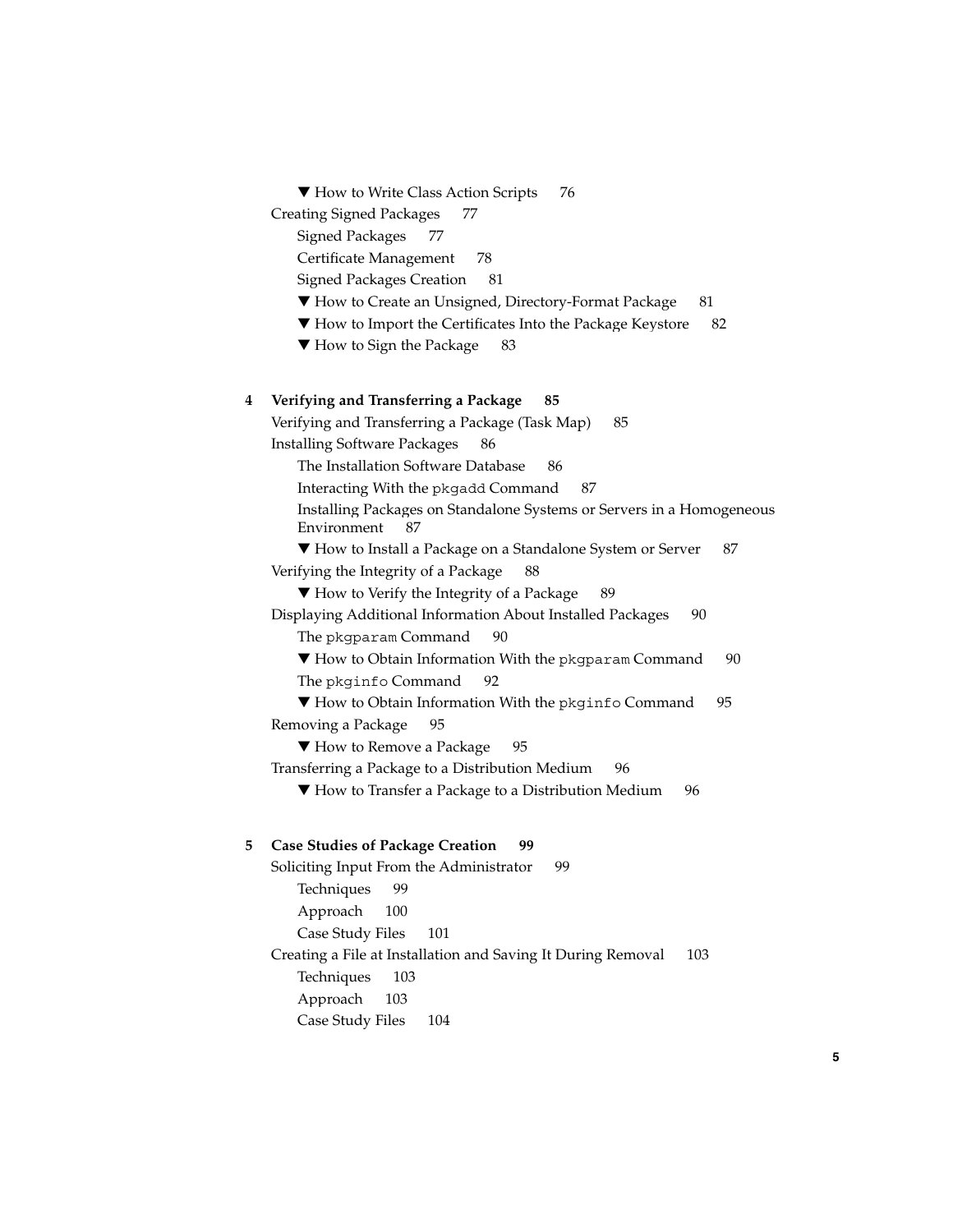▼ How to Write Class Action Scripts 76

Creating Signed Packages 77

Signed Packages 77

Certificate Management 78

Signed Packages Creation 81

▼ How to Create an Unsigned, Directory-Format Package 81

▼ How to Import the Certificates Into the Package Keystore 82

▼ How to Sign the Package 83

**4 Verifying and Transferring a Package 85**

Verifying and Transferring a Package (Task Map) 85

Installing Software Packages 86

The Installation Software Database 86

Interacting With the `pkgadd` Command 87

Installing Packages on Standalone Systems or Servers in a Homogeneous Environment 87

▼ How to Install a Package on a Standalone System or Server 87

Verifying the Integrity of a Package 88

▼ How to Verify the Integrity of a Package 89

Displaying Additional Information About Installed Packages 90

The `pkgparam` Command 90

▼ How to Obtain Information With the `pkgparam` Command 90

The `pkginfo` Command 92

▼ How to Obtain Information With the `pkginfo` Command 95

Removing a Package 95

▼ How to Remove a Package 95

Transferring a Package to a Distribution Medium 96

▼ How to Transfer a Package to a Distribution Medium 96

**5 Case Studies of Package Creation 99**

Soliciting Input From the Administrator 99

Techniques 99

Approach 100

Case Study Files 101

Creating a File at Installation and Saving It During Removal 103

Techniques 103

Approach 103

Case Study Files 104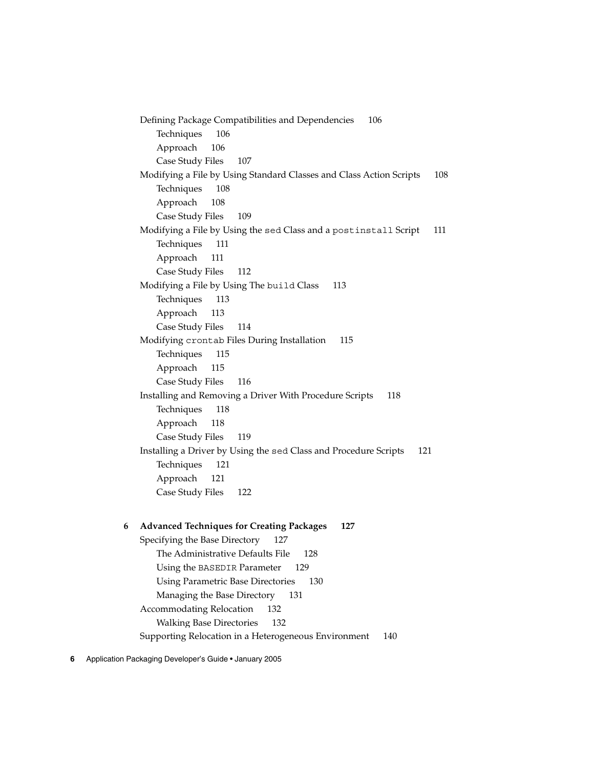Defining Package Compatibilities and Dependencies 106
  Techniques 106
  Approach 106
  Case Study Files 107
Modifying a File by Using Standard Classes and Class Action Scripts 108
  Techniques 108
  Approach 108
  Case Study Files 109
Modifying a File by Using the `sed` Class and a `postinstall` Script 111
  Techniques 111
  Approach 111
  Case Study Files 112
Modifying a File by Using The `build` Class 113
  Techniques 113
  Approach 113
  Case Study Files 114
Modifying `crontab` Files During Installation 115
  Techniques 115
  Approach 115
  Case Study Files 116
Installing and Removing a Driver With Procedure Scripts 118
  Techniques 118
  Approach 118
  Case Study Files 119
Installing a Driver by Using the `sed` Class and Procedure Scripts 121
  Techniques 121
  Approach 121
  Case Study Files 122

**6 Advanced Techniques for Creating Packages 127**
Specifying the Base Directory 127
  The Administrative Defaults File 128
  Using the `BASEDIR` Parameter 129
  Using Parametric Base Directories 130
  Managing the Base Directory 131
Accommodating Relocation 132
  Walking Base Directories 132
Supporting Relocation in a Heterogeneous Environment 140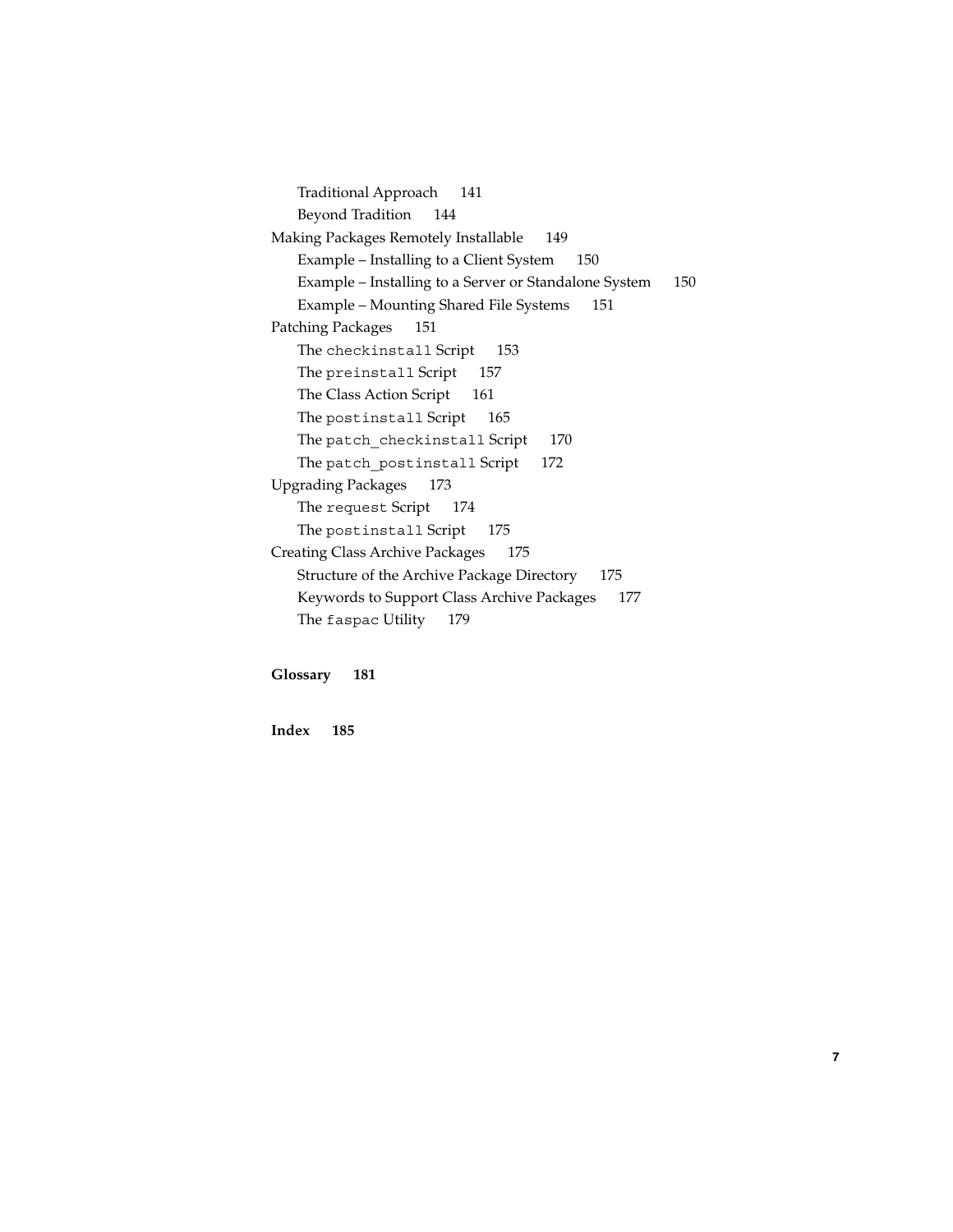- Traditional Approach 141
- Beyond Tradition 144

Making Packages Remotely Installable 149

- Example – Installing to a Client System 150
- Example – Installing to a Server or Standalone System 150
- Example – Mounting Shared File Systems 151

Patching Packages 151

- The `checkinstall` Script 153
- The `preinstall` Script 157
- The Class Action Script 161
- The `postinstall` Script 165
- The `patch_checkinstall` Script 170
- The `patch_postinstall` Script 172

Upgrading Packages 173

- The `request` Script 174
- The `postinstall` Script 175

Creating Class Archive Packages 175

- Structure of the Archive Package Directory 175
- Keywords to Support Class Archive Packages 177
- The `faspac` Utility 179

**Glossary 181**

**Index 185**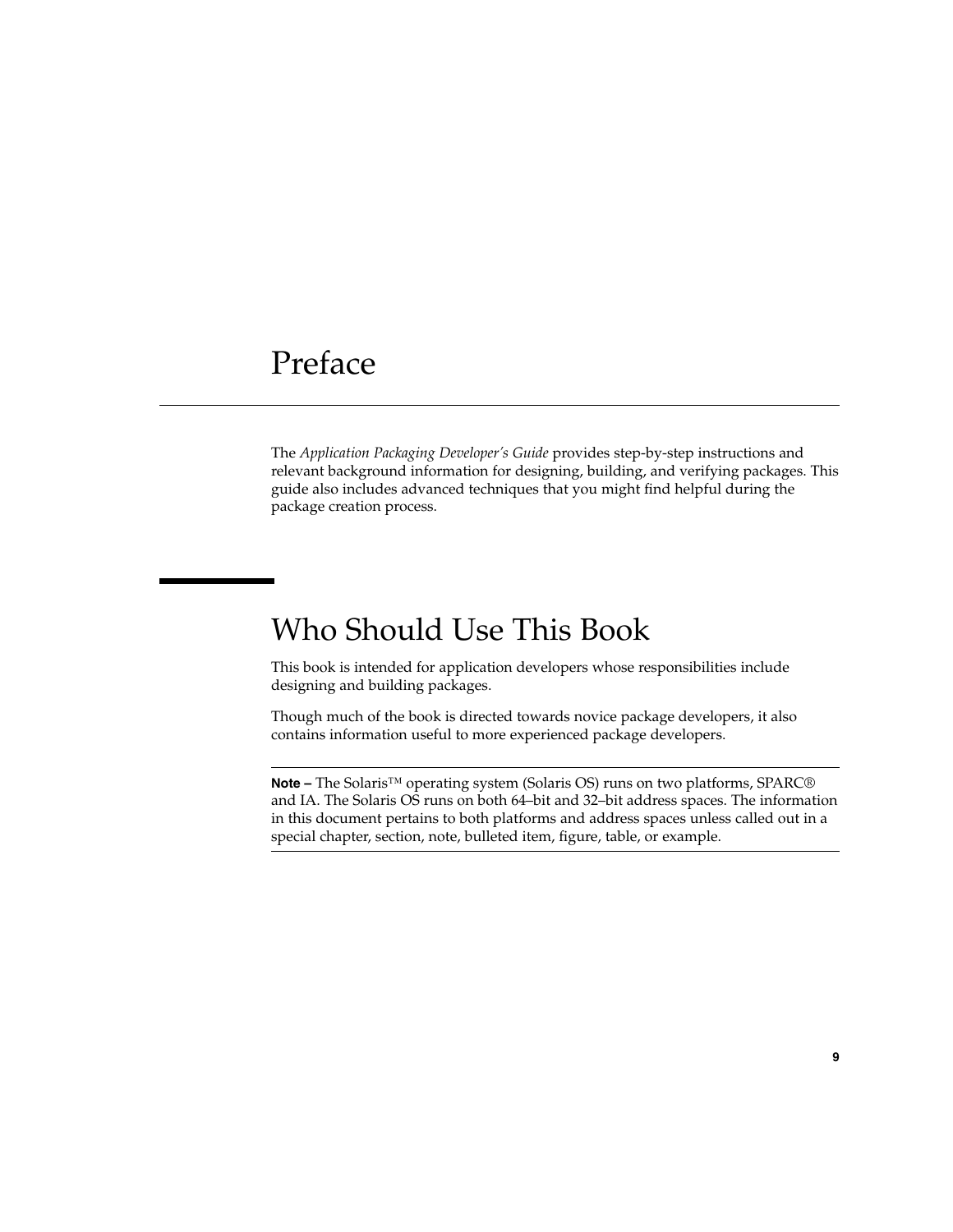# Preface

The *Application Packaging Developer's Guide* provides step-by-step instructions and relevant background information for designing, building, and verifying packages. This guide also includes advanced techniques that you might find helpful during the package creation process.

## Who Should Use This Book

This book is intended for application developers whose responsibilities include designing and building packages.

Though much of the book is directed towards novice package developers, it also contains information useful to more experienced package developers.

---

**Note –** The Solaris™ operating system (Solaris OS) runs on two platforms, SPARC® and IA. The Solaris OS runs on both 64–bit and 32–bit address spaces. The information in this document pertains to both platforms and address spaces unless called out in a special chapter, section, note, bulleted item, figure, table, or example.

---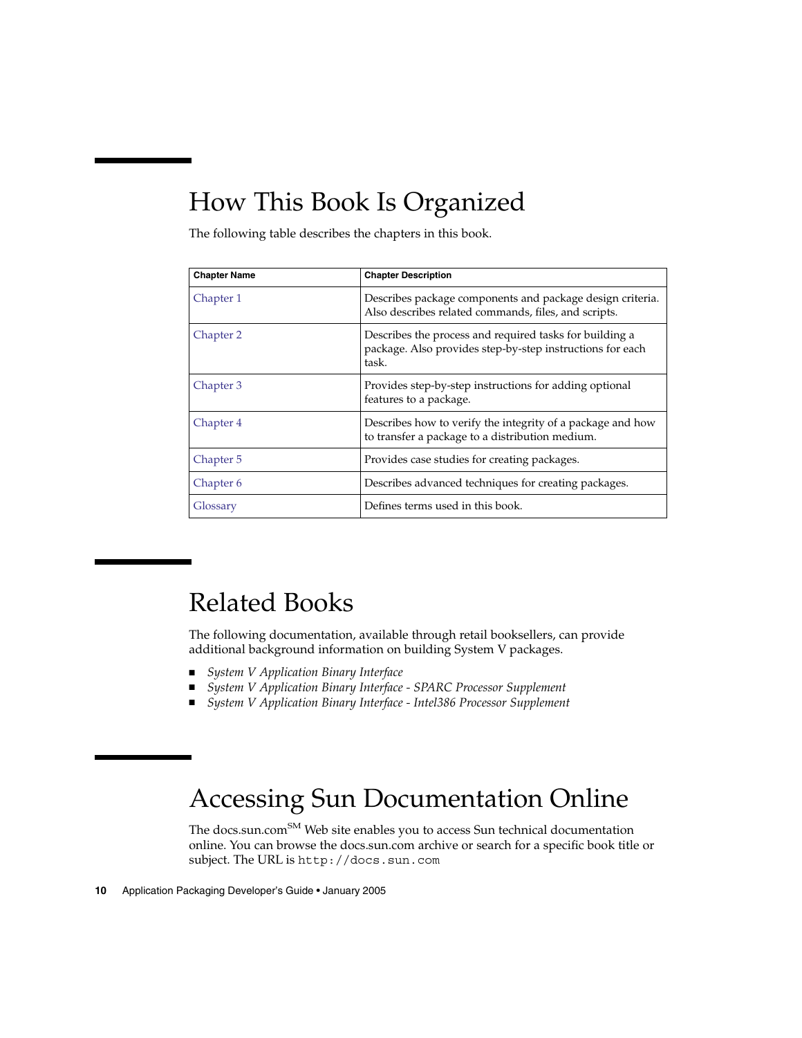## How This Book Is Organized

The following table describes the chapters in this book.

| Chapter Name | Chapter Description |
| --- | --- |
| Chapter 1 | Describes package components and package design criteria. Also describes related commands, files, and scripts. |
| Chapter 2 | Describes the process and required tasks for building a package. Also provides step-by-step instructions for each task. |
| Chapter 3 | Provides step-by-step instructions for adding optional features to a package. |
| Chapter 4 | Describes how to verify the integrity of a package and how to transfer a package to a distribution medium. |
| Chapter 5 | Provides case studies for creating packages. |
| Chapter 6 | Describes advanced techniques for creating packages. |
| Glossary | Defines terms used in this book. |

## Related Books

The following documentation, available through retail booksellers, can provide additional background information on building System V packages.

- *System V Application Binary Interface*
- *System V Application Binary Interface - SPARC Processor Supplement*
- *System V Application Binary Interface - Intel386 Processor Supplement*

## Accessing Sun Documentation Online

The docs.sun.com[SM] Web site enables you to access Sun technical documentation online. You can browse the docs.sun.com archive or search for a specific book title or subject. The URL is `http://docs.sun.com`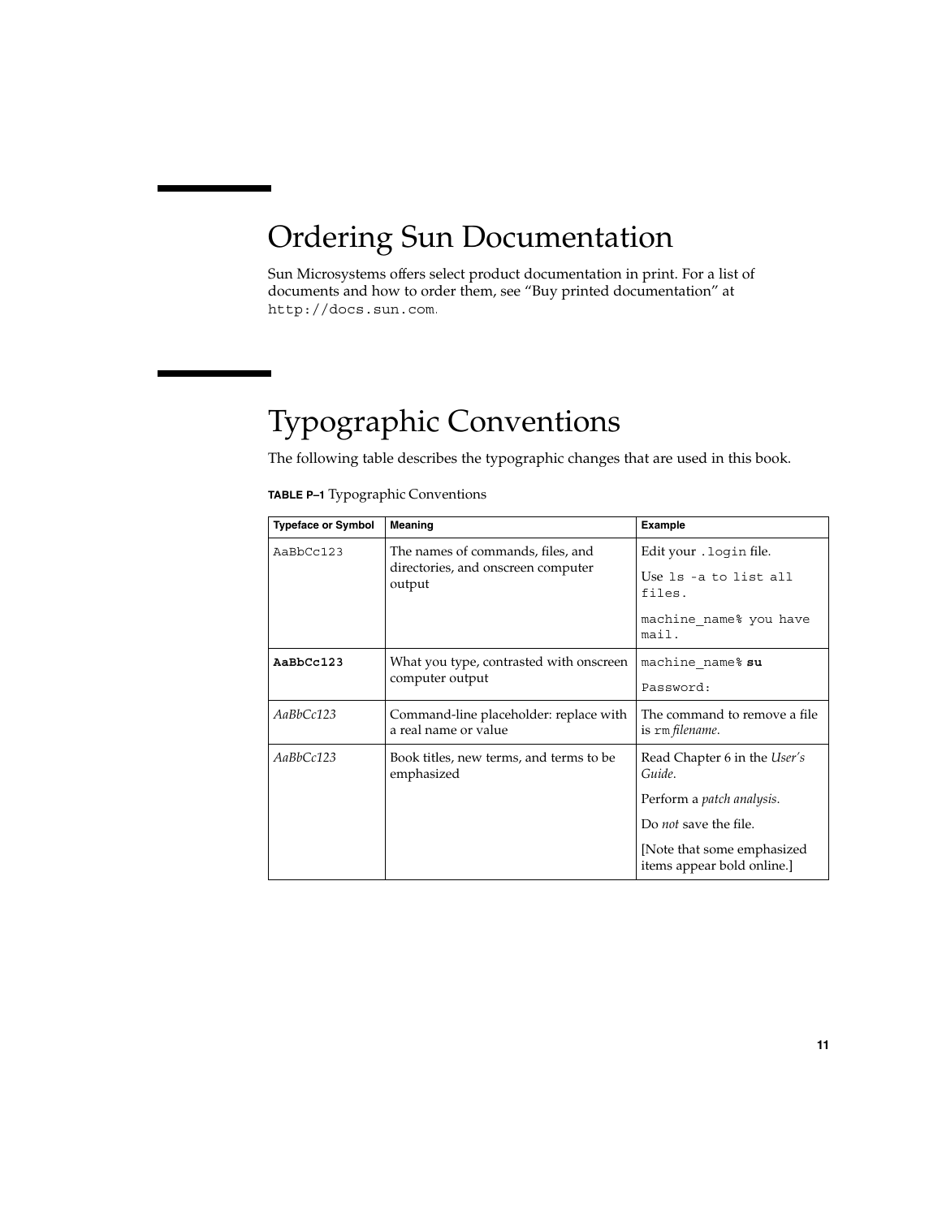# Ordering Sun Documentation

Sun Microsystems offers select product documentation in print. For a list of documents and how to order them, see “Buy printed documentation” at `http://docs.sun.com`.

# Typographic Conventions

The following table describes the typographic changes that are used in this book.

**TABLE P–1** Typographic Conventions

| Typeface or Symbol | Meaning | Example |
| --- | --- | --- |
| `AaBbCc123` | The names of commands, files, and directories, and onscreen computer output | Edit your `.login` file.<br>Use `ls -a` to list all files.<br>`machine_name% you have mail.` |
| **`AaBbCc123`** | What you type, contrasted with onscreen computer output | `machine_name%` **`su`**<br>`Password:` |
| *AaBbCc123* | Command-line placeholder: replace with a real name or value | The command to remove a file is `rm` *filename*. |
| *AaBbCc123* | Book titles, new terms, and terms to be emphasized | Read Chapter 6 in the *User's Guide*.<br>Perform a *patch analysis*.<br>Do *not* save the file.<br>[Note that some emphasized items appear bold online.] |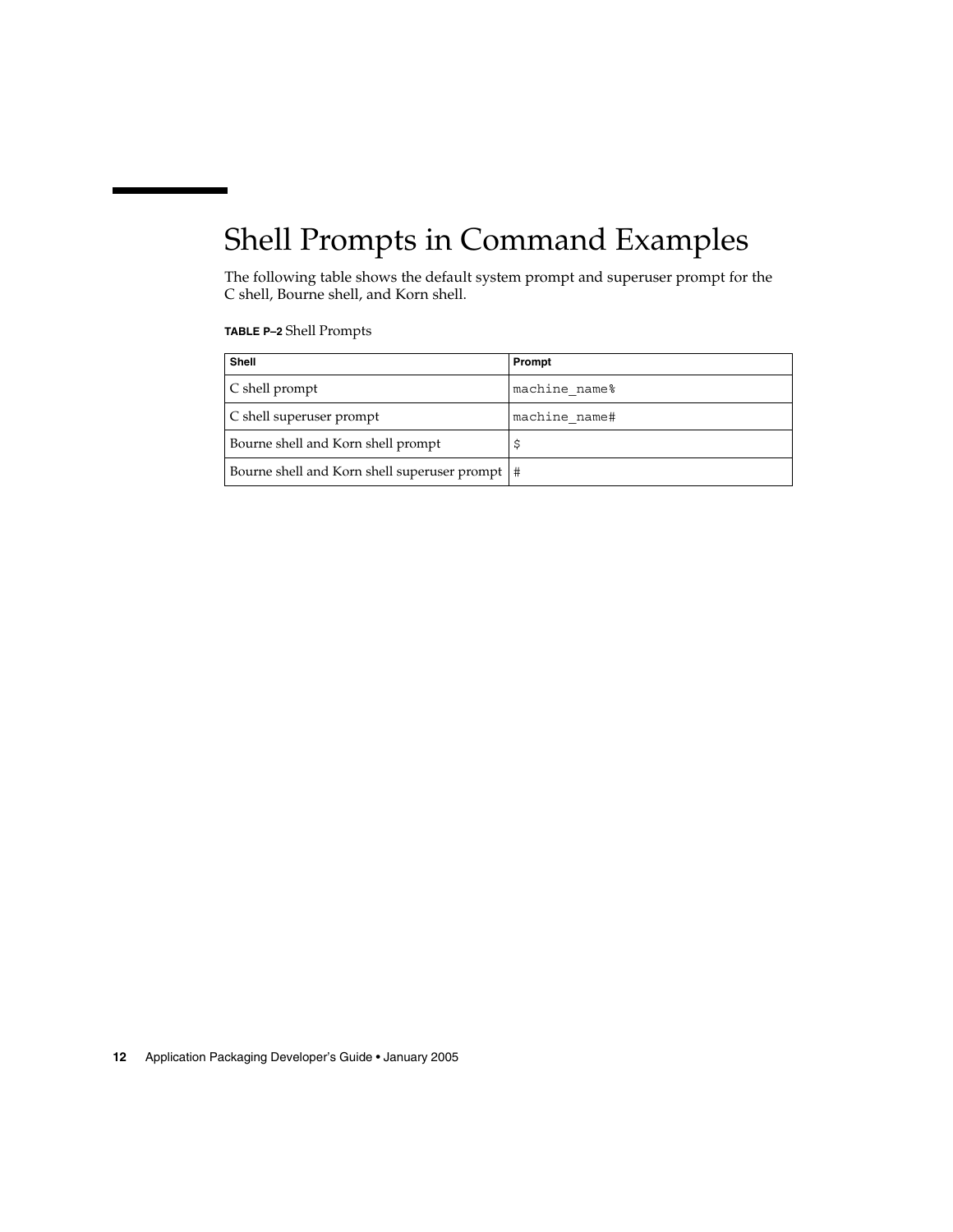## Shell Prompts in Command Examples

The following table shows the default system prompt and superuser prompt for the C shell, Bourne shell, and Korn shell.

**TABLE P–2** Shell Prompts

| Shell | Prompt |
| --- | --- |
| C shell prompt | `machine_name%` |
| C shell superuser prompt | `machine_name#` |
| Bourne shell and Korn shell prompt | `$` |
| Bourne shell and Korn shell superuser prompt | `#` |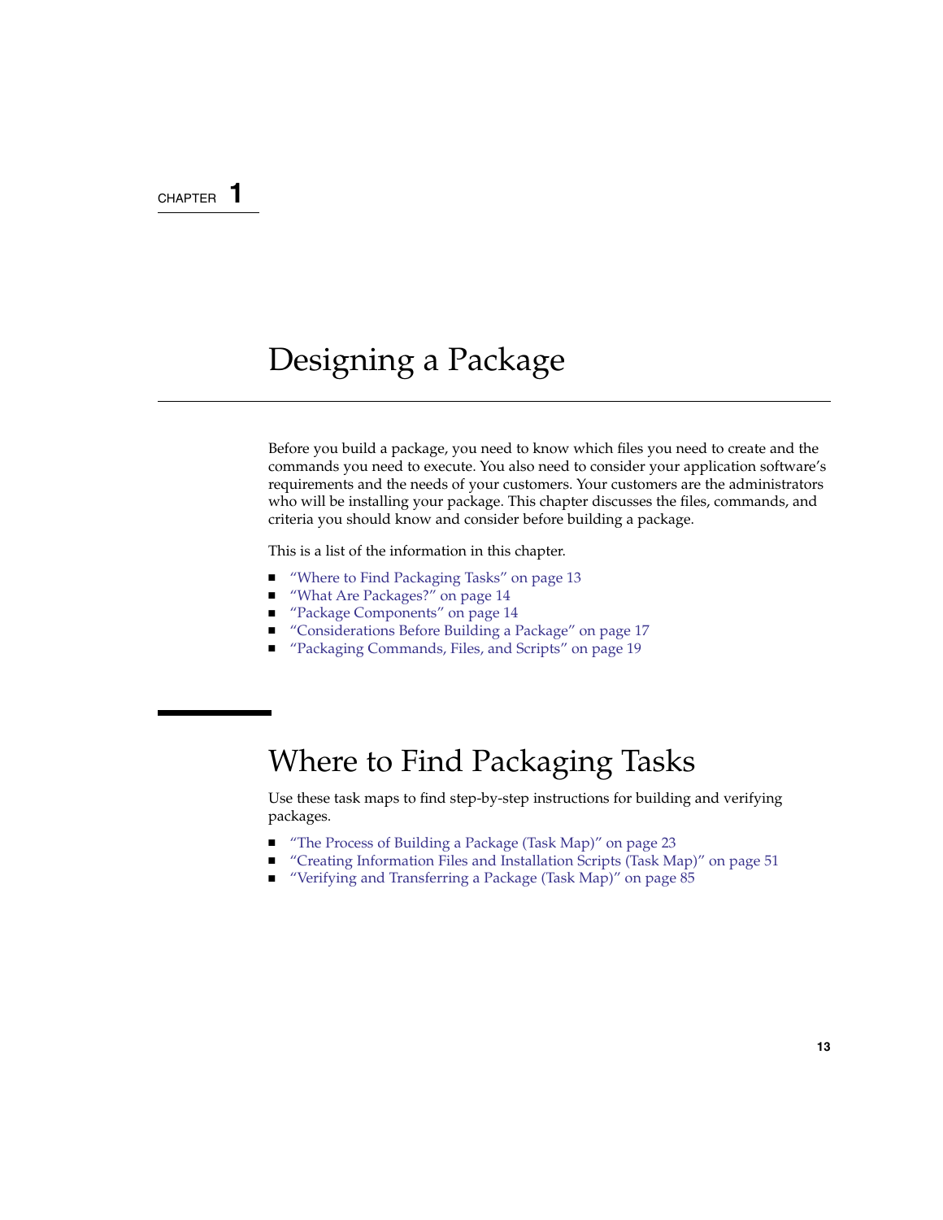CHAPTER 1

# Designing a Package

Before you build a package, you need to know which files you need to create and the commands you need to execute. You also need to consider your application software's requirements and the needs of your customers. Your customers are the administrators who will be installing your package. This chapter discusses the files, commands, and criteria you should know and consider before building a package.

This is a list of the information in this chapter.

- "Where to Find Packaging Tasks" on page 13
- "What Are Packages?" on page 14
- "Package Components" on page 14
- "Considerations Before Building a Package" on page 17
- "Packaging Commands, Files, and Scripts" on page 19

## Where to Find Packaging Tasks

Use these task maps to find step-by-step instructions for building and verifying packages.

- "The Process of Building a Package (Task Map)" on page 23
- "Creating Information Files and Installation Scripts (Task Map)" on page 51
- "Verifying and Transferring a Package (Task Map)" on page 85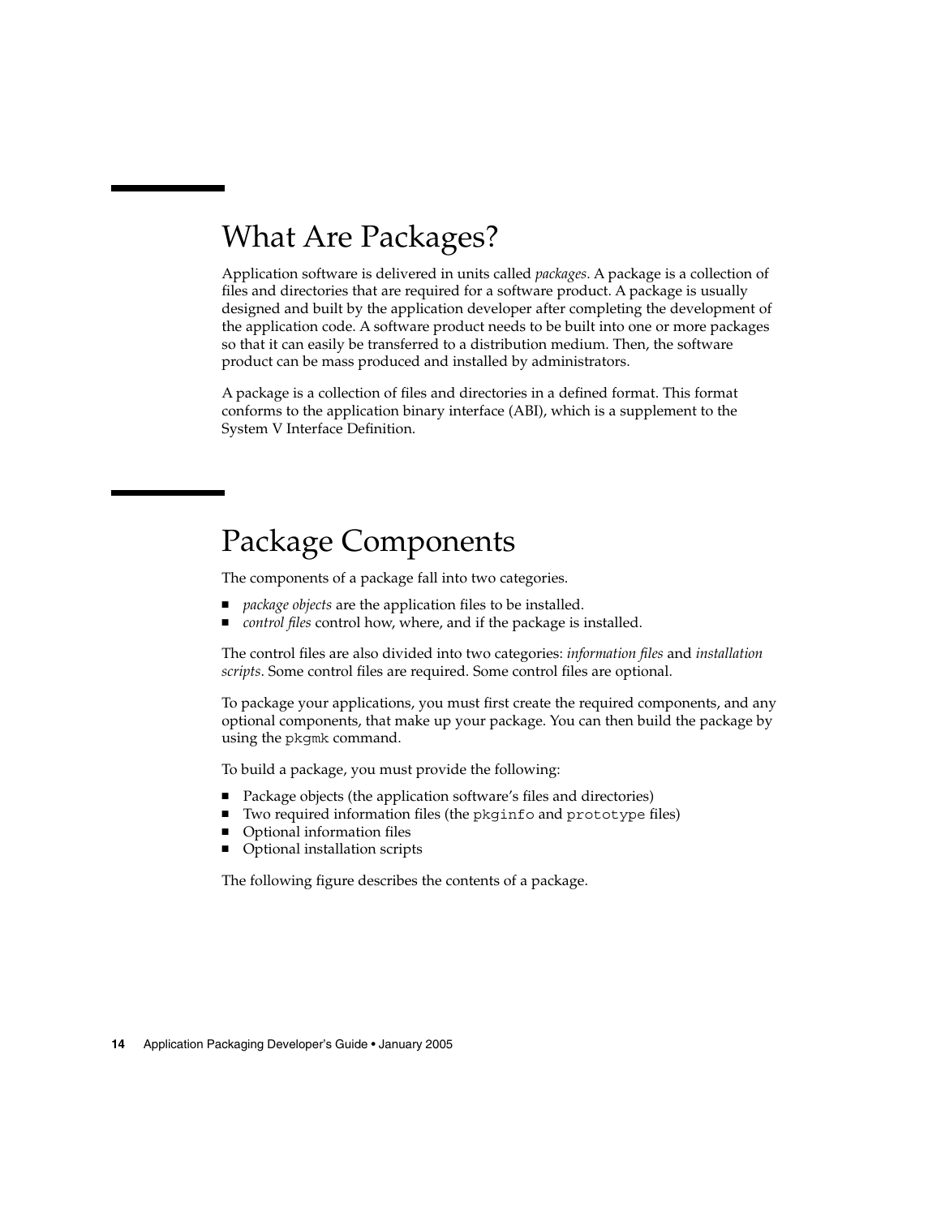## What Are Packages?

Application software is delivered in units called *packages*. A package is a collection of files and directories that are required for a software product. A package is usually designed and built by the application developer after completing the development of the application code. A software product needs to be built into one or more packages so that it can easily be transferred to a distribution medium. Then, the software product can be mass produced and installed by administrators.

A package is a collection of files and directories in a defined format. This format conforms to the application binary interface (ABI), which is a supplement to the System V Interface Definition.

## Package Components

The components of a package fall into two categories.

- *package objects* are the application files to be installed.
- *control files* control how, where, and if the package is installed.

The control files are also divided into two categories: *information files* and *installation scripts*. Some control files are required. Some control files are optional.

To package your applications, you must first create the required components, and any optional components, that make up your package. You can then build the package by using the `pkgmk` command.

To build a package, you must provide the following:

- Package objects (the application software's files and directories)
- Two required information files (the `pkginfo` and `prototype` files)
- Optional information files
- Optional installation scripts

The following figure describes the contents of a package.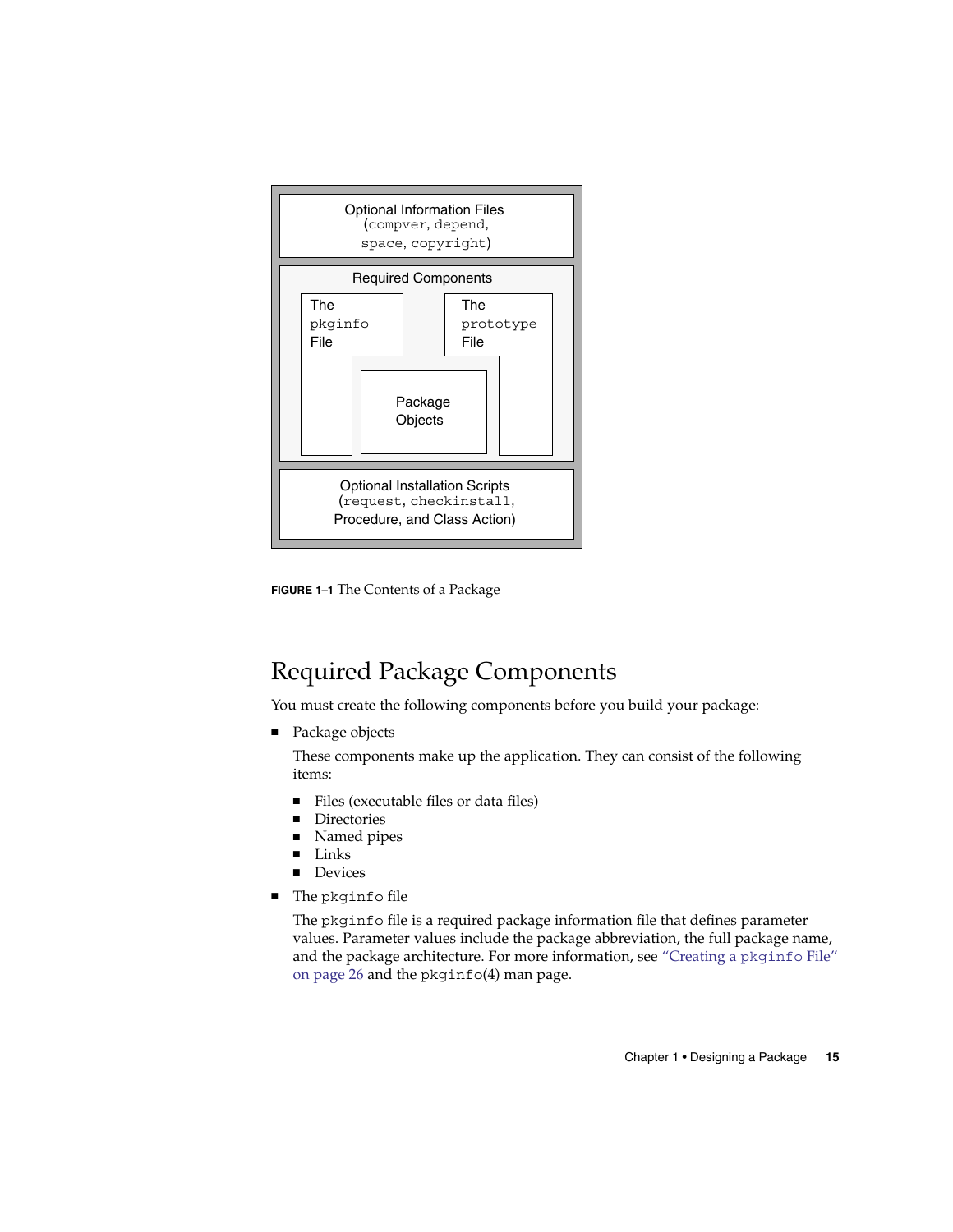Optional Information Files
(compver, depend,
space, copyright)

Required Components

The pkginfo File

The prototype File

Package Objects

Optional Installation Scripts
(request, checkinstall,
Procedure, and Class Action)

**FIGURE 1–1** The Contents of a Package

## Required Package Components

You must create the following components before you build your package:

- Package objects

  These components make up the application. They can consist of the following items:

  - Files (executable files or data files)
  - Directories
  - Named pipes
  - Links
  - Devices

- The `pkginfo` file

  The `pkginfo` file is a required package information file that defines parameter values. Parameter values include the package abbreviation, the full package name, and the package architecture. For more information, see "Creating a `pkginfo` File" on page 26 and the `pkginfo`(4) man page.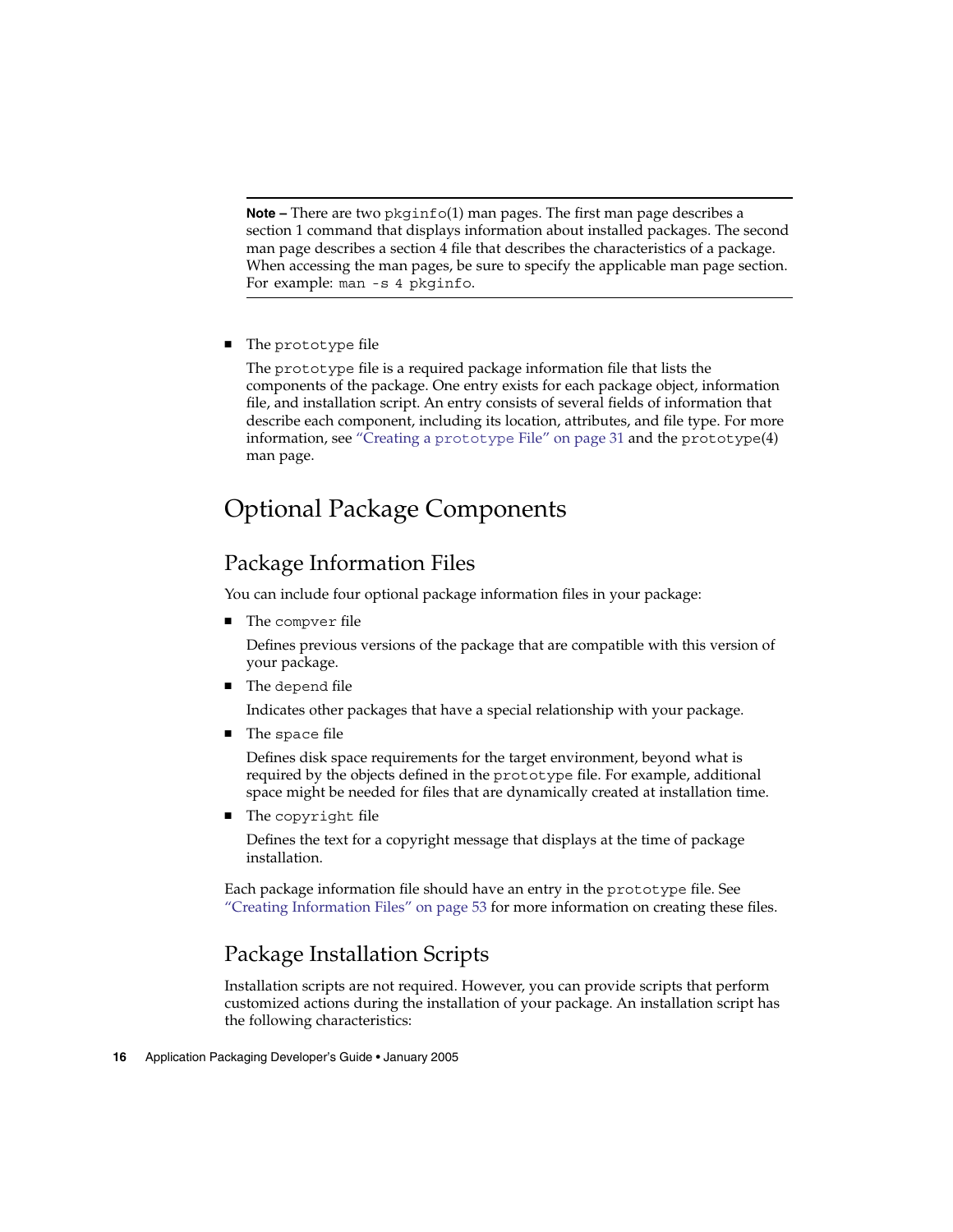---

**Note –** There are two `pkginfo`(1) man pages. The first man page describes a section 1 command that displays information about installed packages. The second man page describes a section 4 file that describes the characteristics of a package. When accessing the man pages, be sure to specify the applicable man page section. For example: `man -s 4 pkginfo`.

---

- The `prototype` file

  The `prototype` file is a required package information file that lists the components of the package. One entry exists for each package object, information file, and installation script. An entry consists of several fields of information that describe each component, including its location, attributes, and file type. For more information, see "Creating a `prototype` File" on page 31 and the `prototype`(4) man page.

# Optional Package Components

## Package Information Files

You can include four optional package information files in your package:

- The `compver` file

  Defines previous versions of the package that are compatible with this version of your package.

- The `depend` file

  Indicates other packages that have a special relationship with your package.

- The `space` file

  Defines disk space requirements for the target environment, beyond what is required by the objects defined in the `prototype` file. For example, additional space might be needed for files that are dynamically created at installation time.

- The `copyright` file

  Defines the text for a copyright message that displays at the time of package installation.

Each package information file should have an entry in the `prototype` file. See "Creating Information Files" on page 53 for more information on creating these files.

## Package Installation Scripts

Installation scripts are not required. However, you can provide scripts that perform customized actions during the installation of your package. An installation script has the following characteristics: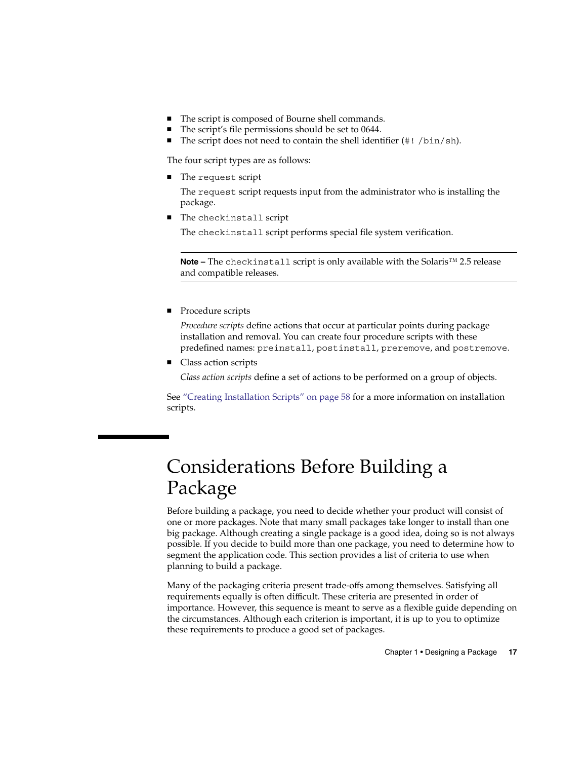- The script is composed of Bourne shell commands.
- The script's file permissions should be set to 0644.
- The script does not need to contain the shell identifier (`#! /bin/sh`).

The four script types are as follows:

- The `request` script

  The `request` script requests input from the administrator who is installing the package.

- The `checkinstall` script

  The `checkinstall` script performs special file system verification.

  ---

  **Note –** The `checkinstall` script is only available with the Solaris™ 2.5 release and compatible releases.

  ---

- Procedure scripts

  *Procedure scripts* define actions that occur at particular points during package installation and removal. You can create four procedure scripts with these predefined names: `preinstall`, `postinstall`, `preremove`, and `postremove`.

- Class action scripts

  *Class action scripts* define a set of actions to be performed on a group of objects.

See "Creating Installation Scripts" on page 58 for a more information on installation scripts.

# Considerations Before Building a Package

Before building a package, you need to decide whether your product will consist of one or more packages. Note that many small packages take longer to install than one big package. Although creating a single package is a good idea, doing so is not always possible. If you decide to build more than one package, you need to determine how to segment the application code. This section provides a list of criteria to use when planning to build a package.

Many of the packaging criteria present trade-offs among themselves. Satisfying all requirements equally is often difficult. These criteria are presented in order of importance. However, this sequence is meant to serve as a flexible guide depending on the circumstances. Although each criterion is important, it is up to you to optimize these requirements to produce a good set of packages.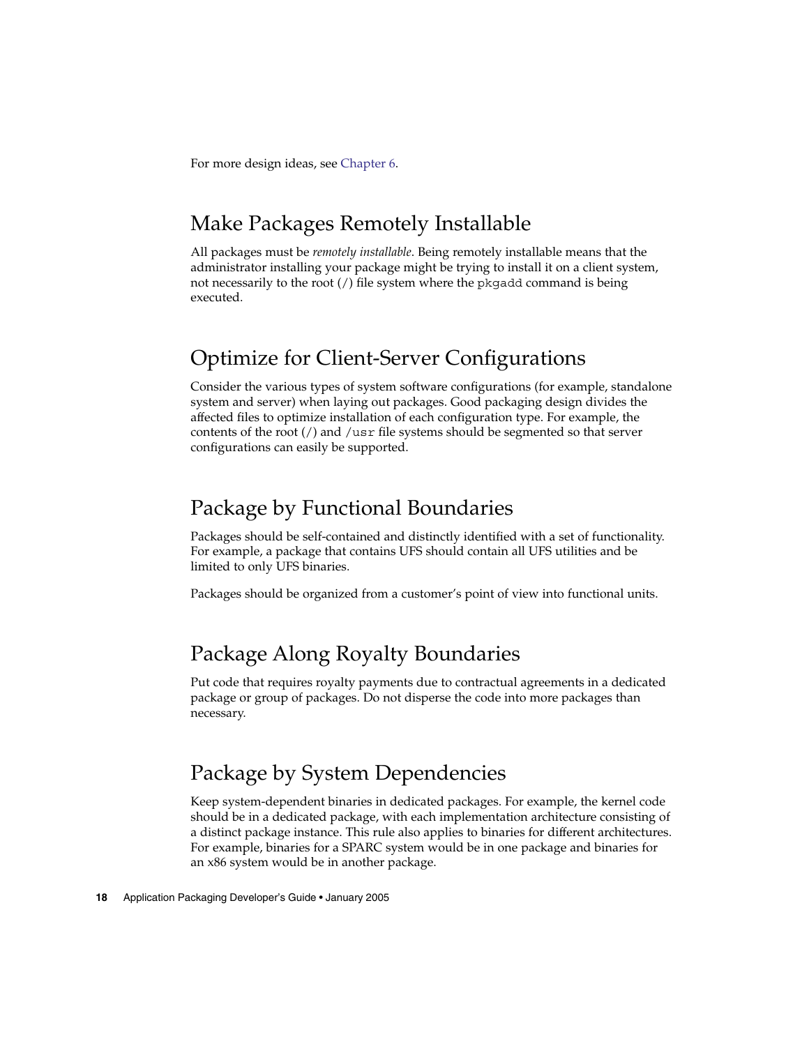For more design ideas, see Chapter 6.

## Make Packages Remotely Installable

All packages must be *remotely installable*. Being remotely installable means that the administrator installing your package might be trying to install it on a client system, not necessarily to the root (/) file system where the `pkgadd` command is being executed.

## Optimize for Client-Server Configurations

Consider the various types of system software configurations (for example, standalone system and server) when laying out packages. Good packaging design divides the affected files to optimize installation of each configuration type. For example, the contents of the root (/) and `/usr` file systems should be segmented so that server configurations can easily be supported.

## Package by Functional Boundaries

Packages should be self-contained and distinctly identified with a set of functionality. For example, a package that contains UFS should contain all UFS utilities and be limited to only UFS binaries.

Packages should be organized from a customer's point of view into functional units.

## Package Along Royalty Boundaries

Put code that requires royalty payments due to contractual agreements in a dedicated package or group of packages. Do not disperse the code into more packages than necessary.

## Package by System Dependencies

Keep system-dependent binaries in dedicated packages. For example, the kernel code should be in a dedicated package, with each implementation architecture consisting of a distinct package instance. This rule also applies to binaries for different architectures. For example, binaries for a SPARC system would be in one package and binaries for an x86 system would be in another package.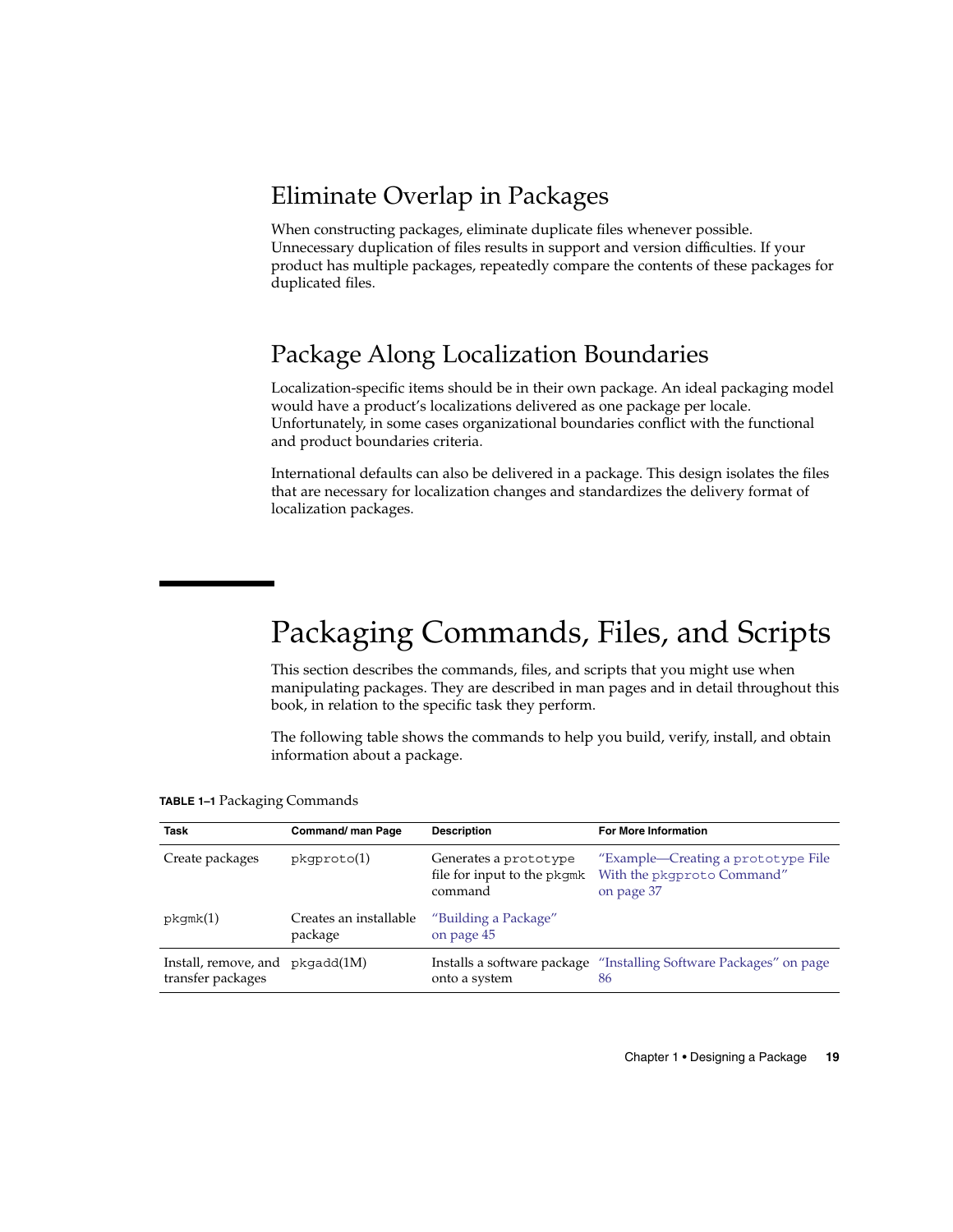## Eliminate Overlap in Packages

When constructing packages, eliminate duplicate files whenever possible. Unnecessary duplication of files results in support and version difficulties. If your product has multiple packages, repeatedly compare the contents of these packages for duplicated files.

## Package Along Localization Boundaries

Localization-specific items should be in their own package. An ideal packaging model would have a product's localizations delivered as one package per locale. Unfortunately, in some cases organizational boundaries conflict with the functional and product boundaries criteria.

International defaults can also be delivered in a package. This design isolates the files that are necessary for localization changes and standardizes the delivery format of localization packages.

# Packaging Commands, Files, and Scripts

This section describes the commands, files, and scripts that you might use when manipulating packages. They are described in man pages and in detail throughout this book, in relation to the specific task they perform.

The following table shows the commands to help you build, verify, install, and obtain information about a package.

**TABLE 1–1** Packaging Commands

| Task | Command/ man Page | Description | For More Information |
| --- | --- | --- | --- |
| Create packages | `pkgproto`(1) | Generates a `prototype` file for input to the `pkgmk` command | "Example—Creating a `prototype` File With the `pkgproto` Command" on page 37 |
| `pkgmk`(1) | Creates an installable package | "Building a Package" on page 45 | |
| Install, remove, and transfer packages | `pkgadd`(1M) | Installs a software package onto a system | "Installing Software Packages" on page 86 |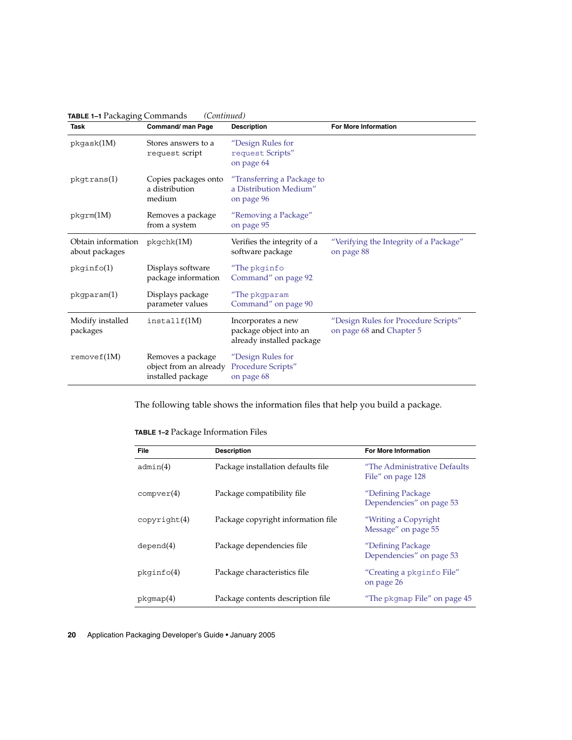**TABLE 1–1** Packaging Commands *(Continued)*

| Task | Command/ man Page | Description | For More Information |
| --- | --- | --- | --- |
| pkgask(1M) | Stores answers to a request script | "Design Rules for request Scripts" on page 64 | |
| pkgtrans(1) | Copies packages onto a distribution medium | "Transferring a Package to a Distribution Medium" on page 96 | |
| pkgrm(1M) | Removes a package from a system | "Removing a Package" on page 95 | |
| Obtain information about packages | pkgchk(1M) | Verifies the integrity of a software package | "Verifying the Integrity of a Package" on page 88 |
| pkginfo(1) | Displays software package information | "The pkginfo Command" on page 92 | |
| pkgparam(1) | Displays package parameter values | "The pkgparam Command" on page 90 | |
| Modify installed packages | installf(1M) | Incorporates a new package object into an already installed package | "Design Rules for Procedure Scripts" on page 68 and Chapter 5 |
| removef(1M) | Removes a package object from an already installed package | "Design Rules for Procedure Scripts" on page 68 | |

The following table shows the information files that help you build a package.

**TABLE 1–2** Package Information Files

| File | Description | For More Information |
| --- | --- | --- |
| admin(4) | Package installation defaults file | "The Administrative Defaults File" on page 128 |
| compver(4) | Package compatibility file | "Defining Package Dependencies" on page 53 |
| copyright(4) | Package copyright information file | "Writing a Copyright Message" on page 55 |
| depend(4) | Package dependencies file | "Defining Package Dependencies" on page 53 |
| pkginfo(4) | Package characteristics file | "Creating a pkginfo File" on page 26 |
| pkgmap(4) | Package contents description file | "The pkgmap File" on page 45 |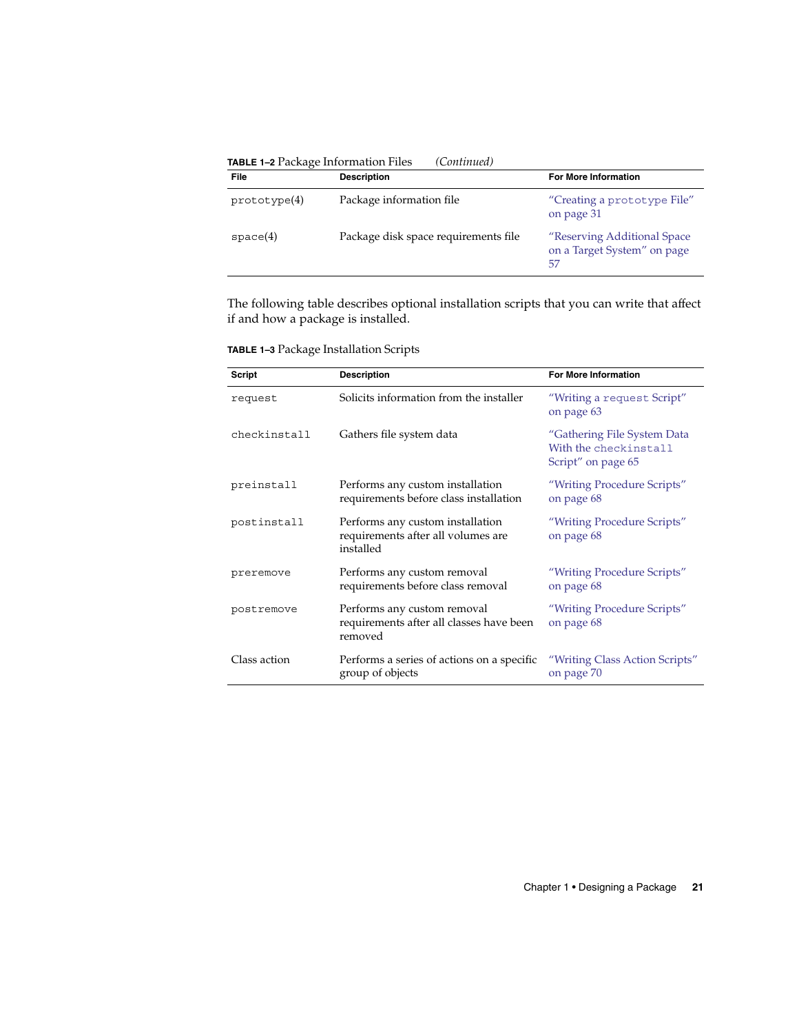**TABLE 1–2** Package Information Files *(Continued)*

| File | Description | For More Information |
| --- | --- | --- |
| prototype(4) | Package information file | "Creating a prototype File" on page 31 |
| space(4) | Package disk space requirements file | "Reserving Additional Space on a Target System" on page 57 |

The following table describes optional installation scripts that you can write that affect if and how a package is installed.

**TABLE 1–3** Package Installation Scripts

| Script | Description | For More Information |
| --- | --- | --- |
| request | Solicits information from the installer | "Writing a request Script" on page 63 |
| checkinstall | Gathers file system data | "Gathering File System Data With the checkinstall Script" on page 65 |
| preinstall | Performs any custom installation requirements before class installation | "Writing Procedure Scripts" on page 68 |
| postinstall | Performs any custom installation requirements after all volumes are installed | "Writing Procedure Scripts" on page 68 |
| preremove | Performs any custom removal requirements before class removal | "Writing Procedure Scripts" on page 68 |
| postremove | Performs any custom removal requirements after all classes have been removed | "Writing Procedure Scripts" on page 68 |
| Class action | Performs a series of actions on a specific group of objects | "Writing Class Action Scripts" on page 70 |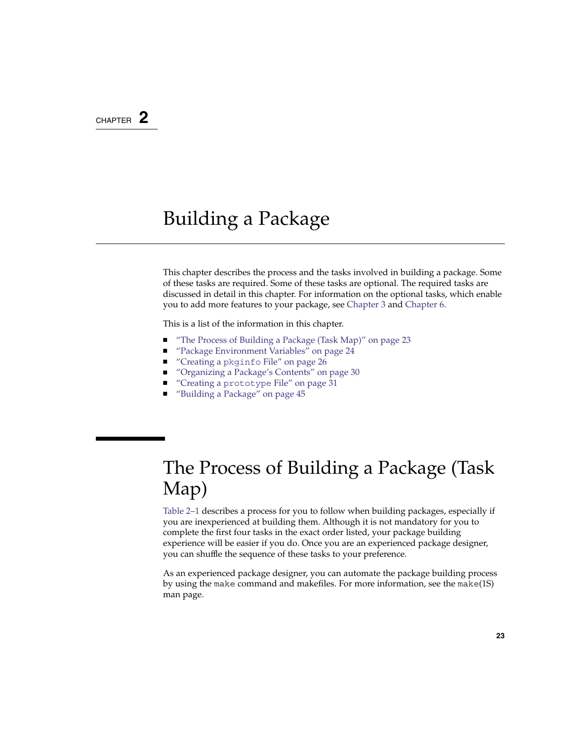CHAPTER 2

# Building a Package

This chapter describes the process and the tasks involved in building a package. Some of these tasks are required. Some of these tasks are optional. The required tasks are discussed in detail in this chapter. For information on the optional tasks, which enable you to add more features to your package, see Chapter 3 and Chapter 6.

This is a list of the information in this chapter.

- "The Process of Building a Package (Task Map)" on page 23
- "Package Environment Variables" on page 24
- "Creating a `pkginfo` File" on page 26
- "Organizing a Package's Contents" on page 30
- "Creating a `prototype` File" on page 31
- "Building a Package" on page 45

## The Process of Building a Package (Task Map)

Table 2–1 describes a process for you to follow when building packages, especially if you are inexperienced at building them. Although it is not mandatory for you to complete the first four tasks in the exact order listed, your package building experience will be easier if you do. Once you are an experienced package designer, you can shuffle the sequence of these tasks to your preference.

As an experienced package designer, you can automate the package building process by using the `make` command and makefiles. For more information, see the `make`(1S) man page.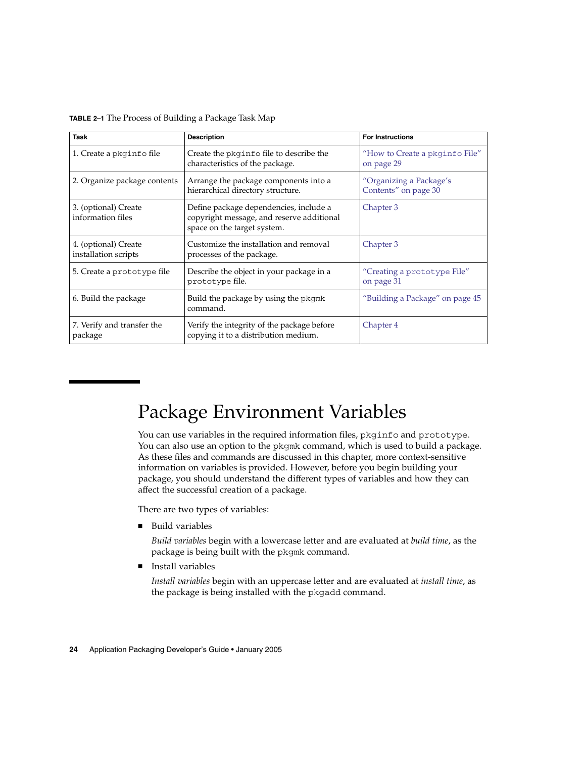**TABLE 2–1** The Process of Building a Package Task Map

| Task | Description | For Instructions |
| --- | --- | --- |
| 1. Create a pkginfo file | Create the pkginfo file to describe the characteristics of the package. | "How to Create a pkginfo File" on page 29 |
| 2. Organize package contents | Arrange the package components into a hierarchical directory structure. | "Organizing a Package's Contents" on page 30 |
| 3. (optional) Create information files | Define package dependencies, include a copyright message, and reserve additional space on the target system. | Chapter 3 |
| 4. (optional) Create installation scripts | Customize the installation and removal processes of the package. | Chapter 3 |
| 5. Create a prototype file | Describe the object in your package in a prototype file. | "Creating a prototype File" on page 31 |
| 6. Build the package | Build the package by using the pkgmk command. | "Building a Package" on page 45 |
| 7. Verify and transfer the package | Verify the integrity of the package before copying it to a distribution medium. | Chapter 4 |

# Package Environment Variables

You can use variables in the required information files, pkginfo and prototype. You can also use an option to the pkgmk command, which is used to build a package. As these files and commands are discussed in this chapter, more context-sensitive information on variables is provided. However, before you begin building your package, you should understand the different types of variables and how they can affect the successful creation of a package.

There are two types of variables:

- Build variables

  *Build variables* begin with a lowercase letter and are evaluated at *build time*, as the package is being built with the pkgmk command.

- Install variables

  *Install variables* begin with an uppercase letter and are evaluated at *install time*, as the package is being installed with the pkgadd command.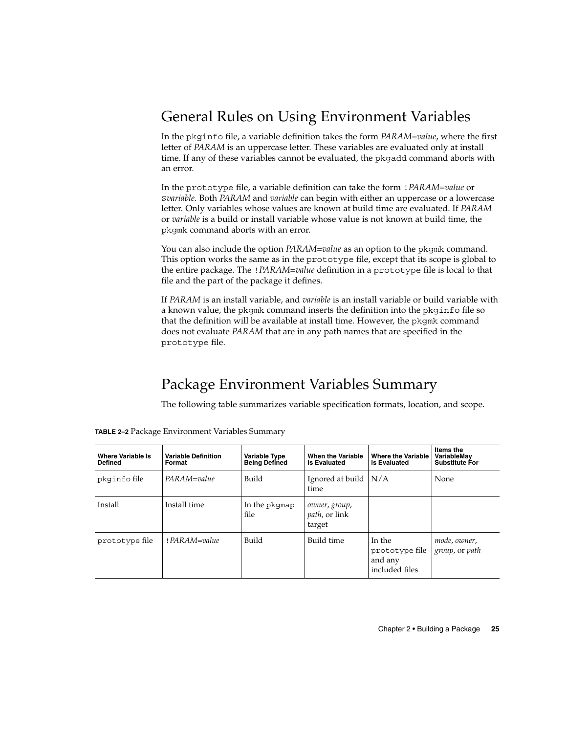## General Rules on Using Environment Variables

In the pkginfo file, a variable definition takes the form *PARAM=value*, where the first letter of *PARAM* is an uppercase letter. These variables are evaluated only at install time. If any of these variables cannot be evaluated, the pkgadd command aborts with an error.

In the prototype file, a variable definition can take the form !*PARAM=value* or $*variable*. Both *PARAM* and *variable* can begin with either an uppercase or a lowercase letter. Only variables whose values are known at build time are evaluated. If *PARAM* or *variable* is a build or install variable whose value is not known at build time, the pkgmk command aborts with an error.

You can also include the option *PARAM=value* as an option to the pkgmk command. This option works the same as in the prototype file, except that its scope is global to the entire package. The !*PARAM=value* definition in a prototype file is local to that file and the part of the package it defines.

If *PARAM* is an install variable, and *variable* is an install variable or build variable with a known value, the pkgmk command inserts the definition into the pkginfo file so that the definition will be available at install time. However, the pkgmk command does not evaluate *PARAM* that are in any path names that are specified in the prototype file.

## Package Environment Variables Summary

The following table summarizes variable specification formats, location, and scope.

**TABLE 2–2** Package Environment Variables Summary

| Where Variable Is Defined | Variable Definition Format | Variable Type Being Defined | When the Variable is Evaluated | Where the Variable is Evaluated | Items the VariableMay Substitute For |
| --- | --- | --- | --- | --- | --- |
| pkginfo file | *PARAM=value* | Build | Ignored at build time | N/A | None |
| Install | Install time | In the pkgmap file | *owner*, *group*, *path*, or link target | | |
| prototype file | !*PARAM=value* | Build | Build time | In the prototype file and any included files | *mode*, *owner*, *group*, or *path* |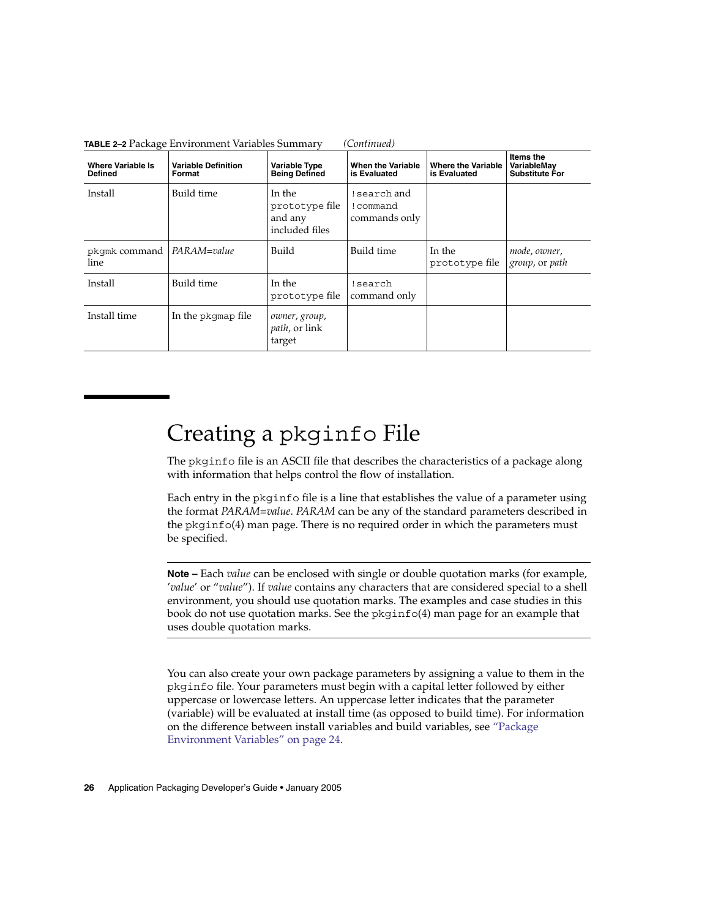**TABLE 2–2** Package Environment Variables Summary *(Continued)*

| Where Variable Is Defined | Variable Definition Format | Variable Type Being Defined | When the Variable is Evaluated | Where the Variable is Evaluated | Items the VariableMay Substitute For |
|---|---|---|---|---|---|
| Install | Build time | In the `prototype` file and any included files | `!search` and `!command` commands only | | |
| `pkgmk` command line | *PARAM=value* | Build | Build time | In the `prototype` file | *mode*, *owner*, *group*, or *path* |
| Install | Build time | In the `prototype` file | `!search` command only | | |
| Install time | In the `pkgmap` file | *owner*, *group*, *path*, or link target | | | |

# Creating a `pkginfo` File

The `pkginfo` file is an ASCII file that describes the characteristics of a package along with information that helps control the flow of installation.

Each entry in the `pkginfo` file is a line that establishes the value of a parameter using the format *PARAM=value*. *PARAM* can be any of the standard parameters described in the `pkginfo`(4) man page. There is no required order in which the parameters must be specified.

---

**Note –** Each *value* can be enclosed with single or double quotation marks (for example, '*value*' or "*value*"). If *value* contains any characters that are considered special to a shell environment, you should use quotation marks. The examples and case studies in this book do not use quotation marks. See the `pkginfo`(4) man page for an example that uses double quotation marks.

---

You can also create your own package parameters by assigning a value to them in the `pkginfo` file. Your parameters must begin with a capital letter followed by either uppercase or lowercase letters. An uppercase letter indicates that the parameter (variable) will be evaluated at install time (as opposed to build time). For information on the difference between install variables and build variables, see "Package Environment Variables" on page 24.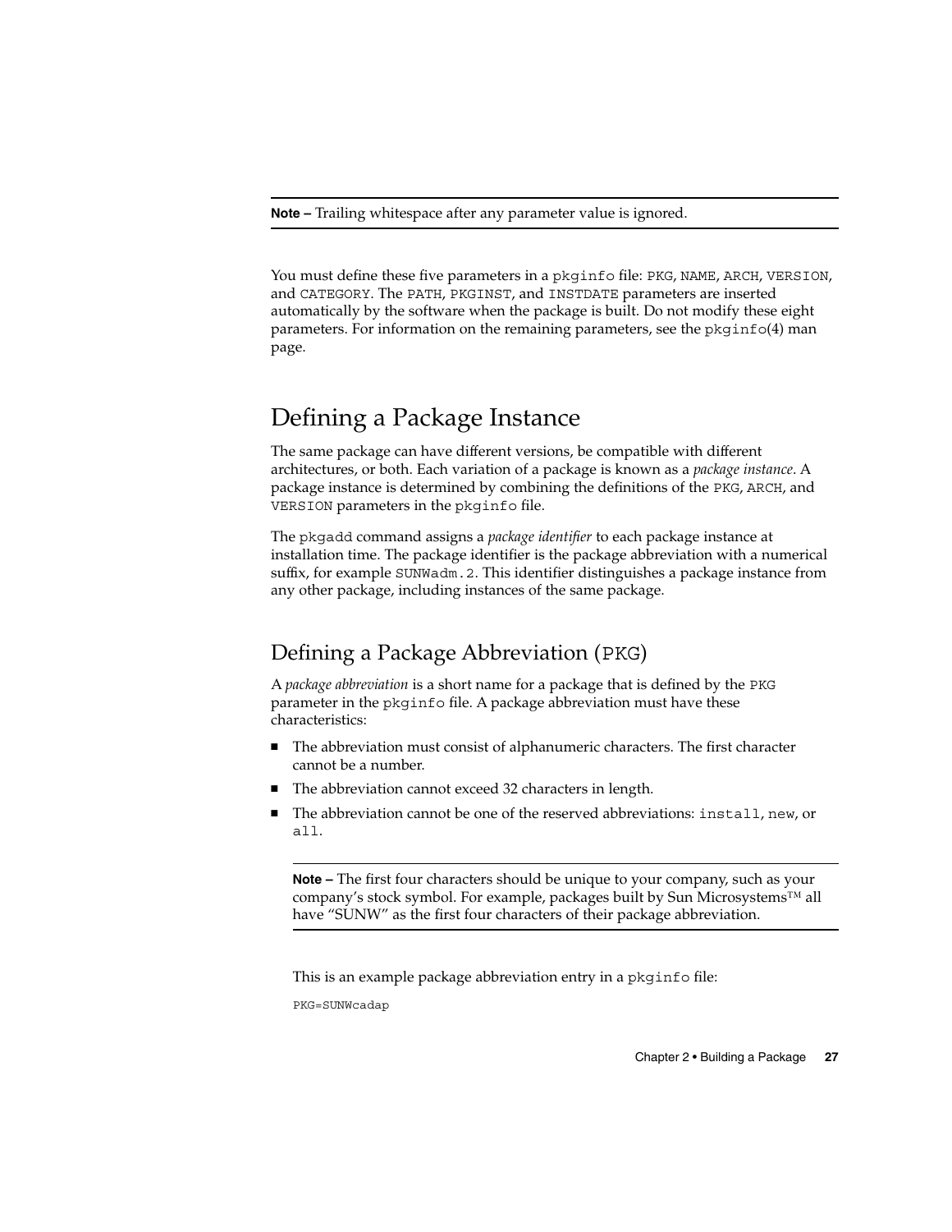**Note –** Trailing whitespace after any parameter value is ignored.

You must define these five parameters in a pkginfo file: PKG, NAME, ARCH, VERSION, and CATEGORY. The PATH, PKGINST, and INSTDATE parameters are inserted automatically by the software when the package is built. Do not modify these eight parameters. For information on the remaining parameters, see the pkginfo(4) man page.

## Defining a Package Instance

The same package can have different versions, be compatible with different architectures, or both. Each variation of a package is known as a *package instance*. A package instance is determined by combining the definitions of the PKG, ARCH, and VERSION parameters in the pkginfo file.

The pkgadd command assigns a *package identifier* to each package instance at installation time. The package identifier is the package abbreviation with a numerical suffix, for example SUNWadm.2. This identifier distinguishes a package instance from any other package, including instances of the same package.

### Defining a Package Abbreviation (PKG)

A *package abbreviation* is a short name for a package that is defined by the PKG parameter in the pkginfo file. A package abbreviation must have these characteristics:

- The abbreviation must consist of alphanumeric characters. The first character cannot be a number.
- The abbreviation cannot exceed 32 characters in length.
- The abbreviation cannot be one of the reserved abbreviations: install, new, or all.

**Note –** The first four characters should be unique to your company, such as your company's stock symbol. For example, packages built by Sun Microsystems™ all have "SUNW" as the first four characters of their package abbreviation.

This is an example package abbreviation entry in a pkginfo file:

```
PKG=SUNWcadap
```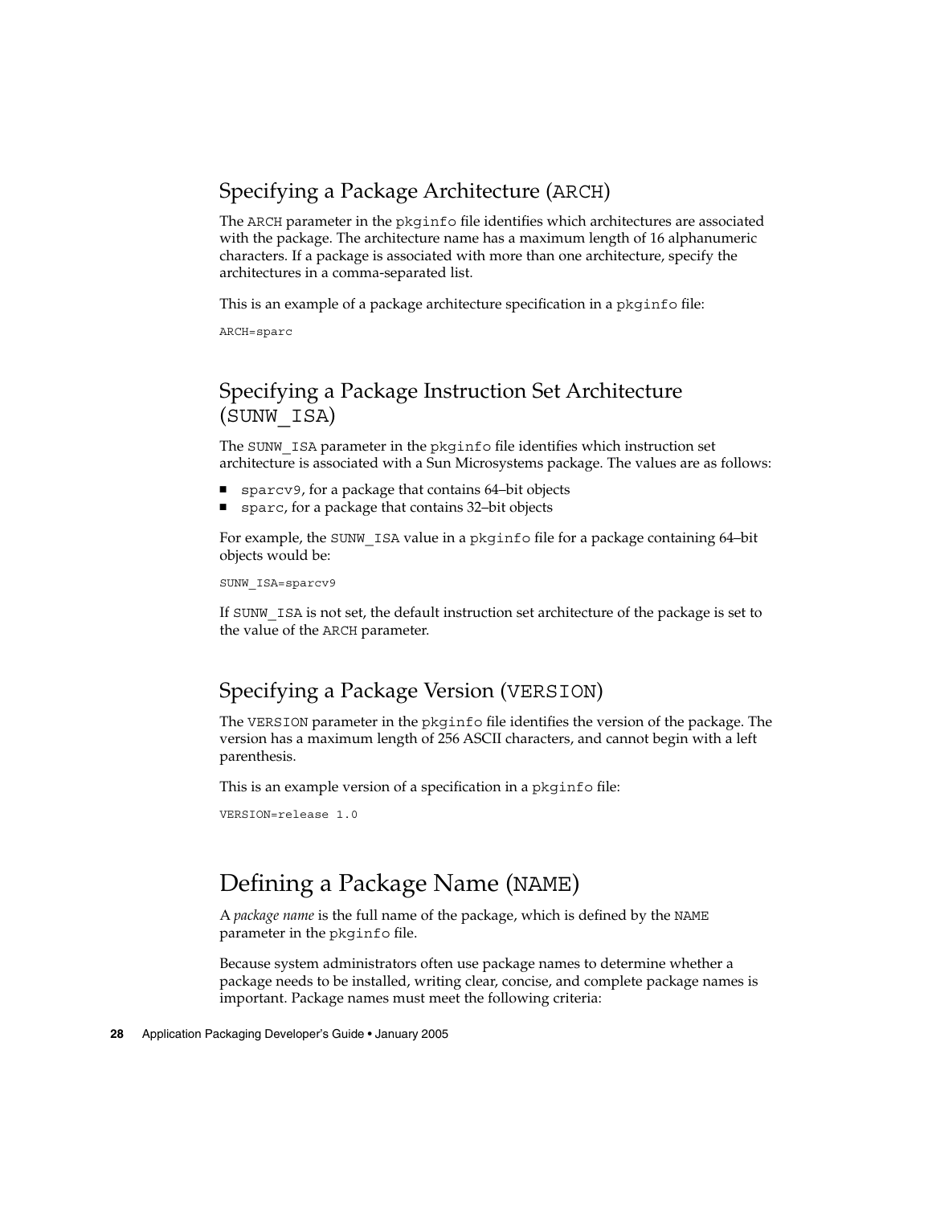### Specifying a Package Architecture (ARCH)

The ARCH parameter in the pkginfo file identifies which architectures are associated with the package. The architecture name has a maximum length of 16 alphanumeric characters. If a package is associated with more than one architecture, specify the architectures in a comma-separated list.

This is an example of a package architecture specification in a pkginfo file:

```
ARCH=sparc
```

### Specifying a Package Instruction Set Architecture (SUNW_ISA)

The SUNW_ISA parameter in the pkginfo file identifies which instruction set architecture is associated with a Sun Microsystems package. The values are as follows:

- sparcv9, for a package that contains 64–bit objects
- sparc, for a package that contains 32–bit objects

For example, the SUNW_ISA value in a pkginfo file for a package containing 64–bit objects would be:

```
SUNW_ISA=sparcv9
```

If SUNW_ISA is not set, the default instruction set architecture of the package is set to the value of the ARCH parameter.

### Specifying a Package Version (VERSION)

The VERSION parameter in the pkginfo file identifies the version of the package. The version has a maximum length of 256 ASCII characters, and cannot begin with a left parenthesis.

This is an example version of a specification in a pkginfo file:

```
VERSION=release 1.0
```

## Defining a Package Name (NAME)

A *package name* is the full name of the package, which is defined by the NAME parameter in the pkginfo file.

Because system administrators often use package names to determine whether a package needs to be installed, writing clear, concise, and complete package names is important. Package names must meet the following criteria: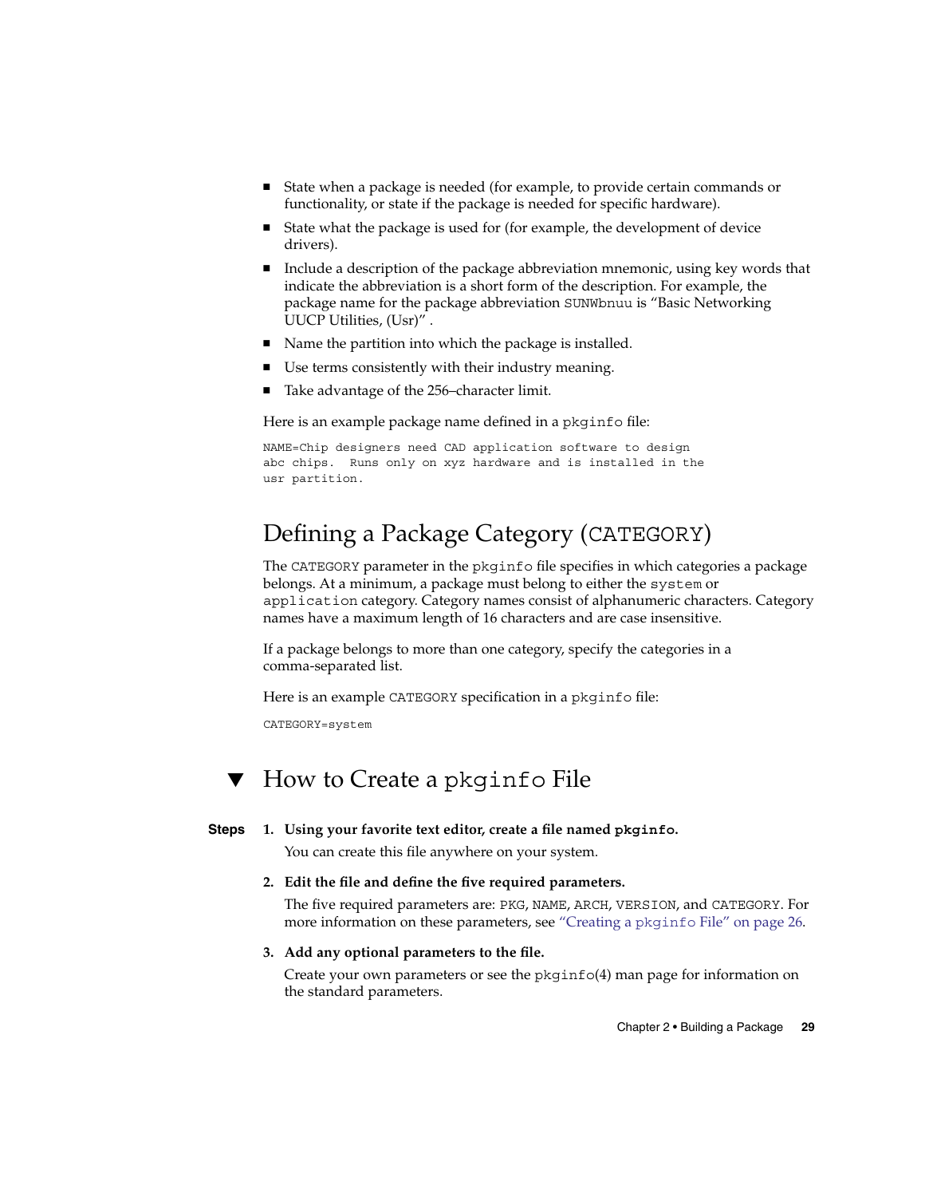- State when a package is needed (for example, to provide certain commands or functionality, or state if the package is needed for specific hardware).
- State what the package is used for (for example, the development of device drivers).
- Include a description of the package abbreviation mnemonic, using key words that indicate the abbreviation is a short form of the description. For example, the package name for the package abbreviation `SUNWbnuu` is "Basic Networking UUCP Utilities, (Usr)" .
- Name the partition into which the package is installed.
- Use terms consistently with their industry meaning.
- Take advantage of the 256–character limit.

Here is an example package name defined in a `pkginfo` file:

```
NAME=Chip designers need CAD application software to design
abc chips.  Runs only on xyz hardware and is installed in the
usr partition.
```

## Defining a Package Category (`CATEGORY`)

The `CATEGORY` parameter in the `pkginfo` file specifies in which categories a package belongs. At a minimum, a package must belong to either the `system` or `application` category. Category names consist of alphanumeric characters. Category names have a maximum length of 16 characters and are case insensitive.

If a package belongs to more than one category, specify the categories in a comma-separated list.

Here is an example `CATEGORY` specification in a `pkginfo` file:

```
CATEGORY=system
```

## ▼ How to Create a `pkginfo` File

**Steps**

1. **Using your favorite text editor, create a file named `pkginfo`.**

   You can create this file anywhere on your system.

2. **Edit the file and define the five required parameters.**

   The five required parameters are: `PKG`, `NAME`, `ARCH`, `VERSION`, and `CATEGORY`. For more information on these parameters, see "Creating a `pkginfo` File" on page 26.

3. **Add any optional parameters to the file.**

   Create your own parameters or see the `pkginfo`(4) man page for information on the standard parameters.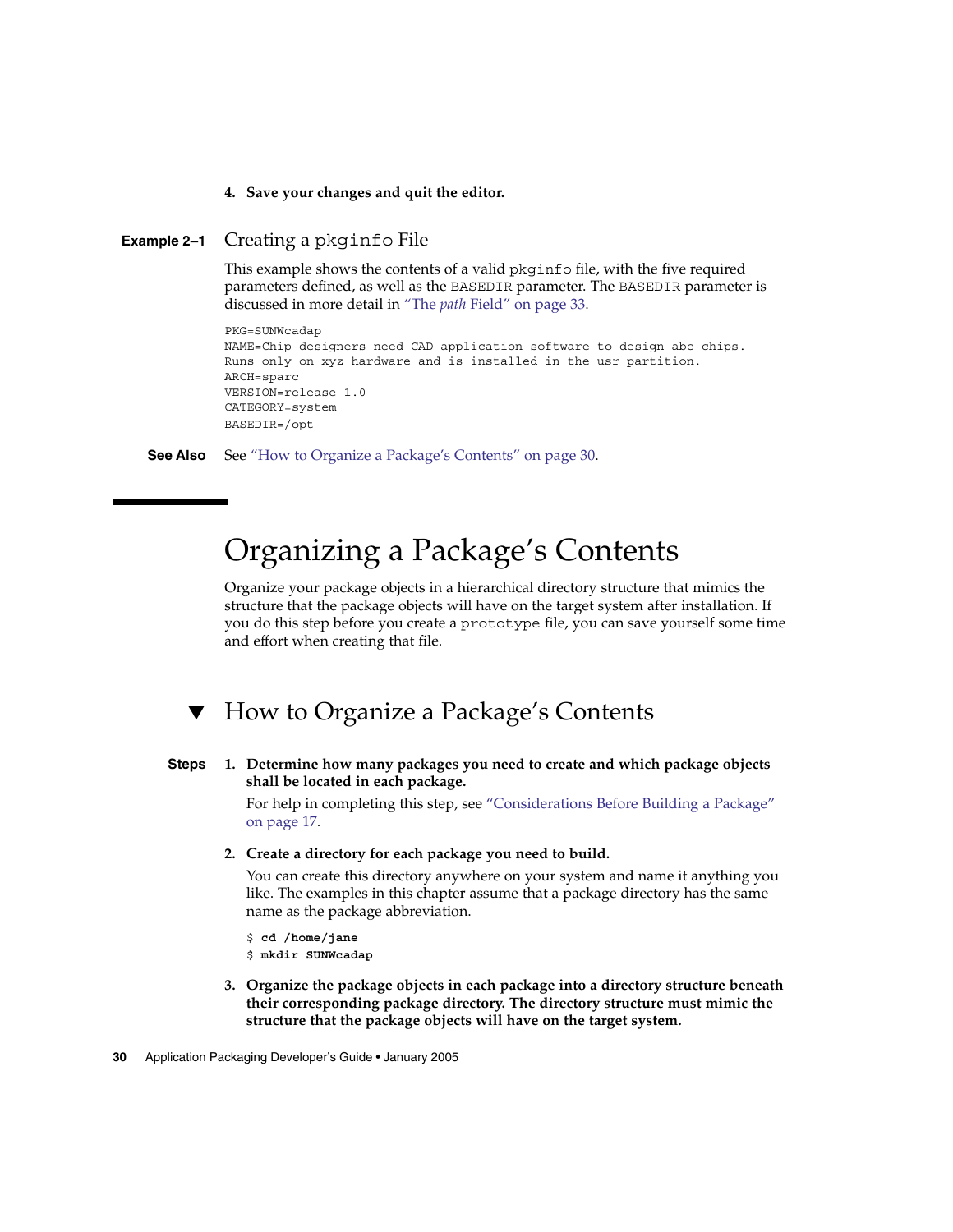4. **Save your changes and quit the editor.**

**Example 2–1** Creating a `pkginfo` File

This example shows the contents of a valid `pkginfo` file, with the five required parameters defined, as well as the `BASEDIR` parameter. The `BASEDIR` parameter is discussed in more detail in "The *path* Field" on page 33.

```
PKG=SUNWcadap
NAME=Chip designers need CAD application software to design abc chips.
Runs only on xyz hardware and is installed in the usr partition.
ARCH=sparc
VERSION=release 1.0
CATEGORY=system
BASEDIR=/opt
```

**See Also** See "How to Organize a Package's Contents" on page 30.

# Organizing a Package's Contents

Organize your package objects in a hierarchical directory structure that mimics the structure that the package objects will have on the target system after installation. If you do this step before you create a `prototype` file, you can save yourself some time and effort when creating that file.

## ▼ How to Organize a Package's Contents

**Steps**

1. **Determine how many packages you need to create and which package objects shall be located in each package.**

   For help in completing this step, see "Considerations Before Building a Package" on page 17.

2. **Create a directory for each package you need to build.**

   You can create this directory anywhere on your system and name it anything you like. The examples in this chapter assume that a package directory has the same name as the package abbreviation.

   ```
   $ cd /home/jane
   $ mkdir SUNWcadap
   ```

3. **Organize the package objects in each package into a directory structure beneath their corresponding package directory. The directory structure must mimic the structure that the package objects will have on the target system.**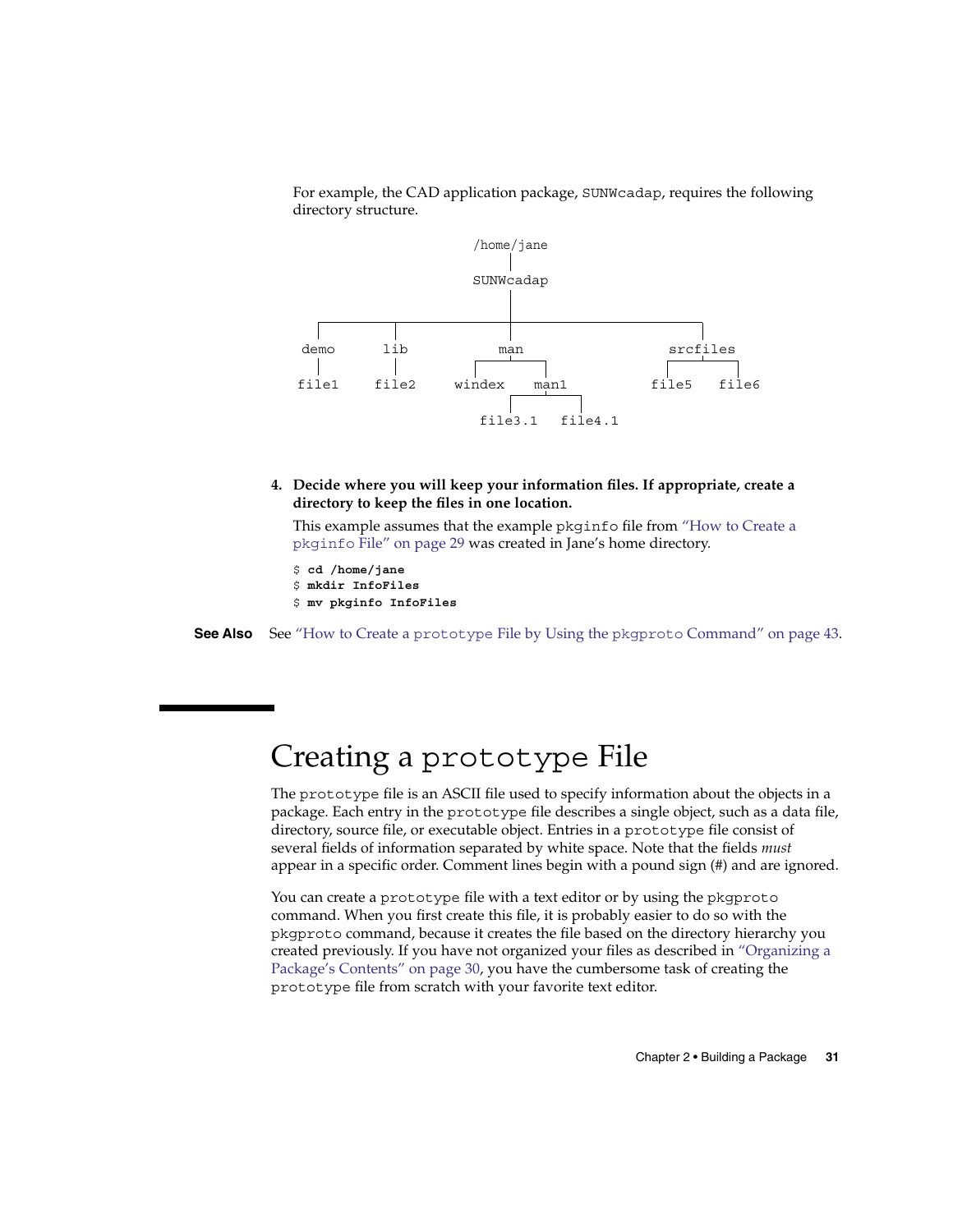For example, the CAD application package, SUNWcadap, requires the following directory structure.

```
                    /home/jane
                        |
                    SUNWcadap
                        |
   +---------+----------+-----------------+
   |         |          |                 |
 demo       lib        man             srcfiles
   |         |      +---+---+         +---+---+
 file1     file2  windex   man1     file5   file6
                        +---+---+
                      file3.1  file4.1
```

4. **Decide where you will keep your information files. If appropriate, create a directory to keep the files in one location.**

   This example assumes that the example pkginfo file from "How to Create a pkginfo File" on page 29 was created in Jane's home directory.

   ```
   $ cd /home/jane
   $ mkdir InfoFiles
   $ mv pkginfo InfoFiles
   ```

**See Also** See "How to Create a prototype File by Using the pkgproto Command" on page 43.

# Creating a prototype File

The prototype file is an ASCII file used to specify information about the objects in a package. Each entry in the prototype file describes a single object, such as a data file, directory, source file, or executable object. Entries in a prototype file consist of several fields of information separated by white space. Note that the fields *must* appear in a specific order. Comment lines begin with a pound sign (#) and are ignored.

You can create a prototype file with a text editor or by using the pkgproto command. When you first create this file, it is probably easier to do so with the pkgproto command, because it creates the file based on the directory hierarchy you created previously. If you have not organized your files as described in "Organizing a Package's Contents" on page 30, you have the cumbersome task of creating the prototype file from scratch with your favorite text editor.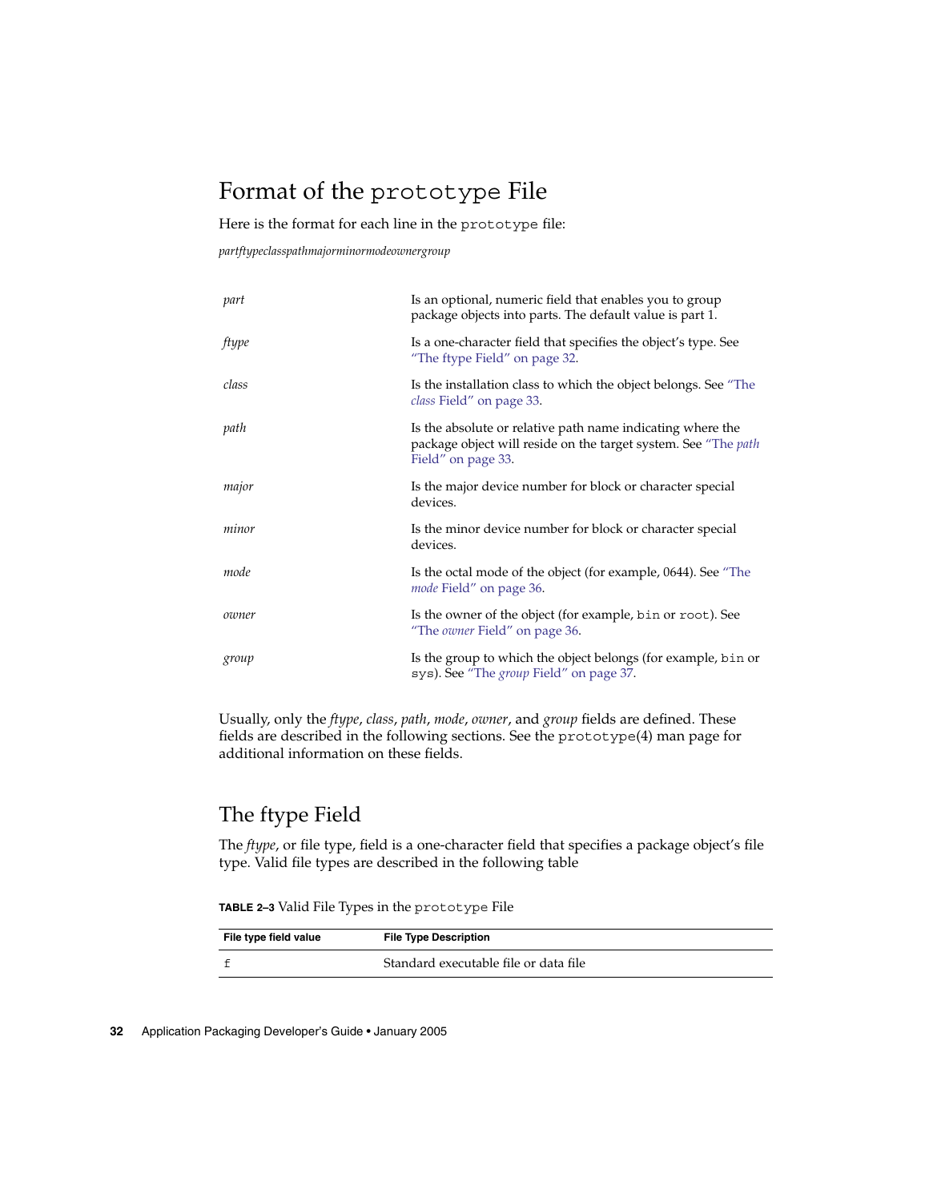## Format of the prototype File

Here is the format for each line in the prototype file:

*partftypeclasspathmajorminormodeownergroup*

| | |
|---|---|
| *part* | Is an optional, numeric field that enables you to group package objects into parts. The default value is part 1. |
| *ftype* | Is a one-character field that specifies the object's type. See "The ftype Field" on page 32. |
| *class* | Is the installation class to which the object belongs. See "The *class* Field" on page 33. |
| *path* | Is the absolute or relative path name indicating where the package object will reside on the target system. See "The *path* Field" on page 33. |
| *major* | Is the major device number for block or character special devices. |
| *minor* | Is the minor device number for block or character special devices. |
| *mode* | Is the octal mode of the object (for example, 0644). See "The *mode* Field" on page 36. |
| *owner* | Is the owner of the object (for example, bin or root). See "The *owner* Field" on page 36. |
| *group* | Is the group to which the object belongs (for example, bin or sys). See "The *group* Field" on page 37. |

Usually, only the *ftype*, *class*, *path*, *mode*, *owner*, and *group* fields are defined. These fields are described in the following sections. See the prototype(4) man page for additional information on these fields.

### The ftype Field

The *ftype*, or file type, field is a one-character field that specifies a package object's file type. Valid file types are described in the following table

**TABLE 2–3** Valid File Types in the prototype File

| File type field value | File Type Description |
|---|---|
| f | Standard executable file or data file |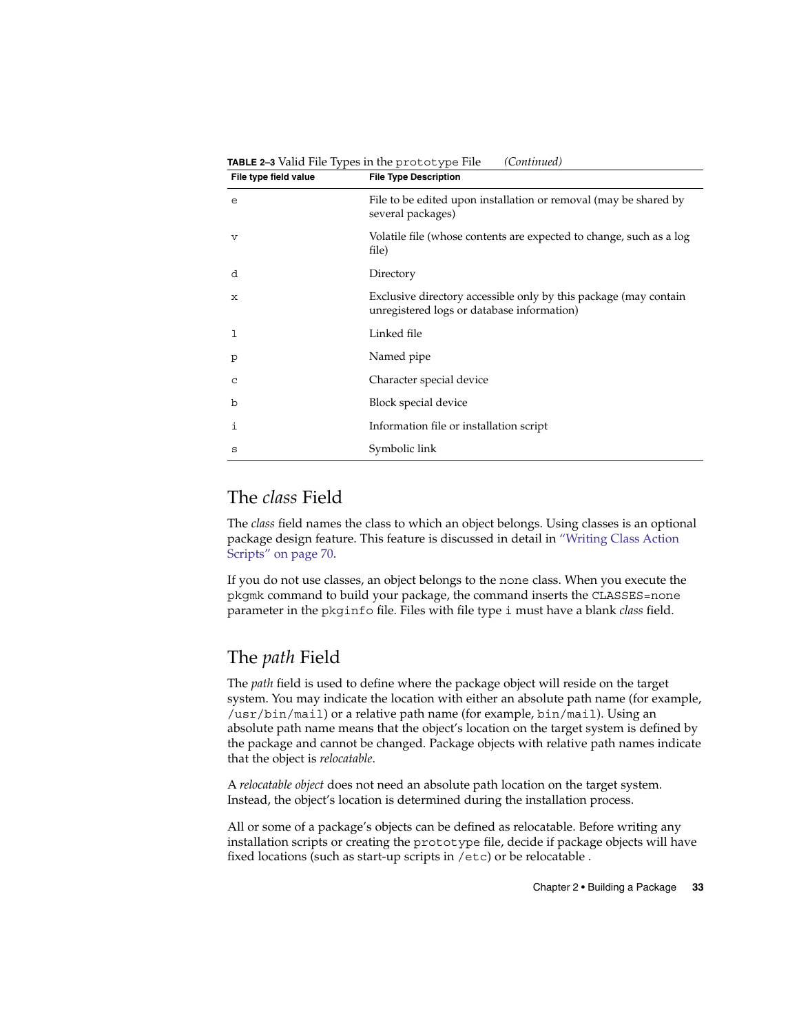**TABLE 2–3** Valid File Types in the `prototype` File *(Continued)*

| File type field value | File Type Description |
| --- | --- |
| `e` | File to be edited upon installation or removal (may be shared by several packages) |
| `v` | Volatile file (whose contents are expected to change, such as a log file) |
| `d` | Directory |
| `x` | Exclusive directory accessible only by this package (may contain unregistered logs or database information) |
| `l` | Linked file |
| `p` | Named pipe |
| `c` | Character special device |
| `b` | Block special device |
| `i` | Information file or installation script |
| `s` | Symbolic link |

## The *class* Field

The *class* field names the class to which an object belongs. Using classes is an optional package design feature. This feature is discussed in detail in "Writing Class Action Scripts" on page 70.

If you do not use classes, an object belongs to the `none` class. When you execute the `pkgmk` command to build your package, the command inserts the `CLASSES=none` parameter in the `pkginfo` file. Files with file type `i` must have a blank *class* field.

## The *path* Field

The *path* field is used to define where the package object will reside on the target system. You may indicate the location with either an absolute path name (for example, `/usr/bin/mail`) or a relative path name (for example, `bin/mail`). Using an absolute path name means that the object's location on the target system is defined by the package and cannot be changed. Package objects with relative path names indicate that the object is *relocatable*.

A *relocatable object* does not need an absolute path location on the target system. Instead, the object's location is determined during the installation process.

All or some of a package's objects can be defined as relocatable. Before writing any installation scripts or creating the `prototype` file, decide if package objects will have fixed locations (such as start-up scripts in `/etc`) or be relocatable .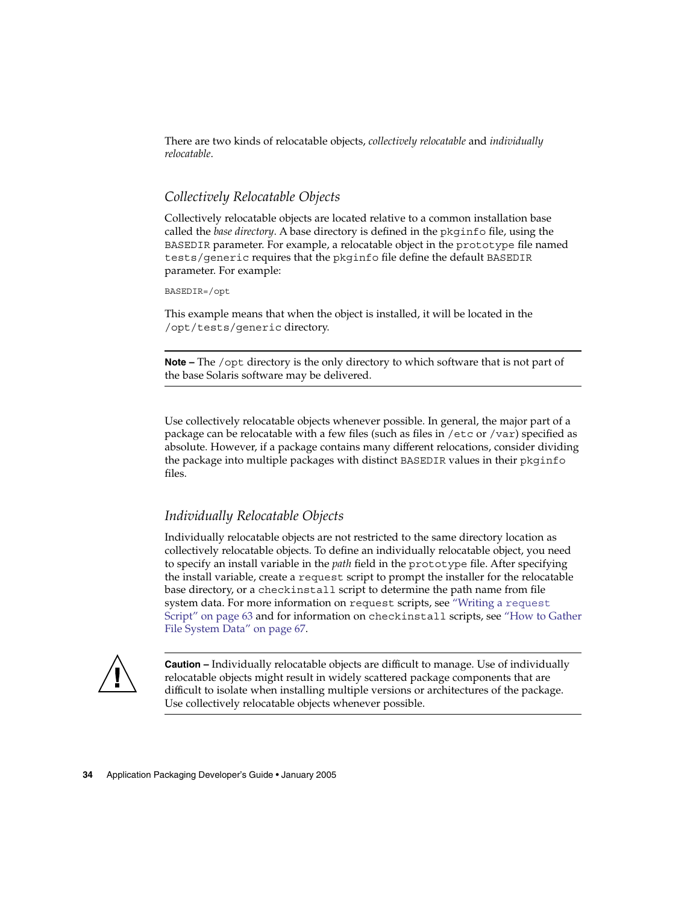There are two kinds of relocatable objects, *collectively relocatable* and *individually relocatable*.

### Collectively Relocatable Objects

Collectively relocatable objects are located relative to a common installation base called the *base directory*. A base directory is defined in the `pkginfo` file, using the `BASEDIR` parameter. For example, a relocatable object in the `prototype` file named `tests/generic` requires that the `pkginfo` file define the default `BASEDIR` parameter. For example:

```
BASEDIR=/opt
```

This example means that when the object is installed, it will be located in the `/opt/tests/generic` directory.

---

**Note –** The `/opt` directory is the only directory to which software that is not part of the base Solaris software may be delivered.

---

Use collectively relocatable objects whenever possible. In general, the major part of a package can be relocatable with a few files (such as files in `/etc` or `/var`) specified as absolute. However, if a package contains many different relocations, consider dividing the package into multiple packages with distinct `BASEDIR` values in their `pkginfo` files.

### Individually Relocatable Objects

Individually relocatable objects are not restricted to the same directory location as collectively relocatable objects. To define an individually relocatable object, you need to specify an install variable in the *path* field in the `prototype` file. After specifying the install variable, create a `request` script to prompt the installer for the relocatable base directory, or a `checkinstall` script to determine the path name from file system data. For more information on `request` scripts, see "Writing a `request` Script" on page 63 and for information on `checkinstall` scripts, see "How to Gather File System Data" on page 67.

---

**Caution –** Individually relocatable objects are difficult to manage. Use of individually relocatable objects might result in widely scattered package components that are difficult to isolate when installing multiple versions or architectures of the package. Use collectively relocatable objects whenever possible.

---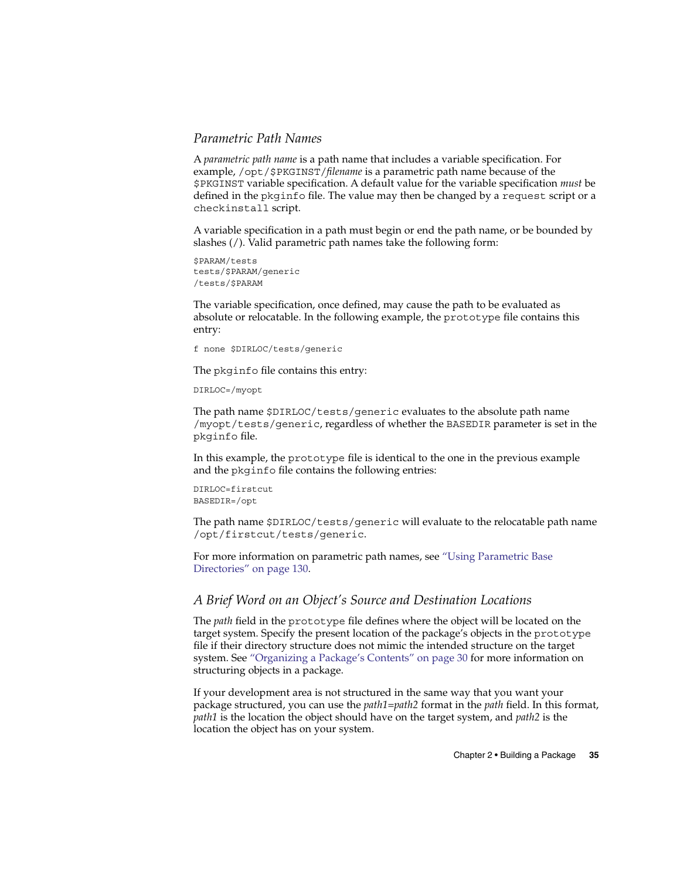### Parametric Path Names

A *parametric path name* is a path name that includes a variable specification. For example, `/opt/$PKGINST/`*filename* is a parametric path name because of the `$PKGINST` variable specification. A default value for the variable specification *must* be defined in the `pkginfo` file. The value may then be changed by a `request` script or a `checkinstall` script.

A variable specification in a path must begin or end the path name, or be bounded by slashes (/). Valid parametric path names take the following form:

```
$PARAM/tests
tests/$PARAM/generic
/tests/$PARAM
```

The variable specification, once defined, may cause the path to be evaluated as absolute or relocatable. In the following example, the `prototype` file contains this entry:

```
f none $DIRLOC/tests/generic
```

The `pkginfo` file contains this entry:

```
DIRLOC=/myopt
```

The path name `$DIRLOC/tests/generic` evaluates to the absolute path name `/myopt/tests/generic`, regardless of whether the `BASEDIR` parameter is set in the `pkginfo` file.

In this example, the `prototype` file is identical to the one in the previous example and the `pkginfo` file contains the following entries:

```
DIRLOC=firstcut
BASEDIR=/opt
```

The path name `$DIRLOC/tests/generic` will evaluate to the relocatable path name `/opt/firstcut/tests/generic`.

For more information on parametric path names, see "Using Parametric Base Directories" on page 130.

### A Brief Word on an Object's Source and Destination Locations

The *path* field in the `prototype` file defines where the object will be located on the target system. Specify the present location of the package's objects in the `prototype` file if their directory structure does not mimic the intended structure on the target system. See "Organizing a Package's Contents" on page 30 for more information on structuring objects in a package.

If your development area is not structured in the same way that you want your package structured, you can use the *path1=path2* format in the *path* field. In this format, *path1* is the location the object should have on the target system, and *path2* is the location the object has on your system.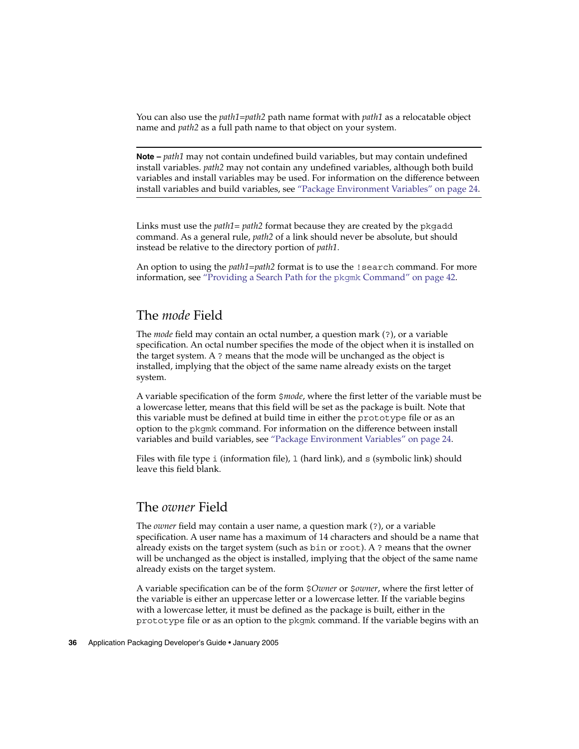You can also use the *path1*=*path2* path name format with *path1* as a relocatable object name and *path2* as a full path name to that object on your system.

---

**Note –** *path1* may not contain undefined build variables, but may contain undefined install variables. *path2* may not contain any undefined variables, although both build variables and install variables may be used. For information on the difference between install variables and build variables, see "Package Environment Variables" on page 24.

---

Links must use the *path1*= *path2* format because they are created by the `pkgadd` command. As a general rule, *path2* of a link should never be absolute, but should instead be relative to the directory portion of *path1*.

An option to using the *path1*=*path2* format is to use the `!search` command. For more information, see "Providing a Search Path for the `pkgmk` Command" on page 42.

## The *mode* Field

The *mode* field may contain an octal number, a question mark (`?`), or a variable specification. An octal number specifies the mode of the object when it is installed on the target system. A `?` means that the mode will be unchanged as the object is installed, implying that the object of the same name already exists on the target system.

A variable specification of the form `$`*mode*, where the first letter of the variable must be a lowercase letter, means that this field will be set as the package is built. Note that this variable must be defined at build time in either the `prototype` file or as an option to the `pkgmk` command. For information on the difference between install variables and build variables, see "Package Environment Variables" on page 24.

Files with file type `i` (information file), `l` (hard link), and `s` (symbolic link) should leave this field blank.

## The *owner* Field

The *owner* field may contain a user name, a question mark (`?`), or a variable specification. A user name has a maximum of 14 characters and should be a name that already exists on the target system (such as `bin` or `root`). A `?` means that the owner will be unchanged as the object is installed, implying that the object of the same name already exists on the target system.

A variable specification can be of the form `$`*Owner* or `$`*owner*, where the first letter of the variable is either an uppercase letter or a lowercase letter. If the variable begins with a lowercase letter, it must be defined as the package is built, either in the `prototype` file or as an option to the `pkgmk` command. If the variable begins with an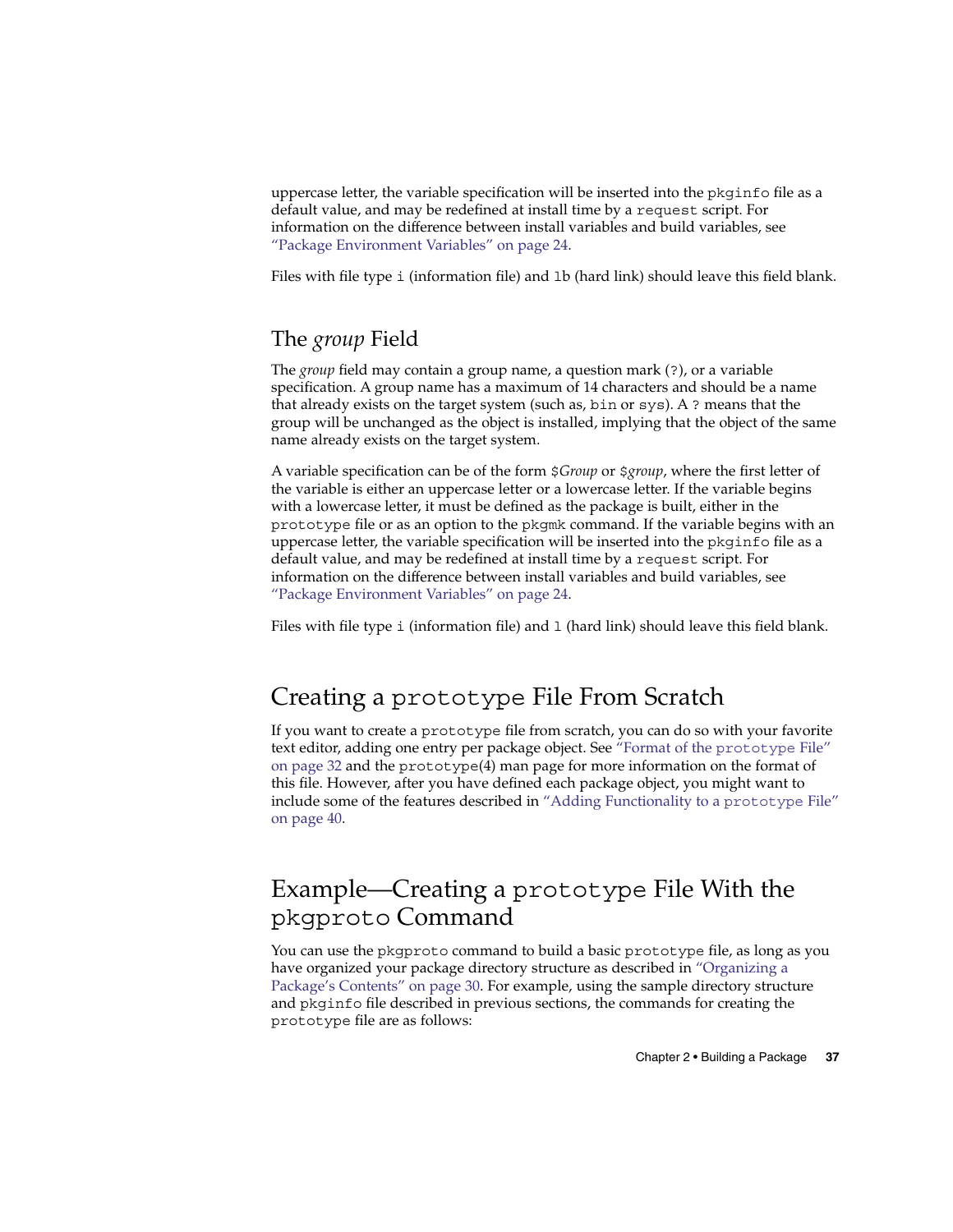uppercase letter, the variable specification will be inserted into the `pkginfo` file as a default value, and may be redefined at install time by a `request` script. For information on the difference between install variables and build variables, see "Package Environment Variables" on page 24.

Files with file type `i` (information file) and `lb` (hard link) should leave this field blank.

### The *group* Field

The *group* field may contain a group name, a question mark (`?`), or a variable specification. A group name has a maximum of 14 characters and should be a name that already exists on the target system (such as, `bin` or `sys`). A `?` means that the group will be unchanged as the object is installed, implying that the object of the same name already exists on the target system.

A variable specification can be of the form `$`*Group* or `$`*group*, where the first letter of the variable is either an uppercase letter or a lowercase letter. If the variable begins with a lowercase letter, it must be defined as the package is built, either in the `prototype` file or as an option to the `pkgmk` command. If the variable begins with an uppercase letter, the variable specification will be inserted into the `pkginfo` file as a default value, and may be redefined at install time by a `request` script. For information on the difference between install variables and build variables, see "Package Environment Variables" on page 24.

Files with file type `i` (information file) and `l` (hard link) should leave this field blank.

## Creating a `prototype` File From Scratch

If you want to create a `prototype` file from scratch, you can do so with your favorite text editor, adding one entry per package object. See "Format of the `prototype` File" on page 32 and the `prototype`(4) man page for more information on the format of this file. However, after you have defined each package object, you might want to include some of the features described in "Adding Functionality to a `prototype` File" on page 40.

## Example—Creating a `prototype` File With the `pkgproto` Command

You can use the `pkgproto` command to build a basic `prototype` file, as long as you have organized your package directory structure as described in "Organizing a Package's Contents" on page 30. For example, using the sample directory structure and `pkginfo` file described in previous sections, the commands for creating the `prototype` file are as follows: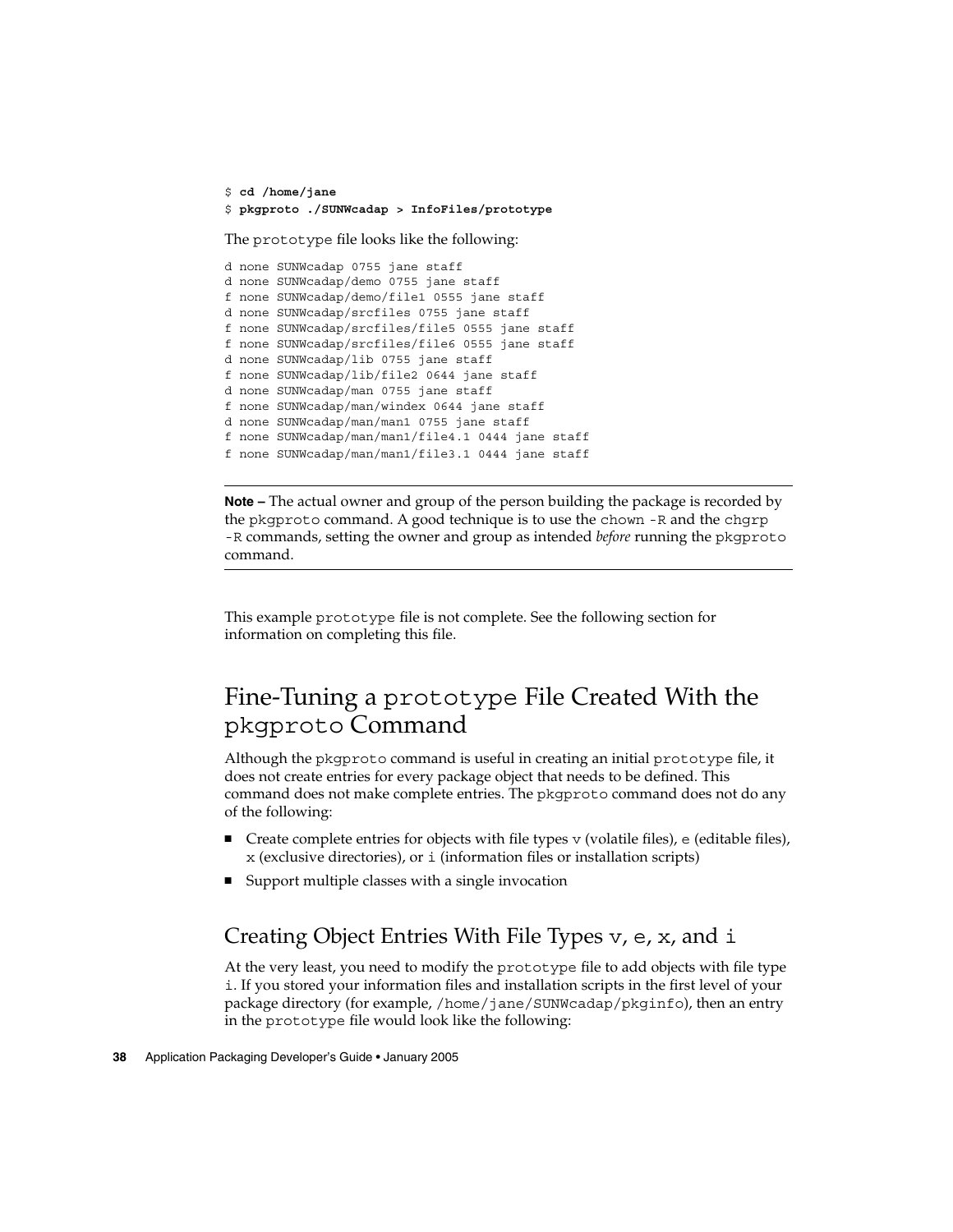```
$ cd /home/jane
$ pkgproto ./SUNWcadap > InfoFiles/prototype
```

The prototype file looks like the following:

```
d none SUNWcadap 0755 jane staff
d none SUNWcadap/demo 0755 jane staff
f none SUNWcadap/demo/file1 0555 jane staff
d none SUNWcadap/srcfiles 0755 jane staff
f none SUNWcadap/srcfiles/file5 0555 jane staff
f none SUNWcadap/srcfiles/file6 0555 jane staff
d none SUNWcadap/lib 0755 jane staff
f none SUNWcadap/lib/file2 0644 jane staff
d none SUNWcadap/man 0755 jane staff
f none SUNWcadap/man/windex 0644 jane staff
d none SUNWcadap/man/man1 0755 jane staff
f none SUNWcadap/man/man1/file4.1 0444 jane staff
f none SUNWcadap/man/man1/file3.1 0444 jane staff
```

---

**Note –** The actual owner and group of the person building the package is recorded by the `pkgproto` command. A good technique is to use the `chown -R` and the `chgrp -R` commands, setting the owner and group as intended *before* running the `pkgproto` command.

---

This example `prototype` file is not complete. See the following section for information on completing this file.

## Fine-Tuning a prototype File Created With the pkgproto Command

Although the `pkgproto` command is useful in creating an initial `prototype` file, it does not create entries for every package object that needs to be defined. This command does not make complete entries. The `pkgproto` command does not do any of the following:

- Create complete entries for objects with file types `v` (volatile files), `e` (editable files), `x` (exclusive directories), or `i` (information files or installation scripts)
- Support multiple classes with a single invocation

### Creating Object Entries With File Types v, e, x, and i

At the very least, you need to modify the `prototype` file to add objects with file type `i`. If you stored your information files and installation scripts in the first level of your package directory (for example, `/home/jane/SUNWcadap/pkginfo`), then an entry in the `prototype` file would look like the following: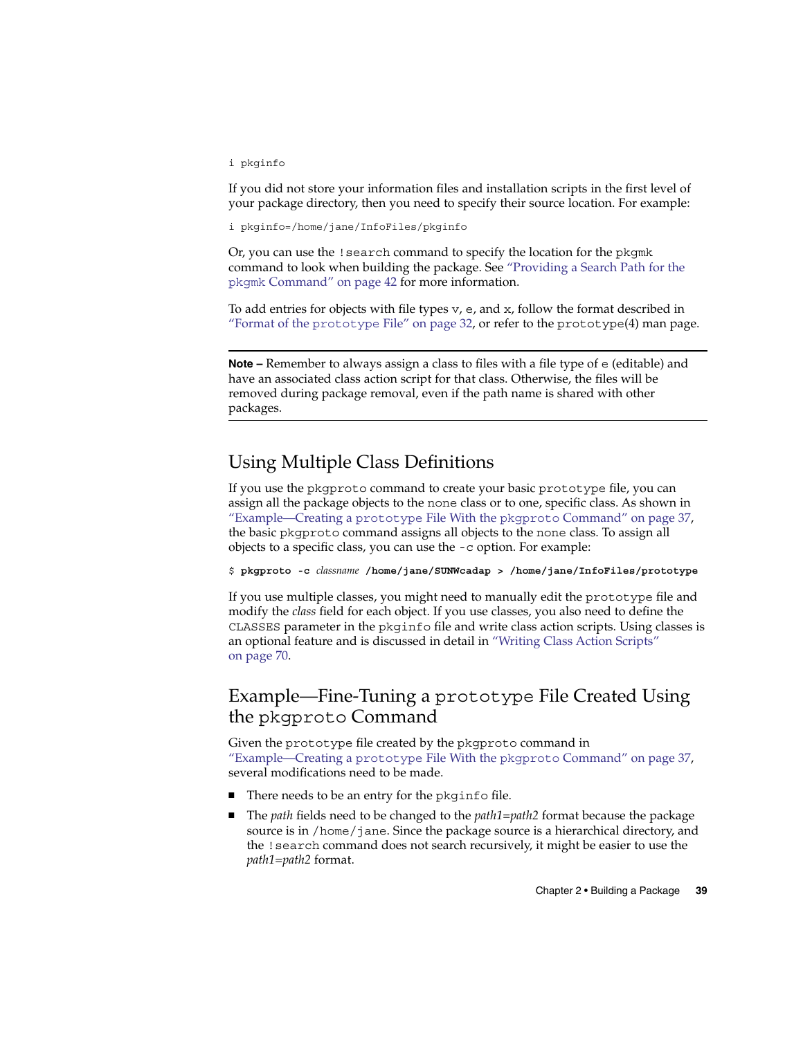```
i pkginfo
```

If you did not store your information files and installation scripts in the first level of your package directory, then you need to specify their source location. For example:

```
i pkginfo=/home/jane/InfoFiles/pkginfo
```

Or, you can use the `!search` command to specify the location for the `pkgmk` command to look when building the package. See "Providing a Search Path for the `pkgmk` Command" on page 42 for more information.

To add entries for objects with file types `v`, `e`, and `x`, follow the format described in "Format of the `prototype` File" on page 32, or refer to the `prototype`(4) man page.

---

**Note –** Remember to always assign a class to files with a file type of `e` (editable) and have an associated class action script for that class. Otherwise, the files will be removed during package removal, even if the path name is shared with other packages.

---

## Using Multiple Class Definitions

If you use the `pkgproto` command to create your basic `prototype` file, you can assign all the package objects to the `none` class or to one, specific class. As shown in "Example—Creating a `prototype` File With the `pkgproto` Command" on page 37, the basic `pkgproto` command assigns all objects to the `none` class. To assign all objects to a specific class, you can use the `-c` option. For example:

```
$ pkgproto -c classname /home/jane/SUNWcadap > /home/jane/InfoFiles/prototype
```

If you use multiple classes, you might need to manually edit the `prototype` file and modify the *class* field for each object. If you use classes, you also need to define the `CLASSES` parameter in the `pkginfo` file and write class action scripts. Using classes is an optional feature and is discussed in detail in "Writing Class Action Scripts" on page 70.

## Example—Fine-Tuning a `prototype` File Created Using the `pkgproto` Command

Given the `prototype` file created by the `pkgproto` command in "Example—Creating a `prototype` File With the `pkgproto` Command" on page 37, several modifications need to be made.

- There needs to be an entry for the `pkginfo` file.
- The *path* fields need to be changed to the *path1=path2* format because the package source is in `/home/jane`. Since the package source is a hierarchical directory, and the `!search` command does not search recursively, it might be easier to use the *path1=path2* format.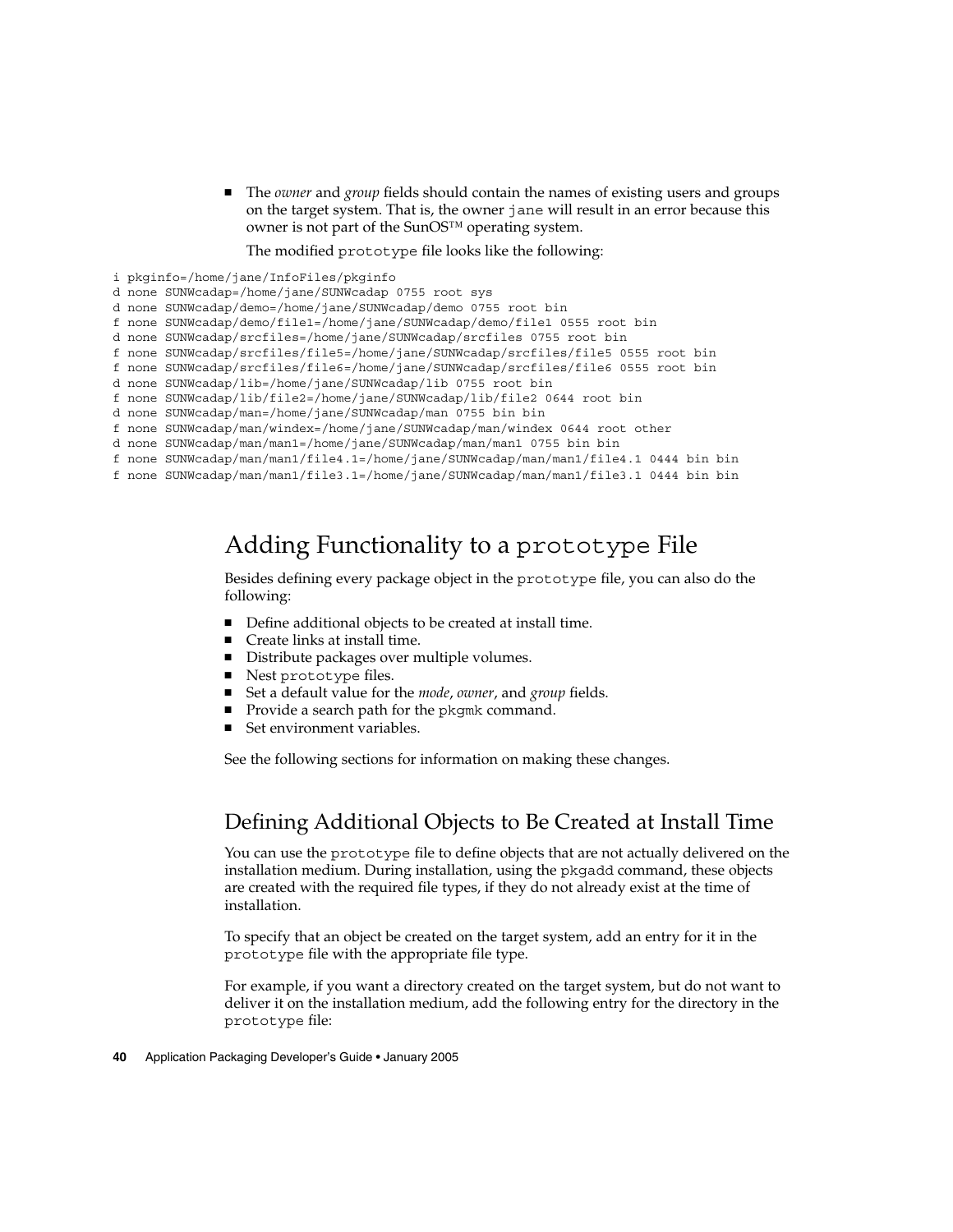- The *owner* and *group* fields should contain the names of existing users and groups on the target system. That is, the owner `jane` will result in an error because this owner is not part of the SunOS™ operating system.

  The modified `prototype` file looks like the following:

```
i pkginfo=/home/jane/InfoFiles/pkginfo
d none SUNWcadap=/home/jane/SUNWcadap 0755 root sys
d none SUNWcadap/demo=/home/jane/SUNWcadap/demo 0755 root bin
f none SUNWcadap/demo/file1=/home/jane/SUNWcadap/demo/file1 0555 root bin
d none SUNWcadap/srcfiles=/home/jane/SUNWcadap/srcfiles 0755 root bin
f none SUNWcadap/srcfiles/file5=/home/jane/SUNWcadap/srcfiles/file5 0555 root bin
f none SUNWcadap/srcfiles/file6=/home/jane/SUNWcadap/srcfiles/file6 0555 root bin
d none SUNWcadap/lib=/home/jane/SUNWcadap/lib 0755 root bin
f none SUNWcadap/lib/file2=/home/jane/SUNWcadap/lib/file2 0644 root bin
d none SUNWcadap/man=/home/jane/SUNWcadap/man 0755 bin bin
f none SUNWcadap/man/windex=/home/jane/SUNWcadap/man/windex 0644 root other
d none SUNWcadap/man/man1=/home/jane/SUNWcadap/man/man1 0755 bin bin
f none SUNWcadap/man/man1/file4.1=/home/jane/SUNWcadap/man/man1/file4.1 0444 bin bin
f none SUNWcadap/man/man1/file3.1=/home/jane/SUNWcadap/man/man1/file3.1 0444 bin bin
```

## Adding Functionality to a `prototype` File

Besides defining every package object in the `prototype` file, you can also do the following:

- Define additional objects to be created at install time.
- Create links at install time.
- Distribute packages over multiple volumes.
- Nest `prototype` files.
- Set a default value for the *mode*, *owner*, and *group* fields.
- Provide a search path for the `pkgmk` command.
- Set environment variables.

See the following sections for information on making these changes.

### Defining Additional Objects to Be Created at Install Time

You can use the `prototype` file to define objects that are not actually delivered on the installation medium. During installation, using the `pkgadd` command, these objects are created with the required file types, if they do not already exist at the time of installation.

To specify that an object be created on the target system, add an entry for it in the `prototype` file with the appropriate file type.

For example, if you want a directory created on the target system, but do not want to deliver it on the installation medium, add the following entry for the directory in the `prototype` file: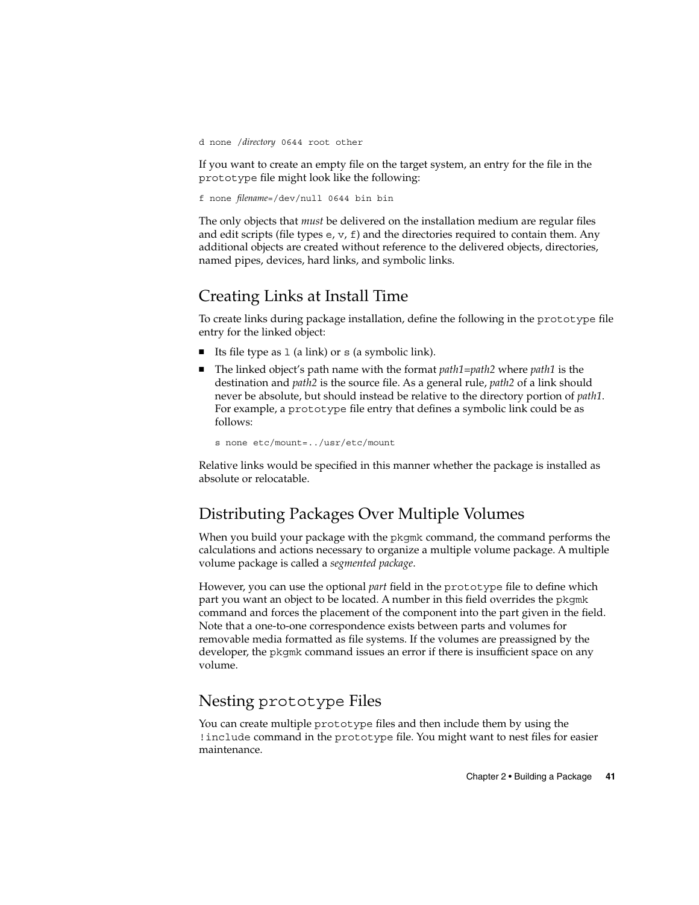```
d none /directory 0644 root other
```

If you want to create an empty file on the target system, an entry for the file in the `prototype` file might look like the following:

```
f none filename=/dev/null 0644 bin bin
```

The only objects that *must* be delivered on the installation medium are regular files and edit scripts (file types `e`, `v`, `f`) and the directories required to contain them. Any additional objects are created without reference to the delivered objects, directories, named pipes, devices, hard links, and symbolic links.

## Creating Links at Install Time

To create links during package installation, define the following in the `prototype` file entry for the linked object:

- Its file type as `l` (a link) or `s` (a symbolic link).
- The linked object's path name with the format *path1=path2* where *path1* is the destination and *path2* is the source file. As a general rule, *path2* of a link should never be absolute, but should instead be relative to the directory portion of *path1*. For example, a `prototype` file entry that defines a symbolic link could be as follows:

  ```
  s none etc/mount=../usr/etc/mount
  ```

Relative links would be specified in this manner whether the package is installed as absolute or relocatable.

## Distributing Packages Over Multiple Volumes

When you build your package with the `pkgmk` command, the command performs the calculations and actions necessary to organize a multiple volume package. A multiple volume package is called a *segmented package*.

However, you can use the optional *part* field in the `prototype` file to define which part you want an object to be located. A number in this field overrides the `pkgmk` command and forces the placement of the component into the part given in the field. Note that a one-to-one correspondence exists between parts and volumes for removable media formatted as file systems. If the volumes are preassigned by the developer, the `pkgmk` command issues an error if there is insufficient space on any volume.

## Nesting `prototype` Files

You can create multiple `prototype` files and then include them by using the `!include` command in the `prototype` file. You might want to nest files for easier maintenance.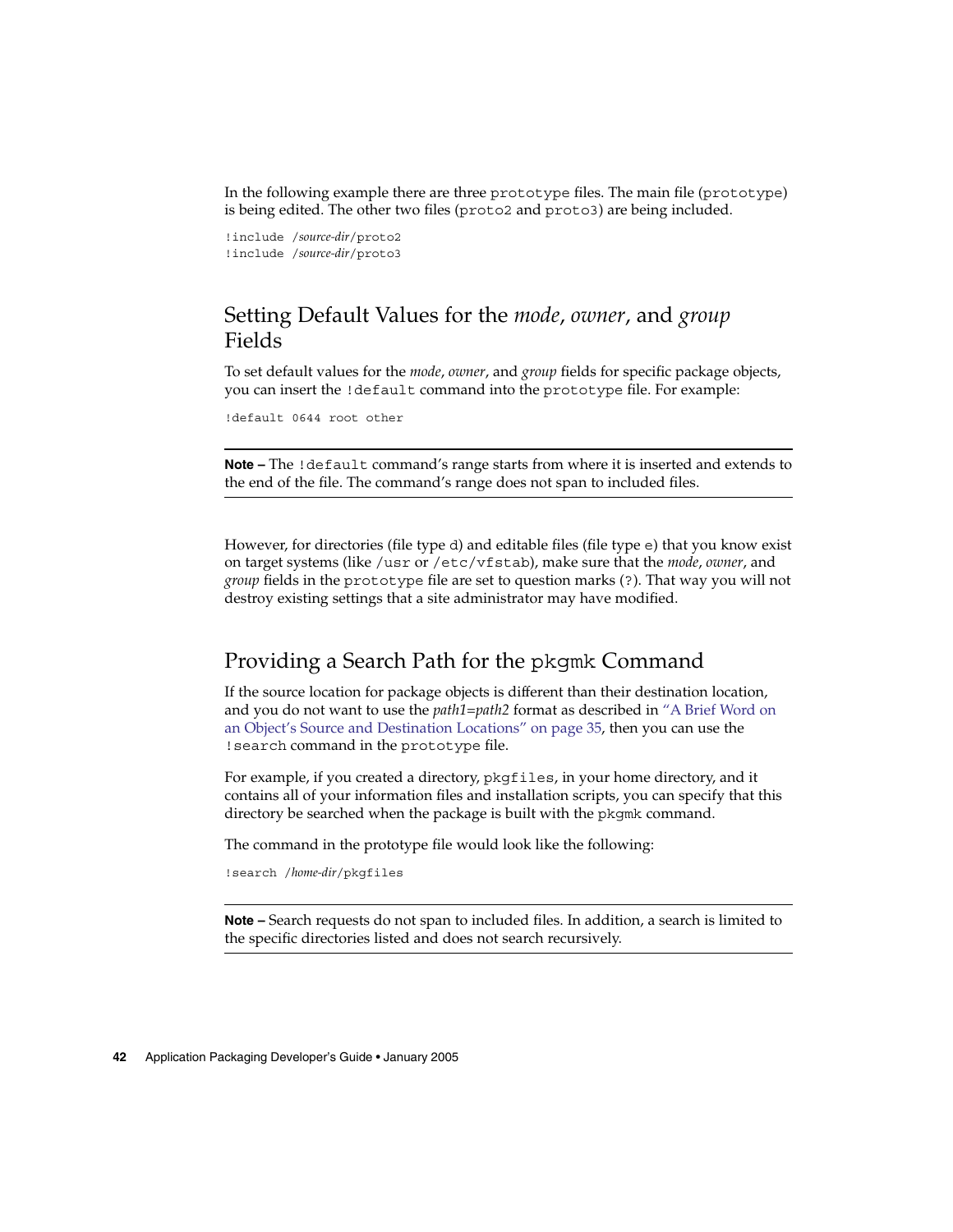In the following example there are three prototype files. The main file (prototype) is being edited. The other two files (proto2 and proto3) are being included.

```
!include /source-dir/proto2
!include /source-dir/proto3
```

## Setting Default Values for the *mode*, *owner*, and *group* Fields

To set default values for the *mode*, *owner*, and *group* fields for specific package objects, you can insert the !default command into the prototype file. For example:

```
!default 0644 root other
```

---

**Note –** The !default command's range starts from where it is inserted and extends to the end of the file. The command's range does not span to included files.

---

However, for directories (file type d) and editable files (file type e) that you know exist on target systems (like /usr or /etc/vfstab), make sure that the *mode*, *owner*, and *group* fields in the prototype file are set to question marks (?). That way you will not destroy existing settings that a site administrator may have modified.

## Providing a Search Path for the pkgmk Command

If the source location for package objects is different than their destination location, and you do not want to use the *path1=path2* format as described in "A Brief Word on an Object's Source and Destination Locations" on page 35, then you can use the !search command in the prototype file.

For example, if you created a directory, pkgfiles, in your home directory, and it contains all of your information files and installation scripts, you can specify that this directory be searched when the package is built with the pkgmk command.

The command in the prototype file would look like the following:

```
!search /home-dir/pkgfiles
```

---

**Note –** Search requests do not span to included files. In addition, a search is limited to the specific directories listed and does not search recursively.

---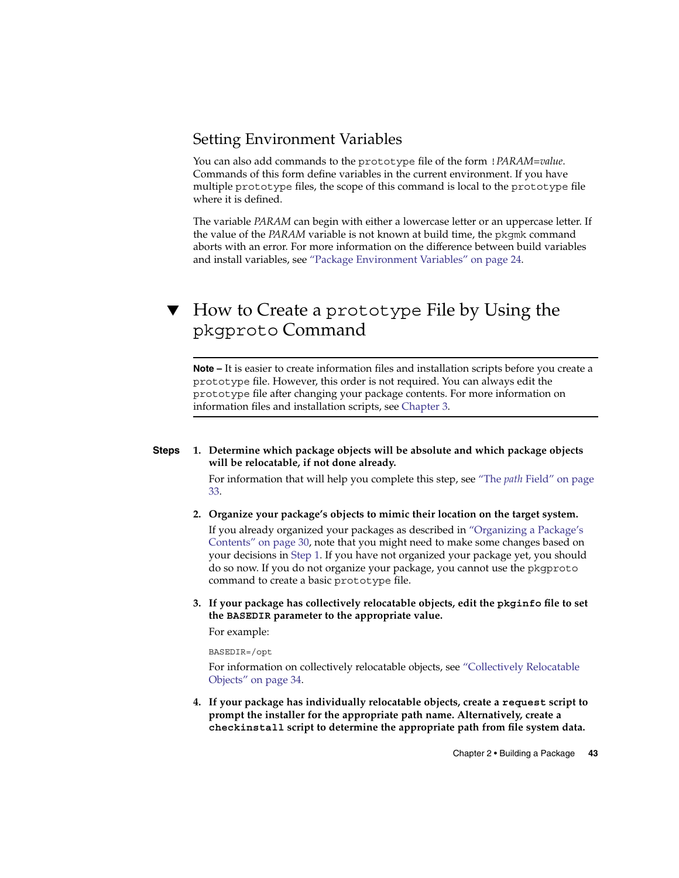### Setting Environment Variables

You can also add commands to the `prototype` file of the form `!`*PARAM*=*value*. Commands of this form define variables in the current environment. If you have multiple `prototype` files, the scope of this command is local to the `prototype` file where it is defined.

The variable *PARAM* can begin with either a lowercase letter or an uppercase letter. If the value of the *PARAM* variable is not known at build time, the `pkgmk` command aborts with an error. For more information on the difference between build variables and install variables, see "Package Environment Variables" on page 24.

## ▼ How to Create a `prototype` File by Using the `pkgproto` Command

---

**Note –** It is easier to create information files and installation scripts before you create a `prototype` file. However, this order is not required. You can always edit the `prototype` file after changing your package contents. For more information on information files and installation scripts, see Chapter 3.

---

**Steps**

1. **Determine which package objects will be absolute and which package objects will be relocatable, if not done already.**

   For information that will help you complete this step, see "The *path* Field" on page 33.

2. **Organize your package's objects to mimic their location on the target system.**

   If you already organized your packages as described in "Organizing a Package's Contents" on page 30, note that you might need to make some changes based on your decisions in Step 1. If you have not organized your package yet, you should do so now. If you do not organize your package, you cannot use the `pkgproto` command to create a basic `prototype` file.

3. **If your package has collectively relocatable objects, edit the `pkginfo` file to set the `BASEDIR` parameter to the appropriate value.**

   For example:

   ```
   BASEDIR=/opt
   ```

   For information on collectively relocatable objects, see "Collectively Relocatable Objects" on page 34.

4. **If your package has individually relocatable objects, create a `request` script to prompt the installer for the appropriate path name. Alternatively, create a `checkinstall` script to determine the appropriate path from file system data.**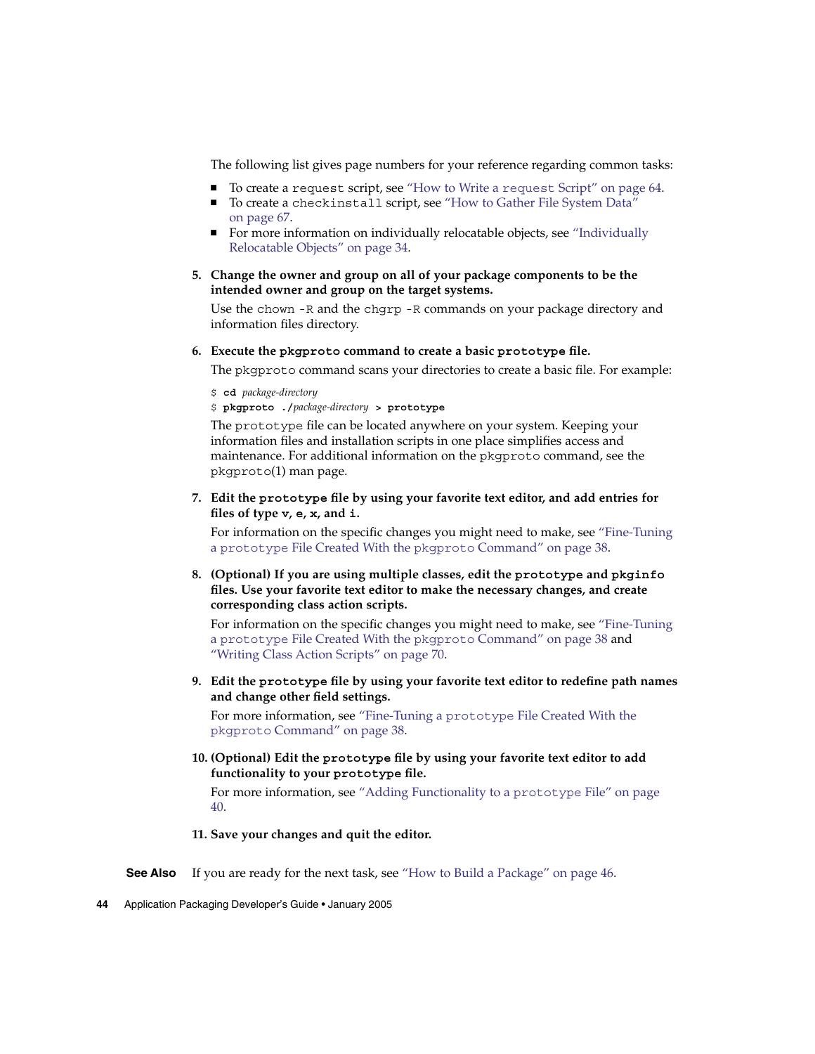The following list gives page numbers for your reference regarding common tasks:

- To create a `request` script, see "How to Write a `request` Script" on page 64.
- To create a `checkinstall` script, see "How to Gather File System Data" on page 67.
- For more information on individually relocatable objects, see "Individually Relocatable Objects" on page 34.

5. **Change the owner and group on all of your package components to be the intended owner and group on the target systems.**

   Use the `chown -R` and the `chgrp -R` commands on your package directory and information files directory.

6. **Execute the `pkgproto` command to create a basic `prototype` file.**

   The `pkgproto` command scans your directories to create a basic file. For example:

   ```
   $ cd package-directory
   $ pkgproto ./package-directory > prototype
   ```

   The `prototype` file can be located anywhere on your system. Keeping your information files and installation scripts in one place simplifies access and maintenance. For additional information on the `pkgproto` command, see the `pkgproto`(1) man page.

7. **Edit the `prototype` file by using your favorite text editor, and add entries for files of type `v`, `e`, `x`, and `i`.**

   For information on the specific changes you might need to make, see "Fine-Tuning a `prototype` File Created With the `pkgproto` Command" on page 38.

8. **(Optional) If you are using multiple classes, edit the `prototype` and `pkginfo` files. Use your favorite text editor to make the necessary changes, and create corresponding class action scripts.**

   For information on the specific changes you might need to make, see "Fine-Tuning a `prototype` File Created With the `pkgproto` Command" on page 38 and "Writing Class Action Scripts" on page 70.

9. **Edit the `prototype` file by using your favorite text editor to redefine path names and change other field settings.**

   For more information, see "Fine-Tuning a `prototype` File Created With the `pkgproto` Command" on page 38.

10. **(Optional) Edit the `prototype` file by using your favorite text editor to add functionality to your `prototype` file.**

    For more information, see "Adding Functionality to a `prototype` File" on page 40.

11. **Save your changes and quit the editor.**

**See Also** If you are ready for the next task, see "How to Build a Package" on page 46.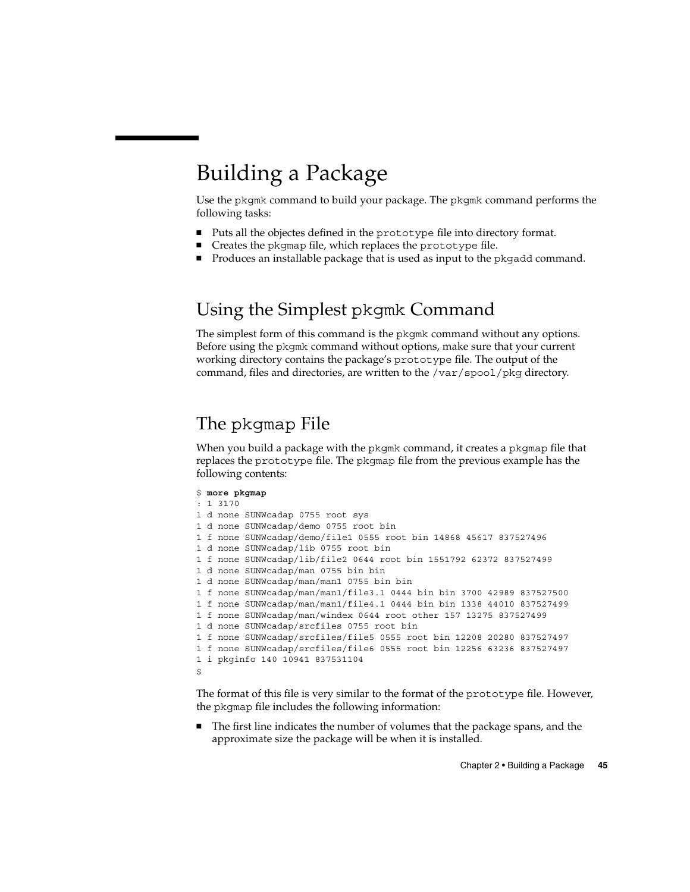# Building a Package

Use the pkgmk command to build your package. The pkgmk command performs the following tasks:

- Puts all the objectes defined in the prototype file into directory format.
- Creates the pkgmap file, which replaces the prototype file.
- Produces an installable package that is used as input to the pkgadd command.

## Using the Simplest pkgmk Command

The simplest form of this command is the pkgmk command without any options. Before using the pkgmk command without options, make sure that your current working directory contains the package's prototype file. The output of the command, files and directories, are written to the /var/spool/pkg directory.

## The pkgmap File

When you build a package with the pkgmk command, it creates a pkgmap file that replaces the prototype file. The pkgmap file from the previous example has the following contents:

```
$ more pkgmap
: 1 3170
1 d none SUNWcadap 0755 root sys
1 d none SUNWcadap/demo 0755 root bin
1 f none SUNWcadap/demo/file1 0555 root bin 14868 45617 837527496
1 d none SUNWcadap/lib 0755 root bin
1 f none SUNWcadap/lib/file2 0644 root bin 1551792 62372 837527499
1 d none SUNWcadap/man 0755 bin bin
1 d none SUNWcadap/man/man1 0755 bin bin
1 f none SUNWcadap/man/man1/file3.1 0444 bin bin 3700 42989 837527500
1 f none SUNWcadap/man/man1/file4.1 0444 bin bin 1338 44010 837527499
1 f none SUNWcadap/man/windex 0644 root other 157 13275 837527499
1 d none SUNWcadap/srcfiles 0755 root bin
1 f none SUNWcadap/srcfiles/file5 0555 root bin 12208 20280 837527497
1 f none SUNWcadap/srcfiles/file6 0555 root bin 12256 63236 837527497
1 i pkginfo 140 10941 837531104
$
```

The format of this file is very similar to the format of the prototype file. However, the pkgmap file includes the following information:

- The first line indicates the number of volumes that the package spans, and the approximate size the package will be when it is installed.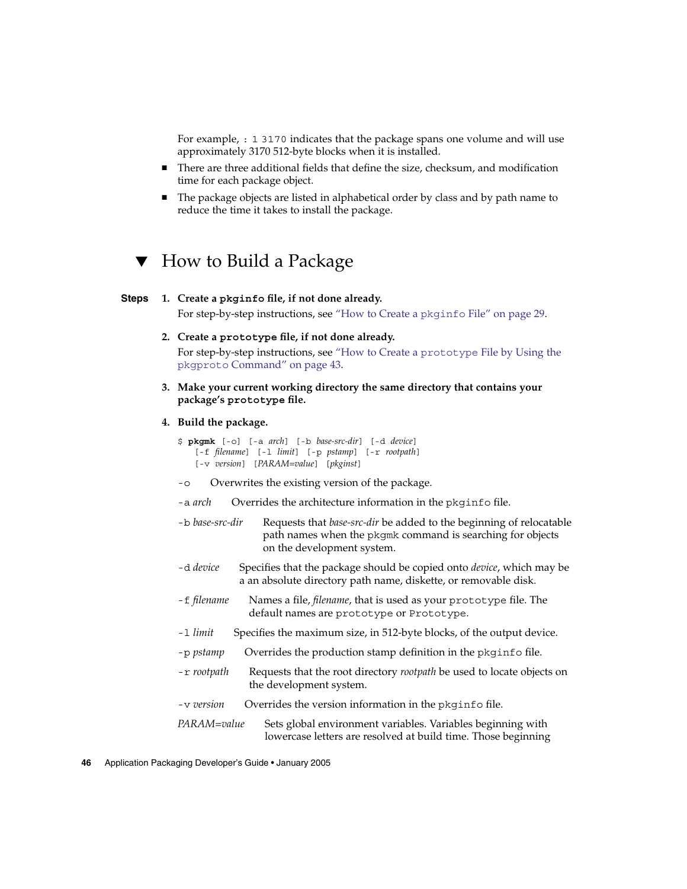For example, `: 1 3170` indicates that the package spans one volume and will use approximately 3170 512-byte blocks when it is installed.

- There are three additional fields that define the size, checksum, and modification time for each package object.
- The package objects are listed in alphabetical order by class and by path name to reduce the time it takes to install the package.

## ▼ How to Build a Package

**Steps**

1. **Create a `pkginfo` file, if not done already.**

   For step-by-step instructions, see "How to Create a `pkginfo` File" on page 29.

2. **Create a `prototype` file, if not done already.**

   For step-by-step instructions, see "How to Create a `prototype` File by Using the `pkgproto` Command" on page 43.

3. **Make your current working directory the same directory that contains your package's `prototype` file.**

4. **Build the package.**

   ```
   $ pkgmk [-o] [-a arch] [-b base-src-dir] [-d device]
       [-f filename] [-l limit] [-p pstamp] [-r rootpath]
       [-v version] [PARAM=value] [pkginst]
   ```

   `-o` Overwrites the existing version of the package.

   `-a` *arch* Overrides the architecture information in the `pkginfo` file.

   `-b` *base-src-dir* Requests that *base-src-dir* be added to the beginning of relocatable path names when the `pkgmk` command is searching for objects on the development system.

   `-d` *device* Specifies that the package should be copied onto *device*, which may be a an absolute directory path name, diskette, or removable disk.

   `-f` *filename* Names a file, *filename*, that is used as your `prototype` file. The default names are `prototype` or `Prototype`.

   `-l` *limit* Specifies the maximum size, in 512-byte blocks, of the output device.

   `-p` *pstamp* Overrides the production stamp definition in the `pkginfo` file.

   `-r` *rootpath* Requests that the root directory *rootpath* be used to locate objects on the development system.

   `-v` *version* Overrides the version information in the `pkginfo` file.

   *PARAM=value* Sets global environment variables. Variables beginning with lowercase letters are resolved at build time. Those beginning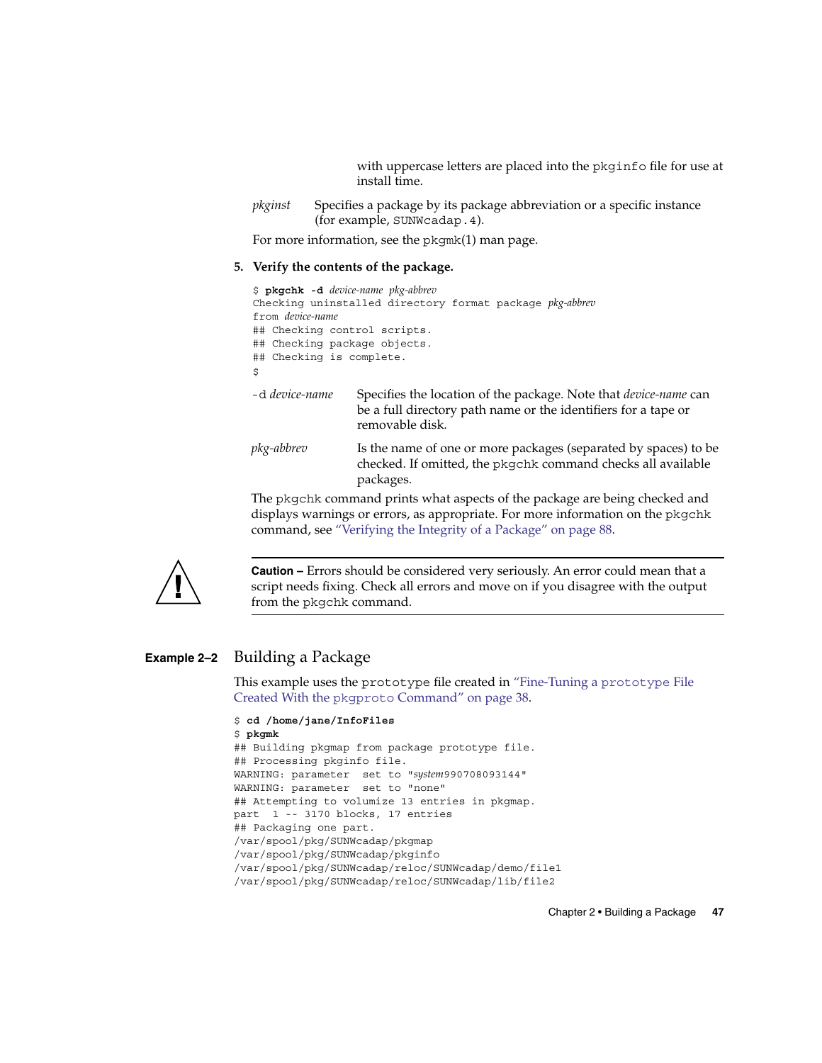with uppercase letters are placed into the pkginfo file for use at install time.

*pkginst* Specifies a package by its package abbreviation or a specific instance (for example, SUNWcadap.4).

For more information, see the pkgmk(1) man page.

**5. Verify the contents of the package.**

```
$ pkgchk -d device-name pkg-abbrev
Checking uninstalled directory format package pkg-abbrev
from device-name
## Checking control scripts.
## Checking package objects.
## Checking is complete.
$
```

-d *device-name* Specifies the location of the package. Note that *device-name* can be a full directory path name or the identifiers for a tape or removable disk.

*pkg-abbrev* Is the name of one or more packages (separated by spaces) to be checked. If omitted, the pkgchk command checks all available packages.

The pkgchk command prints what aspects of the package are being checked and displays warnings or errors, as appropriate. For more information on the pkgchk command, see "Verifying the Integrity of a Package" on page 88.

**Caution –** Errors should be considered very seriously. An error could mean that a script needs fixing. Check all errors and move on if you disagree with the output from the pkgchk command.

### Example 2–2 Building a Package

This example uses the prototype file created in "Fine-Tuning a prototype File Created With the pkgproto Command" on page 38.

```
$ cd /home/jane/InfoFiles
$ pkgmk
## Building pkgmap from package prototype file.
## Processing pkginfo file.
WARNING: parameter  set to "system990708093144"
WARNING: parameter  set to "none"
## Attempting to volumize 13 entries in pkgmap.
part  1 -- 3170 blocks, 17 entries
## Packaging one part.
/var/spool/pkg/SUNWcadap/pkgmap
/var/spool/pkg/SUNWcadap/pkginfo
/var/spool/pkg/SUNWcadap/reloc/SUNWcadap/demo/file1
/var/spool/pkg/SUNWcadap/reloc/SUNWcadap/lib/file2
```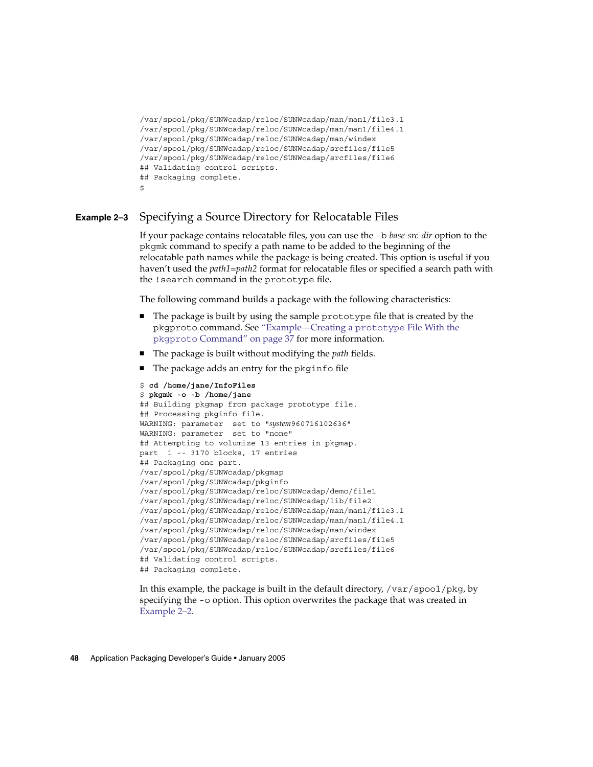```
/var/spool/pkg/SUNWcadap/reloc/SUNWcadap/man/man1/file3.1
/var/spool/pkg/SUNWcadap/reloc/SUNWcadap/man/man1/file4.1
/var/spool/pkg/SUNWcadap/reloc/SUNWcadap/man/windex
/var/spool/pkg/SUNWcadap/reloc/SUNWcadap/srcfiles/file5
/var/spool/pkg/SUNWcadap/reloc/SUNWcadap/srcfiles/file6
## Validating control scripts.
## Packaging complete.
$
```

**Example 2–3** Specifying a Source Directory for Relocatable Files

If your package contains relocatable files, you can use the `-b` *base-src-dir* option to the `pkgmk` command to specify a path name to be added to the beginning of the relocatable path names while the package is being created. This option is useful if you haven't used the *path1*=*path2* format for relocatable files or specified a search path with the `!search` command in the `prototype` file.

The following command builds a package with the following characteristics:

- The package is built by using the sample `prototype` file that is created by the `pkgproto` command. See "Example—Creating a `prototype` File With the `pkgproto` Command" on page 37 for more information.
- The package is built without modifying the *path* fields.
- The package adds an entry for the `pkginfo` file

```
$ cd /home/jane/InfoFiles
$ pkgmk -o -b /home/jane
## Building pkgmap from package prototype file.
## Processing pkginfo file.
WARNING: parameter  set to "system960716102636"
WARNING: parameter  set to "none"
## Attempting to volumize 13 entries in pkgmap.
part  1 -- 3170 blocks, 17 entries
## Packaging one part.
/var/spool/pkg/SUNWcadap/pkgmap
/var/spool/pkg/SUNWcadap/pkginfo
/var/spool/pkg/SUNWcadap/reloc/SUNWcadap/demo/file1
/var/spool/pkg/SUNWcadap/reloc/SUNWcadap/lib/file2
/var/spool/pkg/SUNWcadap/reloc/SUNWcadap/man/man1/file3.1
/var/spool/pkg/SUNWcadap/reloc/SUNWcadap/man/man1/file4.1
/var/spool/pkg/SUNWcadap/reloc/SUNWcadap/man/windex
/var/spool/pkg/SUNWcadap/reloc/SUNWcadap/srcfiles/file5
/var/spool/pkg/SUNWcadap/reloc/SUNWcadap/srcfiles/file6
## Validating control scripts.
## Packaging complete.
```

In this example, the package is built in the default directory, `/var/spool/pkg`, by specifying the `-o` option. This option overwrites the package that was created in Example 2–2.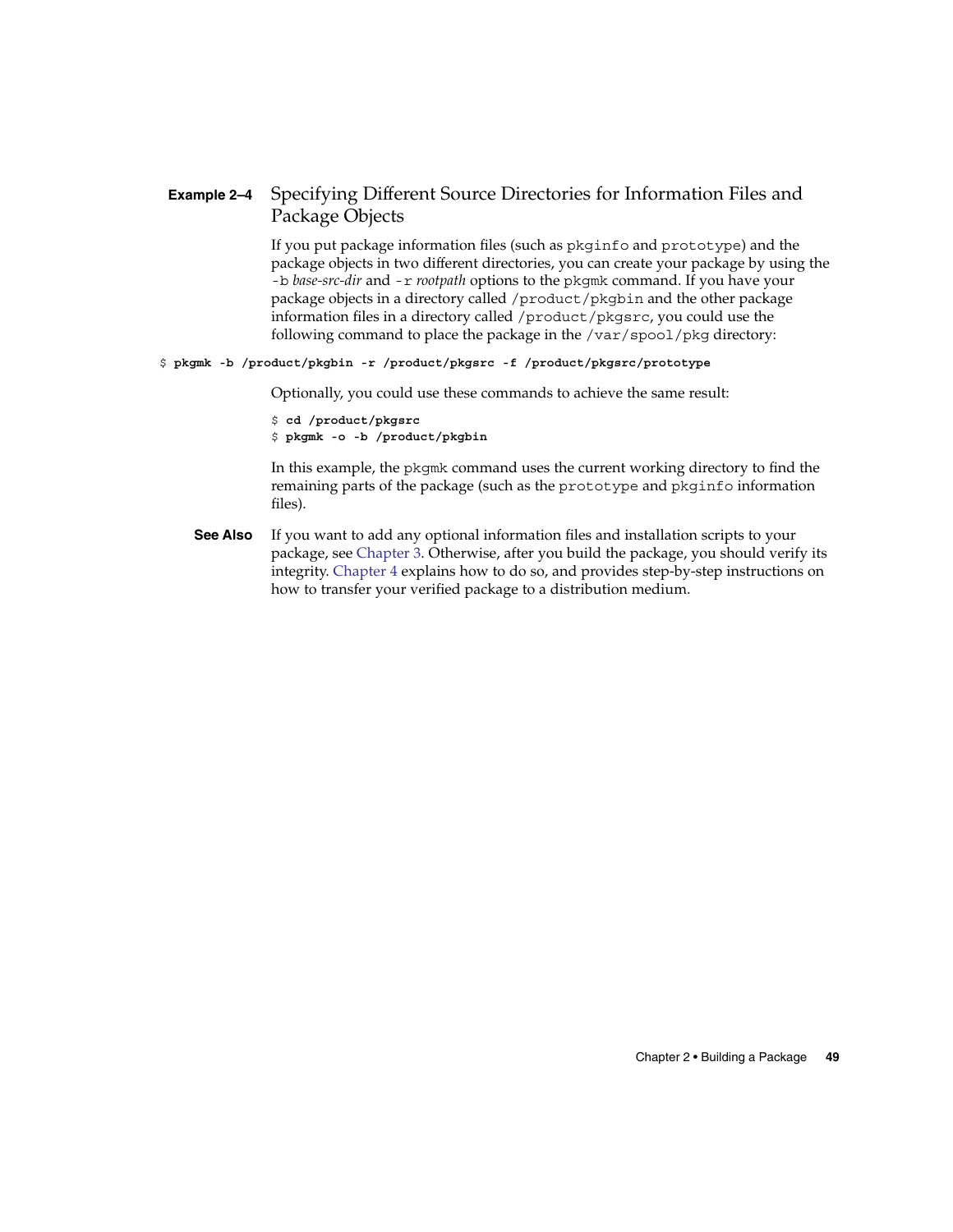**Example 2–4** Specifying Different Source Directories for Information Files and Package Objects

If you put package information files (such as `pkginfo` and `prototype`) and the package objects in two different directories, you can create your package by using the `-b` *base-src-dir* and `-r` *rootpath* options to the `pkgmk` command. If you have your package objects in a directory called `/product/pkgbin` and the other package information files in a directory called `/product/pkgsrc`, you could use the following command to place the package in the `/var/spool/pkg` directory:

```
$ pkgmk -b /product/pkgbin -r /product/pkgsrc -f /product/pkgsrc/prototype
```

Optionally, you could use these commands to achieve the same result:

```
$ cd /product/pkgsrc
$ pkgmk -o -b /product/pkgbin
```

In this example, the `pkgmk` command uses the current working directory to find the remaining parts of the package (such as the `prototype` and `pkginfo` information files).

**See Also** If you want to add any optional information files and installation scripts to your package, see Chapter 3. Otherwise, after you build the package, you should verify its integrity. Chapter 4 explains how to do so, and provides step-by-step instructions on how to transfer your verified package to a distribution medium.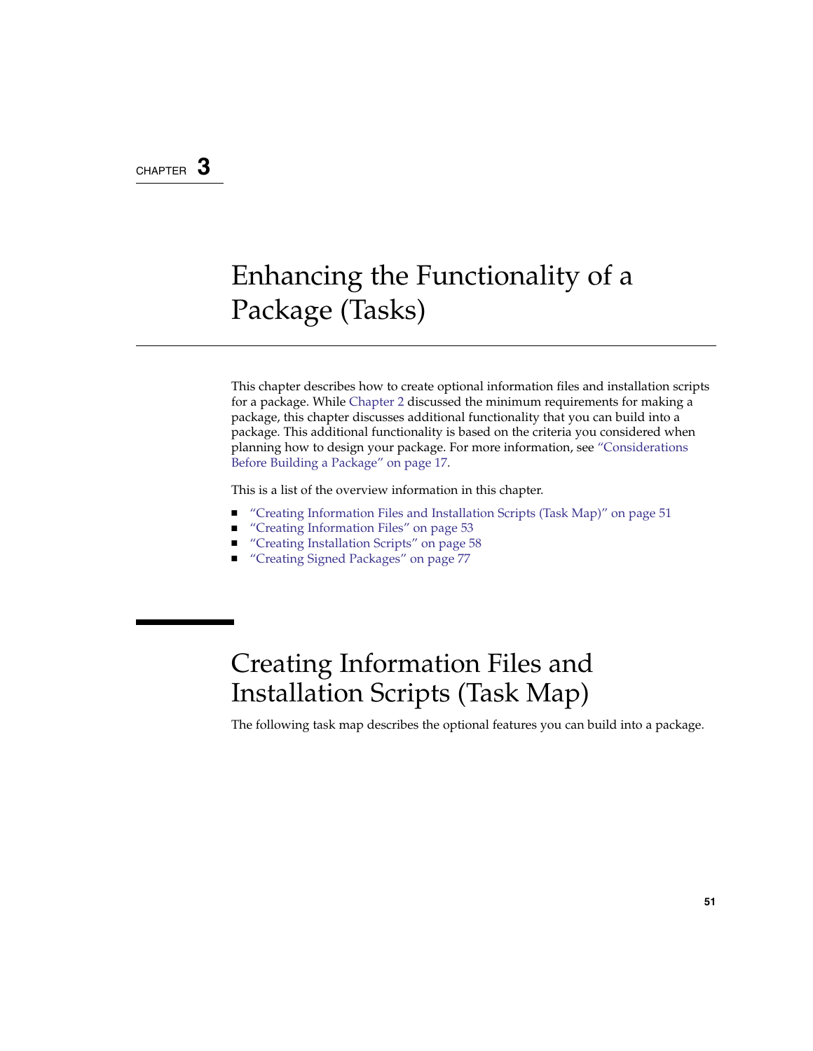CHAPTER 3

# Enhancing the Functionality of a Package (Tasks)

This chapter describes how to create optional information files and installation scripts for a package. While Chapter 2 discussed the minimum requirements for making a package, this chapter discusses additional functionality that you can build into a package. This additional functionality is based on the criteria you considered when planning how to design your package. For more information, see "Considerations Before Building a Package" on page 17.

This is a list of the overview information in this chapter.

- "Creating Information Files and Installation Scripts (Task Map)" on page 51
- "Creating Information Files" on page 53
- "Creating Installation Scripts" on page 58
- "Creating Signed Packages" on page 77

## Creating Information Files and Installation Scripts (Task Map)

The following task map describes the optional features you can build into a package.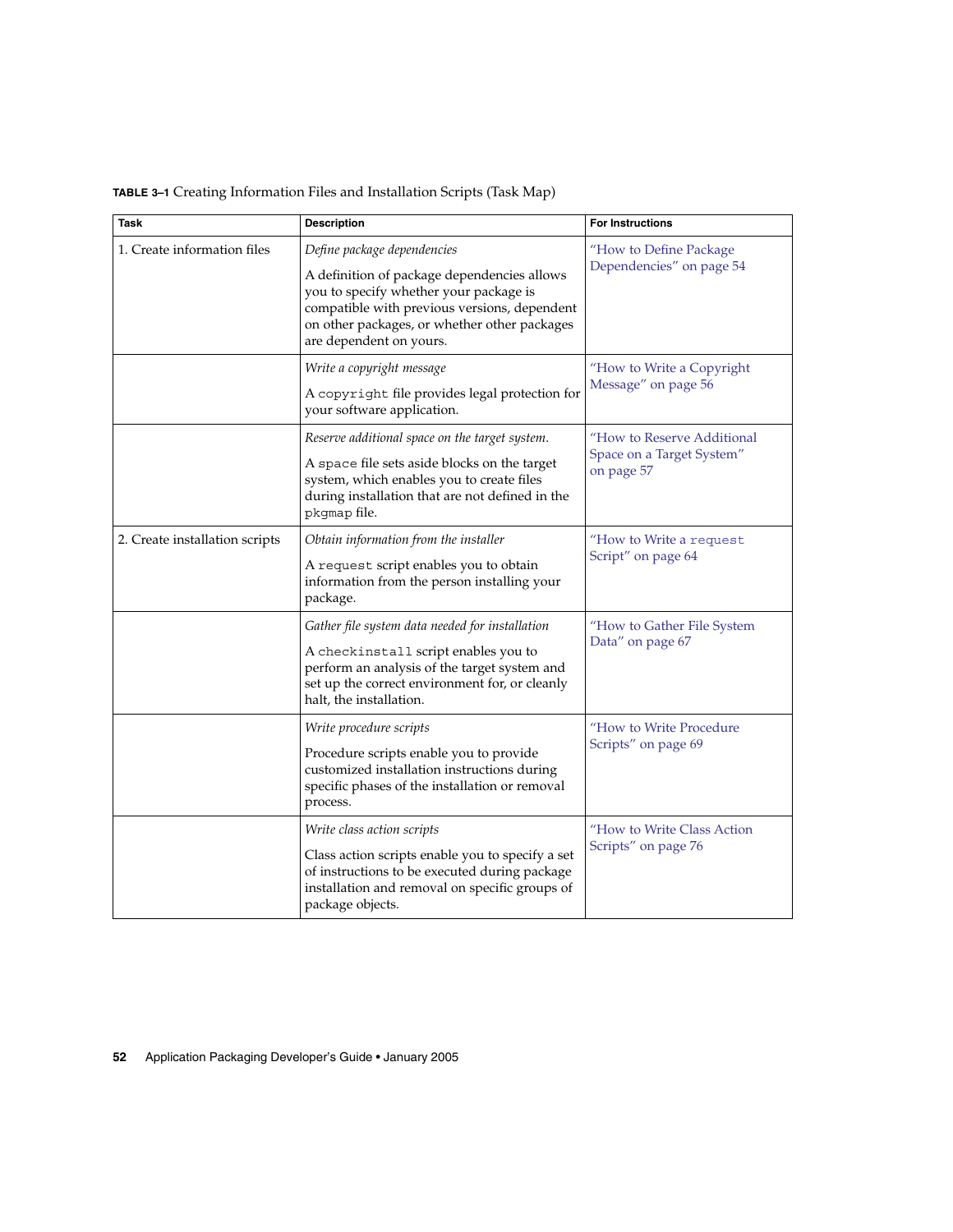**TABLE 3–1** Creating Information Files and Installation Scripts (Task Map)

| Task | Description | For Instructions |
| --- | --- | --- |
| 1. Create information files | *Define package dependencies*<br><br>A definition of package dependencies allows you to specify whether your package is compatible with previous versions, dependent on other packages, or whether other packages are dependent on yours. | "How to Define Package Dependencies" on page 54 |
| | *Write a copyright message*<br><br>A `copyright` file provides legal protection for your software application. | "How to Write a Copyright Message" on page 56 |
| | *Reserve additional space on the target system.*<br><br>A `space` file sets aside blocks on the target system, which enables you to create files during installation that are not defined in the `pkgmap` file. | "How to Reserve Additional Space on a Target System" on page 57 |
| 2. Create installation scripts | *Obtain information from the installer*<br><br>A `request` script enables you to obtain information from the person installing your package. | "How to Write a `request` Script" on page 64 |
| | *Gather file system data needed for installation*<br><br>A `checkinstall` script enables you to perform an analysis of the target system and set up the correct environment for, or cleanly halt, the installation. | "How to Gather File System Data" on page 67 |
| | *Write procedure scripts*<br><br>Procedure scripts enable you to provide customized installation instructions during specific phases of the installation or removal process. | "How to Write Procedure Scripts" on page 69 |
| | *Write class action scripts*<br><br>Class action scripts enable you to specify a set of instructions to be executed during package installation and removal on specific groups of package objects. | "How to Write Class Action Scripts" on page 76 |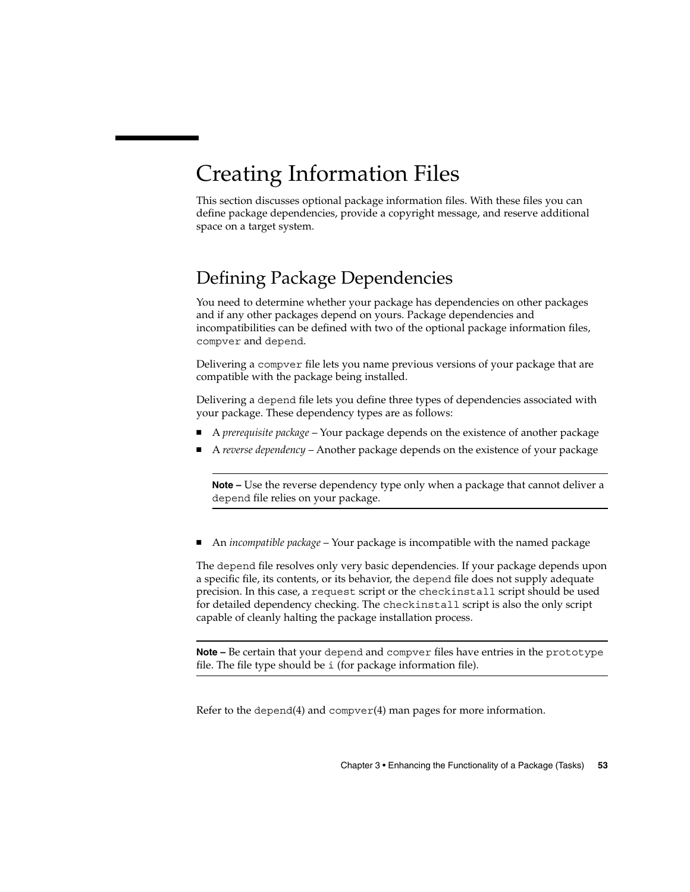# Creating Information Files

This section discusses optional package information files. With these files you can define package dependencies, provide a copyright message, and reserve additional space on a target system.

## Defining Package Dependencies

You need to determine whether your package has dependencies on other packages and if any other packages depend on yours. Package dependencies and incompatibilities can be defined with two of the optional package information files, `compver` and `depend`.

Delivering a `compver` file lets you name previous versions of your package that are compatible with the package being installed.

Delivering a `depend` file lets you define three types of dependencies associated with your package. These dependency types are as follows:

- A *prerequisite package* – Your package depends on the existence of another package
- A *reverse dependency* – Another package depends on the existence of your package

> **Note –** Use the reverse dependency type only when a package that cannot deliver a `depend` file relies on your package.

- An *incompatible package* – Your package is incompatible with the named package

The `depend` file resolves only very basic dependencies. If your package depends upon a specific file, its contents, or its behavior, the `depend` file does not supply adequate precision. In this case, a `request` script or the `checkinstall` script should be used for detailed dependency checking. The `checkinstall` script is also the only script capable of cleanly halting the package installation process.

> **Note –** Be certain that your `depend` and `compver` files have entries in the `prototype` file. The file type should be `i` (for package information file).

Refer to the `depend`(4) and `compver`(4) man pages for more information.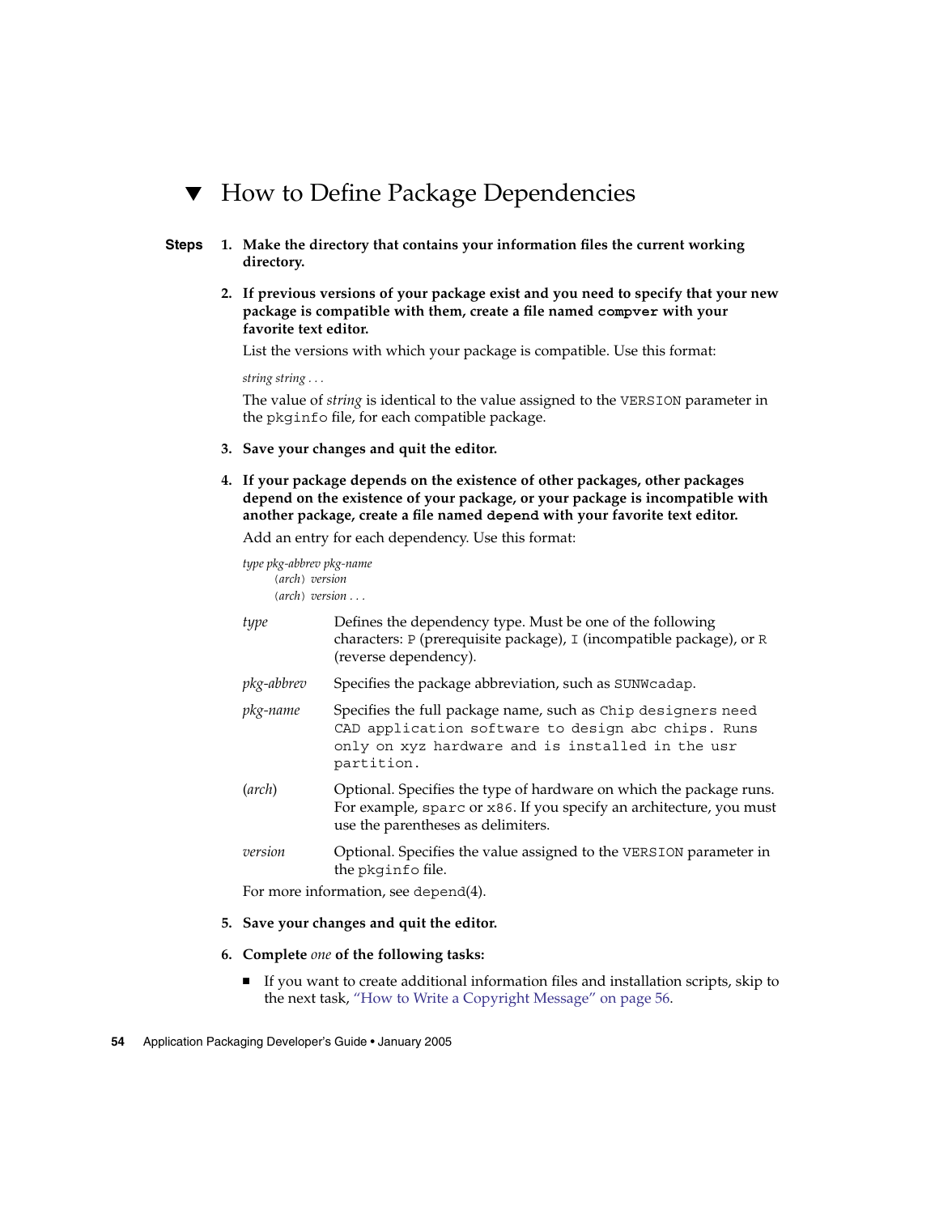## ▼ How to Define Package Dependencies

**Steps**

1. **Make the directory that contains your information files the current working directory.**

2. **If previous versions of your package exist and you need to specify that your new package is compatible with them, create a file named `compver` with your favorite text editor.**

   List the versions with which your package is compatible. Use this format:

   *string string . . .*

   The value of *string* is identical to the value assigned to the `VERSION` parameter in the `pkginfo` file, for each compatible package.

3. **Save your changes and quit the editor.**

4. **If your package depends on the existence of other packages, other packages depend on the existence of your package, or your package is incompatible with another package, create a file named `depend` with your favorite text editor.**

   Add an entry for each dependency. Use this format:

   *type pkg-abbrev pkg-name*
   &nbsp;&nbsp;&nbsp;&nbsp;(*arch*) *version*
   &nbsp;&nbsp;&nbsp;&nbsp;(*arch*) *version . . .*

   | | |
   |---|---|
   | *type* | Defines the dependency type. Must be one of the following characters: `P` (prerequisite package), `I` (incompatible package), or `R` (reverse dependency). |
   | *pkg-abbrev* | Specifies the package abbreviation, such as `SUNWcadap`. |
   | *pkg-name* | Specifies the full package name, such as `Chip designers need CAD application software to design abc chips. Runs only on xyz hardware and is installed in the usr partition.` |
   | (*arch*) | Optional. Specifies the type of hardware on which the package runs. For example, `sparc` or `x86`. If you specify an architecture, you must use the parentheses as delimiters. |
   | *version* | Optional. Specifies the value assigned to the `VERSION` parameter in the `pkginfo` file. |

   For more information, see `depend`(4).

5. **Save your changes and quit the editor.**

6. **Complete *one* of the following tasks:**

   - If you want to create additional information files and installation scripts, skip to the next task, "How to Write a Copyright Message" on page 56.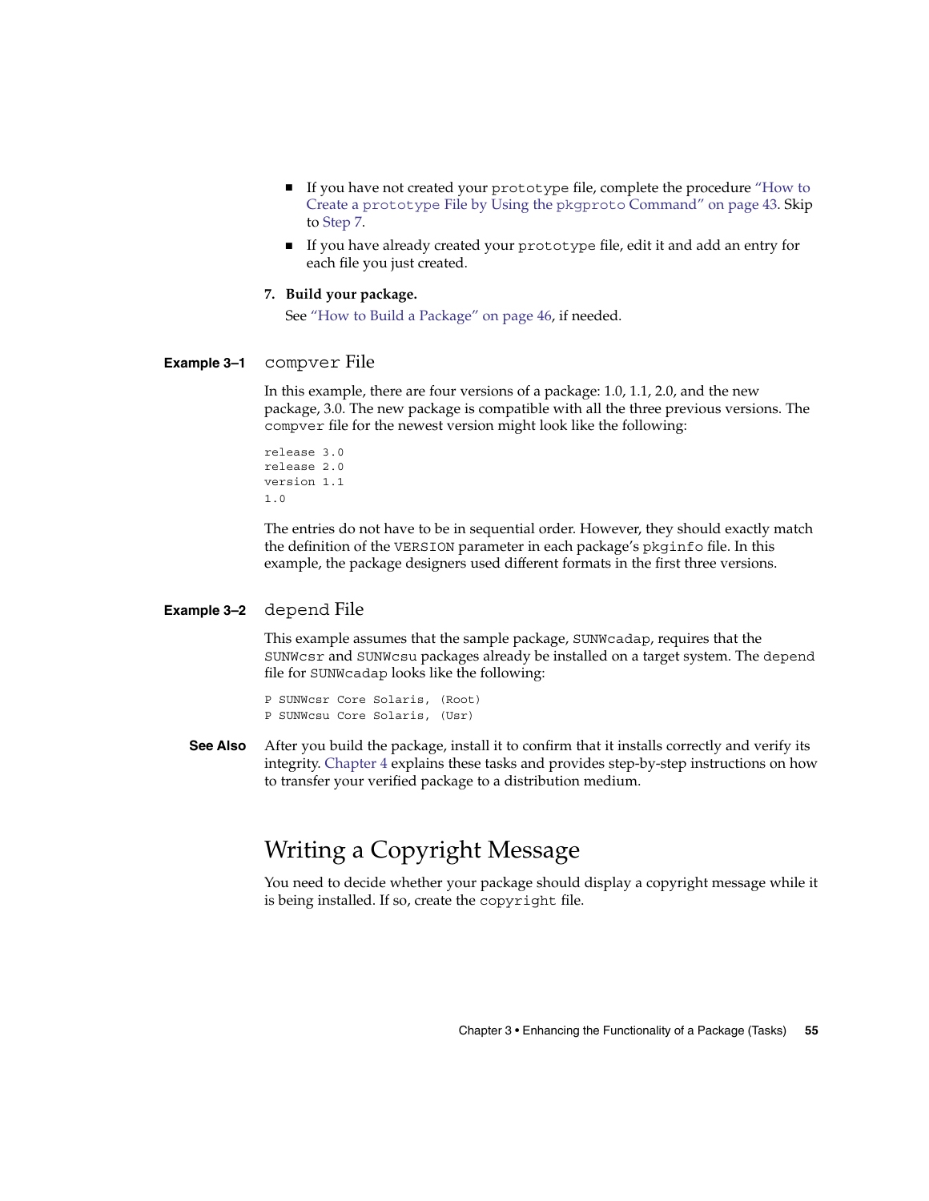- If you have not created your `prototype` file, complete the procedure "How to Create a `prototype` File by Using the `pkgproto` Command" on page 43. Skip to Step 7.
- If you have already created your `prototype` file, edit it and add an entry for each file you just created.

7. **Build your package.**

   See "How to Build a Package" on page 46, if needed.

**Example 3–1** `compver` File

In this example, there are four versions of a package: 1.0, 1.1, 2.0, and the new package, 3.0. The new package is compatible with all the three previous versions. The `compver` file for the newest version might look like the following:

```
release 3.0
release 2.0
version 1.1
1.0
```

The entries do not have to be in sequential order. However, they should exactly match the definition of the `VERSION` parameter in each package's `pkginfo` file. In this example, the package designers used different formats in the first three versions.

**Example 3–2** `depend` File

This example assumes that the sample package, `SUNWcadap`, requires that the `SUNWcsr` and `SUNWcsu` packages already be installed on a target system. The `depend` file for `SUNWcadap` looks like the following:

```
P SUNWcsr Core Solaris, (Root)
P SUNWcsu Core Solaris, (Usr)
```

**See Also** After you build the package, install it to confirm that it installs correctly and verify its integrity. Chapter 4 explains these tasks and provides step-by-step instructions on how to transfer your verified package to a distribution medium.

## Writing a Copyright Message

You need to decide whether your package should display a copyright message while it is being installed. If so, create the `copyright` file.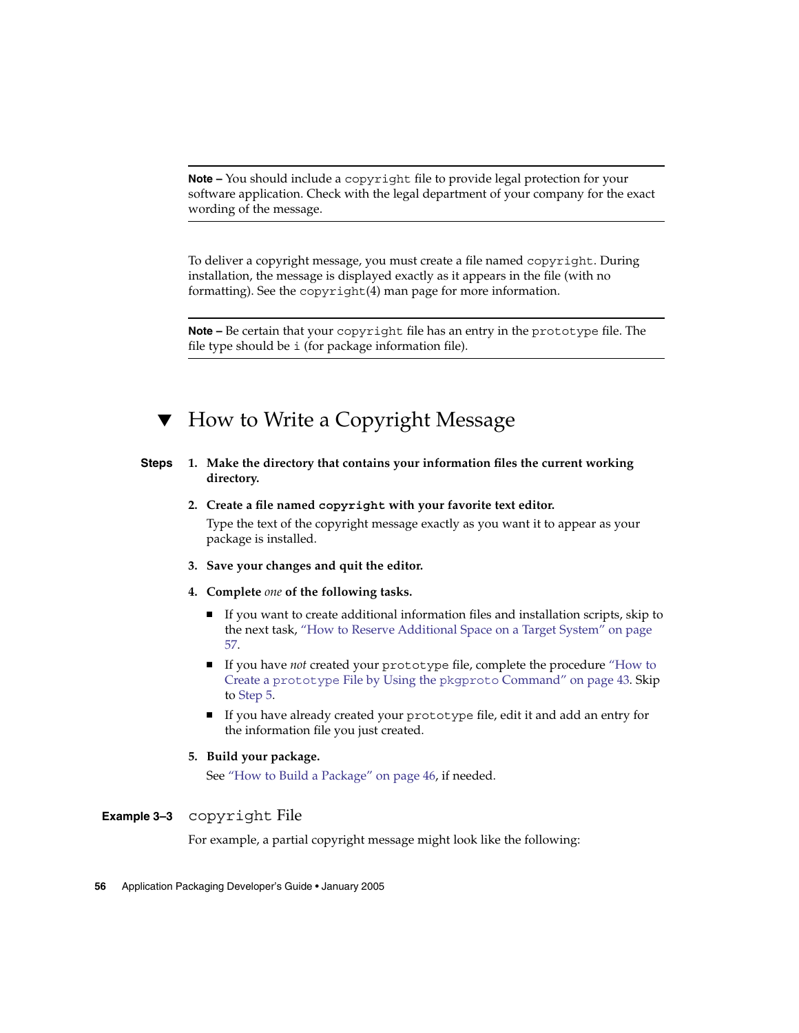---

**Note –** You should include a `copyright` file to provide legal protection for your software application. Check with the legal department of your company for the exact wording of the message.

---

To deliver a copyright message, you must create a file named `copyright`. During installation, the message is displayed exactly as it appears in the file (with no formatting). See the `copyright`(4) man page for more information.

---

**Note –** Be certain that your `copyright` file has an entry in the `prototype` file. The file type should be `i` (for package information file).

---

## ▼ How to Write a Copyright Message

**Steps**

1. **Make the directory that contains your information files the current working directory.**

2. **Create a file named `copyright` with your favorite text editor.**

   Type the text of the copyright message exactly as you want it to appear as your package is installed.

3. **Save your changes and quit the editor.**

4. **Complete *one* of the following tasks.**

   - If you want to create additional information files and installation scripts, skip to the next task, "How to Reserve Additional Space on a Target System" on page 57.
   - If you have *not* created your `prototype` file, complete the procedure "How to Create a `prototype` File by Using the `pkgproto` Command" on page 43. Skip to Step 5.
   - If you have already created your `prototype` file, edit it and add an entry for the information file you just created.

5. **Build your package.**

   See "How to Build a Package" on page 46, if needed.

**Example 3–3** `copyright` File

For example, a partial copyright message might look like the following: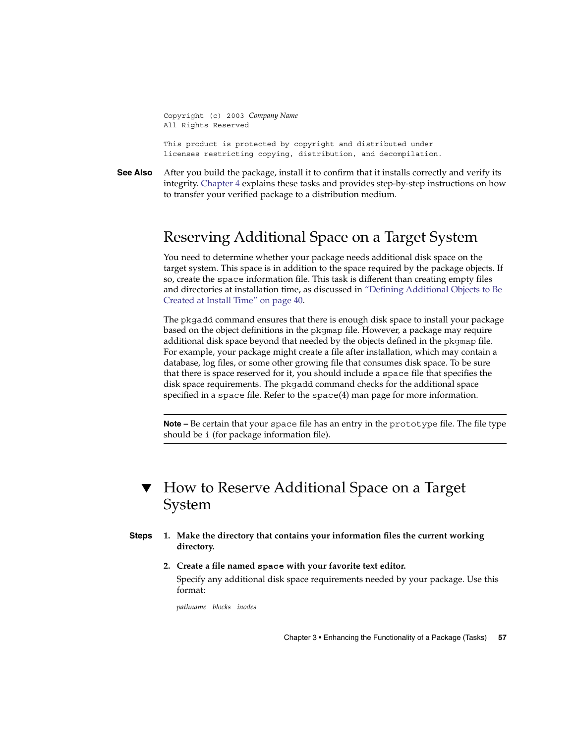```
Copyright (c) 2003 Company Name
All Rights Reserved

This product is protected by copyright and distributed under
licenses restricting copying, distribution, and decompilation.
```

**See Also** After you build the package, install it to confirm that it installs correctly and verify its integrity. Chapter 4 explains these tasks and provides step-by-step instructions on how to transfer your verified package to a distribution medium.

## Reserving Additional Space on a Target System

You need to determine whether your package needs additional disk space on the target system. This space is in addition to the space required by the package objects. If so, create the `space` information file. This task is different than creating empty files and directories at installation time, as discussed in "Defining Additional Objects to Be Created at Install Time" on page 40.

The `pkgadd` command ensures that there is enough disk space to install your package based on the object definitions in the `pkgmap` file. However, a package may require additional disk space beyond that needed by the objects defined in the `pkgmap` file. For example, your package might create a file after installation, which may contain a database, log files, or some other growing file that consumes disk space. To be sure that there is space reserved for it, you should include a `space` file that specifies the disk space requirements. The `pkgadd` command checks for the additional space specified in a `space` file. Refer to the `space`(4) man page for more information.

**Note –** Be certain that your `space` file has an entry in the `prototype` file. The file type should be `i` (for package information file).

## ▼ How to Reserve Additional Space on a Target System

**Steps**

1. **Make the directory that contains your information files the current working directory.**

2. **Create a file named `space` with your favorite text editor.**

   Specify any additional disk space requirements needed by your package. Use this format:

   *pathname blocks inodes*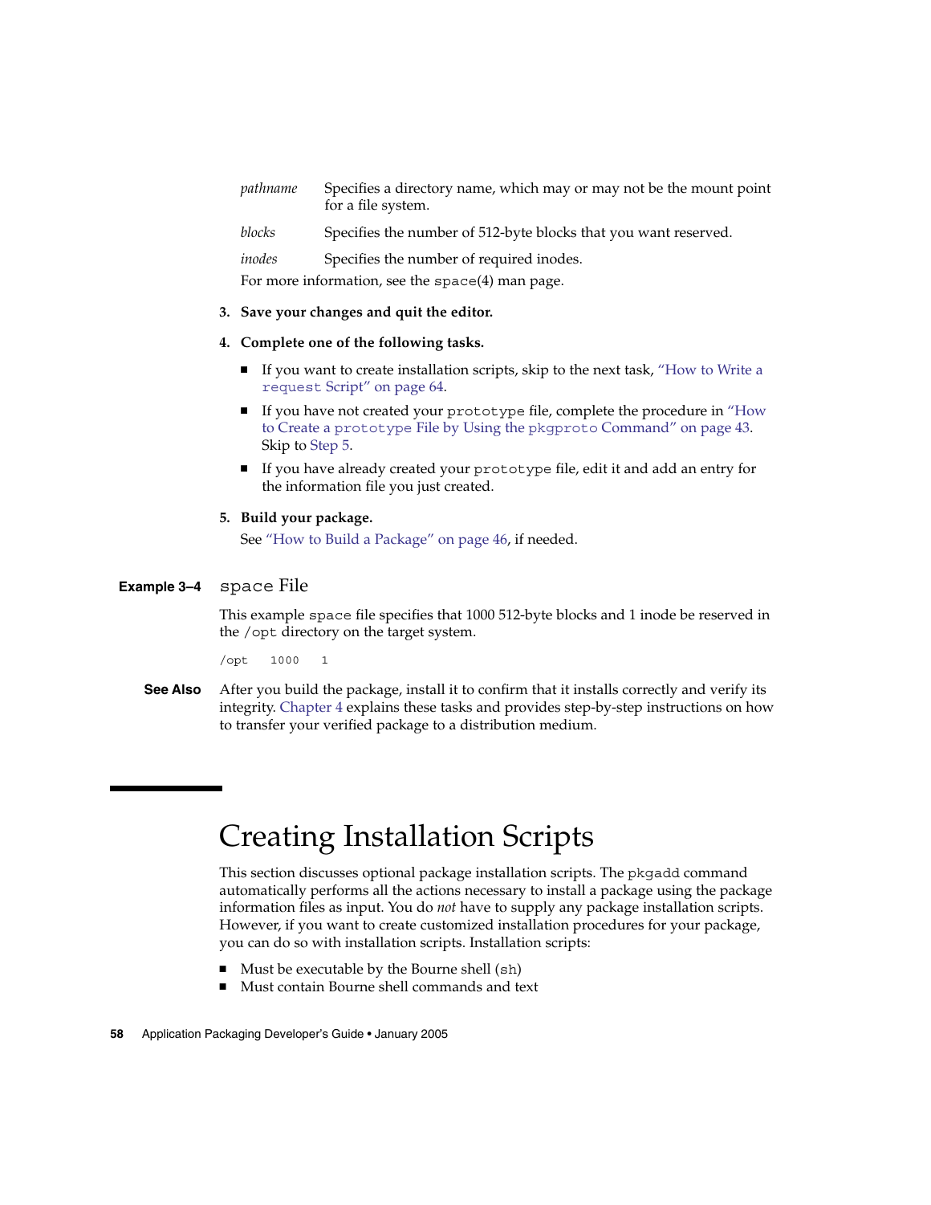*pathname* Specifies a directory name, which may or may not be the mount point for a file system.

*blocks* Specifies the number of 512-byte blocks that you want reserved.

*inodes* Specifies the number of required inodes.

For more information, see the `space`(4) man page.

3. **Save your changes and quit the editor.**

4. **Complete one of the following tasks.**

   - If you want to create installation scripts, skip to the next task, "How to Write a `request` Script" on page 64.
   - If you have not created your `prototype` file, complete the procedure in "How to Create a `prototype` File by Using the `pkgproto` Command" on page 43. Skip to Step 5.
   - If you have already created your `prototype` file, edit it and add an entry for the information file you just created.

5. **Build your package.**

   See "How to Build a Package" on page 46, if needed.

**Example 3–4** `space` File

This example `space` file specifies that 1000 512-byte blocks and 1 inode be reserved in the `/opt` directory on the target system.

```
/opt   1000   1
```

**See Also** After you build the package, install it to confirm that it installs correctly and verify its integrity. Chapter 4 explains these tasks and provides step-by-step instructions on how to transfer your verified package to a distribution medium.

# Creating Installation Scripts

This section discusses optional package installation scripts. The `pkgadd` command automatically performs all the actions necessary to install a package using the package information files as input. You do *not* have to supply any package installation scripts. However, if you want to create customized installation procedures for your package, you can do so with installation scripts. Installation scripts:

- Must be executable by the Bourne shell (`sh`)
- Must contain Bourne shell commands and text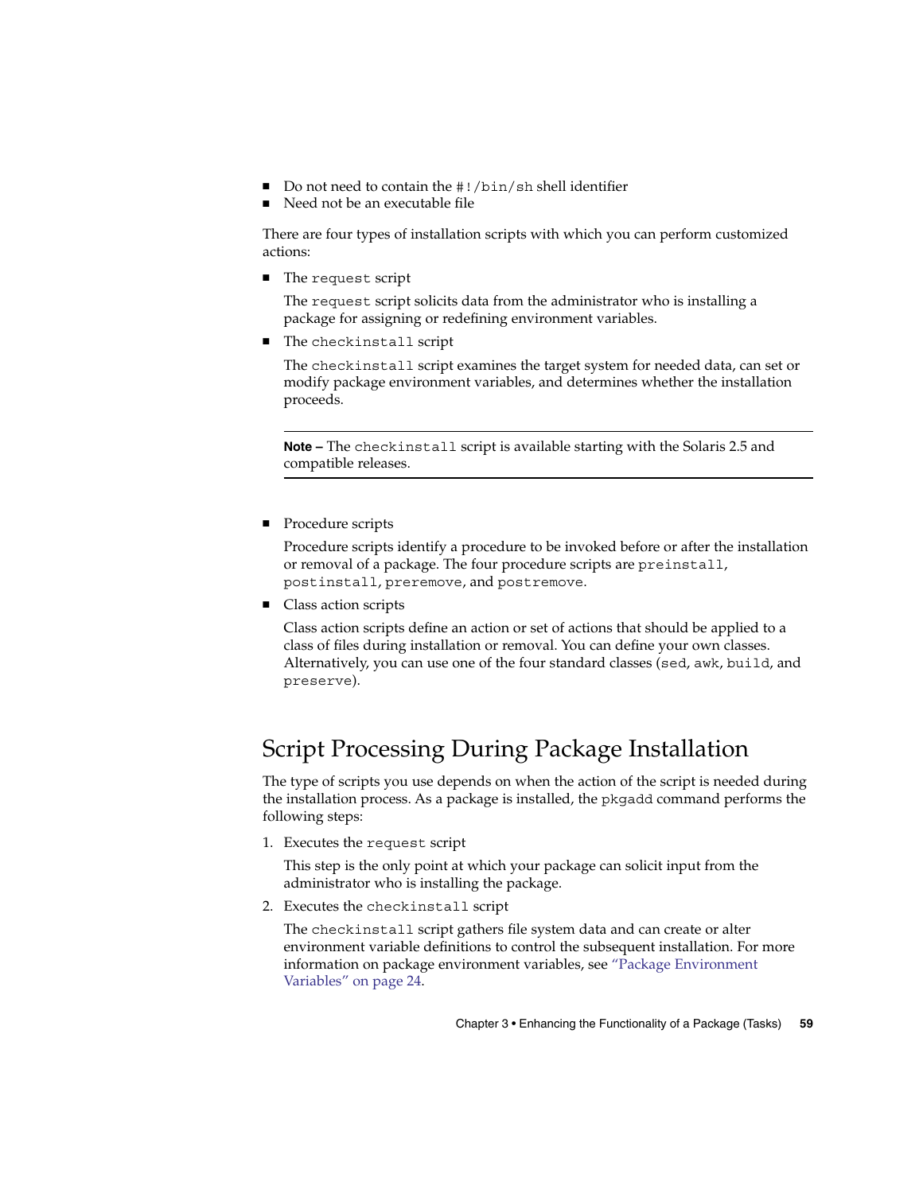- Do not need to contain the `#!/bin/sh` shell identifier
- Need not be an executable file

There are four types of installation scripts with which you can perform customized actions:

- The `request` script

  The `request` script solicits data from the administrator who is installing a package for assigning or redefining environment variables.

- The `checkinstall` script

  The `checkinstall` script examines the target system for needed data, can set or modify package environment variables, and determines whether the installation proceeds.

---

**Note –** The `checkinstall` script is available starting with the Solaris 2.5 and compatible releases.

---

- Procedure scripts

  Procedure scripts identify a procedure to be invoked before or after the installation or removal of a package. The four procedure scripts are `preinstall`, `postinstall`, `preremove`, and `postremove`.

- Class action scripts

  Class action scripts define an action or set of actions that should be applied to a class of files during installation or removal. You can define your own classes. Alternatively, you can use one of the four standard classes (`sed`, `awk`, `build`, and `preserve`).

## Script Processing During Package Installation

The type of scripts you use depends on when the action of the script is needed during the installation process. As a package is installed, the `pkgadd` command performs the following steps:

1. Executes the `request` script

   This step is the only point at which your package can solicit input from the administrator who is installing the package.

2. Executes the `checkinstall` script

   The `checkinstall` script gathers file system data and can create or alter environment variable definitions to control the subsequent installation. For more information on package environment variables, see "Package Environment Variables" on page 24.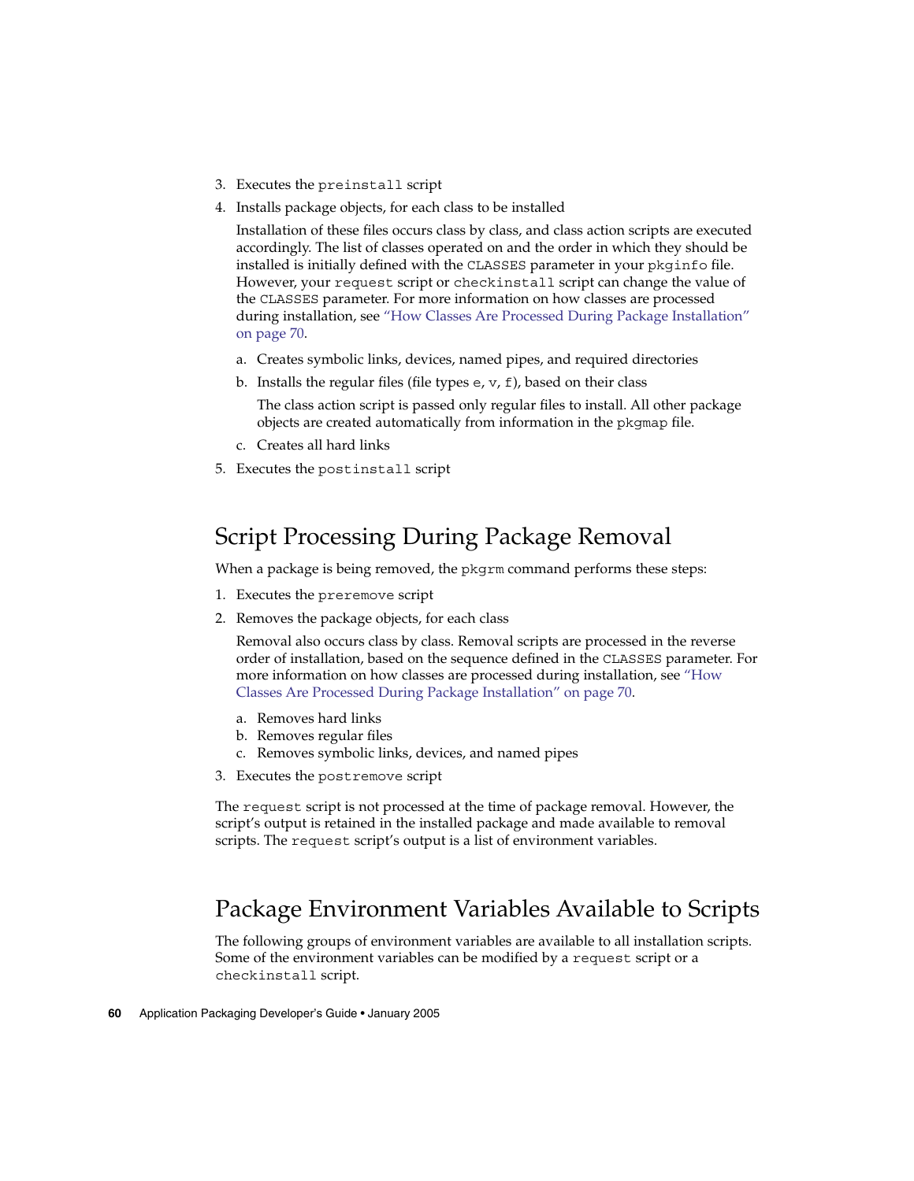3. Executes the `preinstall` script
4. Installs package objects, for each class to be installed

   Installation of these files occurs class by class, and class action scripts are executed accordingly. The list of classes operated on and the order in which they should be installed is initially defined with the `CLASSES` parameter in your `pkginfo` file. However, your `request` script or `checkinstall` script can change the value of the `CLASSES` parameter. For more information on how classes are processed during installation, see "How Classes Are Processed During Package Installation" on page 70.

   a. Creates symbolic links, devices, named pipes, and required directories

   b. Installs the regular files (file types `e`, `v`, `f`), based on their class

      The class action script is passed only regular files to install. All other package objects are created automatically from information in the `pkgmap` file.

   c. Creates all hard links
5. Executes the `postinstall` script

## Script Processing During Package Removal

When a package is being removed, the `pkgrm` command performs these steps:

1. Executes the `preremove` script
2. Removes the package objects, for each class

   Removal also occurs class by class. Removal scripts are processed in the reverse order of installation, based on the sequence defined in the `CLASSES` parameter. For more information on how classes are processed during installation, see "How Classes Are Processed During Package Installation" on page 70.

   a. Removes hard links

   b. Removes regular files

   c. Removes symbolic links, devices, and named pipes
3. Executes the `postremove` script

The `request` script is not processed at the time of package removal. However, the script's output is retained in the installed package and made available to removal scripts. The `request` script's output is a list of environment variables.

## Package Environment Variables Available to Scripts

The following groups of environment variables are available to all installation scripts. Some of the environment variables can be modified by a `request` script or a `checkinstall` script.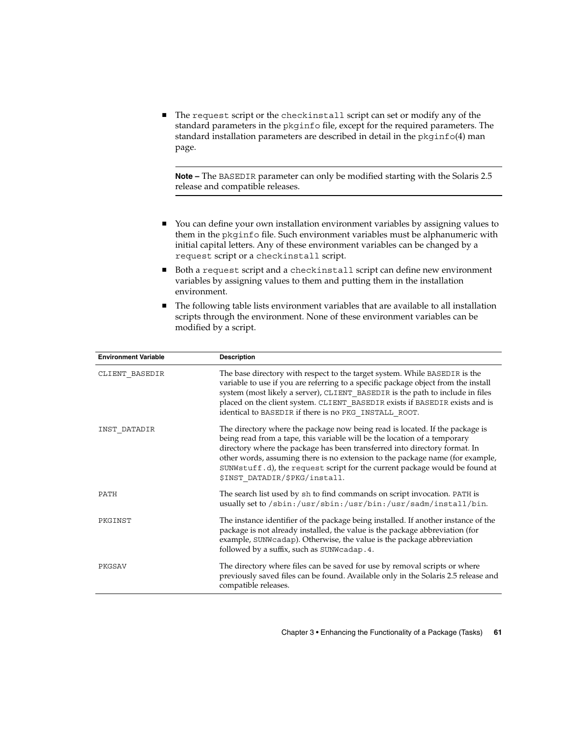- The request script or the checkinstall script can set or modify any of the standard parameters in the pkginfo file, except for the required parameters. The standard installation parameters are described in detail in the pkginfo(4) man page.

**Note –** The BASEDIR parameter can only be modified starting with the Solaris 2.5 release and compatible releases.

- You can define your own installation environment variables by assigning values to them in the pkginfo file. Such environment variables must be alphanumeric with initial capital letters. Any of these environment variables can be changed by a request script or a checkinstall script.
- Both a request script and a checkinstall script can define new environment variables by assigning values to them and putting them in the installation environment.
- The following table lists environment variables that are available to all installation scripts through the environment. None of these environment variables can be modified by a script.

| Environment Variable | Description |
| --- | --- |
| CLIENT_BASEDIR | The base directory with respect to the target system. While BASEDIR is the variable to use if you are referring to a specific package object from the install system (most likely a server), CLIENT_BASEDIR is the path to include in files placed on the client system. CLIENT_BASEDIR exists if BASEDIR exists and is identical to BASEDIR if there is no PKG_INSTALL_ROOT. |
| INST_DATADIR | The directory where the package now being read is located. If the package is being read from a tape, this variable will be the location of a temporary directory where the package has been transferred into directory format. In other words, assuming there is no extension to the package name (for example, SUNWstuff.d), the request script for the current package would be found at $INST_DATADIR/$PKG/install. |
| PATH | The search list used by sh to find commands on script invocation. PATH is usually set to /sbin:/usr/sbin:/usr/bin:/usr/sadm/install/bin. |
| PKGINST | The instance identifier of the package being installed. If another instance of the package is not already installed, the value is the package abbreviation (for example, SUNWcadap). Otherwise, the value is the package abbreviation followed by a suffix, such as SUNWcadap.4. |
| PKGSAV | The directory where files can be saved for use by removal scripts or where previously saved files can be found. Available only in the Solaris 2.5 release and compatible releases. |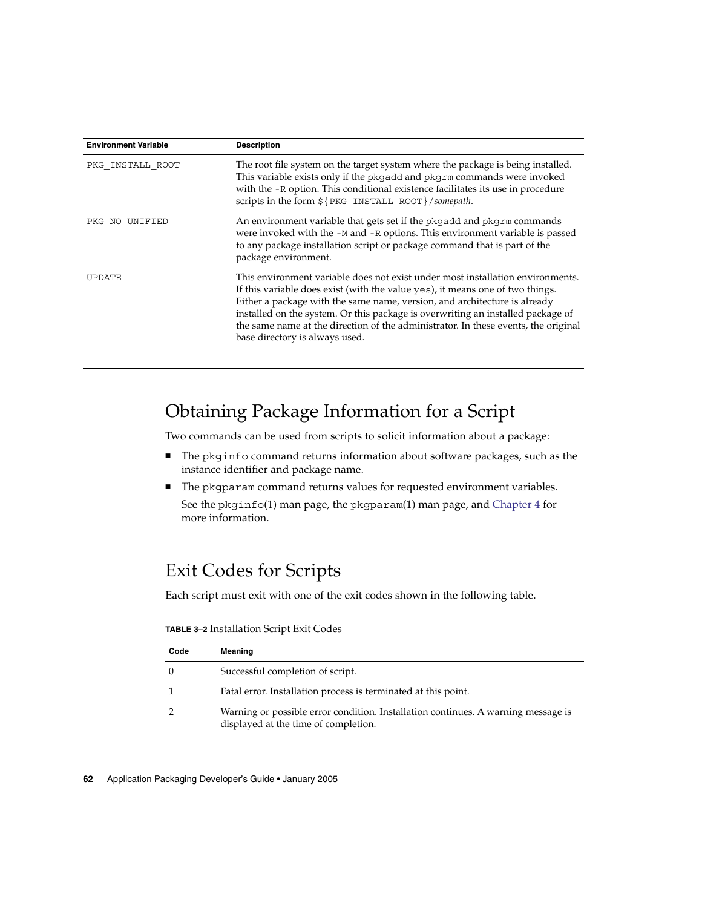| Environment Variable | Description |
| --- | --- |
| PKG_INSTALL_ROOT | The root file system on the target system where the package is being installed. This variable exists only if the pkgadd and pkgrm commands were invoked with the -R option. This conditional existence facilitates its use in procedure scripts in the form ${PKG_INSTALL_ROOT}/*somepath*. |
| PKG_NO_UNIFIED | An environment variable that gets set if the pkgadd and pkgrm commands were invoked with the -M and -R options. This environment variable is passed to any package installation script or package command that is part of the package environment. |
| UPDATE | This environment variable does not exist under most installation environments. If this variable does exist (with the value yes), it means one of two things. Either a package with the same name, version, and architecture is already installed on the system. Or this package is overwriting an installed package of the same name at the direction of the administrator. In these events, the original base directory is always used. |

## Obtaining Package Information for a Script

Two commands can be used from scripts to solicit information about a package:

- The pkginfo command returns information about software packages, such as the instance identifier and package name.
- The pkgparam command returns values for requested environment variables.

  See the pkginfo(1) man page, the pkgparam(1) man page, and Chapter 4 for more information.

## Exit Codes for Scripts

Each script must exit with one of the exit codes shown in the following table.

**TABLE 3–2** Installation Script Exit Codes

| Code | Meaning |
| --- | --- |
| 0 | Successful completion of script. |
| 1 | Fatal error. Installation process is terminated at this point. |
| 2 | Warning or possible error condition. Installation continues. A warning message is displayed at the time of completion. |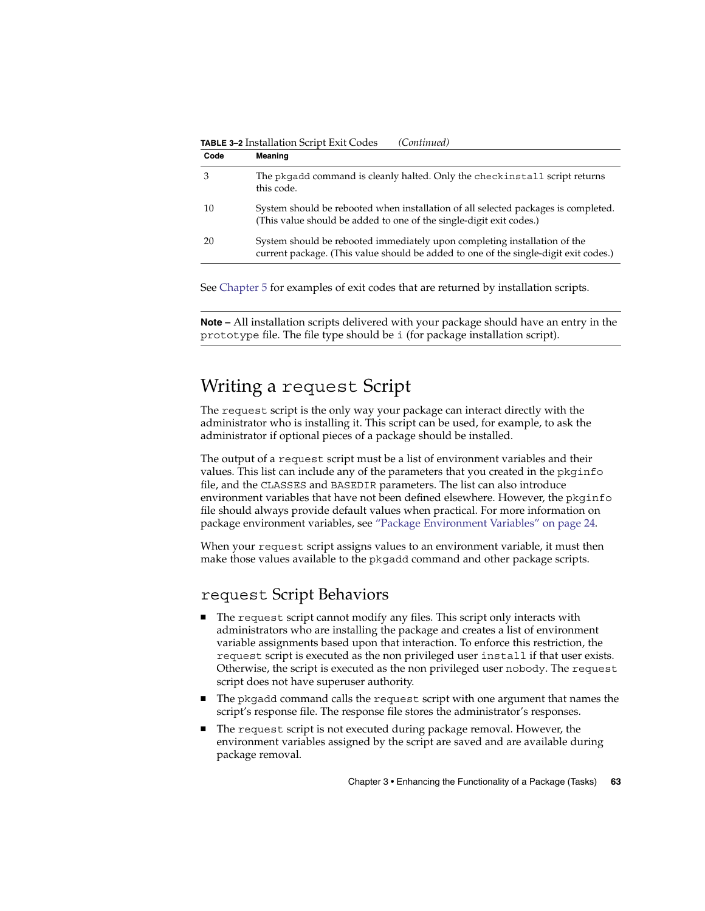**TABLE 3–2** Installation Script Exit Codes *(Continued)*

| Code | Meaning |
| --- | --- |
| 3 | The `pkgadd` command is cleanly halted. Only the `checkinstall` script returns this code. |
| 10 | System should be rebooted when installation of all selected packages is completed. (This value should be added to one of the single-digit exit codes.) |
| 20 | System should be rebooted immediately upon completing installation of the current package. (This value should be added to one of the single-digit exit codes.) |

See Chapter 5 for examples of exit codes that are returned by installation scripts.

**Note –** All installation scripts delivered with your package should have an entry in the `prototype` file. The file type should be `i` (for package installation script).

## Writing a `request` Script

The `request` script is the only way your package can interact directly with the administrator who is installing it. This script can be used, for example, to ask the administrator if optional pieces of a package should be installed.

The output of a `request` script must be a list of environment variables and their values. This list can include any of the parameters that you created in the `pkginfo` file, and the `CLASSES` and `BASEDIR` parameters. The list can also introduce environment variables that have not been defined elsewhere. However, the `pkginfo` file should always provide default values when practical. For more information on package environment variables, see "Package Environment Variables" on page 24.

When your `request` script assigns values to an environment variable, it must then make those values available to the `pkgadd` command and other package scripts.

### `request` Script Behaviors

- The `request` script cannot modify any files. This script only interacts with administrators who are installing the package and creates a list of environment variable assignments based upon that interaction. To enforce this restriction, the `request` script is executed as the non privileged user `install` if that user exists. Otherwise, the script is executed as the non privileged user `nobody`. The `request` script does not have superuser authority.
- The `pkgadd` command calls the `request` script with one argument that names the script's response file. The response file stores the administrator's responses.
- The `request` script is not executed during package removal. However, the environment variables assigned by the script are saved and are available during package removal.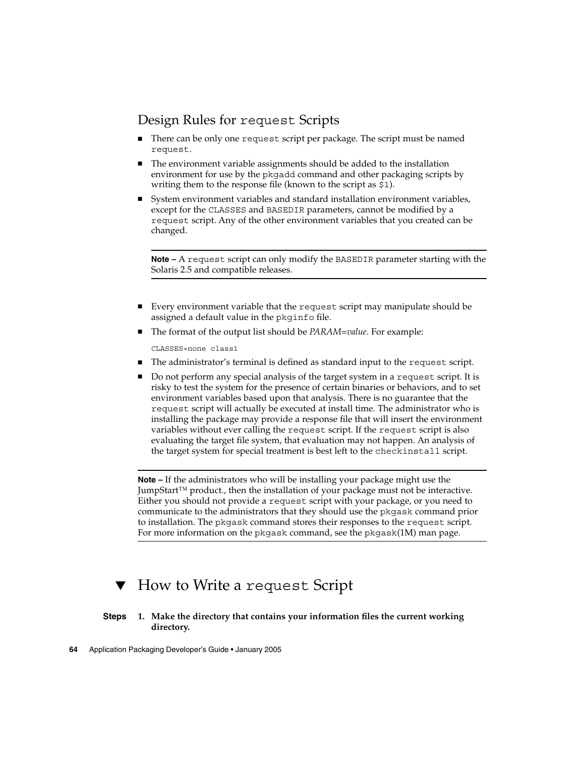## Design Rules for `request` Scripts

- There can be only one `request` script per package. The script must be named `request`.
- The environment variable assignments should be added to the installation environment for use by the `pkgadd` command and other packaging scripts by writing them to the response file (known to the script as `$1`).
- System environment variables and standard installation environment variables, except for the `CLASSES` and `BASEDIR` parameters, cannot be modified by a `request` script. Any of the other environment variables that you created can be changed.

---

**Note –** A `request` script can only modify the `BASEDIR` parameter starting with the Solaris 2.5 and compatible releases.

---

- Every environment variable that the `request` script may manipulate should be assigned a default value in the `pkginfo` file.
- The format of the output list should be *PARAM=value*. For example:

```
CLASSES=none class1
```

- The administrator's terminal is defined as standard input to the `request` script.
- Do not perform any special analysis of the target system in a `request` script. It is risky to test the system for the presence of certain binaries or behaviors, and to set environment variables based upon that analysis. There is no guarantee that the `request` script will actually be executed at install time. The administrator who is installing the package may provide a response file that will insert the environment variables without ever calling the `request` script. If the `request` script is also evaluating the target file system, that evaluation may not happen. An analysis of the target system for special treatment is best left to the `checkinstall` script.

---

**Note –** If the administrators who will be installing your package might use the JumpStart™ product., then the installation of your package must not be interactive. Either you should not provide a `request` script with your package, or you need to communicate to the administrators that they should use the `pkgask` command prior to installation. The `pkgask` command stores their responses to the `request` script. For more information on the `pkgask` command, see the `pkgask`(1M) man page.

---

## ▼ How to Write a `request` Script

**Steps**

1. **Make the directory that contains your information files the current working directory.**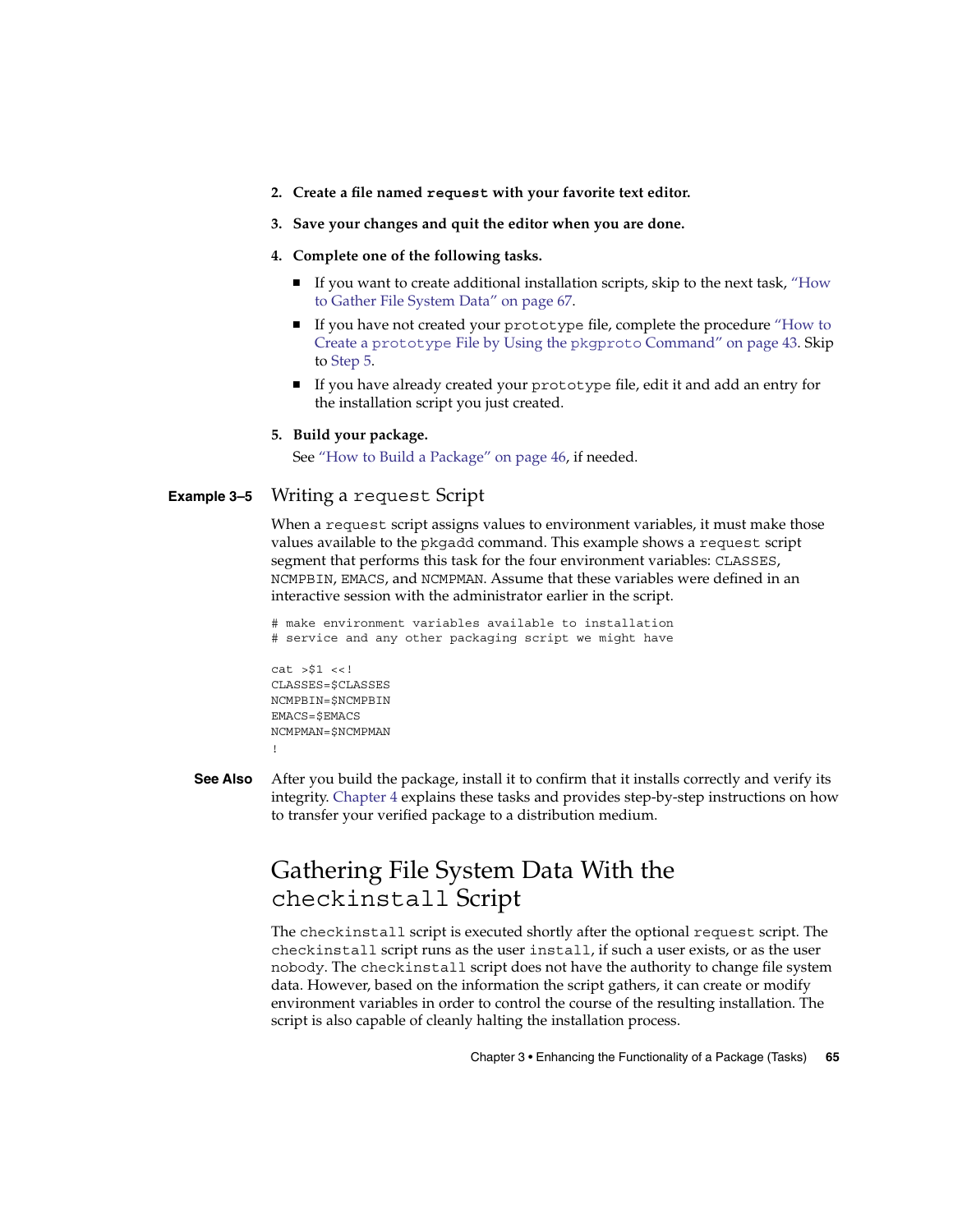2. **Create a file named `request` with your favorite text editor.**

3. **Save your changes and quit the editor when you are done.**

4. **Complete one of the following tasks.**

   - If you want to create additional installation scripts, skip to the next task, "How to Gather File System Data" on page 67.
   - If you have not created your `prototype` file, complete the procedure "How to Create a `prototype` File by Using the `pkgproto` Command" on page 43. Skip to Step 5.
   - If you have already created your `prototype` file, edit it and add an entry for the installation script you just created.

5. **Build your package.**

   See "How to Build a Package" on page 46, if needed.

**Example 3–5** Writing a `request` Script

When a `request` script assigns values to environment variables, it must make those values available to the `pkgadd` command. This example shows a `request` script segment that performs this task for the four environment variables: `CLASSES`, `NCMPBIN`, `EMACS`, and `NCMPMAN`. Assume that these variables were defined in an interactive session with the administrator earlier in the script.

```
# make environment variables available to installation
# service and any other packaging script we might have

cat >$1 <<!
CLASSES=$CLASSES
NCMPBIN=$NCMPBIN
EMACS=$EMACS
NCMPMAN=$NCMPMAN
!
```

**See Also** After you build the package, install it to confirm that it installs correctly and verify its integrity. Chapter 4 explains these tasks and provides step-by-step instructions on how to transfer your verified package to a distribution medium.

## Gathering File System Data With the `checkinstall` Script

The `checkinstall` script is executed shortly after the optional `request` script. The `checkinstall` script runs as the user `install`, if such a user exists, or as the user `nobody`. The `checkinstall` script does not have the authority to change file system data. However, based on the information the script gathers, it can create or modify environment variables in order to control the course of the resulting installation. The script is also capable of cleanly halting the installation process.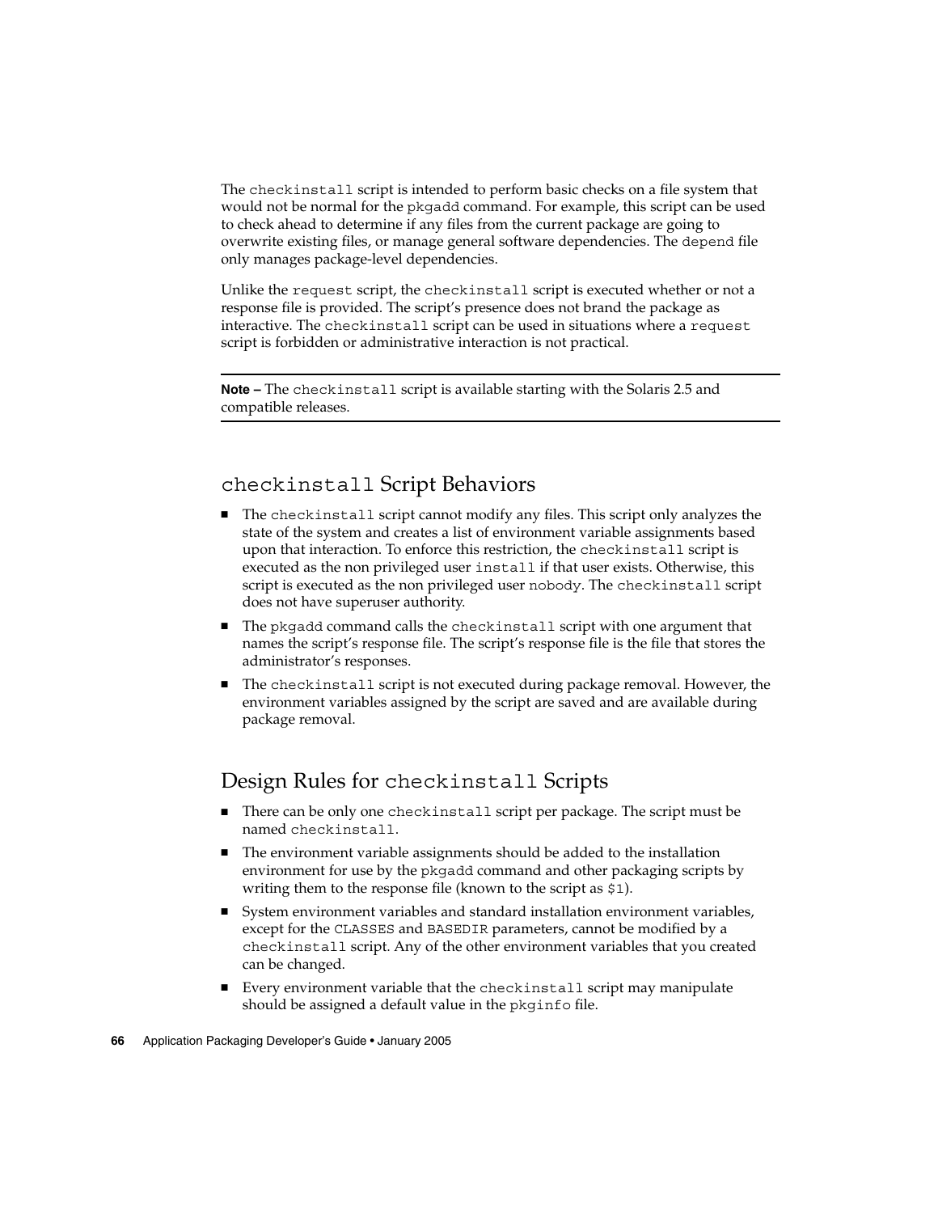The `checkinstall` script is intended to perform basic checks on a file system that would not be normal for the `pkgadd` command. For example, this script can be used to check ahead to determine if any files from the current package are going to overwrite existing files, or manage general software dependencies. The `depend` file only manages package-level dependencies.

Unlike the `request` script, the `checkinstall` script is executed whether or not a response file is provided. The script's presence does not brand the package as interactive. The `checkinstall` script can be used in situations where a `request` script is forbidden or administrative interaction is not practical.

---

**Note –** The `checkinstall` script is available starting with the Solaris 2.5 and compatible releases.

---

## `checkinstall` Script Behaviors

- The `checkinstall` script cannot modify any files. This script only analyzes the state of the system and creates a list of environment variable assignments based upon that interaction. To enforce this restriction, the `checkinstall` script is executed as the non privileged user `install` if that user exists. Otherwise, this script is executed as the non privileged user `nobody`. The `checkinstall` script does not have superuser authority.
- The `pkgadd` command calls the `checkinstall` script with one argument that names the script's response file. The script's response file is the file that stores the administrator's responses.
- The `checkinstall` script is not executed during package removal. However, the environment variables assigned by the script are saved and are available during package removal.

## Design Rules for `checkinstall` Scripts

- There can be only one `checkinstall` script per package. The script must be named `checkinstall`.
- The environment variable assignments should be added to the installation environment for use by the `pkgadd` command and other packaging scripts by writing them to the response file (known to the script as `$1`).
- System environment variables and standard installation environment variables, except for the `CLASSES` and `BASEDIR` parameters, cannot be modified by a `checkinstall` script. Any of the other environment variables that you created can be changed.
- Every environment variable that the `checkinstall` script may manipulate should be assigned a default value in the `pkginfo` file.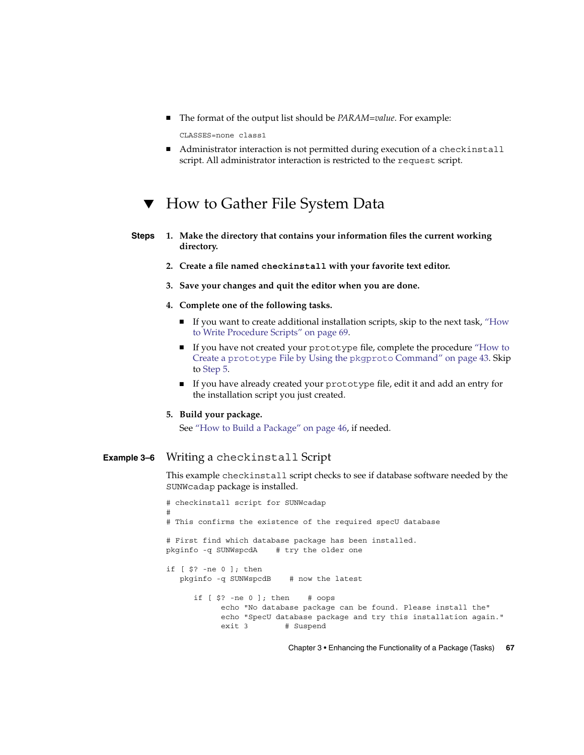- The format of the output list should be *PARAM=value*. For example:

  ```
  CLASSES=none class1
  ```

- Administrator interaction is not permitted during execution of a `checkinstall` script. All administrator interaction is restricted to the `request` script.

## ▼ How to Gather File System Data

**Steps**

1. **Make the directory that contains your information files the current working directory.**

2. **Create a file named `checkinstall` with your favorite text editor.**

3. **Save your changes and quit the editor when you are done.**

4. **Complete one of the following tasks.**

   - If you want to create additional installation scripts, skip to the next task, "How to Write Procedure Scripts" on page 69.
   - If you have not created your `prototype` file, complete the procedure "How to Create a `prototype` File by Using the `pkgproto` Command" on page 43. Skip to Step 5.
   - If you have already created your `prototype` file, edit it and add an entry for the installation script you just created.

5. **Build your package.**

   See "How to Build a Package" on page 46, if needed.

### Example 3–6 Writing a `checkinstall` Script

This example `checkinstall` script checks to see if database software needed by the `SUNWcadap` package is installed.

```
# checkinstall script for SUNWcadap
#
# This confirms the existence of the required specU database

# First find which database package has been installed.
pkginfo -q SUNWspcdA    # try the older one

if [ $? -ne 0 ]; then
   pkginfo -q SUNWspcdB    # now the latest

      if [ $? -ne 0 ]; then    # oops
            echo "No database package can be found. Please install the"
            echo "SpecU database package and try this installation again."
            exit 3        # Suspend
```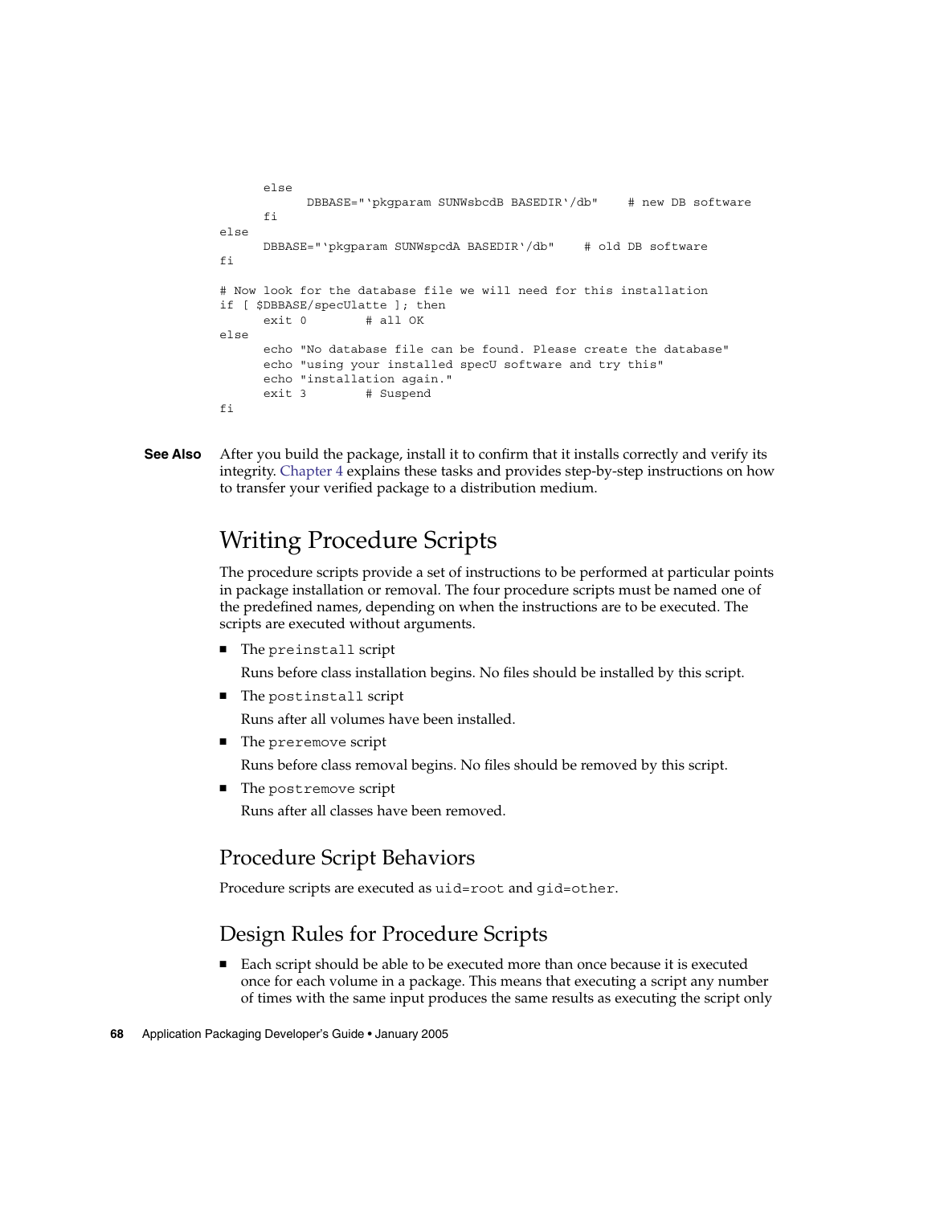```
      else
            DBBASE="`pkgparam SUNWsbcdB BASEDIR`/db"    # new DB software
      fi
else
      DBBASE="`pkgparam SUNWspcdA BASEDIR`/db"    # old DB software
fi

# Now look for the database file we will need for this installation
if [ $DBBASE/specUlatte ]; then
      exit 0        # all OK
else
      echo "No database file can be found. Please create the database"
      echo "using your installed specU software and try this"
      echo "installation again."
      exit 3        # Suspend
fi
```

**See Also** After you build the package, install it to confirm that it installs correctly and verify its integrity. Chapter 4 explains these tasks and provides step-by-step instructions on how to transfer your verified package to a distribution medium.

## Writing Procedure Scripts

The procedure scripts provide a set of instructions to be performed at particular points in package installation or removal. The four procedure scripts must be named one of the predefined names, depending on when the instructions are to be executed. The scripts are executed without arguments.

- The `preinstall` script

  Runs before class installation begins. No files should be installed by this script.

- The `postinstall` script

  Runs after all volumes have been installed.

- The `preremove` script

  Runs before class removal begins. No files should be removed by this script.

- The `postremove` script

  Runs after all classes have been removed.

### Procedure Script Behaviors

Procedure scripts are executed as `uid=root` and `gid=other`.

### Design Rules for Procedure Scripts

- Each script should be able to be executed more than once because it is executed once for each volume in a package. This means that executing a script any number of times with the same input produces the same results as executing the script only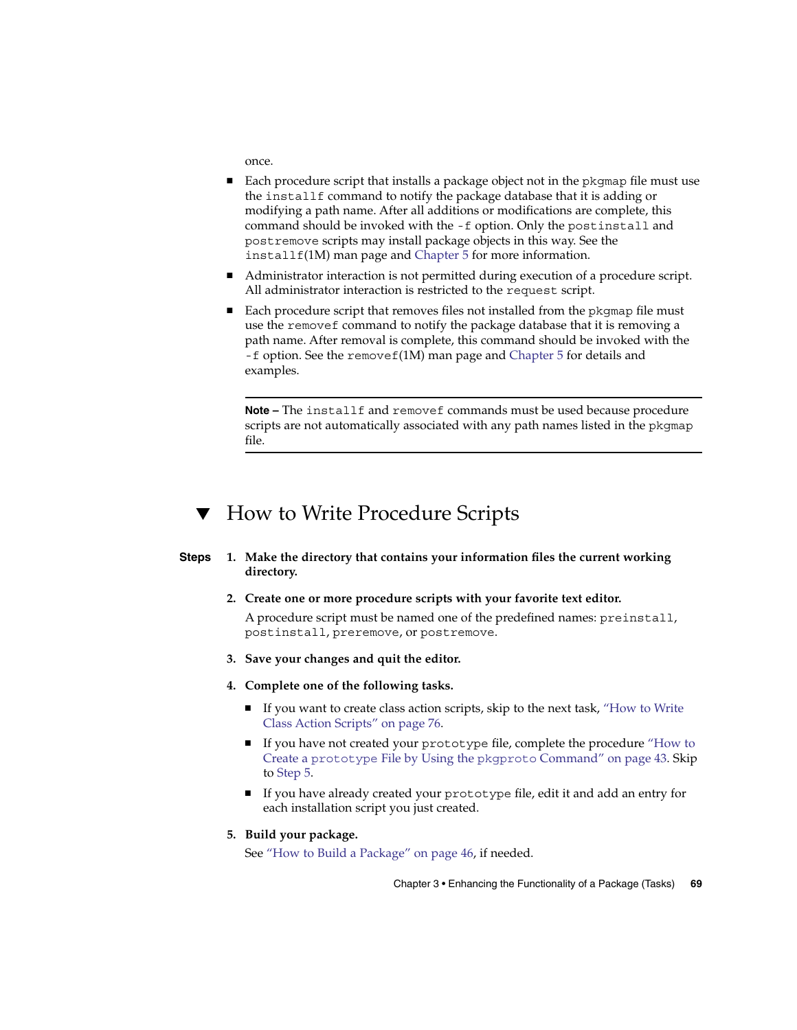once.

- Each procedure script that installs a package object not in the `pkgmap` file must use the `installf` command to notify the package database that it is adding or modifying a path name. After all additions or modifications are complete, this command should be invoked with the `-f` option. Only the `postinstall` and `postremove` scripts may install package objects in this way. See the `installf`(1M) man page and Chapter 5 for more information.
- Administrator interaction is not permitted during execution of a procedure script. All administrator interaction is restricted to the `request` script.
- Each procedure script that removes files not installed from the `pkgmap` file must use the `removef` command to notify the package database that it is removing a path name. After removal is complete, this command should be invoked with the `-f` option. See the `removef`(1M) man page and Chapter 5 for details and examples.

---

**Note –** The `installf` and `removef` commands must be used because procedure scripts are not automatically associated with any path names listed in the `pkgmap` file.

---

## How to Write Procedure Scripts

**Steps**

1. **Make the directory that contains your information files the current working directory.**

2. **Create one or more procedure scripts with your favorite text editor.**

   A procedure script must be named one of the predefined names: `preinstall`, `postinstall`, `preremove`, or `postremove`.

3. **Save your changes and quit the editor.**

4. **Complete one of the following tasks.**

   - If you want to create class action scripts, skip to the next task, "How to Write Class Action Scripts" on page 76.
   - If you have not created your `prototype` file, complete the procedure "How to Create a `prototype` File by Using the `pkgproto` Command" on page 43. Skip to Step 5.
   - If you have already created your `prototype` file, edit it and add an entry for each installation script you just created.

5. **Build your package.**

   See "How to Build a Package" on page 46, if needed.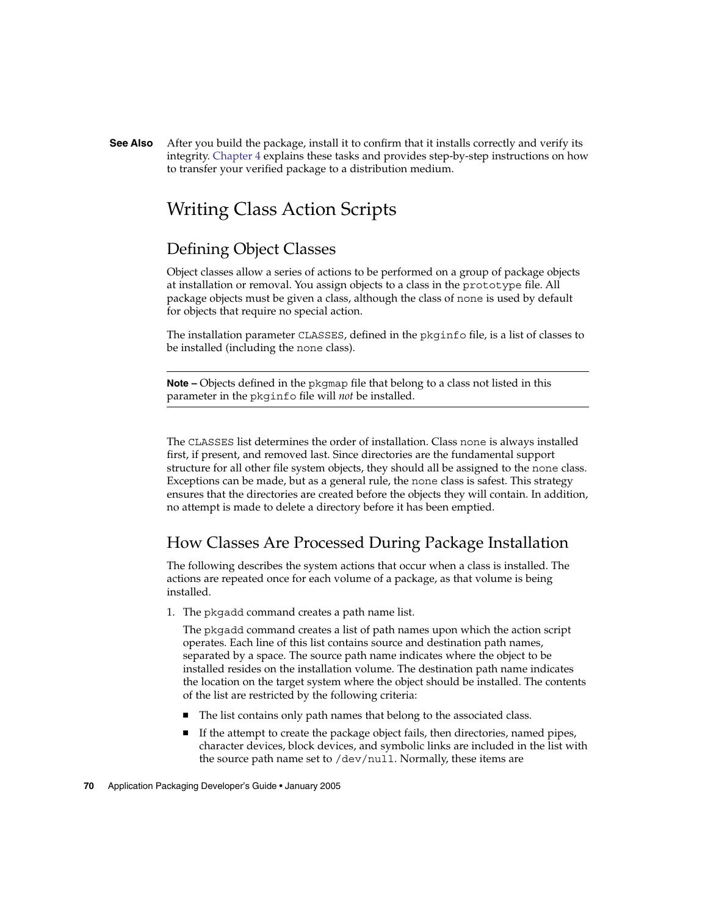**See Also** After you build the package, install it to confirm that it installs correctly and verify its integrity. Chapter 4 explains these tasks and provides step-by-step instructions on how to transfer your verified package to a distribution medium.

# Writing Class Action Scripts

## Defining Object Classes

Object classes allow a series of actions to be performed on a group of package objects at installation or removal. You assign objects to a class in the `prototype` file. All package objects must be given a class, although the class of `none` is used by default for objects that require no special action.

The installation parameter `CLASSES`, defined in the `pkginfo` file, is a list of classes to be installed (including the `none` class).

---

**Note –** Objects defined in the `pkgmap` file that belong to a class not listed in this parameter in the `pkginfo` file will *not* be installed.

---

The `CLASSES` list determines the order of installation. Class `none` is always installed first, if present, and removed last. Since directories are the fundamental support structure for all other file system objects, they should all be assigned to the `none` class. Exceptions can be made, but as a general rule, the `none` class is safest. This strategy ensures that the directories are created before the objects they will contain. In addition, no attempt is made to delete a directory before it has been emptied.

## How Classes Are Processed During Package Installation

The following describes the system actions that occur when a class is installed. The actions are repeated once for each volume of a package, as that volume is being installed.

1. The `pkgadd` command creates a path name list.

   The `pkgadd` command creates a list of path names upon which the action script operates. Each line of this list contains source and destination path names, separated by a space. The source path name indicates where the object to be installed resides on the installation volume. The destination path name indicates the location on the target system where the object should be installed. The contents of the list are restricted by the following criteria:

   - The list contains only path names that belong to the associated class.
   - If the attempt to create the package object fails, then directories, named pipes, character devices, block devices, and symbolic links are included in the list with the source path name set to `/dev/null`. Normally, these items are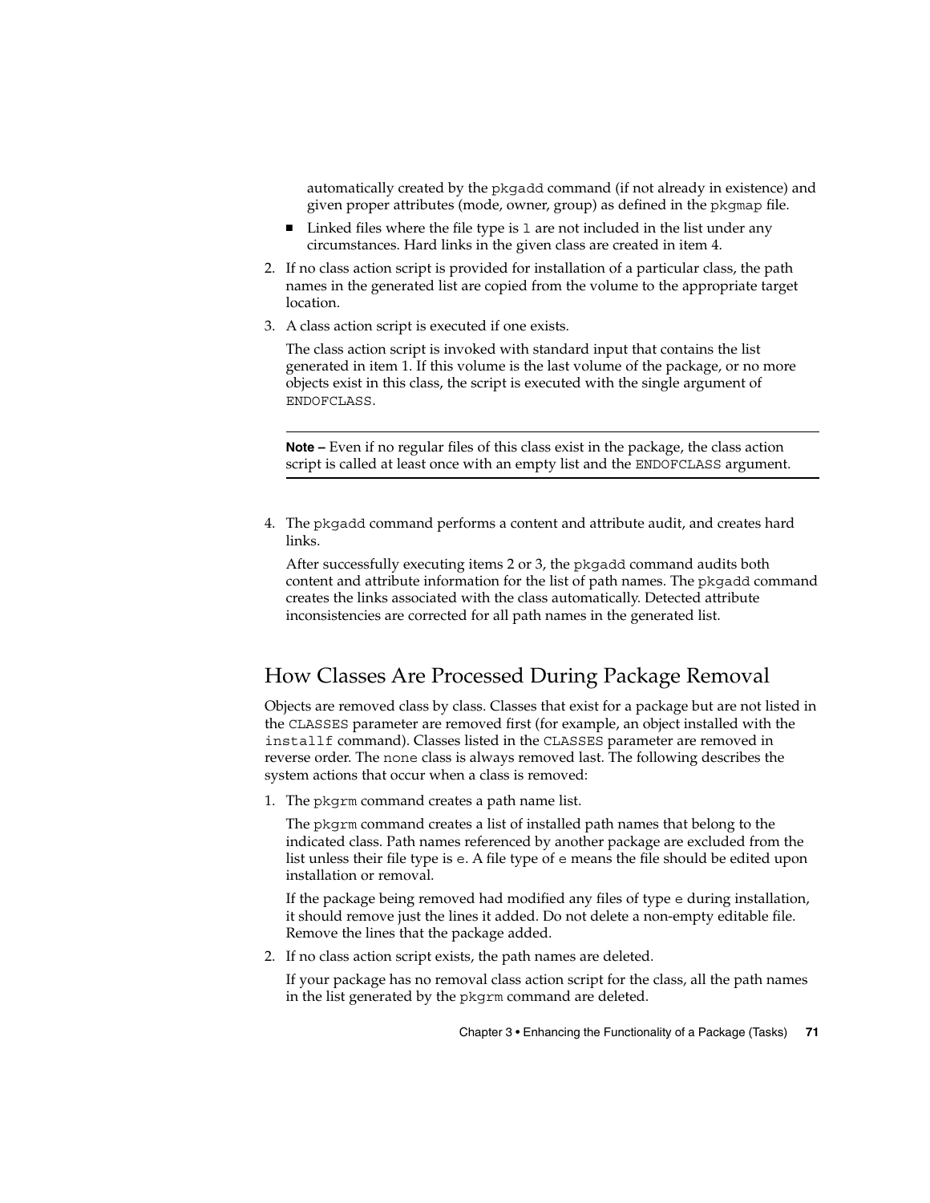automatically created by the pkgadd command (if not already in existence) and given proper attributes (mode, owner, group) as defined in the pkgmap file.

- Linked files where the file type is l are not included in the list under any circumstances. Hard links in the given class are created in item 4.

2. If no class action script is provided for installation of a particular class, the path names in the generated list are copied from the volume to the appropriate target location.
3. A class action script is executed if one exists.

   The class action script is invoked with standard input that contains the list generated in item 1. If this volume is the last volume of the package, or no more objects exist in this class, the script is executed with the single argument of ENDOFCLASS.

   ---

   **Note –** Even if no regular files of this class exist in the package, the class action script is called at least once with an empty list and the ENDOFCLASS argument.

   ---

4. The pkgadd command performs a content and attribute audit, and creates hard links.

   After successfully executing items 2 or 3, the pkgadd command audits both content and attribute information for the list of path names. The pkgadd command creates the links associated with the class automatically. Detected attribute inconsistencies are corrected for all path names in the generated list.

## How Classes Are Processed During Package Removal

Objects are removed class by class. Classes that exist for a package but are not listed in the CLASSES parameter are removed first (for example, an object installed with the installf command). Classes listed in the CLASSES parameter are removed in reverse order. The none class is always removed last. The following describes the system actions that occur when a class is removed:

1. The pkgrm command creates a path name list.

   The pkgrm command creates a list of installed path names that belong to the indicated class. Path names referenced by another package are excluded from the list unless their file type is e. A file type of e means the file should be edited upon installation or removal.

   If the package being removed had modified any files of type e during installation, it should remove just the lines it added. Do not delete a non-empty editable file. Remove the lines that the package added.

2. If no class action script exists, the path names are deleted.

   If your package has no removal class action script for the class, all the path names in the list generated by the pkgrm command are deleted.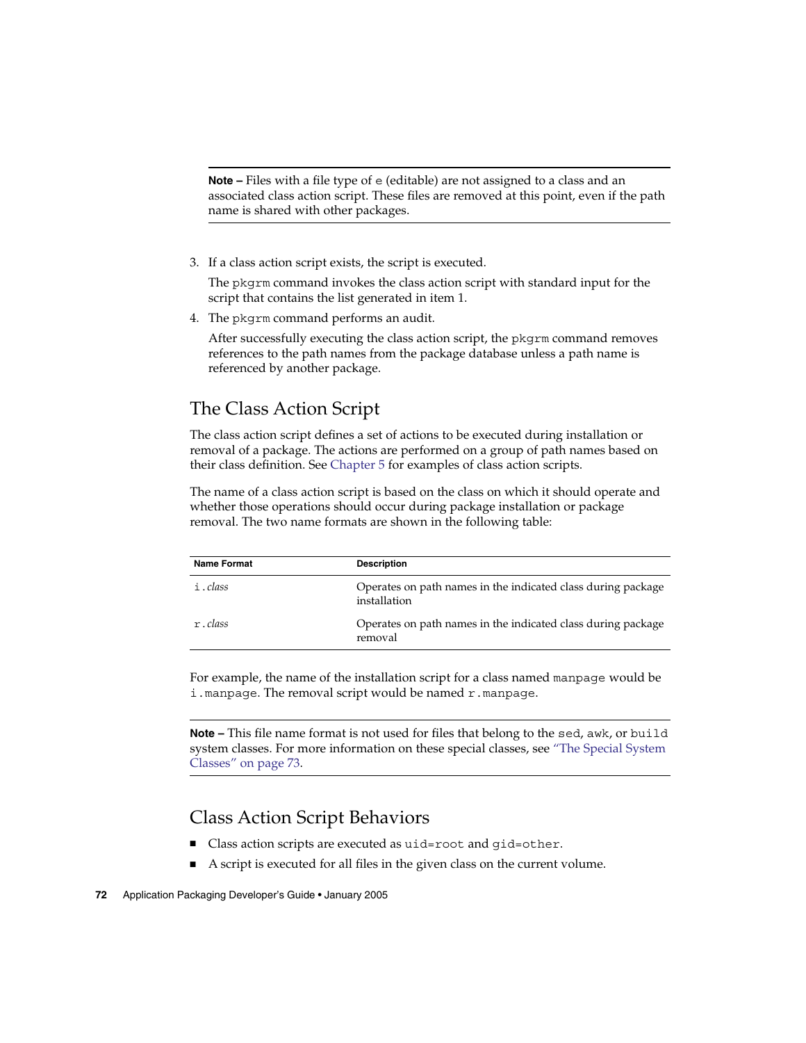---

**Note –** Files with a file type of `e` (editable) are not assigned to a class and an associated class action script. These files are removed at this point, even if the path name is shared with other packages.

---

3. If a class action script exists, the script is executed.

   The `pkgrm` command invokes the class action script with standard input for the script that contains the list generated in item 1.

4. The `pkgrm` command performs an audit.

   After successfully executing the class action script, the `pkgrm` command removes references to the path names from the package database unless a path name is referenced by another package.

## The Class Action Script

The class action script defines a set of actions to be executed during installation or removal of a package. The actions are performed on a group of path names based on their class definition. See Chapter 5 for examples of class action scripts.

The name of a class action script is based on the class on which it should operate and whether those operations should occur during package installation or package removal. The two name formats are shown in the following table:

| Name Format | Description |
| --- | --- |
| `i.`*class* | Operates on path names in the indicated class during package installation |
| `r.`*class* | Operates on path names in the indicated class during package removal |

For example, the name of the installation script for a class named `manpage` would be `i.manpage`. The removal script would be named `r.manpage`.

---

**Note –** This file name format is not used for files that belong to the `sed`, `awk`, or `build` system classes. For more information on these special classes, see "The Special System Classes" on page 73.

---

## Class Action Script Behaviors

- Class action scripts are executed as `uid=root` and `gid=other`.
- A script is executed for all files in the given class on the current volume.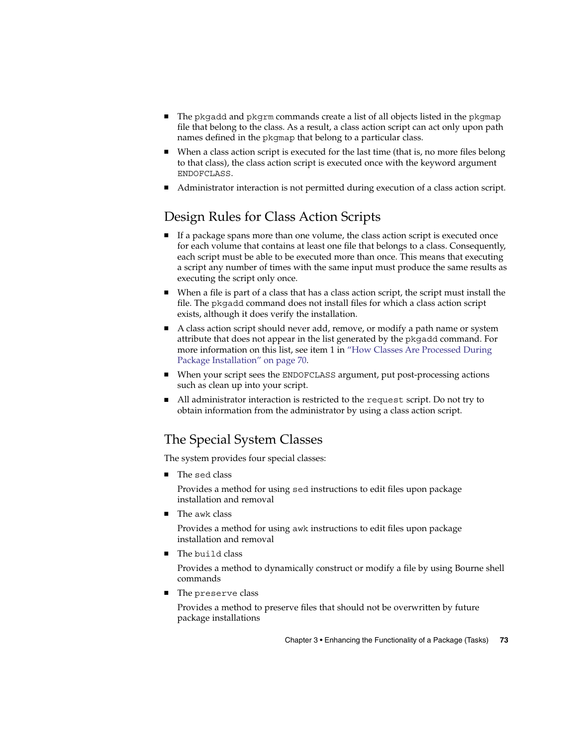- The `pkgadd` and `pkgrm` commands create a list of all objects listed in the `pkgmap` file that belong to the class. As a result, a class action script can act only upon path names defined in the `pkgmap` that belong to a particular class.
- When a class action script is executed for the last time (that is, no more files belong to that class), the class action script is executed once with the keyword argument `ENDOFCLASS`.
- Administrator interaction is not permitted during execution of a class action script.

## Design Rules for Class Action Scripts

- If a package spans more than one volume, the class action script is executed once for each volume that contains at least one file that belongs to a class. Consequently, each script must be able to be executed more than once. This means that executing a script any number of times with the same input must produce the same results as executing the script only once.
- When a file is part of a class that has a class action script, the script must install the file. The `pkgadd` command does not install files for which a class action script exists, although it does verify the installation.
- A class action script should never add, remove, or modify a path name or system attribute that does not appear in the list generated by the `pkgadd` command. For more information on this list, see item 1 in "How Classes Are Processed During Package Installation" on page 70.
- When your script sees the `ENDOFCLASS` argument, put post-processing actions such as clean up into your script.
- All administrator interaction is restricted to the `request` script. Do not try to obtain information from the administrator by using a class action script.

## The Special System Classes

The system provides four special classes:

- The `sed` class

  Provides a method for using `sed` instructions to edit files upon package installation and removal

- The `awk` class

  Provides a method for using `awk` instructions to edit files upon package installation and removal

- The `build` class

  Provides a method to dynamically construct or modify a file by using Bourne shell commands

- The `preserve` class

  Provides a method to preserve files that should not be overwritten by future package installations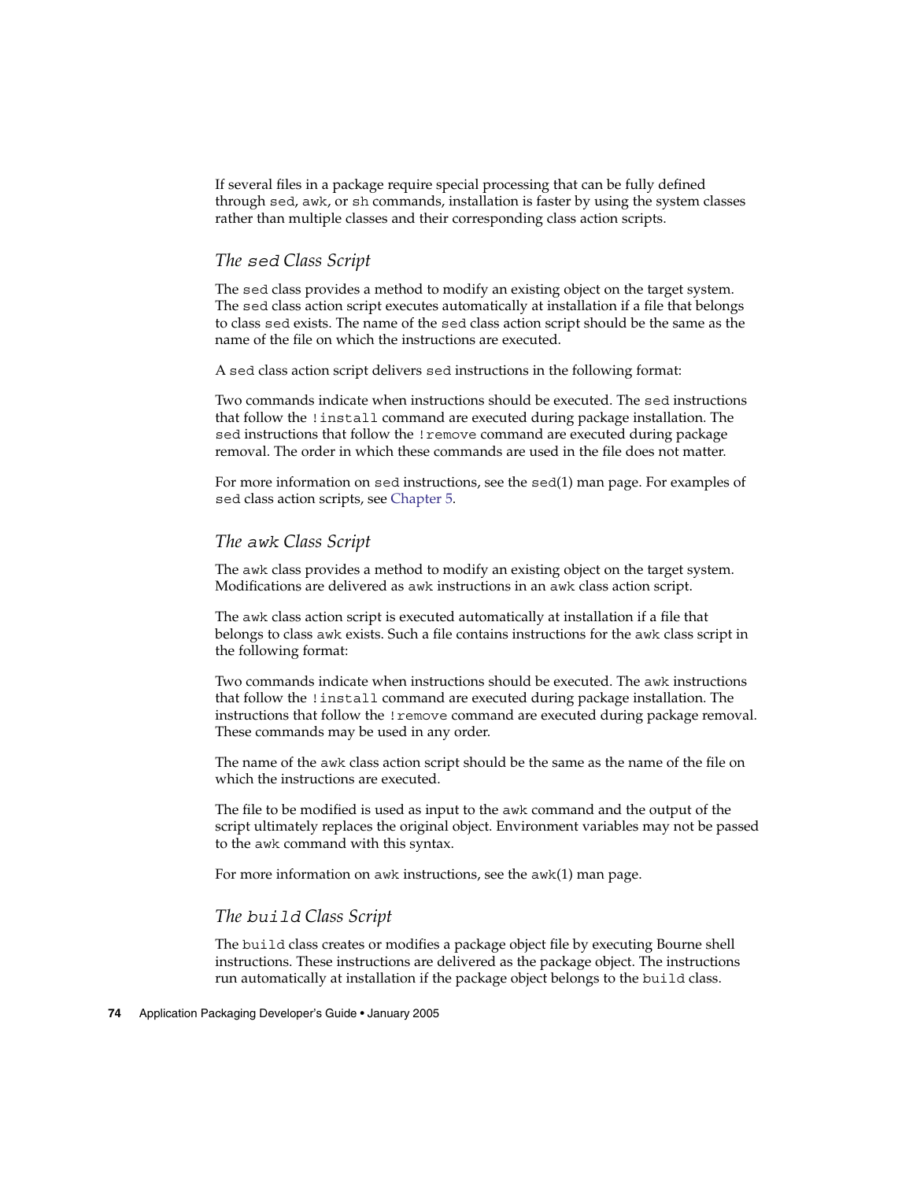If several files in a package require special processing that can be fully defined through `sed`, `awk`, or `sh` commands, installation is faster by using the system classes rather than multiple classes and their corresponding class action scripts.

### *The `sed` Class Script*

The `sed` class provides a method to modify an existing object on the target system. The `sed` class action script executes automatically at installation if a file that belongs to class `sed` exists. The name of the `sed` class action script should be the same as the name of the file on which the instructions are executed.

A `sed` class action script delivers `sed` instructions in the following format:

Two commands indicate when instructions should be executed. The `sed` instructions that follow the `!install` command are executed during package installation. The `sed` instructions that follow the `!remove` command are executed during package removal. The order in which these commands are used in the file does not matter.

For more information on `sed` instructions, see the `sed`(1) man page. For examples of `sed` class action scripts, see Chapter 5.

### *The `awk` Class Script*

The `awk` class provides a method to modify an existing object on the target system. Modifications are delivered as `awk` instructions in an `awk` class action script.

The `awk` class action script is executed automatically at installation if a file that belongs to class `awk` exists. Such a file contains instructions for the `awk` class script in the following format:

Two commands indicate when instructions should be executed. The `awk` instructions that follow the `!install` command are executed during package installation. The instructions that follow the `!remove` command are executed during package removal. These commands may be used in any order.

The name of the `awk` class action script should be the same as the name of the file on which the instructions are executed.

The file to be modified is used as input to the `awk` command and the output of the script ultimately replaces the original object. Environment variables may not be passed to the `awk` command with this syntax.

For more information on `awk` instructions, see the `awk`(1) man page.

### *The `build` Class Script*

The `build` class creates or modifies a package object file by executing Bourne shell instructions. These instructions are delivered as the package object. The instructions run automatically at installation if the package object belongs to the `build` class.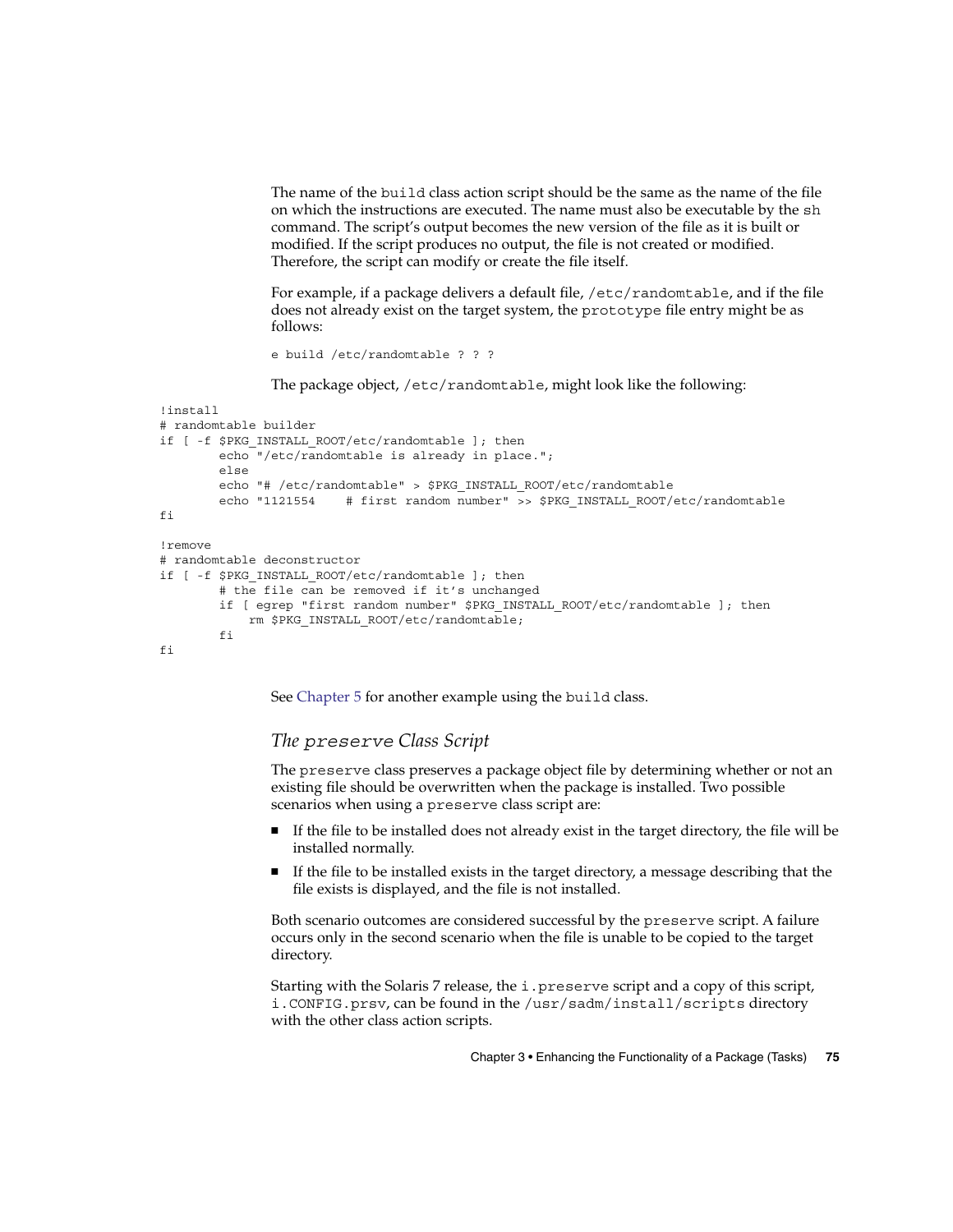The name of the `build` class action script should be the same as the name of the file on which the instructions are executed. The name must also be executable by the `sh` command. The script's output becomes the new version of the file as it is built or modified. If the script produces no output, the file is not created or modified. Therefore, the script can modify or create the file itself.

For example, if a package delivers a default file, `/etc/randomtable`, and if the file does not already exist on the target system, the `prototype` file entry might be as follows:

```
e build /etc/randomtable ? ? ?
```

The package object, `/etc/randomtable`, might look like the following:

```
!install
# randomtable builder
if [ -f $PKG_INSTALL_ROOT/etc/randomtable ]; then
        echo "/etc/randomtable is already in place.";
        else
        echo "# /etc/randomtable" > $PKG_INSTALL_ROOT/etc/randomtable
        echo "1121554    # first random number" >> $PKG_INSTALL_ROOT/etc/randomtable
fi

!remove
# randomtable deconstructor
if [ -f $PKG_INSTALL_ROOT/etc/randomtable ]; then
        # the file can be removed if it's unchanged
        if [ egrep "first random number" $PKG_INSTALL_ROOT/etc/randomtable ]; then
            rm $PKG_INSTALL_ROOT/etc/randomtable;
        fi
fi
```

See Chapter 5 for another example using the `build` class.

### *The `preserve` Class Script*

The `preserve` class preserves a package object file by determining whether or not an existing file should be overwritten when the package is installed. Two possible scenarios when using a `preserve` class script are:

- If the file to be installed does not already exist in the target directory, the file will be installed normally.
- If the file to be installed exists in the target directory, a message describing that the file exists is displayed, and the file is not installed.

Both scenario outcomes are considered successful by the `preserve` script. A failure occurs only in the second scenario when the file is unable to be copied to the target directory.

Starting with the Solaris 7 release, the `i.preserve` script and a copy of this script, `i.CONFIG.prsv`, can be found in the `/usr/sadm/install/scripts` directory with the other class action scripts.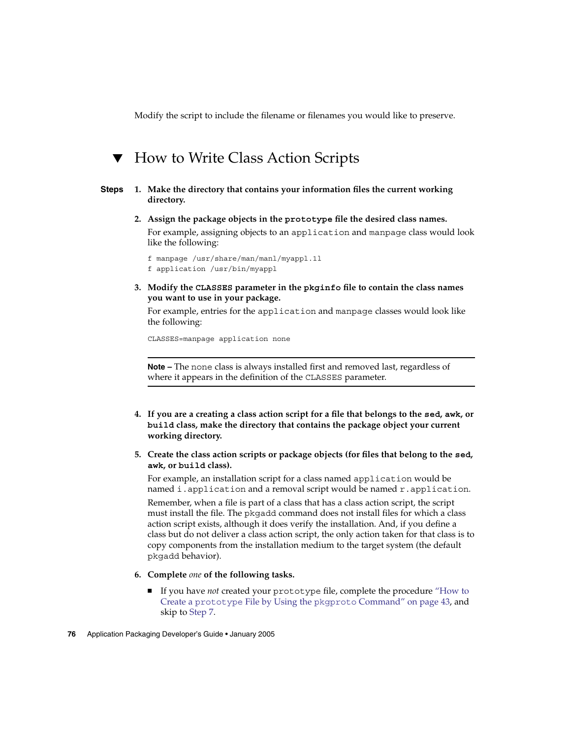Modify the script to include the filename or filenames you would like to preserve.

## ▼ How to Write Class Action Scripts

**Steps**

1. **Make the directory that contains your information files the current working directory.**

2. **Assign the package objects in the `prototype` file the desired class names.**

   For example, assigning objects to an `application` and `manpage` class would look like the following:

   ```
   f manpage /usr/share/man/manl/myappl.1l
   f application /usr/bin/myappl
   ```

3. **Modify the `CLASSES` parameter in the `pkginfo` file to contain the class names you want to use in your package.**

   For example, entries for the `application` and `manpage` classes would look like the following:

   ```
   CLASSES=manpage application none
   ```

   ---

   **Note –** The `none` class is always installed first and removed last, regardless of where it appears in the definition of the `CLASSES` parameter.

   ---

4. **If you are a creating a class action script for a file that belongs to the `sed`, `awk`, or `build` class, make the directory that contains the package object your current working directory.**

5. **Create the class action scripts or package objects (for files that belong to the `sed`, `awk`, or `build` class).**

   For example, an installation script for a class named `application` would be named `i.application` and a removal script would be named `r.application`.

   Remember, when a file is part of a class that has a class action script, the script must install the file. The `pkgadd` command does not install files for which a class action script exists, although it does verify the installation. And, if you define a class but do not deliver a class action script, the only action taken for that class is to copy components from the installation medium to the target system (the default `pkgadd` behavior).

6. **Complete *one* of the following tasks.**

   - If you have *not* created your `prototype` file, complete the procedure "How to Create a `prototype` File by Using the `pkgproto` Command" on page 43, and skip to Step 7.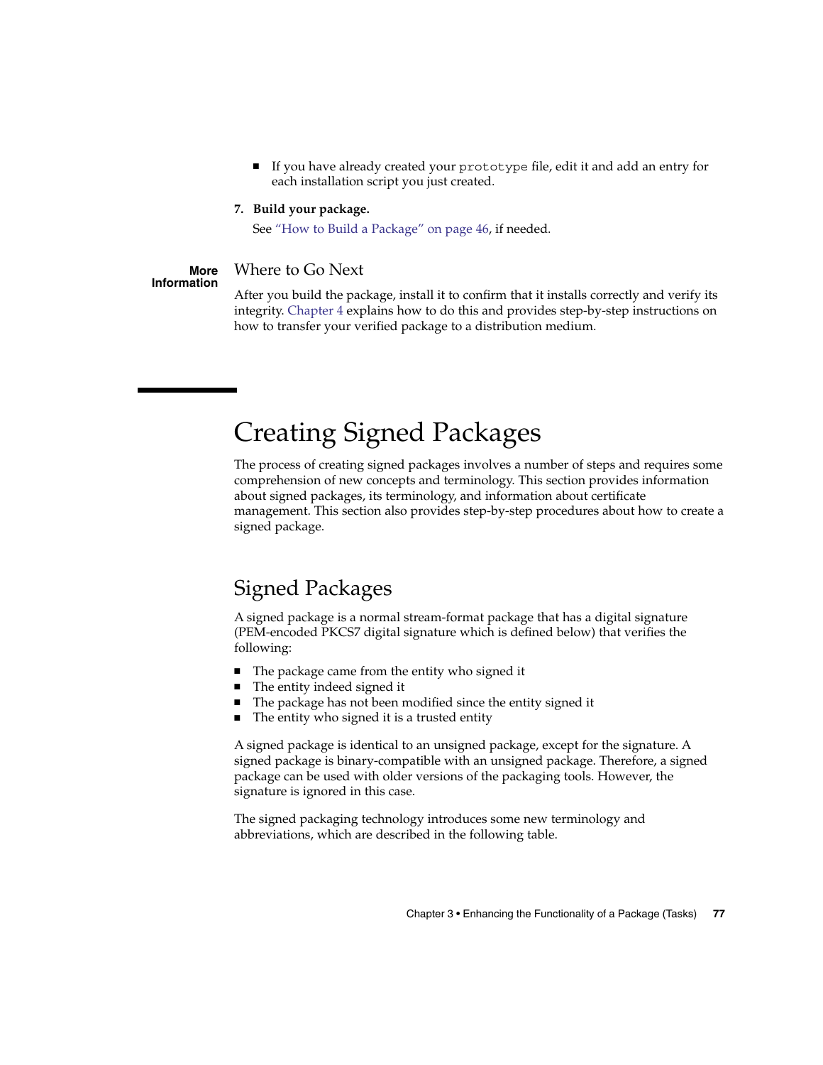- If you have already created your `prototype` file, edit it and add an entry for each installation script you just created.

7. **Build your package.**

   See "How to Build a Package" on page 46, if needed.

**More Information**

### Where to Go Next

After you build the package, install it to confirm that it installs correctly and verify its integrity. Chapter 4 explains how to do this and provides step-by-step instructions on how to transfer your verified package to a distribution medium.

# Creating Signed Packages

The process of creating signed packages involves a number of steps and requires some comprehension of new concepts and terminology. This section provides information about signed packages, its terminology, and information about certificate management. This section also provides step-by-step procedures about how to create a signed package.

## Signed Packages

A signed package is a normal stream-format package that has a digital signature (PEM-encoded PKCS7 digital signature which is defined below) that verifies the following:

- The package came from the entity who signed it
- The entity indeed signed it
- The package has not been modified since the entity signed it
- The entity who signed it is a trusted entity

A signed package is identical to an unsigned package, except for the signature. A signed package is binary-compatible with an unsigned package. Therefore, a signed package can be used with older versions of the packaging tools. However, the signature is ignored in this case.

The signed packaging technology introduces some new terminology and abbreviations, which are described in the following table.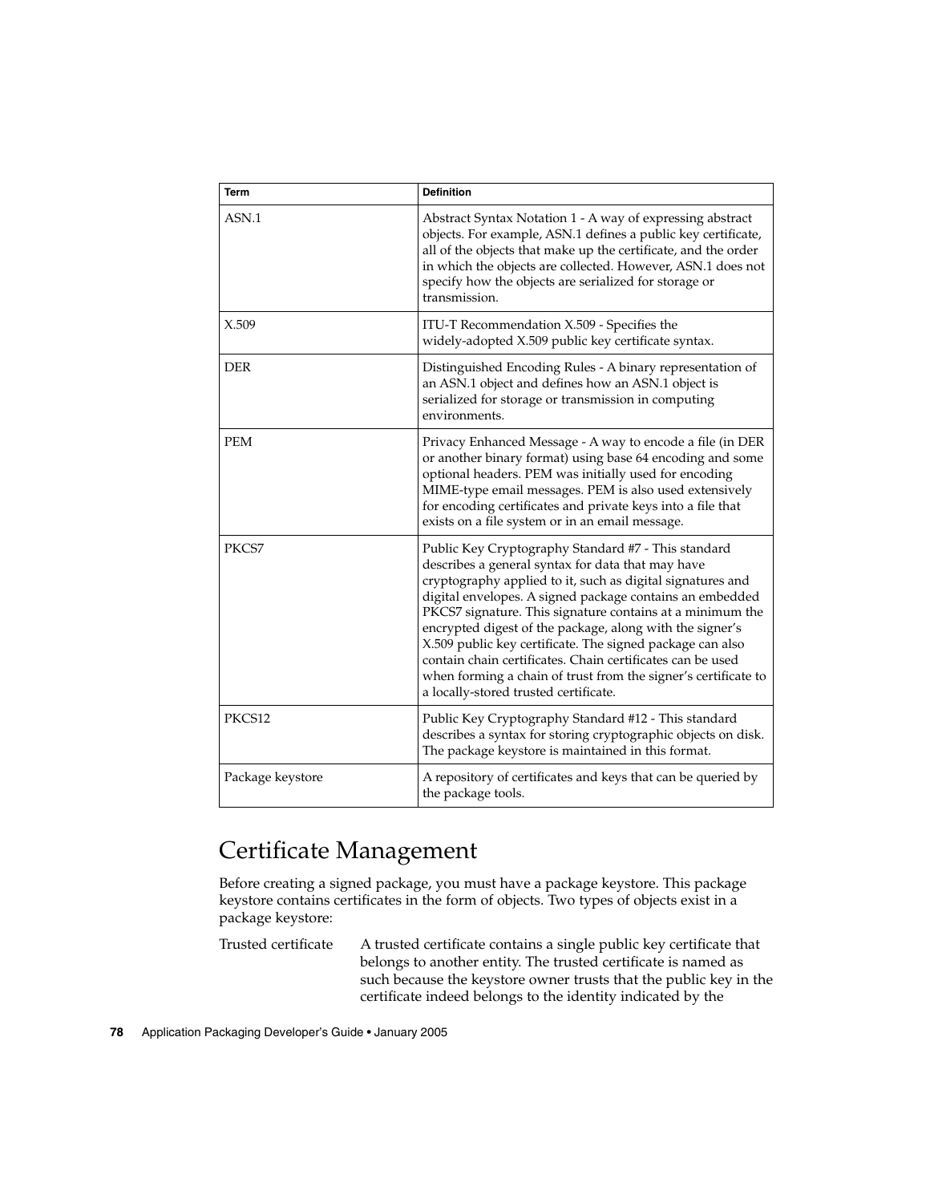| Term | Definition |
| --- | --- |
| ASN.1 | Abstract Syntax Notation 1 - A way of expressing abstract objects. For example, ASN.1 defines a public key certificate, all of the objects that make up the certificate, and the order in which the objects are collected. However, ASN.1 does not specify how the objects are serialized for storage or transmission. |
| X.509 | ITU-T Recommendation X.509 - Specifies the widely-adopted X.509 public key certificate syntax. |
| DER | Distinguished Encoding Rules - A binary representation of an ASN.1 object and defines how an ASN.1 object is serialized for storage or transmission in computing environments. |
| PEM | Privacy Enhanced Message - A way to encode a file (in DER or another binary format) using base 64 encoding and some optional headers. PEM was initially used for encoding MIME-type email messages. PEM is also used extensively for encoding certificates and private keys into a file that exists on a file system or in an email message. |
| PKCS7 | Public Key Cryptography Standard #7 - This standard describes a general syntax for data that may have cryptography applied to it, such as digital signatures and digital envelopes. A signed package contains an embedded PKCS7 signature. This signature contains at a minimum the encrypted digest of the package, along with the signer's X.509 public key certificate. The signed package can also contain chain certificates. Chain certificates can be used when forming a chain of trust from the signer's certificate to a locally-stored trusted certificate. |
| PKCS12 | Public Key Cryptography Standard #12 - This standard describes a syntax for storing cryptographic objects on disk. The package keystore is maintained in this format. |
| Package keystore | A repository of certificates and keys that can be queried by the package tools. |

## Certificate Management

Before creating a signed package, you must have a package keystore. This package keystore contains certificates in the form of objects. Two types of objects exist in a package keystore:

Trusted certificate
: A trusted certificate contains a single public key certificate that belongs to another entity. The trusted certificate is named as such because the keystore owner trusts that the public key in the certificate indeed belongs to the identity indicated by the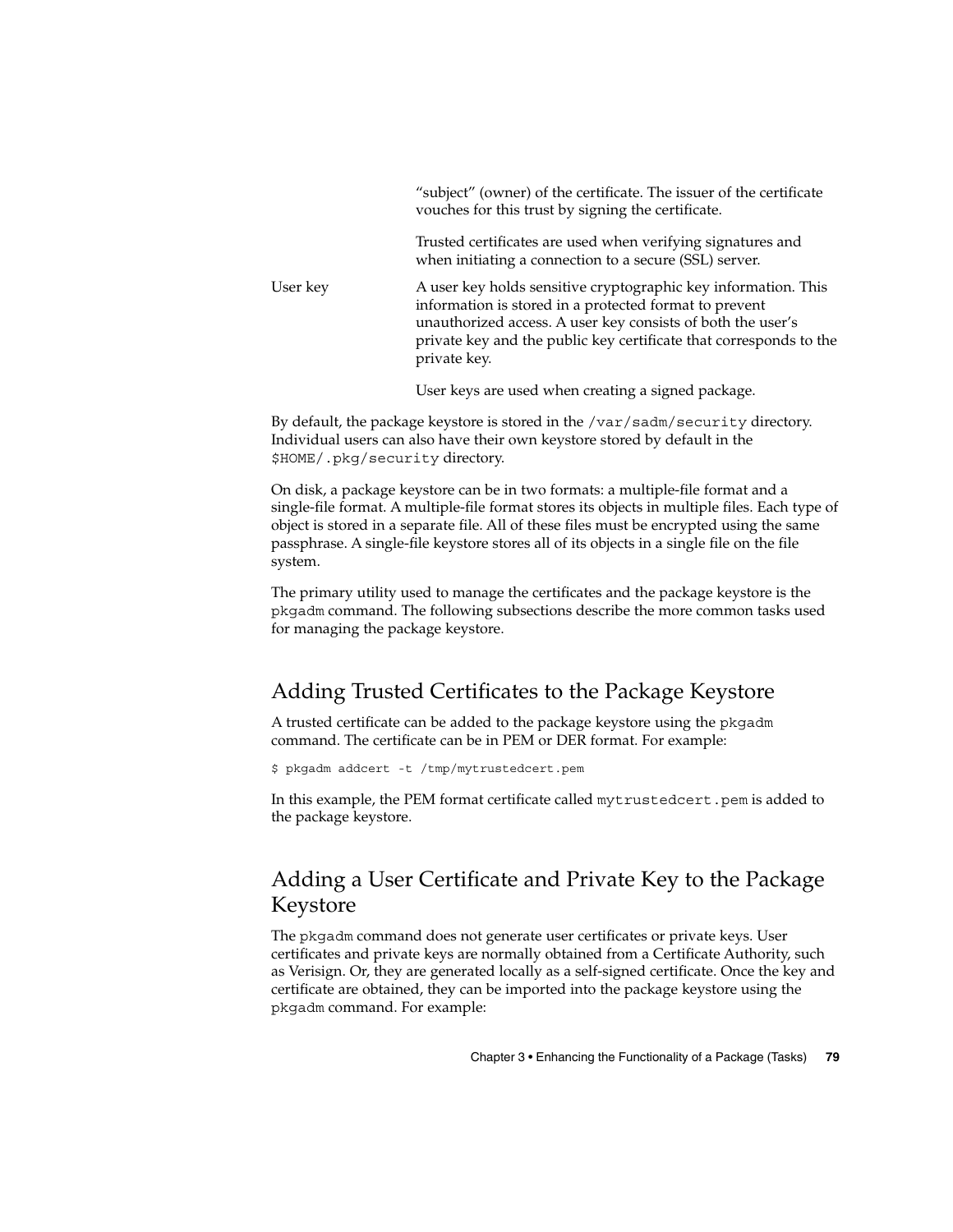"subject" (owner) of the certificate. The issuer of the certificate vouches for this trust by signing the certificate.

Trusted certificates are used when verifying signatures and when initiating a connection to a secure (SSL) server.

User key
: A user key holds sensitive cryptographic key information. This information is stored in a protected format to prevent unauthorized access. A user key consists of both the user's private key and the public key certificate that corresponds to the private key.

  User keys are used when creating a signed package.

By default, the package keystore is stored in the `/var/sadm/security` directory. Individual users can also have their own keystore stored by default in the `$HOME/.pkg/security` directory.

On disk, a package keystore can be in two formats: a multiple-file format and a single-file format. A multiple-file format stores its objects in multiple files. Each type of object is stored in a separate file. All of these files must be encrypted using the same passphrase. A single-file keystore stores all of its objects in a single file on the file system.

The primary utility used to manage the certificates and the package keystore is the `pkgadm` command. The following subsections describe the more common tasks used for managing the package keystore.

## Adding Trusted Certificates to the Package Keystore

A trusted certificate can be added to the package keystore using the `pkgadm` command. The certificate can be in PEM or DER format. For example:

```
$ pkgadm addcert -t /tmp/mytrustedcert.pem
```

In this example, the PEM format certificate called `mytrustedcert.pem` is added to the package keystore.

## Adding a User Certificate and Private Key to the Package Keystore

The `pkgadm` command does not generate user certificates or private keys. User certificates and private keys are normally obtained from a Certificate Authority, such as Verisign. Or, they are generated locally as a self-signed certificate. Once the key and certificate are obtained, they can be imported into the package keystore using the `pkgadm` command. For example: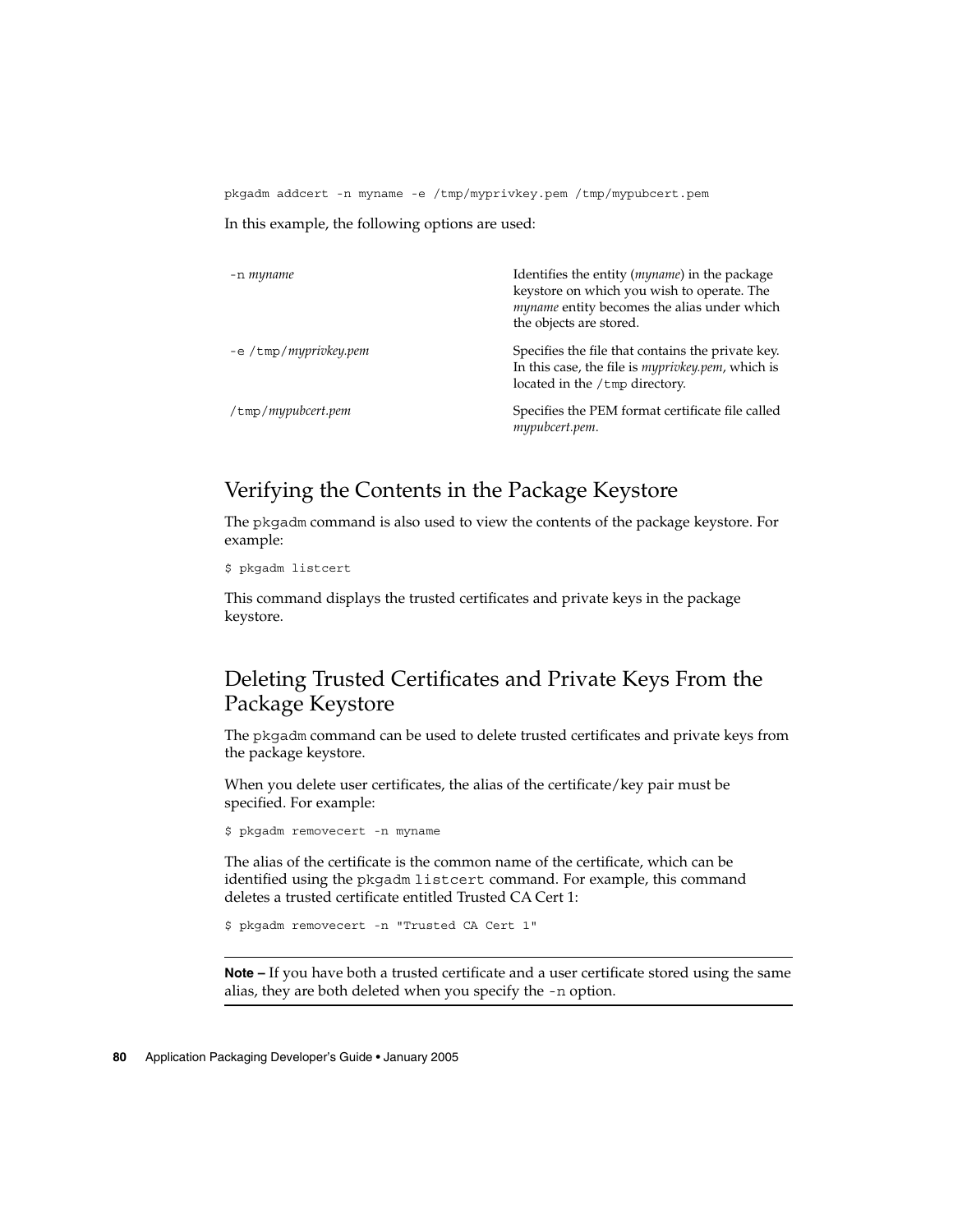```
pkgadm addcert -n myname -e /tmp/myprivkey.pem /tmp/mypubcert.pem
```

In this example, the following options are used:

| | |
|---|---|
| `-n` *myname* | Identifies the entity (*myname*) in the package keystore on which you wish to operate. The *myname* entity becomes the alias under which the objects are stored. |
| `-e /tmp/`*myprivkey.pem* | Specifies the file that contains the private key. In this case, the file is *myprivkey.pem*, which is located in the `/tmp` directory. |
| `/tmp/`*mypubcert.pem* | Specifies the PEM format certificate file called *mypubcert.pem*. |

## Verifying the Contents in the Package Keystore

The `pkgadm` command is also used to view the contents of the package keystore. For example:

```
$ pkgadm listcert
```

This command displays the trusted certificates and private keys in the package keystore.

## Deleting Trusted Certificates and Private Keys From the Package Keystore

The `pkgadm` command can be used to delete trusted certificates and private keys from the package keystore.

When you delete user certificates, the alias of the certificate/key pair must be specified. For example:

```
$ pkgadm removecert -n myname
```

The alias of the certificate is the common name of the certificate, which can be identified using the `pkgadm listcert` command. For example, this command deletes a trusted certificate entitled Trusted CA Cert 1:

```
$ pkgadm removecert -n "Trusted CA Cert 1"
```

---

**Note –** If you have both a trusted certificate and a user certificate stored using the same alias, they are both deleted when you specify the `-n` option.

---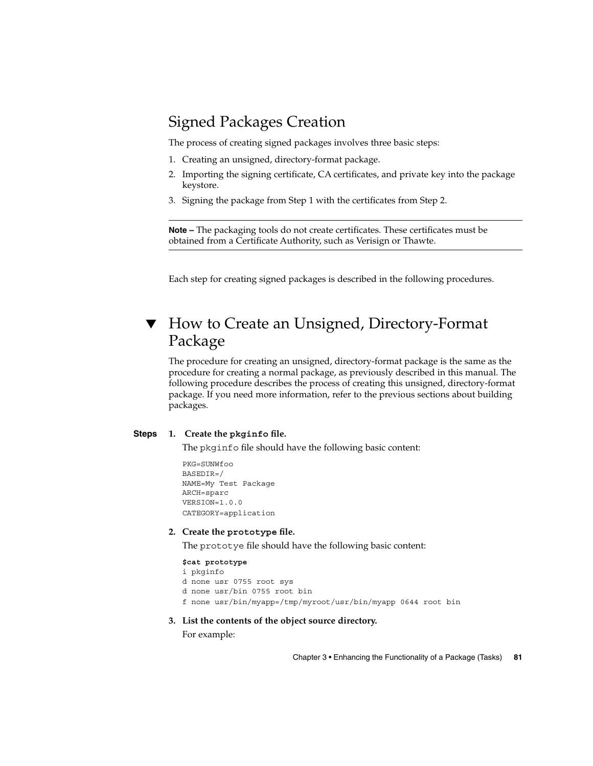## Signed Packages Creation

The process of creating signed packages involves three basic steps:

1. Creating an unsigned, directory-format package.
2. Importing the signing certificate, CA certificates, and private key into the package keystore.
3. Signing the package from Step 1 with the certificates from Step 2.

---

**Note –** The packaging tools do not create certificates. These certificates must be obtained from a Certificate Authority, such as Verisign or Thawte.

---

Each step for creating signed packages is described in the following procedures.

## ▼ How to Create an Unsigned, Directory-Format Package

The procedure for creating an unsigned, directory-format package is the same as the procedure for creating a normal package, as previously described in this manual. The following procedure describes the process of creating this unsigned, directory-format package. If you need more information, refer to the previous sections about building packages.

**Steps**

1. **Create the `pkginfo` file.**

   The `pkginfo` file should have the following basic content:

   ```
   PKG=SUNWfoo
   BASEDIR=/
   NAME=My Test Package
   ARCH=sparc
   VERSION=1.0.0
   CATEGORY=application
   ```

2. **Create the `prototype` file.**

   The `prototye` file should have the following basic content:

   ```
   $cat prototype
   i pkginfo
   d none usr 0755 root sys
   d none usr/bin 0755 root bin
   f none usr/bin/myapp=/tmp/myroot/usr/bin/myapp 0644 root bin
   ```

3. **List the contents of the object source directory.**

   For example: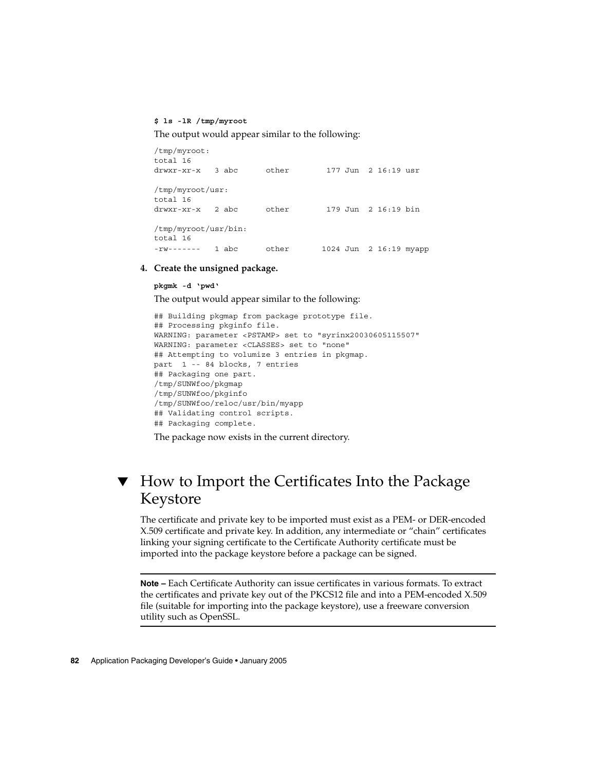**$ ls -lR /tmp/myroot**

The output would appear similar to the following:

```
/tmp/myroot:
total 16
drwxr-xr-x   3 abc      other        177 Jun  2 16:19 usr

/tmp/myroot/usr:
total 16
drwxr-xr-x   2 abc      other        179 Jun  2 16:19 bin

/tmp/myroot/usr/bin:
total 16
-rw-------   1 abc      other       1024 Jun  2 16:19 myapp
```

4. **Create the unsigned package.**

   **pkgmk -d ‘pwd‘**

   The output would appear similar to the following:

```
## Building pkgmap from package prototype file.
## Processing pkginfo file.
WARNING: parameter <PSTAMP> set to "syrinx20030605115507"
WARNING: parameter <CLASSES> set to "none"
## Attempting to volumize 3 entries in pkgmap.
part  1 -- 84 blocks, 7 entries
## Packaging one part.
/tmp/SUNWfoo/pkgmap
/tmp/SUNWfoo/pkginfo
/tmp/SUNWfoo/reloc/usr/bin/myapp
## Validating control scripts.
## Packaging complete.
```

   The package now exists in the current directory.

## ▼ How to Import the Certificates Into the Package Keystore

The certificate and private key to be imported must exist as a PEM- or DER-encoded X.509 certificate and private key. In addition, any intermediate or “chain” certificates linking your signing certificate to the Certificate Authority certificate must be imported into the package keystore before a package can be signed.

---

**Note –** Each Certificate Authority can issue certificates in various formats. To extract the certificates and private key out of the PKCS12 file and into a PEM-encoded X.509 file (suitable for importing into the package keystore), use a freeware conversion utility such as OpenSSL.

---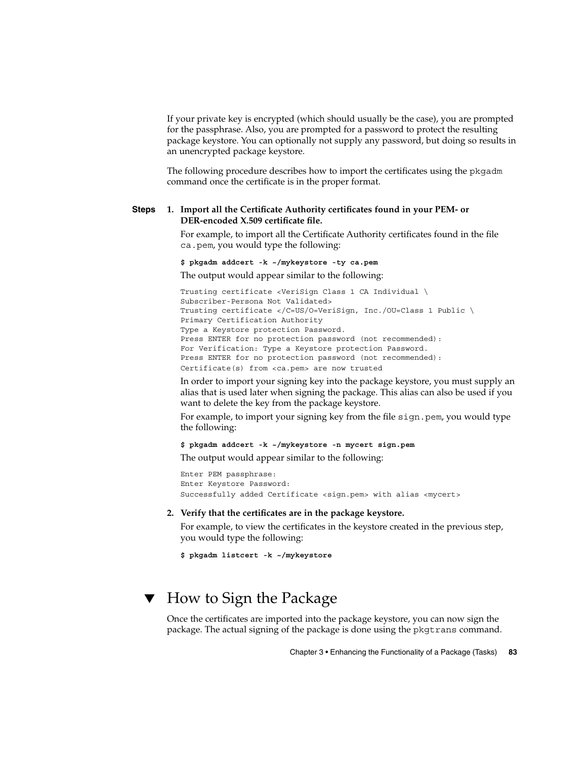If your private key is encrypted (which should usually be the case), you are prompted for the passphrase. Also, you are prompted for a password to protect the resulting package keystore. You can optionally not supply any password, but doing so results in an unencrypted package keystore.

The following procedure describes how to import the certificates using the `pkgadm` command once the certificate is in the proper format.

**Steps**

1. **Import all the Certificate Authority certificates found in your PEM- or DER-encoded X.509 certificate file.**

   For example, to import all the Certificate Authority certificates found in the file `ca.pem`, you would type the following:

   ```
   $ pkgadm addcert -k ~/mykeystore -ty ca.pem
   ```

   The output would appear similar to the following:

   ```
   Trusting certificate <VeriSign Class 1 CA Individual \
   Subscriber-Persona Not Validated>
   Trusting certificate </C=US/O=VeriSign, Inc./OU=Class 1 Public \
   Primary Certification Authority
   Type a Keystore protection Password.
   Press ENTER for no protection password (not recommended):
   For Verification: Type a Keystore protection Password.
   Press ENTER for no protection password (not recommended):
   Certificate(s) from <ca.pem> are now trusted
   ```

   In order to import your signing key into the package keystore, you must supply an alias that is used later when signing the package. This alias can also be used if you want to delete the key from the package keystore.

   For example, to import your signing key from the file `sign.pem`, you would type the following:

   ```
   $ pkgadm addcert -k ~/mykeystore -n mycert sign.pem
   ```

   The output would appear similar to the following:

   ```
   Enter PEM passphrase:
   Enter Keystore Password:
   Successfully added Certificate <sign.pem> with alias <mycert>
   ```

2. **Verify that the certificates are in the package keystore.**

   For example, to view the certificates in the keystore created in the previous step, you would type the following:

   ```
   $ pkgadm listcert -k ~/mykeystore
   ```

## ▼ How to Sign the Package

Once the certificates are imported into the package keystore, you can now sign the package. The actual signing of the package is done using the `pkgtrans` command.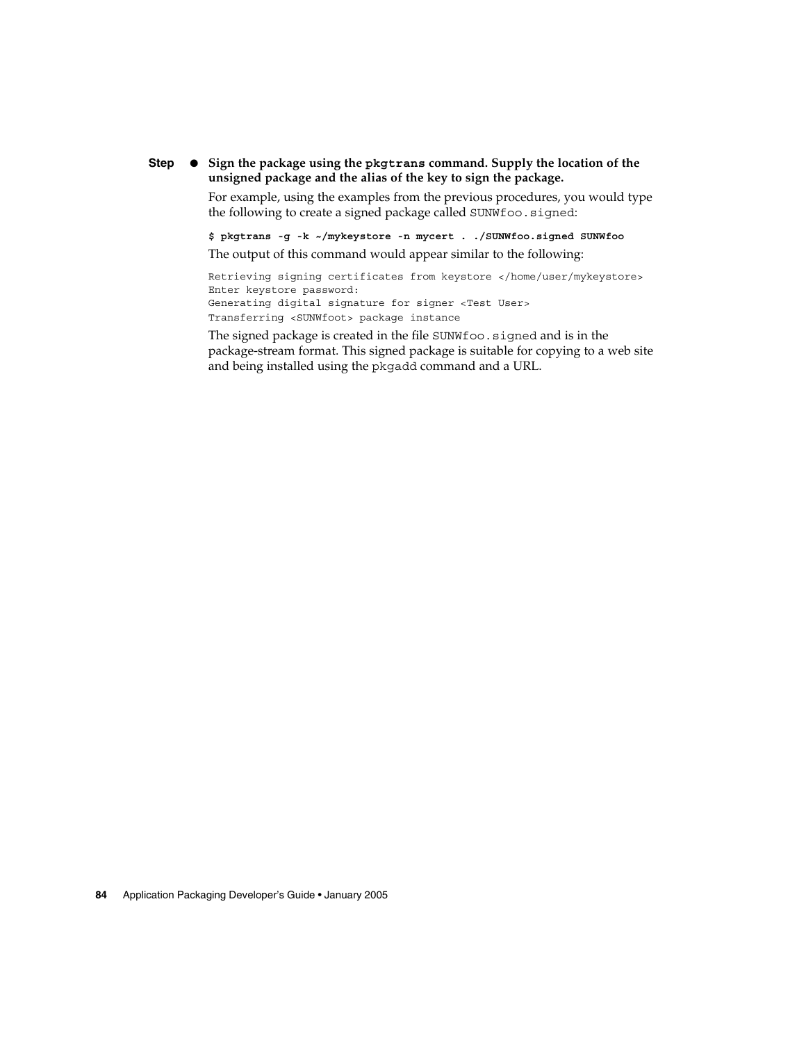**Step** ● **Sign the package using the `pkgtrans` command. Supply the location of the unsigned package and the alias of the key to sign the package.**

For example, using the examples from the previous procedures, you would type the following to create a signed package called `SUNWfoo.signed`:

```
$ pkgtrans -g -k ~/mykeystore -n mycert . ./SUNWfoo.signed SUNWfoo
```

The output of this command would appear similar to the following:

```
Retrieving signing certificates from keystore </home/user/mykeystore>
Enter keystore password:
Generating digital signature for signer <Test User>
Transferring <SUNWfoot> package instance
```

The signed package is created in the file `SUNWfoo.signed` and is in the package-stream format. This signed package is suitable for copying to a web site and being installed using the `pkgadd` command and a URL.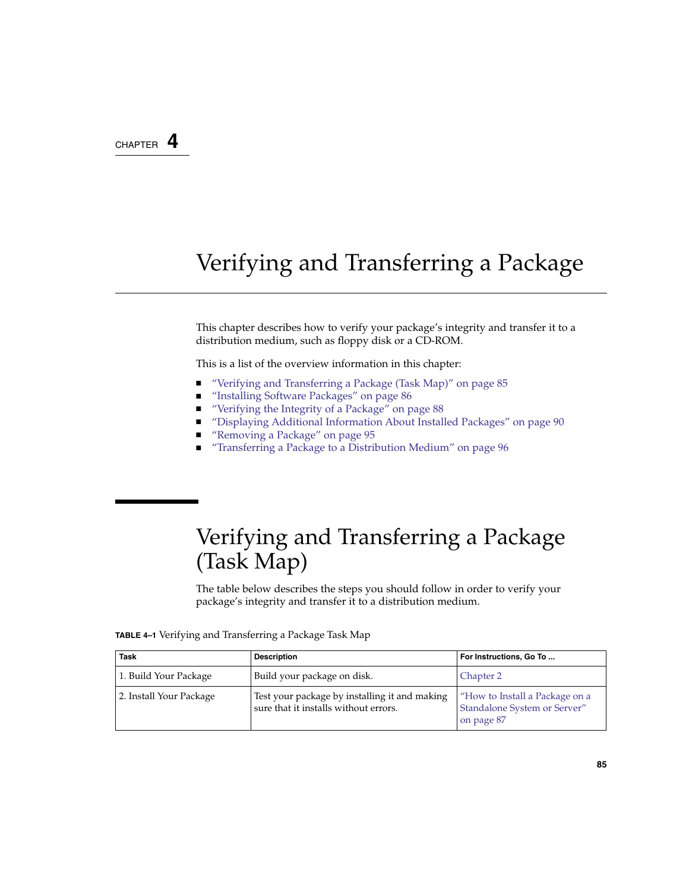CHAPTER 4

# Verifying and Transferring a Package

This chapter describes how to verify your package's integrity and transfer it to a distribution medium, such as floppy disk or a CD-ROM.

This is a list of the overview information in this chapter:

- "Verifying and Transferring a Package (Task Map)" on page 85
- "Installing Software Packages" on page 86
- "Verifying the Integrity of a Package" on page 88
- "Displaying Additional Information About Installed Packages" on page 90
- "Removing a Package" on page 95
- "Transferring a Package to a Distribution Medium" on page 96

## Verifying and Transferring a Package (Task Map)

The table below describes the steps you should follow in order to verify your package's integrity and transfer it to a distribution medium.

**TABLE 4–1** Verifying and Transferring a Package Task Map

| Task | Description | For Instructions, Go To ... |
| --- | --- | --- |
| 1. Build Your Package | Build your package on disk. | Chapter 2 |
| 2. Install Your Package | Test your package by installing it and making sure that it installs without errors. | "How to Install a Package on a Standalone System or Server" on page 87 |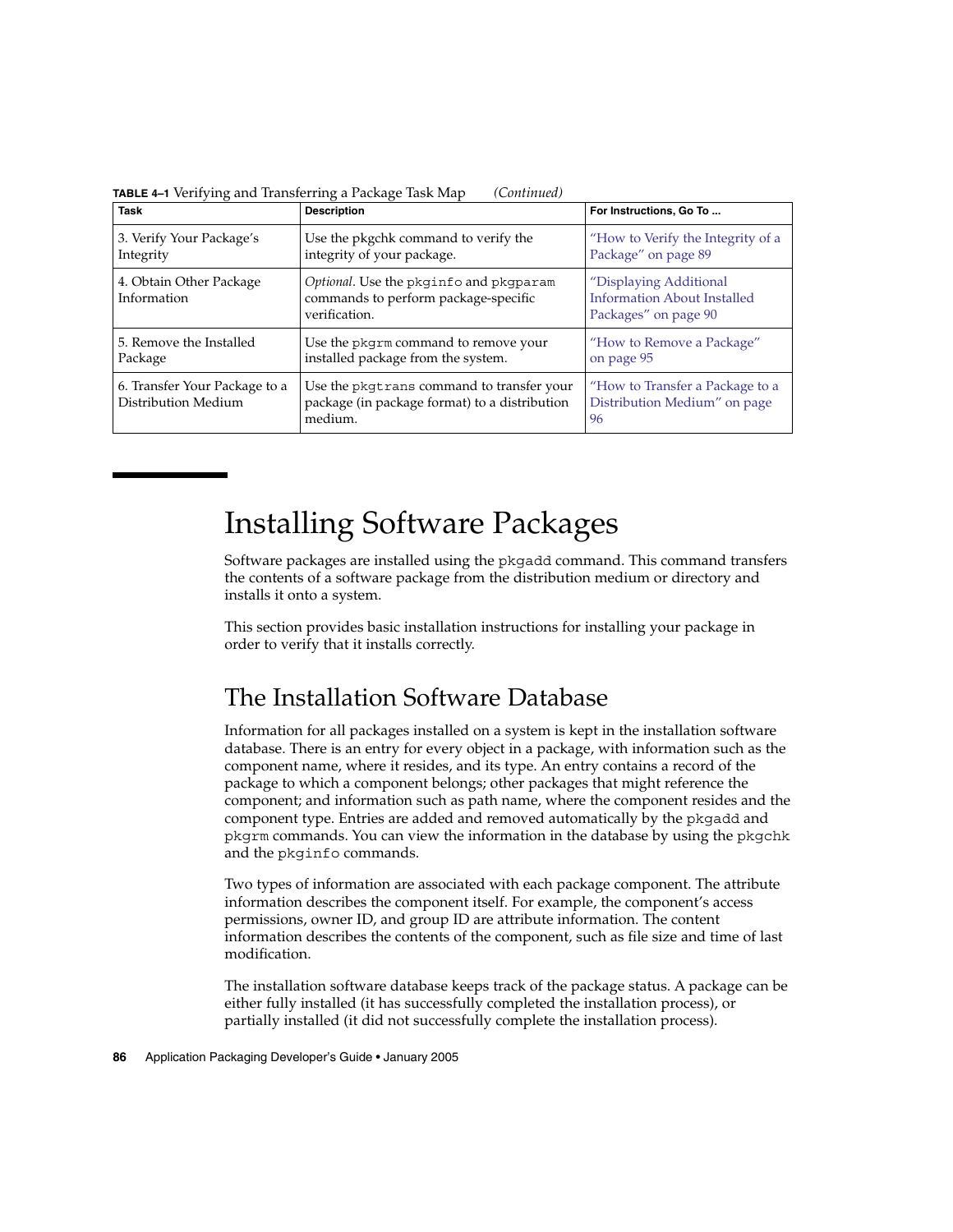**TABLE 4–1** Verifying and Transferring a Package Task Map *(Continued)*

| Task | Description | For Instructions, Go To ... |
| --- | --- | --- |
| 3. Verify Your Package's Integrity | Use the pkgchk command to verify the integrity of your package. | "How to Verify the Integrity of a Package" on page 89 |
| 4. Obtain Other Package Information | *Optional*. Use the `pkginfo` and `pkgparam` commands to perform package-specific verification. | "Displaying Additional Information About Installed Packages" on page 90 |
| 5. Remove the Installed Package | Use the `pkgrm` command to remove your installed package from the system. | "How to Remove a Package" on page 95 |
| 6. Transfer Your Package to a Distribution Medium | Use the `pkgtrans` command to transfer your package (in package format) to a distribution medium. | "How to Transfer a Package to a Distribution Medium" on page 96 |

# Installing Software Packages

Software packages are installed using the `pkgadd` command. This command transfers the contents of a software package from the distribution medium or directory and installs it onto a system.

This section provides basic installation instructions for installing your package in order to verify that it installs correctly.

## The Installation Software Database

Information for all packages installed on a system is kept in the installation software database. There is an entry for every object in a package, with information such as the component name, where it resides, and its type. An entry contains a record of the package to which a component belongs; other packages that might reference the component; and information such as path name, where the component resides and the component type. Entries are added and removed automatically by the `pkgadd` and `pkgrm` commands. You can view the information in the database by using the `pkgchk` and the `pkginfo` commands.

Two types of information are associated with each package component. The attribute information describes the component itself. For example, the component's access permissions, owner ID, and group ID are attribute information. The content information describes the contents of the component, such as file size and time of last modification.

The installation software database keeps track of the package status. A package can be either fully installed (it has successfully completed the installation process), or partially installed (it did not successfully complete the installation process).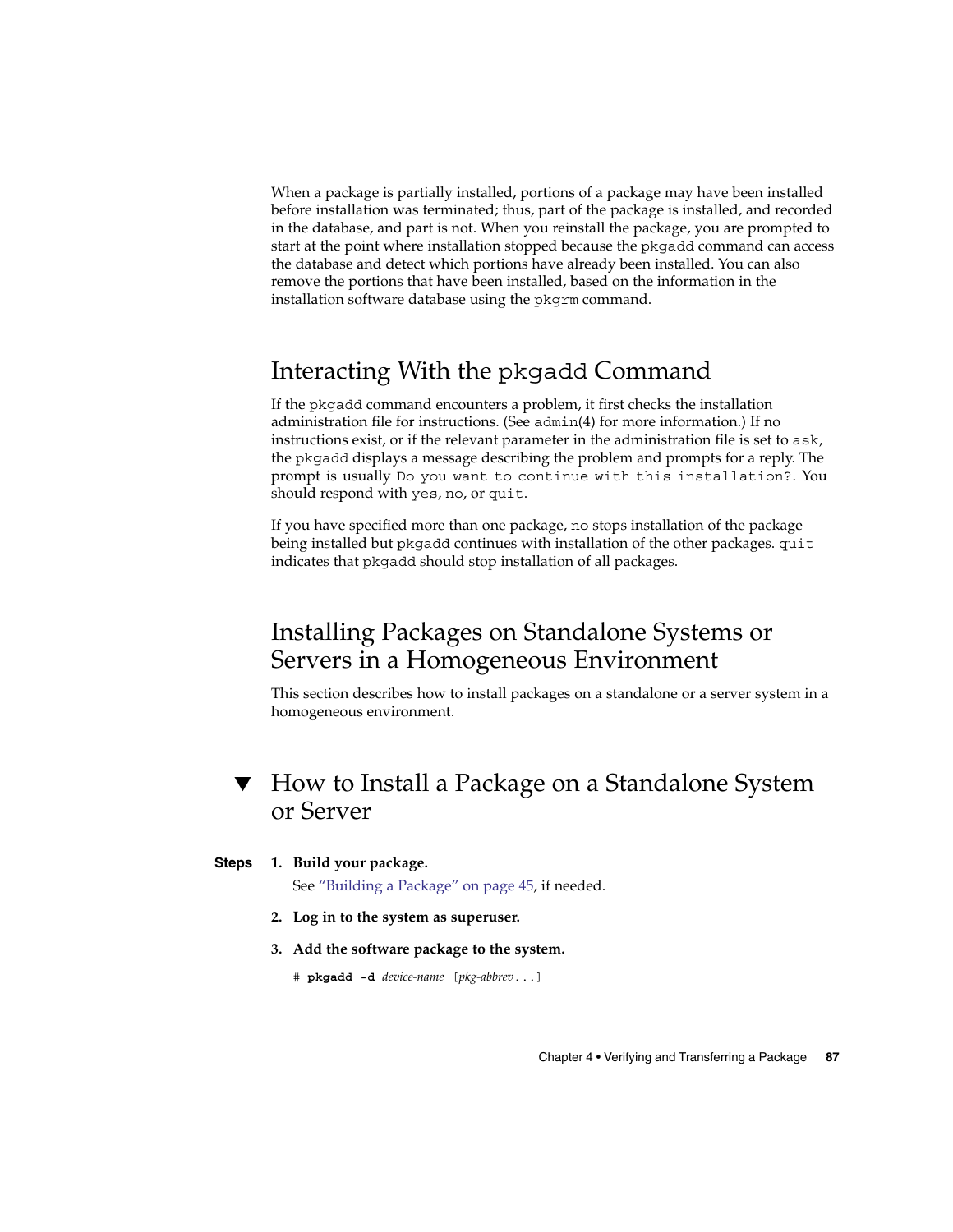When a package is partially installed, portions of a package may have been installed before installation was terminated; thus, part of the package is installed, and recorded in the database, and part is not. When you reinstall the package, you are prompted to start at the point where installation stopped because the `pkgadd` command can access the database and detect which portions have already been installed. You can also remove the portions that have been installed, based on the information in the installation software database using the `pkgrm` command.

## Interacting With the `pkgadd` Command

If the `pkgadd` command encounters a problem, it first checks the installation administration file for instructions. (See `admin`(4) for more information.) If no instructions exist, or if the relevant parameter in the administration file is set to `ask`, the `pkgadd` displays a message describing the problem and prompts for a reply. The prompt is usually `Do you want to continue with this installation?`. You should respond with `yes`, `no`, or `quit`.

If you have specified more than one package, `no` stops installation of the package being installed but `pkgadd` continues with installation of the other packages. `quit` indicates that `pkgadd` should stop installation of all packages.

## Installing Packages on Standalone Systems or Servers in a Homogeneous Environment

This section describes how to install packages on a standalone or a server system in a homogeneous environment.

### ▼ How to Install a Package on a Standalone System or Server

**Steps**

1. **Build your package.**

   See "Building a Package" on page 45, if needed.

2. **Log in to the system as superuser.**

3. **Add the software package to the system.**

   ```
   # pkgadd -d device-name [pkg-abbrev...]
   ```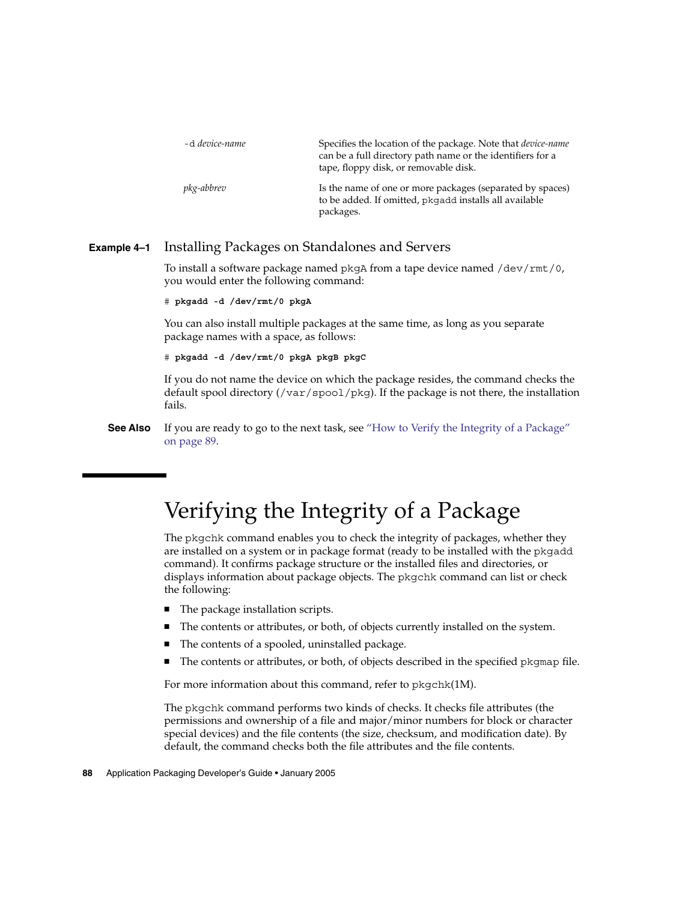| | |
|---|---|
| `-d` *device-name* | Specifies the location of the package. Note that *device-name* can be a full directory path name or the identifiers for a tape, floppy disk, or removable disk. |
| *pkg-abbrev* | Is the name of one or more packages (separated by spaces) to be added. If omitted, `pkgadd` installs all available packages. |

**Example 4–1** Installing Packages on Standalones and Servers

To install a software package named `pkgA` from a tape device named `/dev/rmt/0`, you would enter the following command:

```
# pkgadd -d /dev/rmt/0 pkgA
```

You can also install multiple packages at the same time, as long as you separate package names with a space, as follows:

```
# pkgadd -d /dev/rmt/0 pkgA pkgB pkgC
```

If you do not name the device on which the package resides, the command checks the default spool directory (`/var/spool/pkg`). If the package is not there, the installation fails.

**See Also** If you are ready to go to the next task, see "How to Verify the Integrity of a Package" on page 89.

# Verifying the Integrity of a Package

The `pkgchk` command enables you to check the integrity of packages, whether they are installed on a system or in package format (ready to be installed with the `pkgadd` command). It confirms package structure or the installed files and directories, or displays information about package objects. The `pkgchk` command can list or check the following:

- The package installation scripts.
- The contents or attributes, or both, of objects currently installed on the system.
- The contents of a spooled, uninstalled package.
- The contents or attributes, or both, of objects described in the specified `pkgmap` file.

For more information about this command, refer to `pkgchk`(1M).

The `pkgchk` command performs two kinds of checks. It checks file attributes (the permissions and ownership of a file and major/minor numbers for block or character special devices) and the file contents (the size, checksum, and modification date). By default, the command checks both the file attributes and the file contents.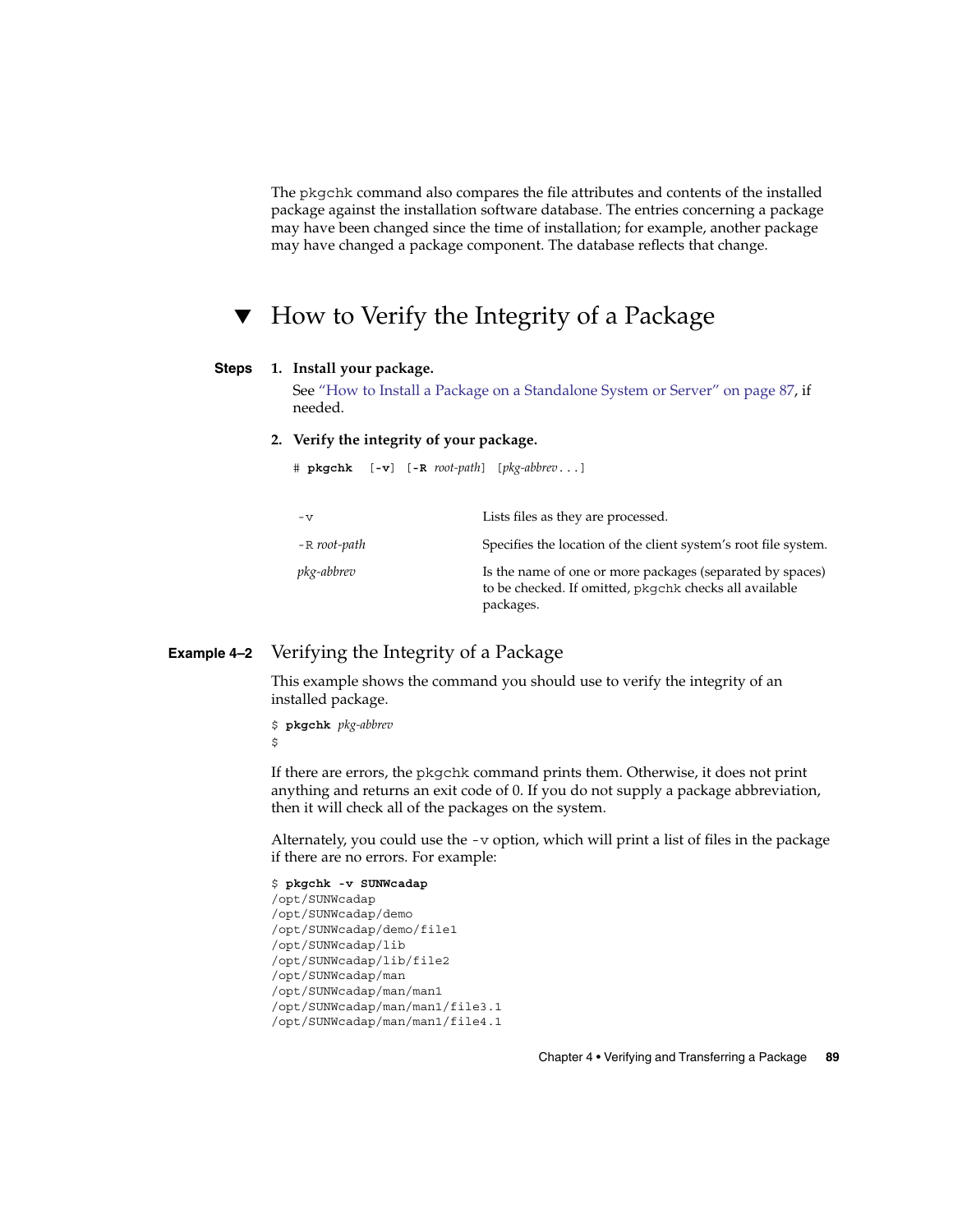The pkgchk command also compares the file attributes and contents of the installed package against the installation software database. The entries concerning a package may have been changed since the time of installation; for example, another package may have changed a package component. The database reflects that change.

## ▼ How to Verify the Integrity of a Package

**Steps**

1. **Install your package.**

   See "How to Install a Package on a Standalone System or Server" on page 87, if needed.

2. **Verify the integrity of your package.**

   ```
   # pkgchk  [-v] [-R root-path] [pkg-abbrev...]
   ```

| | |
|---|---|
| -v | Lists files as they are processed. |
| -R *root-path* | Specifies the location of the client system's root file system. |
| *pkg-abbrev* | Is the name of one or more packages (separated by spaces) to be checked. If omitted, pkgchk checks all available packages. |

### Example 4–2 Verifying the Integrity of a Package

This example shows the command you should use to verify the integrity of an installed package.

```
$ pkgchk pkg-abbrev
$
```

If there are errors, the pkgchk command prints them. Otherwise, it does not print anything and returns an exit code of 0. If you do not supply a package abbreviation, then it will check all of the packages on the system.

Alternately, you could use the -v option, which will print a list of files in the package if there are no errors. For example:

```
$ pkgchk -v SUNWcadap
/opt/SUNWcadap
/opt/SUNWcadap/demo
/opt/SUNWcadap/demo/file1
/opt/SUNWcadap/lib
/opt/SUNWcadap/lib/file2
/opt/SUNWcadap/man
/opt/SUNWcadap/man/man1
/opt/SUNWcadap/man/man1/file3.1
/opt/SUNWcadap/man/man1/file4.1
```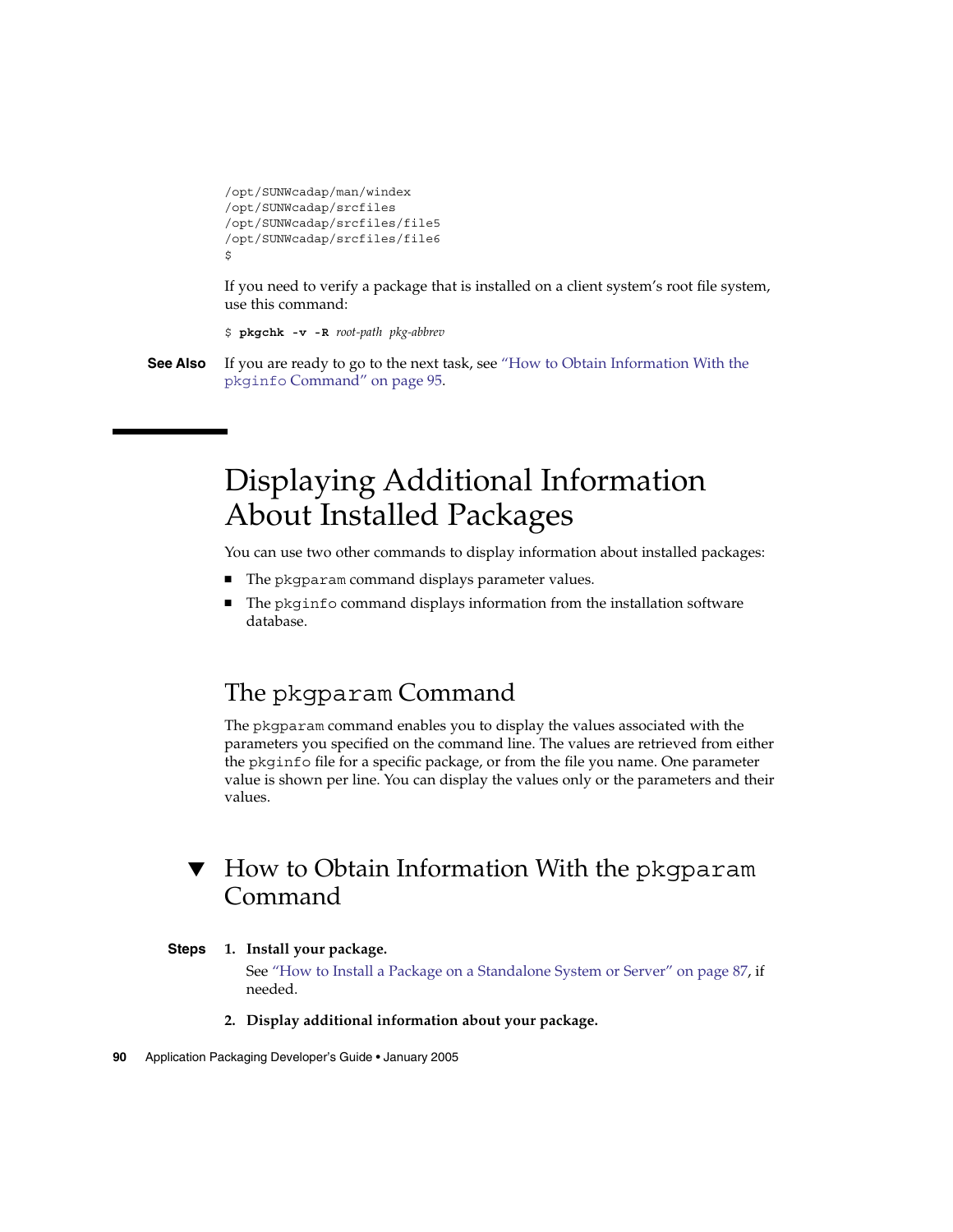```
/opt/SUNWcadap/man/windex
/opt/SUNWcadap/srcfiles
/opt/SUNWcadap/srcfiles/file5
/opt/SUNWcadap/srcfiles/file6
$
```

If you need to verify a package that is installed on a client system's root file system, use this command:

```
$ pkgchk -v -R root-path pkg-abbrev
```

**See Also** If you are ready to go to the next task, see "How to Obtain Information With the `pkginfo` Command" on page 95.

# Displaying Additional Information About Installed Packages

You can use two other commands to display information about installed packages:

- The `pkgparam` command displays parameter values.
- The `pkginfo` command displays information from the installation software database.

## The `pkgparam` Command

The `pkgparam` command enables you to display the values associated with the parameters you specified on the command line. The values are retrieved from either the `pkginfo` file for a specific package, or from the file you name. One parameter value is shown per line. You can display the values only or the parameters and their values.

### ▼ How to Obtain Information With the `pkgparam` Command

**Steps**

1. **Install your package.**

   See "How to Install a Package on a Standalone System or Server" on page 87, if needed.

2. **Display additional information about your package.**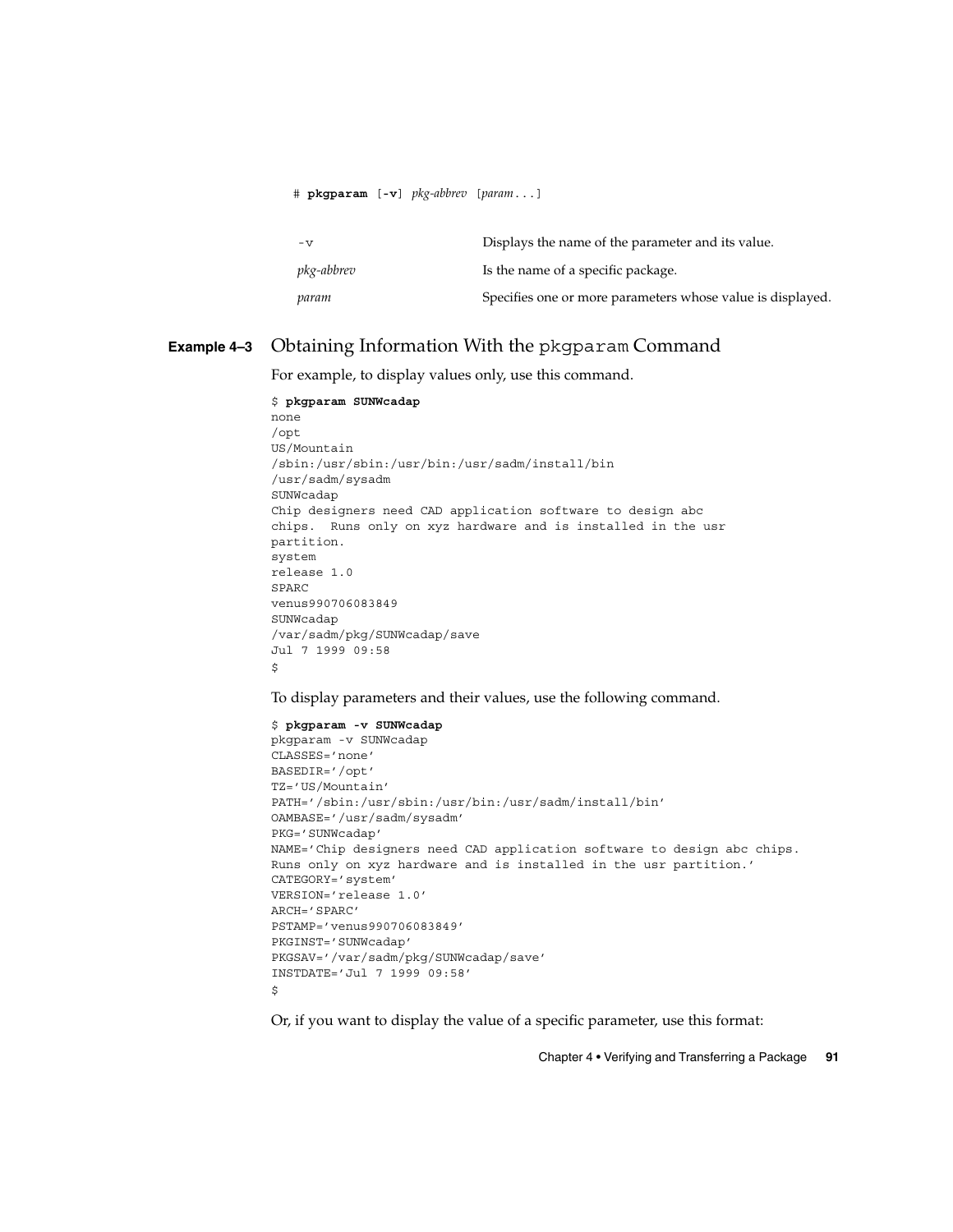```
# pkgparam [-v] pkg-abbrev [param ...]
```

| | |
|---|---|
| `-v` | Displays the name of the parameter and its value. |
| *pkg-abbrev* | Is the name of a specific package. |
| *param* | Specifies one or more parameters whose value is displayed. |

**Example 4–3** Obtaining Information With the `pkgparam` Command

For example, to display values only, use this command.

```
$ pkgparam SUNWcadap
none
/opt
US/Mountain
/sbin:/usr/sbin:/usr/bin:/usr/sadm/install/bin
/usr/sadm/sysadm
SUNWcadap
Chip designers need CAD application software to design abc
chips.  Runs only on xyz hardware and is installed in the usr
partition.
system
release 1.0
SPARC
venus990706083849
SUNWcadap
/var/sadm/pkg/SUNWcadap/save
Jul 7 1999 09:58
$
```

To display parameters and their values, use the following command.

```
$ pkgparam -v SUNWcadap
pkgparam -v SUNWcadap
CLASSES='none'
BASEDIR='/opt'
TZ='US/Mountain'
PATH='/sbin:/usr/sbin:/usr/bin:/usr/sadm/install/bin'
OAMBASE='/usr/sadm/sysadm'
PKG='SUNWcadap'
NAME='Chip designers need CAD application software to design abc chips.
Runs only on xyz hardware and is installed in the usr partition.'
CATEGORY='system'
VERSION='release 1.0'
ARCH='SPARC'
PSTAMP='venus990706083849'
PKGINST='SUNWcadap'
PKGSAV='/var/sadm/pkg/SUNWcadap/save'
INSTDATE='Jul 7 1999 09:58'
$
```

Or, if you want to display the value of a specific parameter, use this format: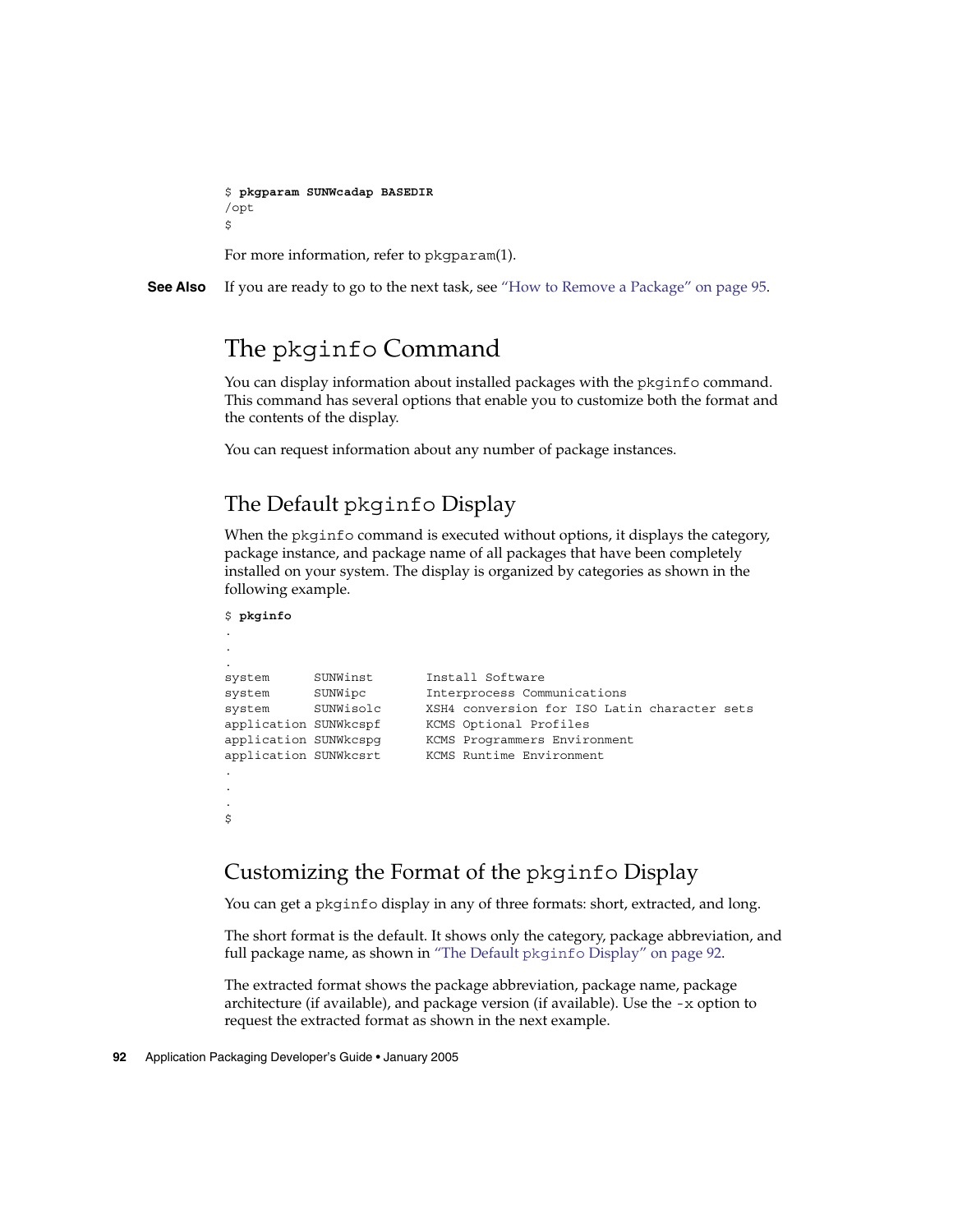```
$ pkgparam SUNWcadap BASEDIR
/opt
$
```

For more information, refer to pkgparam(1).

**See Also** If you are ready to go to the next task, see "How to Remove a Package" on page 95.

## The pkginfo Command

You can display information about installed packages with the pkginfo command. This command has several options that enable you to customize both the format and the contents of the display.

You can request information about any number of package instances.

### The Default pkginfo Display

When the pkginfo command is executed without options, it displays the category, package instance, and package name of all packages that have been completely installed on your system. The display is organized by categories as shown in the following example.

```
$ pkginfo
.
.
.
system      SUNWinst       Install Software
system      SUNWipc        Interprocess Communications
system      SUNWisolc      XSH4 conversion for ISO Latin character sets
application SUNWkcspf      KCMS Optional Profiles
application SUNWkcspg      KCMS Programmers Environment
application SUNWkcsrt      KCMS Runtime Environment
.
.
.
$
```

### Customizing the Format of the pkginfo Display

You can get a pkginfo display in any of three formats: short, extracted, and long.

The short format is the default. It shows only the category, package abbreviation, and full package name, as shown in "The Default pkginfo Display" on page 92.

The extracted format shows the package abbreviation, package name, package architecture (if available), and package version (if available). Use the -x option to request the extracted format as shown in the next example.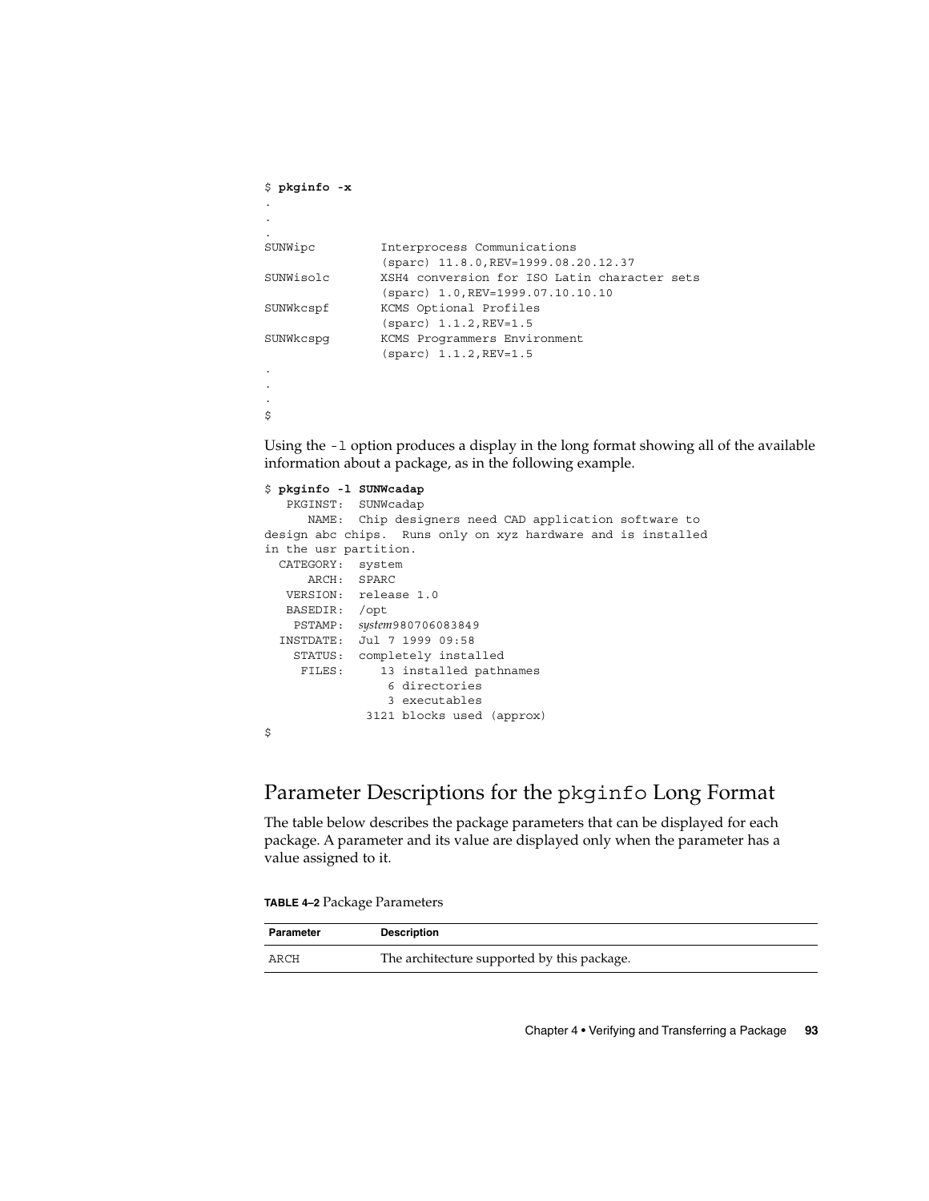```
$ pkginfo -x
.
.
.
SUNWipc         Interprocess Communications
                (sparc) 11.8.0,REV=1999.08.20.12.37
SUNWisolc       XSH4 conversion for ISO Latin character sets
                (sparc) 1.0,REV=1999.07.10.10.10
SUNWkcspf       KCMS Optional Profiles
                (sparc) 1.1.2,REV=1.5
SUNWkcspg       KCMS Programmers Environment
                (sparc) 1.1.2,REV=1.5
.
.
.
$
```

Using the `-l` option produces a display in the long format showing all of the available information about a package, as in the following example.

```
$ pkginfo -l SUNWcadap
   PKGINST:  SUNWcadap
      NAME:  Chip designers need CAD application software to
design abc chips.  Runs only on xyz hardware and is installed
in the usr partition.
  CATEGORY:  system
      ARCH:  SPARC
   VERSION:  release 1.0
   BASEDIR:  /opt
    PSTAMP:  system980706083849
  INSTDATE:  Jul 7 1999 09:58
    STATUS:  completely installed
     FILES:     13 installed pathnames
                 6 directories
                 3 executables
              3121 blocks used (approx)
$
```

## Parameter Descriptions for the pkginfo Long Format

The table below describes the package parameters that can be displayed for each package. A parameter and its value are displayed only when the parameter has a value assigned to it.

**TABLE 4–2** Package Parameters

| Parameter | Description |
| --- | --- |
| ARCH | The architecture supported by this package. |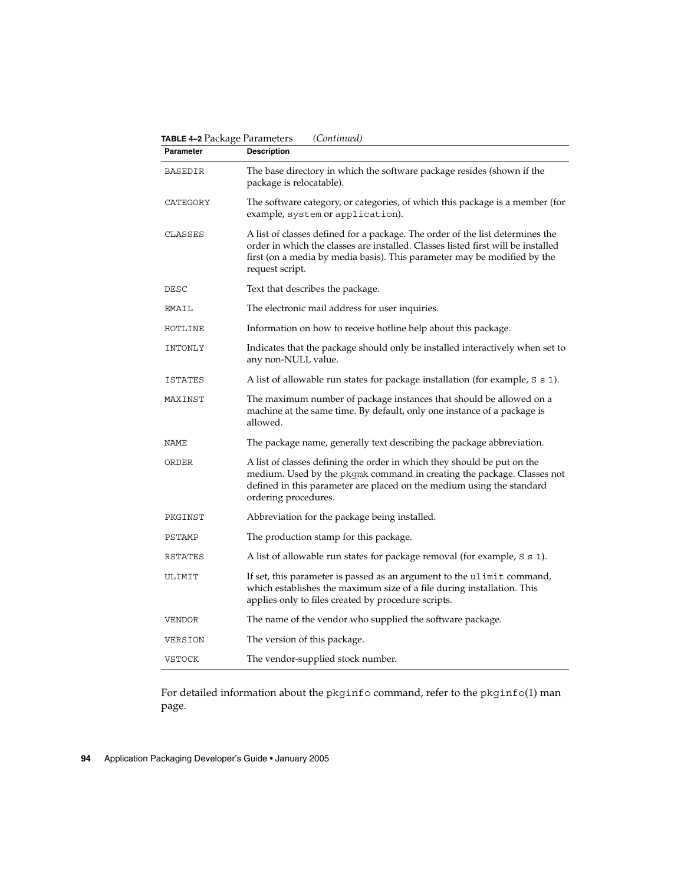**TABLE 4–2** Package Parameters *(Continued)*

| Parameter | Description |
| --- | --- |
| BASEDIR | The base directory in which the software package resides (shown if the package is relocatable). |
| CATEGORY | The software category, or categories, of which this package is a member (for example, `system` or `application`). |
| CLASSES | A list of classes defined for a package. The order of the list determines the order in which the classes are installed. Classes listed first will be installed first (on a media by media basis). This parameter may be modified by the request script. |
| DESC | Text that describes the package. |
| EMAIL | The electronic mail address for user inquiries. |
| HOTLINE | Information on how to receive hotline help about this package. |
| INTONLY | Indicates that the package should only be installed interactively when set to any non-NULL value. |
| ISTATES | A list of allowable run states for package installation (for example, `S s 1`). |
| MAXINST | The maximum number of package instances that should be allowed on a machine at the same time. By default, only one instance of a package is allowed. |
| NAME | The package name, generally text describing the package abbreviation. |
| ORDER | A list of classes defining the order in which they should be put on the medium. Used by the `pkgmk` command in creating the package. Classes not defined in this parameter are placed on the medium using the standard ordering procedures. |
| PKGINST | Abbreviation for the package being installed. |
| PSTAMP | The production stamp for this package. |
| RSTATES | A list of allowable run states for package removal (for example, `S s 1`). |
| ULIMIT | If set, this parameter is passed as an argument to the `ulimit` command, which establishes the maximum size of a file during installation. This applies only to files created by procedure scripts. |
| VENDOR | The name of the vendor who supplied the software package. |
| VERSION | The version of this package. |
| VSTOCK | The vendor-supplied stock number. |

For detailed information about the `pkginfo` command, refer to the `pkginfo`(1) man page.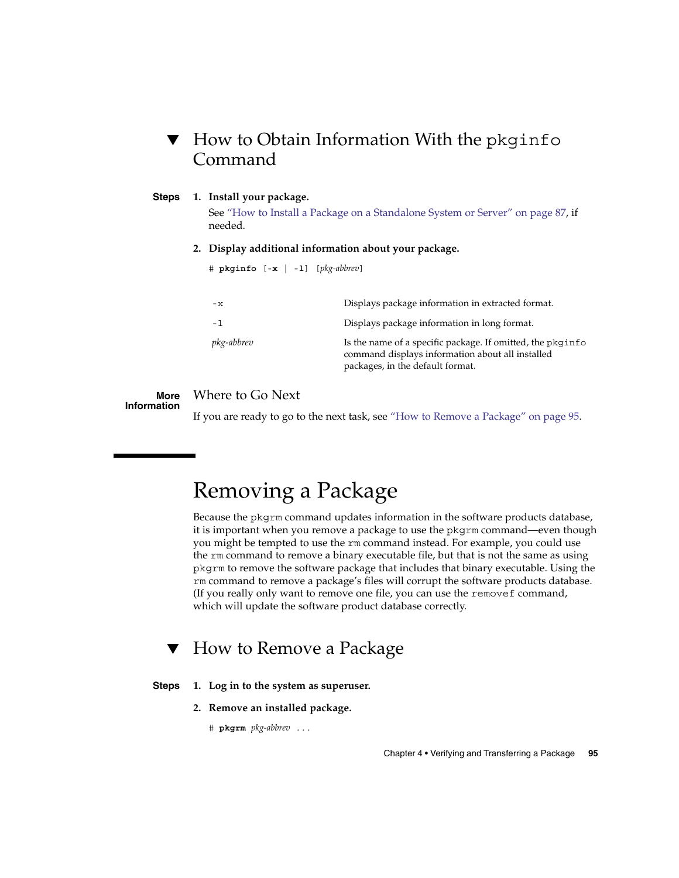## How to Obtain Information With the `pkginfo` Command

**Steps**

1. **Install your package.**

   See "How to Install a Package on a Standalone System or Server" on page 87, if needed.

2. **Display additional information about your package.**

   ```
   # pkginfo [-x | -l] [pkg-abbrev]
   ```

   | | |
   |---|---|
   | `-x` | Displays package information in extracted format. |
   | `-l` | Displays package information in long format. |
   | *pkg-abbrev* | Is the name of a specific package. If omitted, the `pkginfo` command displays information about all installed packages, in the default format. |

**More Information**

**Where to Go Next**

If you are ready to go to the next task, see "How to Remove a Package" on page 95.

# Removing a Package

Because the `pkgrm` command updates information in the software products database, it is important when you remove a package to use the `pkgrm` command—even though you might be tempted to use the `rm` command instead. For example, you could use the `rm` command to remove a binary executable file, but that is not the same as using `pkgrm` to remove the software package that includes that binary executable. Using the `rm` command to remove a package's files will corrupt the software products database. (If you really only want to remove one file, you can use the `removef` command, which will update the software product database correctly.

## How to Remove a Package

**Steps**

1. **Log in to the system as superuser.**

2. **Remove an installed package.**

   ```
   # pkgrm pkg-abbrev ...
   ```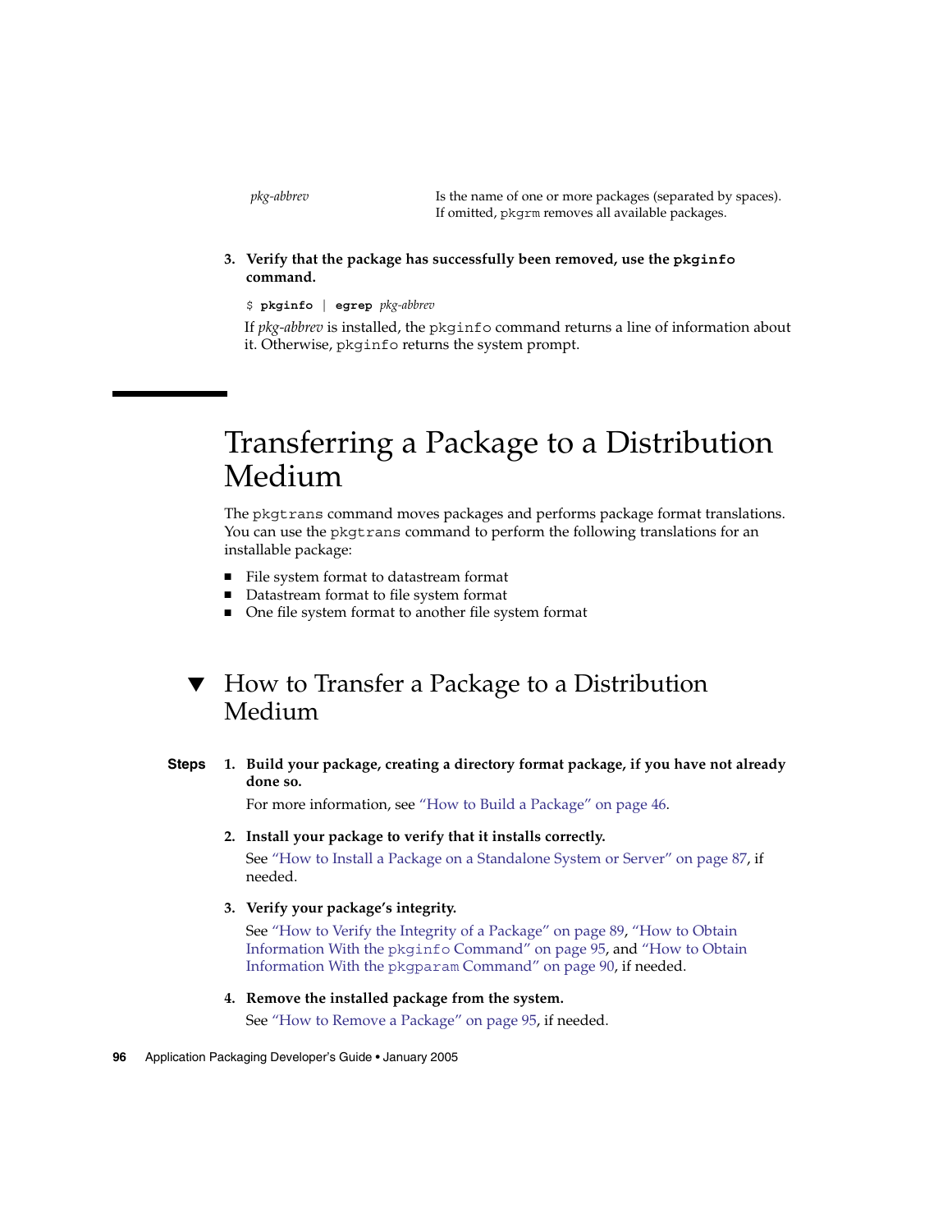| | |
|---|---|
| *pkg-abbrev* | Is the name of one or more packages (separated by spaces). If omitted, `pkgrm` removes all available packages. |

3. **Verify that the package has successfully been removed, use the `pkginfo` command.**

   ```
   $ pkginfo | egrep pkg-abbrev
   ```

   If *pkg-abbrev* is installed, the `pkginfo` command returns a line of information about it. Otherwise, `pkginfo` returns the system prompt.

# Transferring a Package to a Distribution Medium

The `pkgtrans` command moves packages and performs package format translations. You can use the `pkgtrans` command to perform the following translations for an installable package:

- File system format to datastream format
- Datastream format to file system format
- One file system format to another file system format

## ▼ How to Transfer a Package to a Distribution Medium

**Steps**

1. **Build your package, creating a directory format package, if you have not already done so.**

   For more information, see "How to Build a Package" on page 46.

2. **Install your package to verify that it installs correctly.**

   See "How to Install a Package on a Standalone System or Server" on page 87, if needed.

3. **Verify your package's integrity.**

   See "How to Verify the Integrity of a Package" on page 89, "How to Obtain Information With the `pkginfo` Command" on page 95, and "How to Obtain Information With the `pkgparam` Command" on page 90, if needed.

4. **Remove the installed package from the system.**

   See "How to Remove a Package" on page 95, if needed.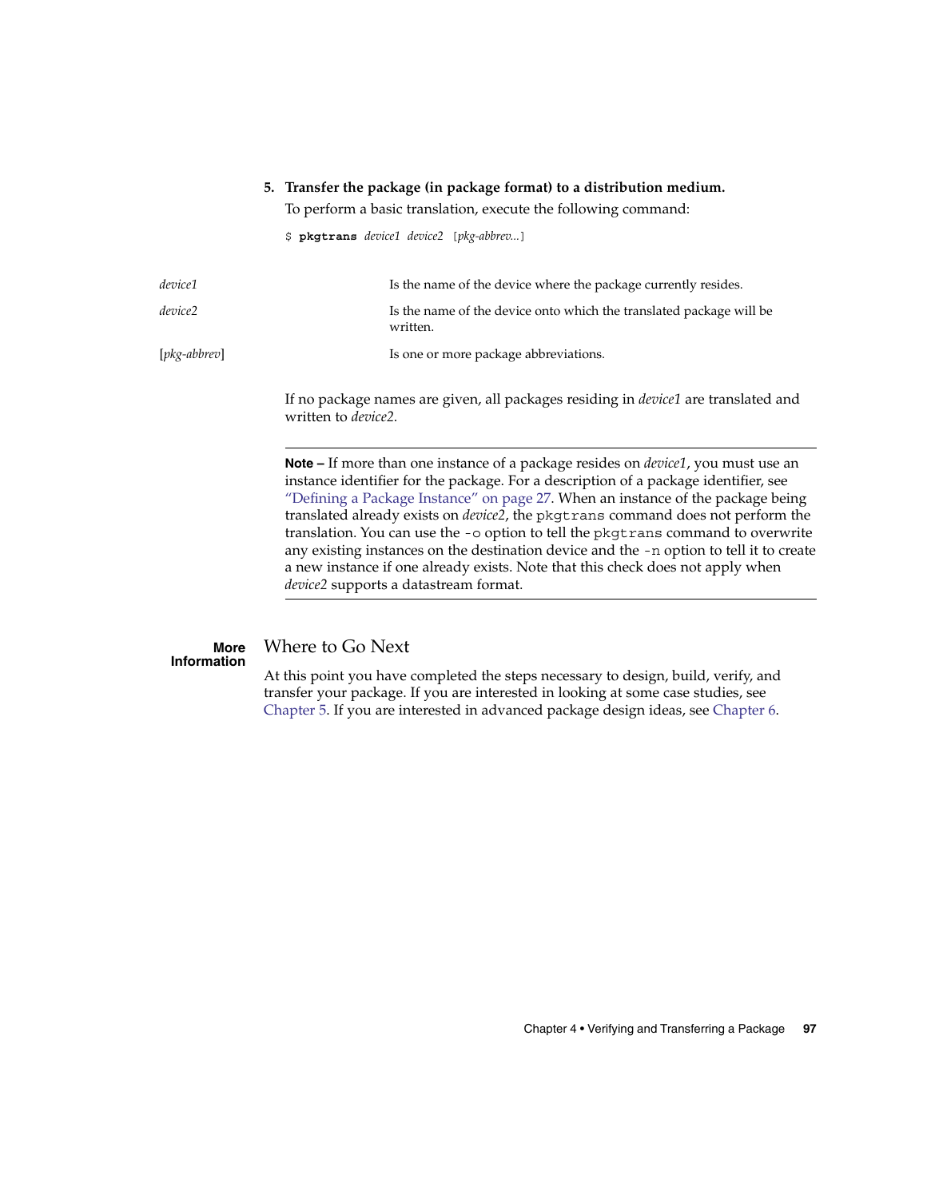5. **Transfer the package (in package format) to a distribution medium.**

   To perform a basic translation, execute the following command:

   ```
   $ pkgtrans device1 device2 [pkg-abbrev...]
   ```

| | |
|---|---|
| *device1* | Is the name of the device where the package currently resides. |
| *device2* | Is the name of the device onto which the translated package will be written. |
| [*pkg-abbrev*] | Is one or more package abbreviations. |

   If no package names are given, all packages residing in *device1* are translated and written to *device2*.

   ---

   **Note –** If more than one instance of a package resides on *device1*, you must use an instance identifier for the package. For a description of a package identifier, see "Defining a Package Instance" on page 27. When an instance of the package being translated already exists on *device2*, the `pkgtrans` command does not perform the translation. You can use the `-o` option to tell the `pkgtrans` command to overwrite any existing instances on the destination device and the `-n` option to tell it to create a new instance if one already exists. Note that this check does not apply when *device2* supports a datastream format.

   ---

**More Information**

## Where to Go Next

At this point you have completed the steps necessary to design, build, verify, and transfer your package. If you are interested in looking at some case studies, see Chapter 5. If you are interested in advanced package design ideas, see Chapter 6.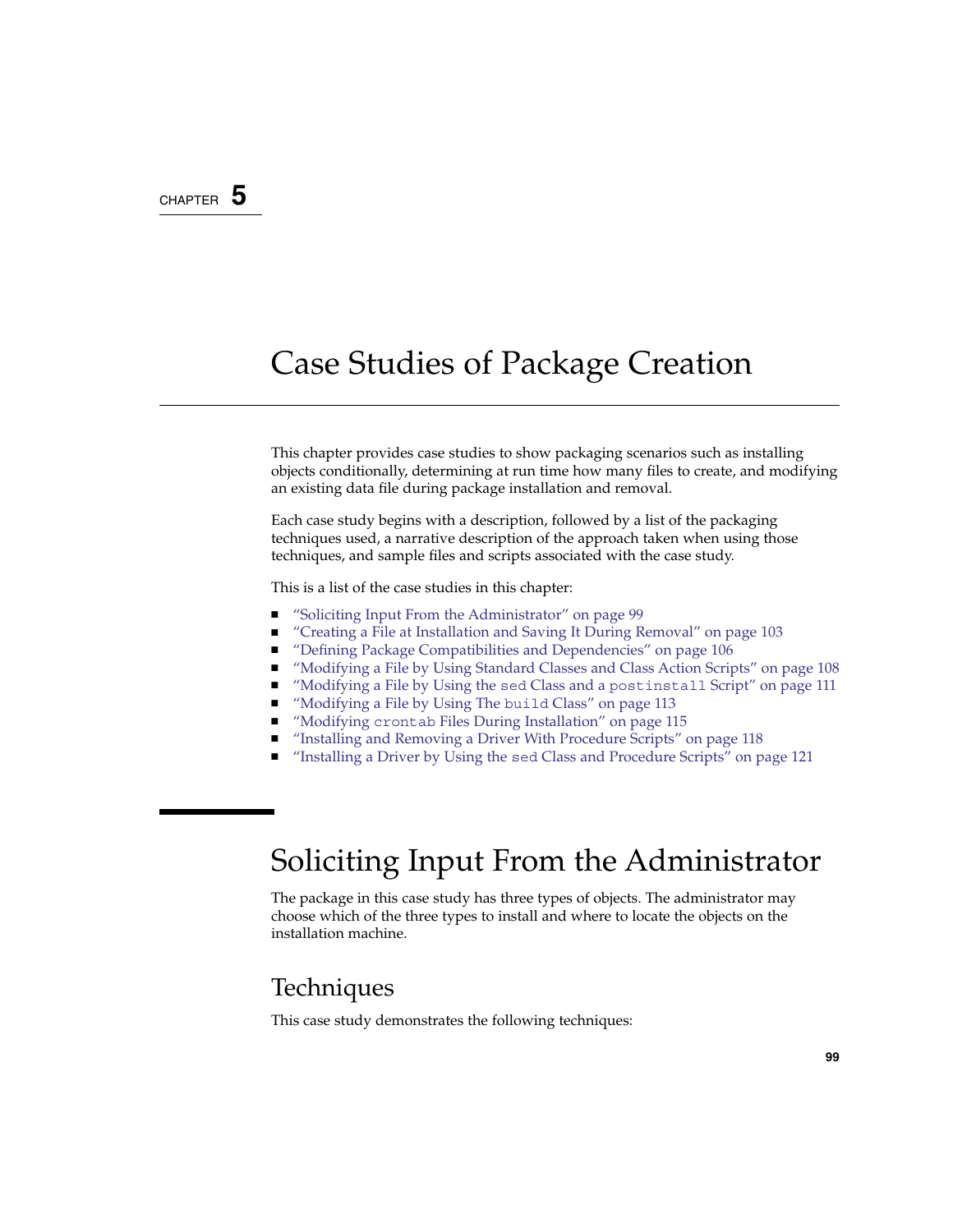CHAPTER 5

# Case Studies of Package Creation

This chapter provides case studies to show packaging scenarios such as installing objects conditionally, determining at run time how many files to create, and modifying an existing data file during package installation and removal.

Each case study begins with a description, followed by a list of the packaging techniques used, a narrative description of the approach taken when using those techniques, and sample files and scripts associated with the case study.

This is a list of the case studies in this chapter:

- "Soliciting Input From the Administrator" on page 99
- "Creating a File at Installation and Saving It During Removal" on page 103
- "Defining Package Compatibilities and Dependencies" on page 106
- "Modifying a File by Using Standard Classes and Class Action Scripts" on page 108
- "Modifying a File by Using the `sed` Class and a `postinstall` Script" on page 111
- "Modifying a File by Using The `build` Class" on page 113
- "Modifying `crontab` Files During Installation" on page 115
- "Installing and Removing a Driver With Procedure Scripts" on page 118
- "Installing a Driver by Using the `sed` Class and Procedure Scripts" on page 121

## Soliciting Input From the Administrator

The package in this case study has three types of objects. The administrator may choose which of the three types to install and where to locate the objects on the installation machine.

### Techniques

This case study demonstrates the following techniques: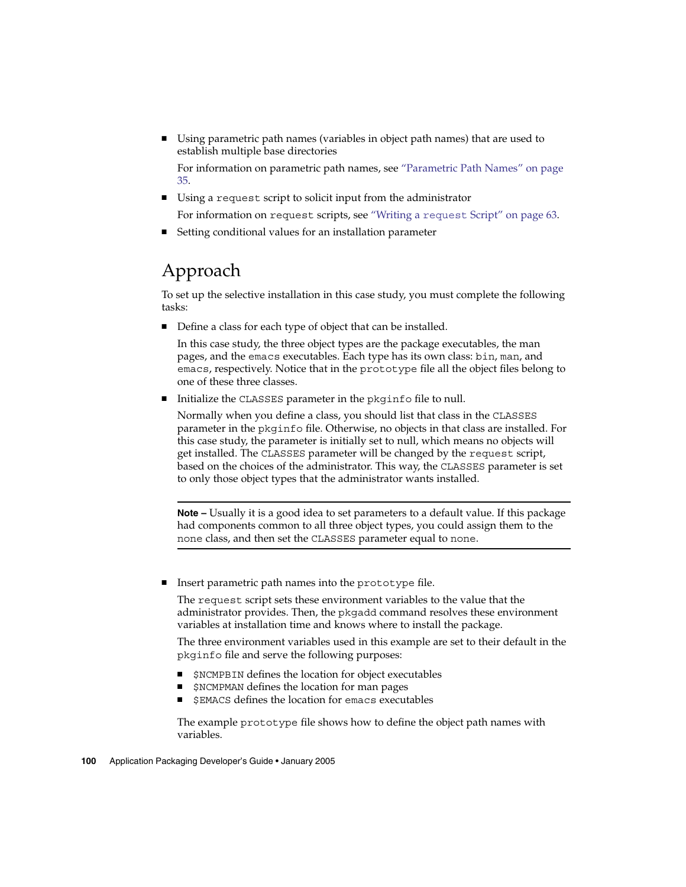- Using parametric path names (variables in object path names) that are used to establish multiple base directories

  For information on parametric path names, see "Parametric Path Names" on page 35.

- Using a `request` script to solicit input from the administrator

  For information on `request` scripts, see "Writing a `request` Script" on page 63.

- Setting conditional values for an installation parameter

## Approach

To set up the selective installation in this case study, you must complete the following tasks:

- Define a class for each type of object that can be installed.

  In this case study, the three object types are the package executables, the man pages, and the `emacs` executables. Each type has its own class: `bin`, `man`, and `emacs`, respectively. Notice that in the `prototype` file all the object files belong to one of these three classes.

- Initialize the `CLASSES` parameter in the `pkginfo` file to null.

  Normally when you define a class, you should list that class in the `CLASSES` parameter in the `pkginfo` file. Otherwise, no objects in that class are installed. For this case study, the parameter is initially set to null, which means no objects will get installed. The `CLASSES` parameter will be changed by the `request` script, based on the choices of the administrator. This way, the `CLASSES` parameter is set to only those object types that the administrator wants installed.

  ---

  **Note –** Usually it is a good idea to set parameters to a default value. If this package had components common to all three object types, you could assign them to the `none` class, and then set the `CLASSES` parameter equal to `none`.

  ---

- Insert parametric path names into the `prototype` file.

  The `request` script sets these environment variables to the value that the administrator provides. Then, the `pkgadd` command resolves these environment variables at installation time and knows where to install the package.

  The three environment variables used in this example are set to their default in the `pkginfo` file and serve the following purposes:

  - `$NCMPBIN` defines the location for object executables
  - `$NCMPMAN` defines the location for man pages
  - `$EMACS` defines the location for `emacs` executables

  The example `prototype` file shows how to define the object path names with variables.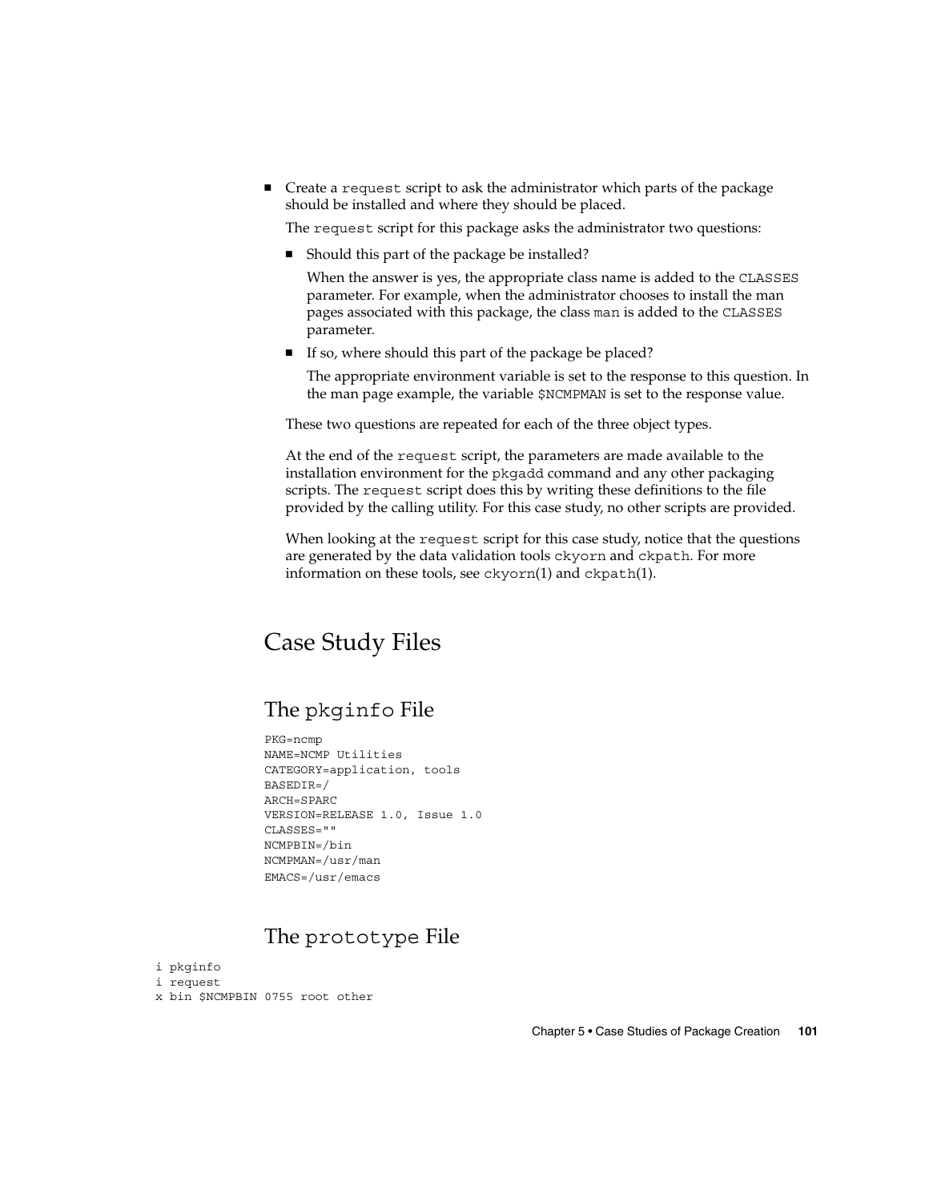- Create a `request` script to ask the administrator which parts of the package should be installed and where they should be placed.

  The `request` script for this package asks the administrator two questions:

  - Should this part of the package be installed?

    When the answer is yes, the appropriate class name is added to the `CLASSES` parameter. For example, when the administrator chooses to install the man pages associated with this package, the class `man` is added to the `CLASSES` parameter.

  - If so, where should this part of the package be placed?

    The appropriate environment variable is set to the response to this question. In the man page example, the variable `$NCMPMAN` is set to the response value.

  These two questions are repeated for each of the three object types.

  At the end of the `request` script, the parameters are made available to the installation environment for the `pkgadd` command and any other packaging scripts. The `request` script does this by writing these definitions to the file provided by the calling utility. For this case study, no other scripts are provided.

  When looking at the `request` script for this case study, notice that the questions are generated by the data validation tools `ckyorn` and `ckpath`. For more information on these tools, see `ckyorn`(1) and `ckpath`(1).

## Case Study Files

### The `pkginfo` File

```
PKG=ncmp
NAME=NCMP Utilities
CATEGORY=application, tools
BASEDIR=/
ARCH=SPARC
VERSION=RELEASE 1.0, Issue 1.0
CLASSES=""
NCMPBIN=/bin
NCMPMAN=/usr/man
EMACS=/usr/emacs
```

### The `prototype` File

```
i pkginfo
i request
x bin $NCMPBIN 0755 root other
```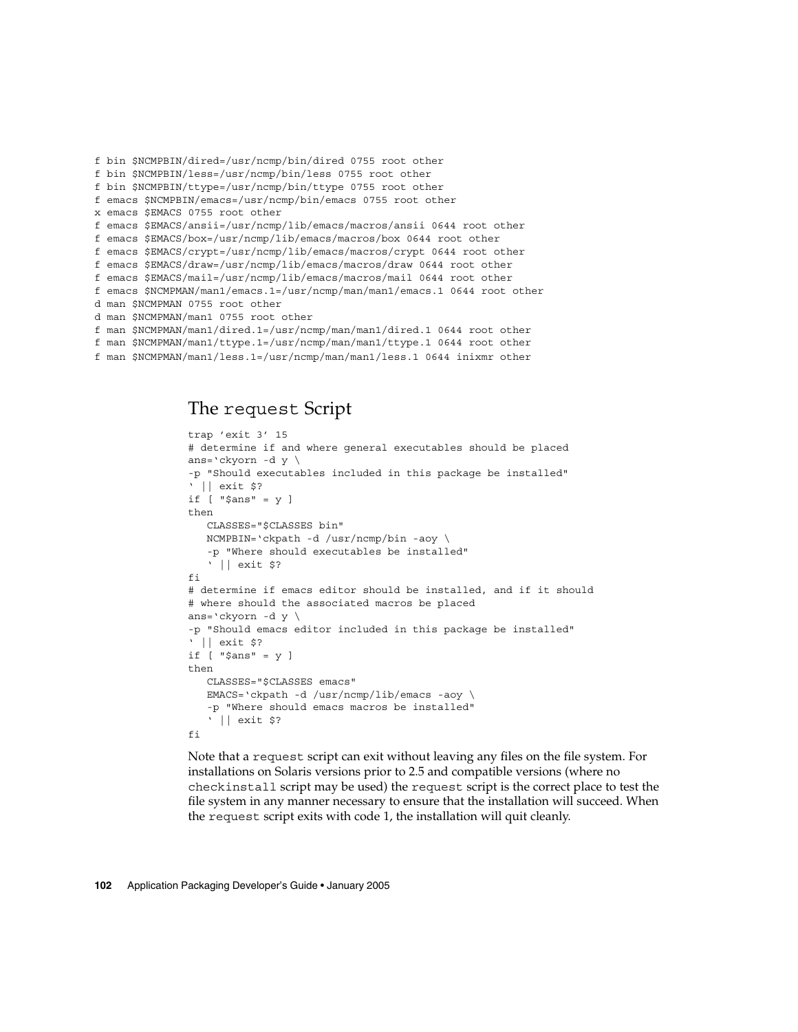```
f bin $NCMPBIN/dired=/usr/ncmp/bin/dired 0755 root other
f bin $NCMPBIN/less=/usr/ncmp/bin/less 0755 root other
f bin $NCMPBIN/ttype=/usr/ncmp/bin/ttype 0755 root other
f emacs $NCMPBIN/emacs=/usr/ncmp/bin/emacs 0755 root other
x emacs $EMACS 0755 root other
f emacs $EMACS/ansii=/usr/ncmp/lib/emacs/macros/ansii 0644 root other
f emacs $EMACS/box=/usr/ncmp/lib/emacs/macros/box 0644 root other
f emacs $EMACS/crypt=/usr/ncmp/lib/emacs/macros/crypt 0644 root other
f emacs $EMACS/draw=/usr/ncmp/lib/emacs/macros/draw 0644 root other
f emacs $EMACS/mail=/usr/ncmp/lib/emacs/macros/mail 0644 root other
f emacs $NCMPMAN/man1/emacs.1=/usr/ncmp/man/man1/emacs.1 0644 root other
d man $NCMPMAN 0755 root other
d man $NCMPMAN/man1 0755 root other
f man $NCMPMAN/man1/dired.1=/usr/ncmp/man/man1/dired.1 0644 root other
f man $NCMPMAN/man1/ttype.1=/usr/ncmp/man/man1/ttype.1 0644 root other
f man $NCMPMAN/man1/less.1=/usr/ncmp/man/man1/less.1 0644 inixmr other
```

## The request Script

```
trap 'exit 3' 15
# determine if and where general executables should be placed
ans=`ckyorn -d y \
-p "Should executables included in this package be installed"
` || exit $?
if [ "$ans" = y ]
then
   CLASSES="$CLASSES bin"
   NCMPBIN=`ckpath -d /usr/ncmp/bin -aoy \
   -p "Where should executables be installed"
   ` || exit $?
fi
# determine if emacs editor should be installed, and if it should
# where should the associated macros be placed
ans=`ckyorn -d y \
-p "Should emacs editor included in this package be installed"
` || exit $?
if [ "$ans" = y ]
then
   CLASSES="$CLASSES emacs"
   EMACS=`ckpath -d /usr/ncmp/lib/emacs -aoy \
   -p "Where should emacs macros be installed"
   ` || exit $?
fi
```

Note that a request script can exit without leaving any files on the file system. For installations on Solaris versions prior to 2.5 and compatible versions (where no checkinstall script may be used) the request script is the correct place to test the file system in any manner necessary to ensure that the installation will succeed. When the request script exits with code 1, the installation will quit cleanly.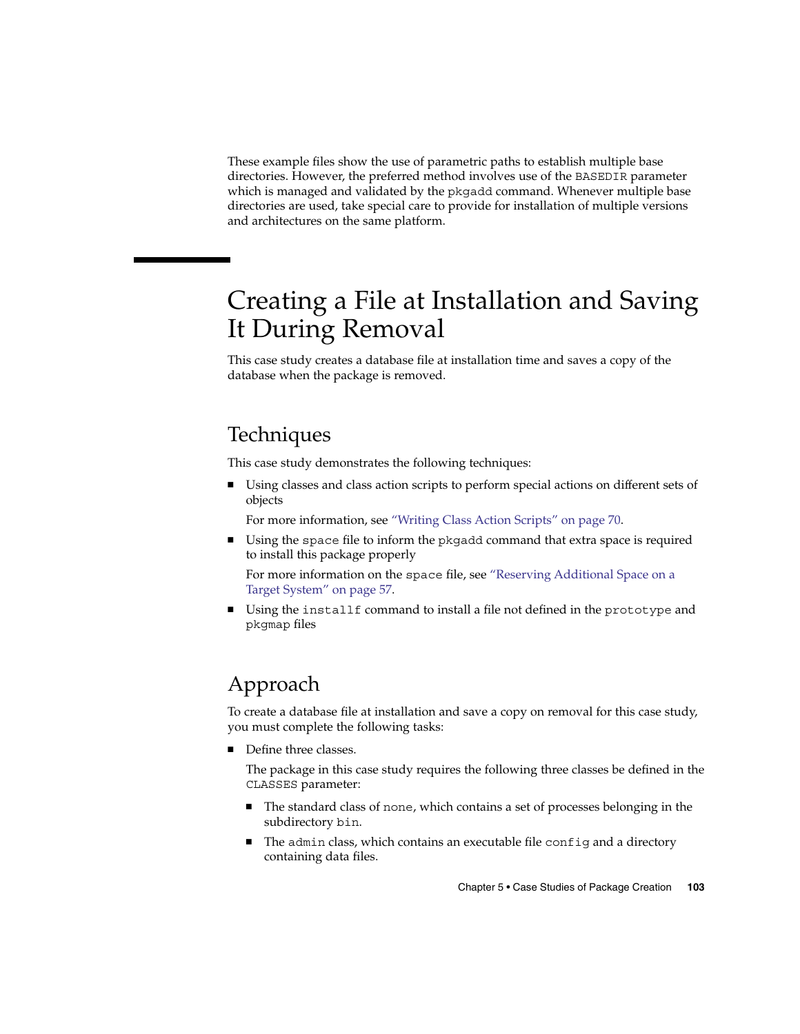These example files show the use of parametric paths to establish multiple base directories. However, the preferred method involves use of the BASEDIR parameter which is managed and validated by the pkgadd command. Whenever multiple base directories are used, take special care to provide for installation of multiple versions and architectures on the same platform.

## Creating a File at Installation and Saving It During Removal

This case study creates a database file at installation time and saves a copy of the database when the package is removed.

### Techniques

This case study demonstrates the following techniques:

- Using classes and class action scripts to perform special actions on different sets of objects

  For more information, see "Writing Class Action Scripts" on page 70.

- Using the space file to inform the pkgadd command that extra space is required to install this package properly

  For more information on the space file, see "Reserving Additional Space on a Target System" on page 57.

- Using the installf command to install a file not defined in the prototype and pkgmap files

### Approach

To create a database file at installation and save a copy on removal for this case study, you must complete the following tasks:

- Define three classes.

  The package in this case study requires the following three classes be defined in the CLASSES parameter:

  - The standard class of none, which contains a set of processes belonging in the subdirectory bin.
  - The admin class, which contains an executable file config and a directory containing data files.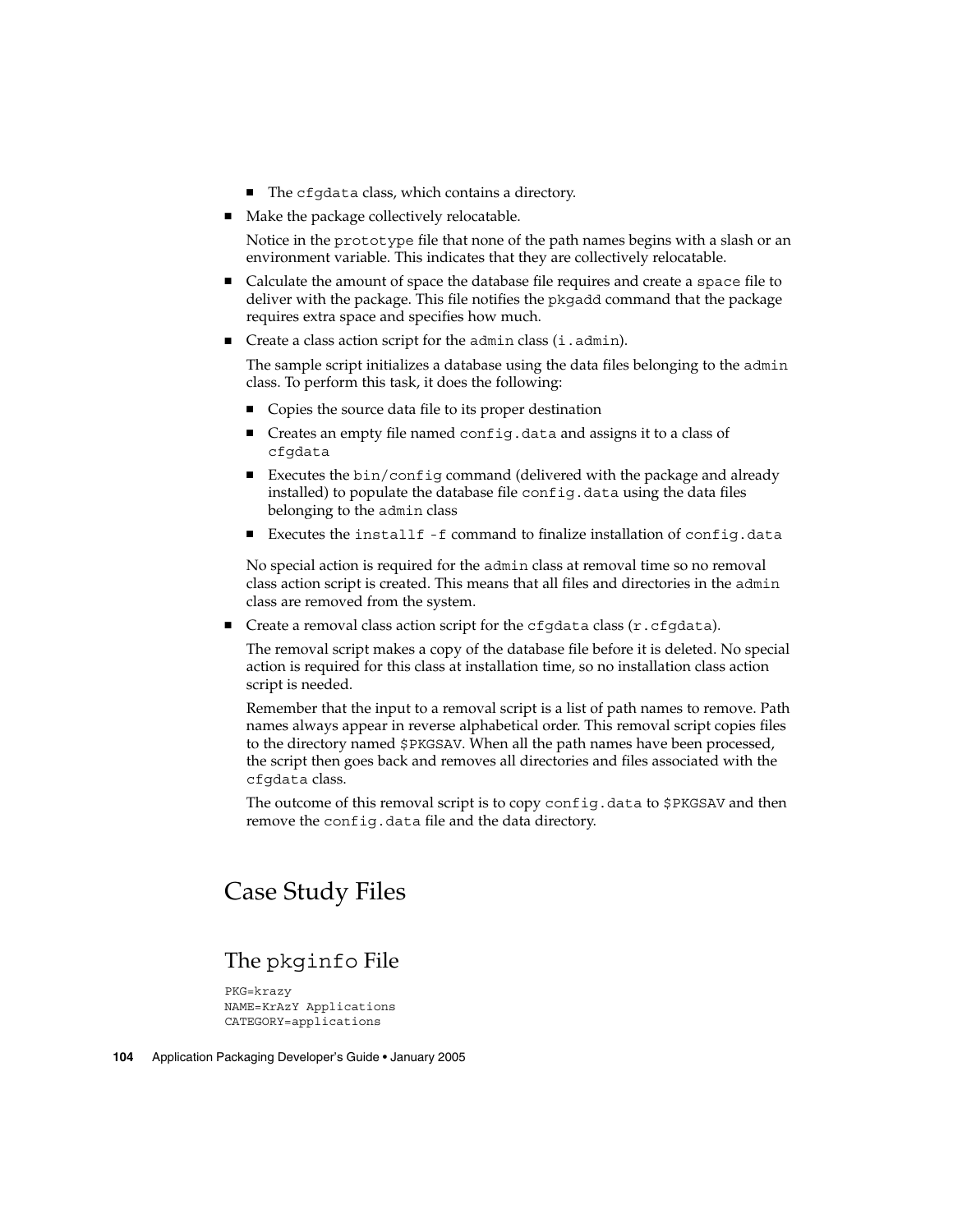- The `cfgdata` class, which contains a directory.

- Make the package collectively relocatable.

  Notice in the `prototype` file that none of the path names begins with a slash or an environment variable. This indicates that they are collectively relocatable.

- Calculate the amount of space the database file requires and create a `space` file to deliver with the package. This file notifies the `pkgadd` command that the package requires extra space and specifies how much.

- Create a class action script for the `admin` class (`i.admin`).

  The sample script initializes a database using the data files belonging to the `admin` class. To perform this task, it does the following:

  - Copies the source data file to its proper destination
  - Creates an empty file named `config.data` and assigns it to a class of `cfgdata`
  - Executes the `bin/config` command (delivered with the package and already installed) to populate the database file `config.data` using the data files belonging to the `admin` class
  - Executes the `installf -f` command to finalize installation of `config.data`

  No special action is required for the `admin` class at removal time so no removal class action script is created. This means that all files and directories in the `admin` class are removed from the system.

- Create a removal class action script for the `cfgdata` class (`r.cfgdata`).

  The removal script makes a copy of the database file before it is deleted. No special action is required for this class at installation time, so no installation class action script is needed.

  Remember that the input to a removal script is a list of path names to remove. Path names always appear in reverse alphabetical order. This removal script copies files to the directory named `$PKGSAV`. When all the path names have been processed, the script then goes back and removes all directories and files associated with the `cfgdata` class.

  The outcome of this removal script is to copy `config.data` to `$PKGSAV` and then remove the `config.data` file and the data directory.

## Case Study Files

### The `pkginfo` File

```
PKG=krazy
NAME=KrAzY Applications
CATEGORY=applications
```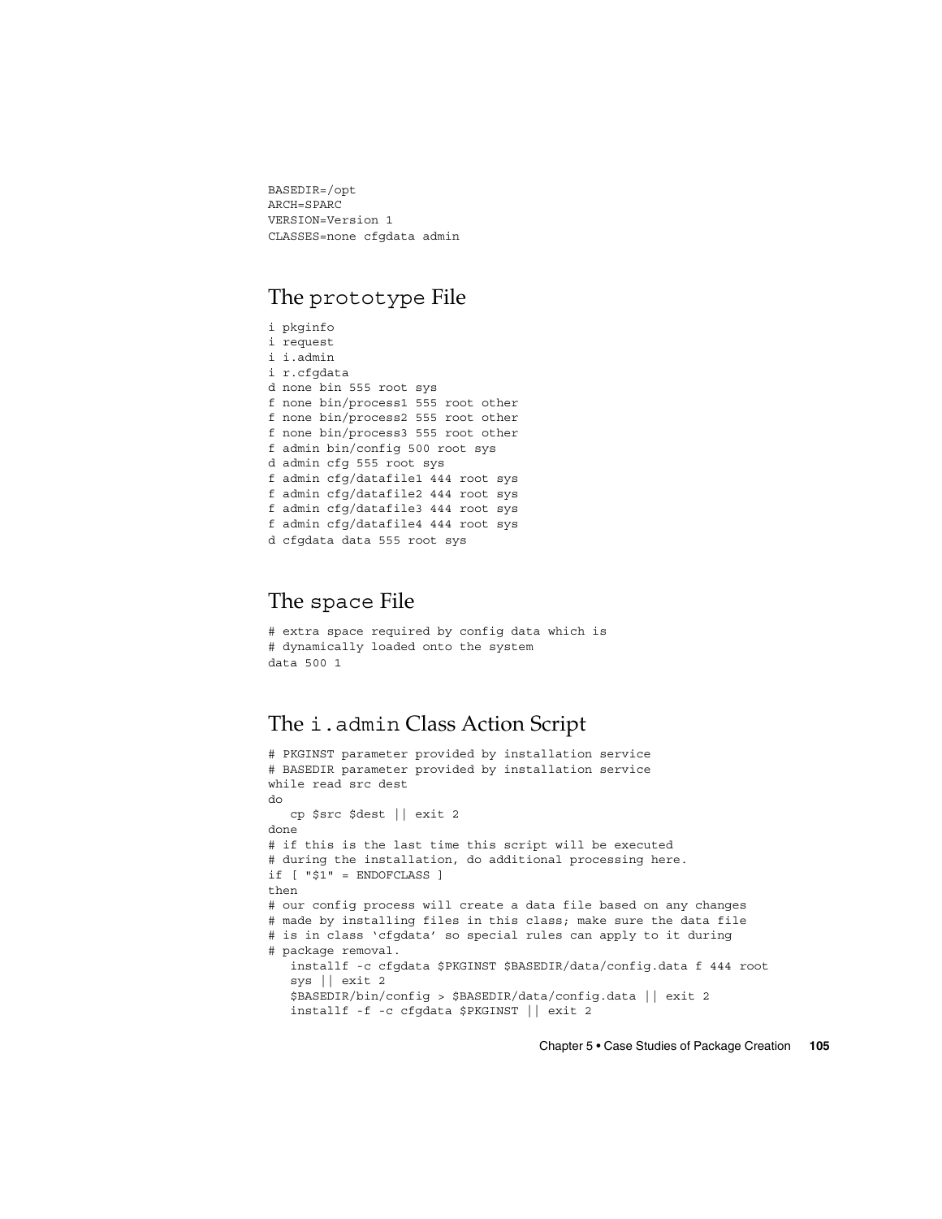```
BASEDIR=/opt
ARCH=SPARC
VERSION=Version 1
CLASSES=none cfgdata admin
```

## The prototype File

```
i pkginfo
i request
i i.admin
i r.cfgdata
d none bin 555 root sys
f none bin/process1 555 root other
f none bin/process2 555 root other
f none bin/process3 555 root other
f admin bin/config 500 root sys
d admin cfg 555 root sys
f admin cfg/datafile1 444 root sys
f admin cfg/datafile2 444 root sys
f admin cfg/datafile3 444 root sys
f admin cfg/datafile4 444 root sys
d cfgdata data 555 root sys
```

## The space File

```
# extra space required by config data which is
# dynamically loaded onto the system
data 500 1
```

## The i.admin Class Action Script

```
# PKGINST parameter provided by installation service
# BASEDIR parameter provided by installation service
while read src dest
do
   cp $src $dest || exit 2
done
# if this is the last time this script will be executed
# during the installation, do additional processing here.
if [ "$1" = ENDOFCLASS ]
then
# our config process will create a data file based on any changes
# made by installing files in this class; make sure the data file
# is in class 'cfgdata' so special rules can apply to it during
# package removal.
   installf -c cfgdata $PKGINST $BASEDIR/data/config.data f 444 root
   sys || exit 2
   $BASEDIR/bin/config > $BASEDIR/data/config.data || exit 2
   installf -f -c cfgdata $PKGINST || exit 2
```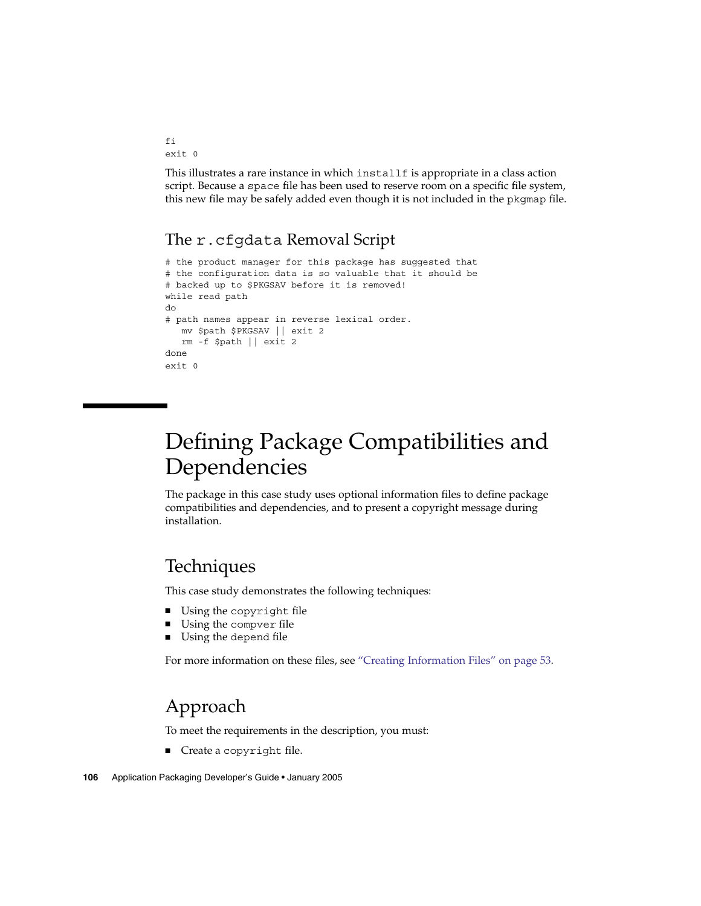```
fi
exit 0
```

This illustrates a rare instance in which `installf` is appropriate in a class action script. Because a `space` file has been used to reserve room on a specific file system, this new file may be safely added even though it is not included in the `pkgmap` file.

### The `r.cfgdata` Removal Script

```
# the product manager for this package has suggested that
# the configuration data is so valuable that it should be
# backed up to $PKGSAV before it is removed!
while read path
do
# path names appear in reverse lexical order.
   mv $path $PKGSAV || exit 2
   rm -f $path || exit 2
done
exit 0
```

## Defining Package Compatibilities and Dependencies

The package in this case study uses optional information files to define package compatibilities and dependencies, and to present a copyright message during installation.

### Techniques

This case study demonstrates the following techniques:

- Using the `copyright` file
- Using the `compver` file
- Using the `depend` file

For more information on these files, see "Creating Information Files" on page 53.

### Approach

To meet the requirements in the description, you must:

- Create a `copyright` file.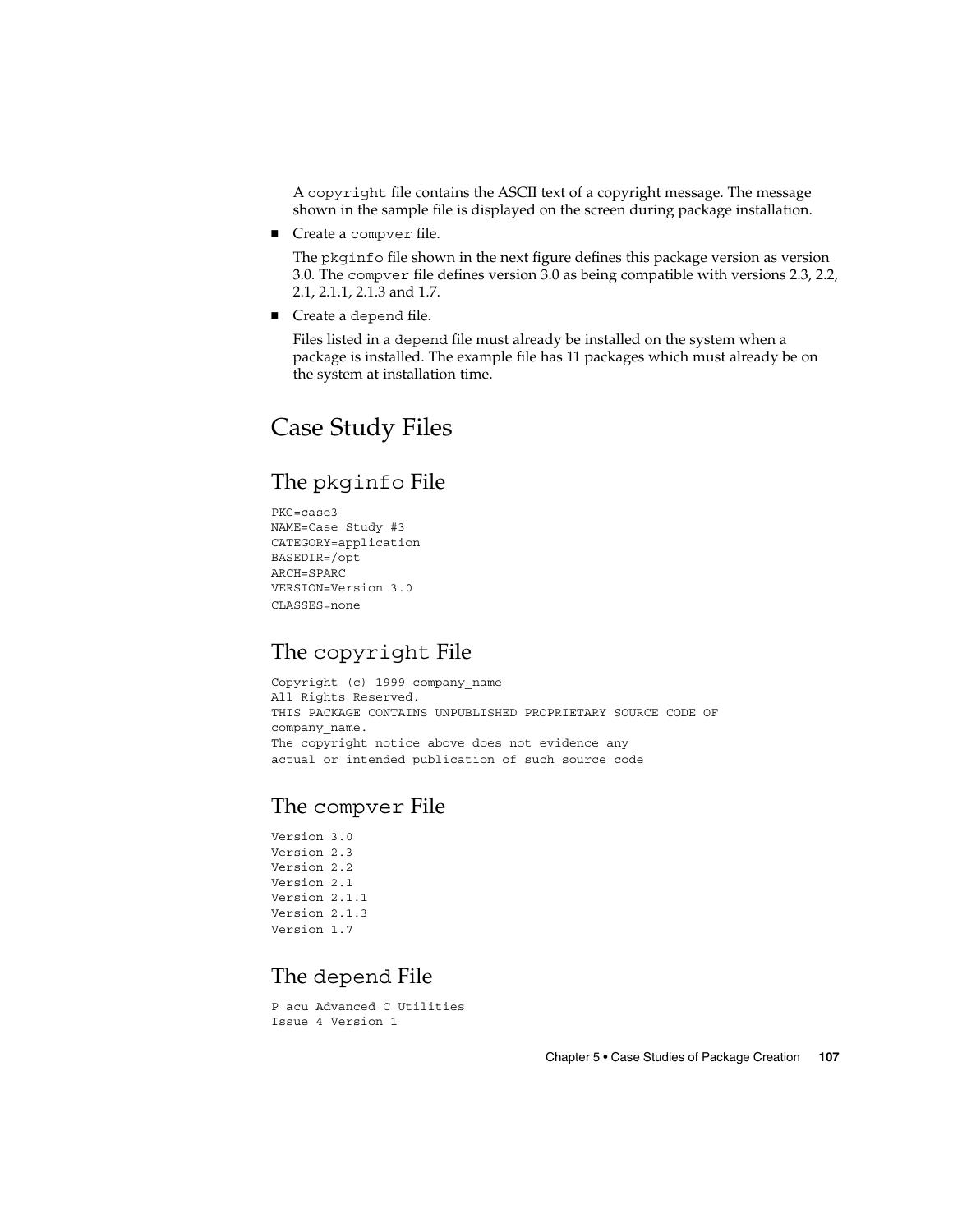A `copyright` file contains the ASCII text of a copyright message. The message shown in the sample file is displayed on the screen during package installation.

- Create a `compver` file.

  The `pkginfo` file shown in the next figure defines this package version as version 3.0. The `compver` file defines version 3.0 as being compatible with versions 2.3, 2.2, 2.1, 2.1.1, 2.1.3 and 1.7.

- Create a `depend` file.

  Files listed in a `depend` file must already be installed on the system when a package is installed. The example file has 11 packages which must already be on the system at installation time.

## Case Study Files

### The `pkginfo` File

```
PKG=case3
NAME=Case Study #3
CATEGORY=application
BASEDIR=/opt
ARCH=SPARC
VERSION=Version 3.0
CLASSES=none
```

### The `copyright` File

```
Copyright (c) 1999 company_name
All Rights Reserved.
THIS PACKAGE CONTAINS UNPUBLISHED PROPRIETARY SOURCE CODE OF
company_name.
The copyright notice above does not evidence any
actual or intended publication of such source code
```

### The `compver` File

```
Version 3.0
Version 2.3
Version 2.2
Version 2.1
Version 2.1.1
Version 2.1.3
Version 1.7
```

### The `depend` File

```
P acu Advanced C Utilities
Issue 4 Version 1
```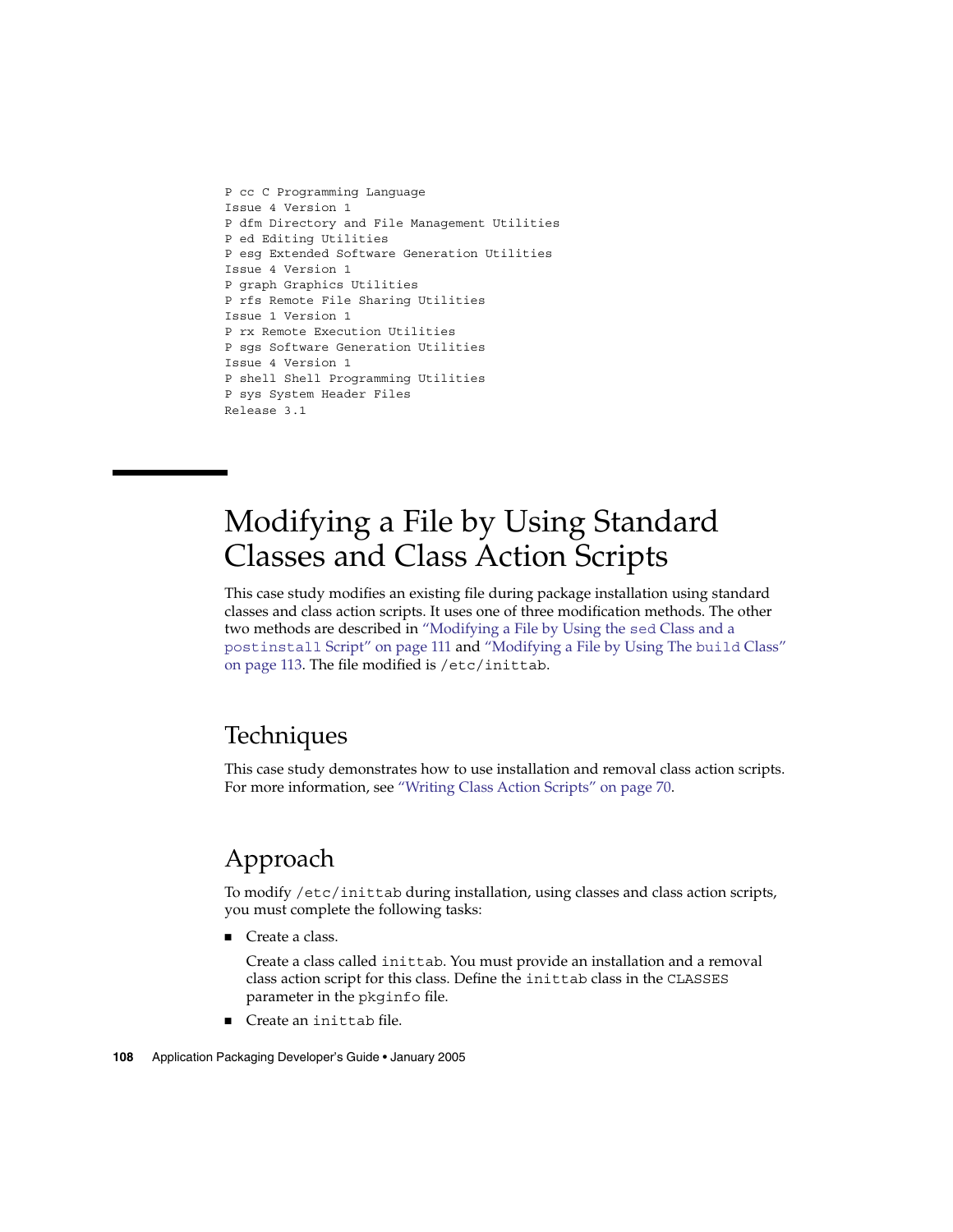```
P cc C Programming Language
Issue 4 Version 1
P dfm Directory and File Management Utilities
P ed Editing Utilities
P esg Extended Software Generation Utilities
Issue 4 Version 1
P graph Graphics Utilities
P rfs Remote File Sharing Utilities
Issue 1 Version 1
P rx Remote Execution Utilities
P sgs Software Generation Utilities
Issue 4 Version 1
P shell Shell Programming Utilities
P sys System Header Files
Release 3.1
```

# Modifying a File by Using Standard Classes and Class Action Scripts

This case study modifies an existing file during package installation using standard classes and class action scripts. It uses one of three modification methods. The other two methods are described in "Modifying a File by Using the `sed` Class and a `postinstall` Script" on page 111 and "Modifying a File by Using The `build` Class" on page 113. The file modified is `/etc/inittab`.

## Techniques

This case study demonstrates how to use installation and removal class action scripts. For more information, see "Writing Class Action Scripts" on page 70.

## Approach

To modify `/etc/inittab` during installation, using classes and class action scripts, you must complete the following tasks:

- Create a class.

  Create a class called `inittab`. You must provide an installation and a removal class action script for this class. Define the `inittab` class in the `CLASSES` parameter in the `pkginfo` file.

- Create an `inittab` file.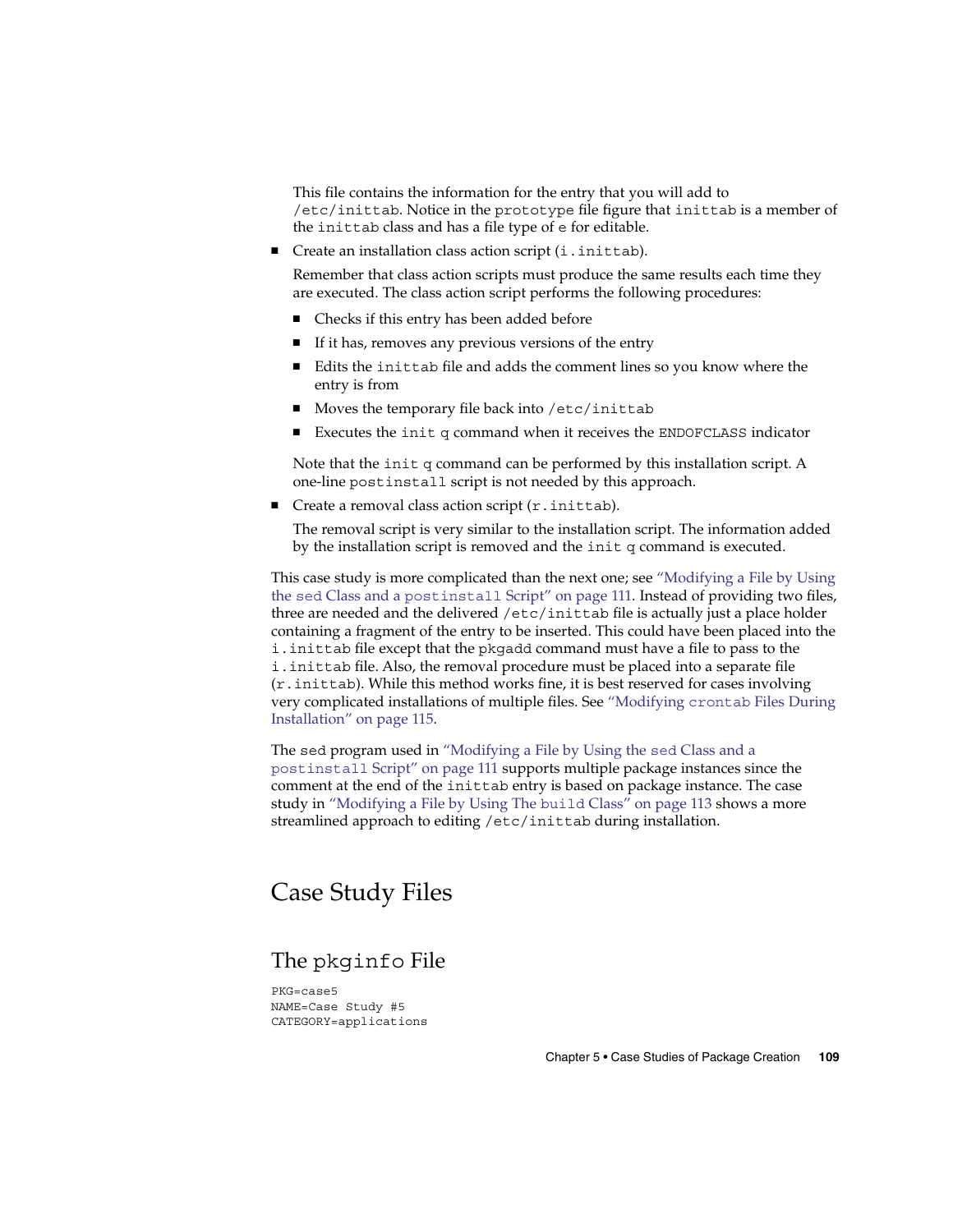This file contains the information for the entry that you will add to `/etc/inittab`. Notice in the `prototype` file figure that `inittab` is a member of the `inittab` class and has a file type of `e` for editable.

- Create an installation class action script (`i.inittab`).

  Remember that class action scripts must produce the same results each time they are executed. The class action script performs the following procedures:

  - Checks if this entry has been added before
  - If it has, removes any previous versions of the entry
  - Edits the `inittab` file and adds the comment lines so you know where the entry is from
  - Moves the temporary file back into `/etc/inittab`
  - Executes the `init q` command when it receives the `ENDOFCLASS` indicator

  Note that the `init q` command can be performed by this installation script. A one-line `postinstall` script is not needed by this approach.

- Create a removal class action script (`r.inittab`).

  The removal script is very similar to the installation script. The information added by the installation script is removed and the `init q` command is executed.

This case study is more complicated than the next one; see "Modifying a File by Using the `sed` Class and a `postinstall` Script" on page 111. Instead of providing two files, three are needed and the delivered `/etc/inittab` file is actually just a place holder containing a fragment of the entry to be inserted. This could have been placed into the `i.inittab` file except that the `pkgadd` command must have a file to pass to the `i.inittab` file. Also, the removal procedure must be placed into a separate file (`r.inittab`). While this method works fine, it is best reserved for cases involving very complicated installations of multiple files. See "Modifying `crontab` Files During Installation" on page 115.

The `sed` program used in "Modifying a File by Using the `sed` Class and a `postinstall` Script" on page 111 supports multiple package instances since the comment at the end of the `inittab` entry is based on package instance. The case study in "Modifying a File by Using The `build` Class" on page 113 shows a more streamlined approach to editing `/etc/inittab` during installation.

## Case Study Files

### The `pkginfo` File

```
PKG=case5
NAME=Case Study #5
CATEGORY=applications
```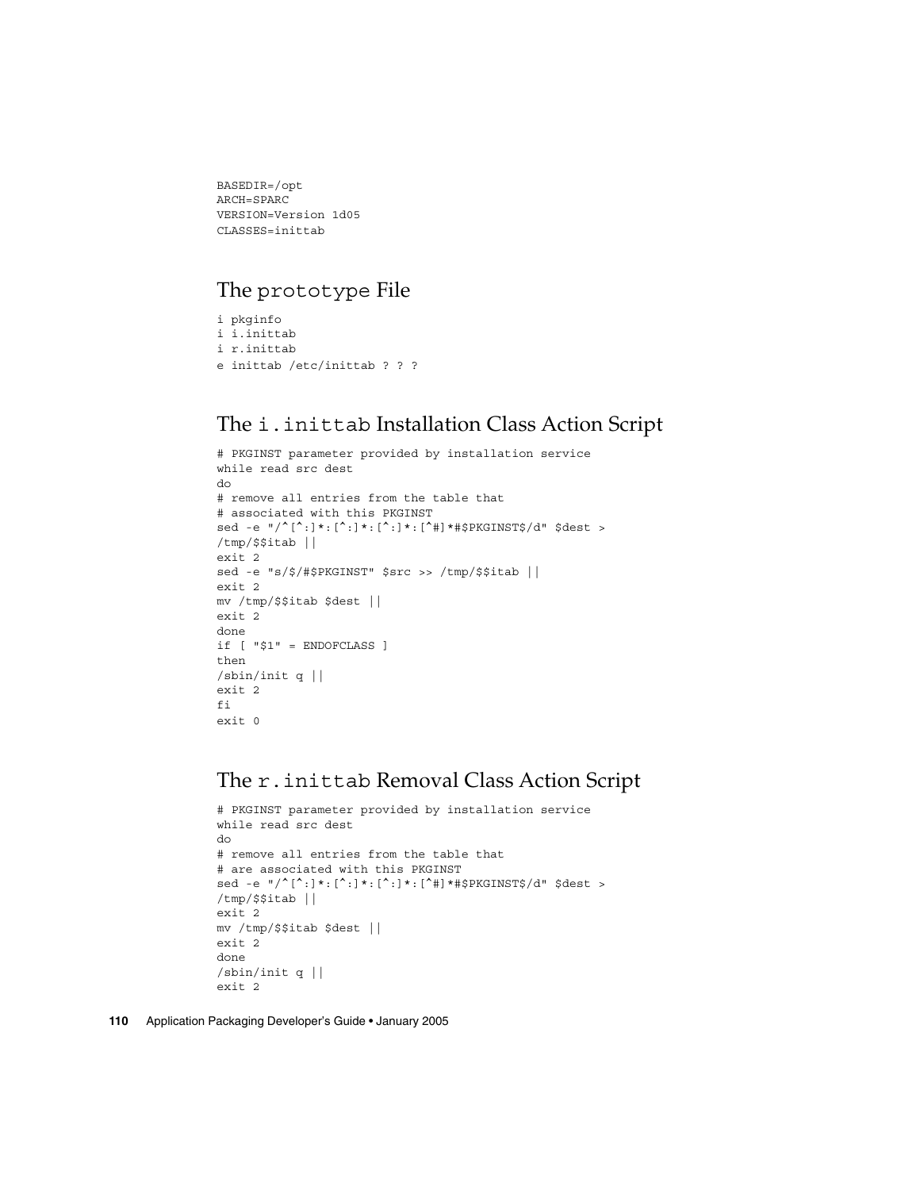```
BASEDIR=/opt
ARCH=SPARC
VERSION=Version 1d05
CLASSES=inittab
```

## The prototype File

```
i pkginfo
i i.inittab
i r.inittab
e inittab /etc/inittab ? ? ?
```

## The i.inittab Installation Class Action Script

```
# PKGINST parameter provided by installation service
while read src dest
do
# remove all entries from the table that
# associated with this PKGINST
sed -e "/^[^:]*:[^:]*:[^:]*:[^#]*#$PKGINST$/d" $dest >
/tmp/$$itab ||
exit 2
sed -e "s/$/#$PKGINST" $src >> /tmp/$$itab ||
exit 2
mv /tmp/$$itab $dest ||
exit 2
done
if [ "$1" = ENDOFCLASS ]
then
/sbin/init q ||
exit 2
fi
exit 0
```

## The r.inittab Removal Class Action Script

```
# PKGINST parameter provided by installation service
while read src dest
do
# remove all entries from the table that
# are associated with this PKGINST
sed -e "/^[^:]*:[^:]*:[^:]*:[^#]*#$PKGINST$/d" $dest >
/tmp/$$itab ||
exit 2
mv /tmp/$$itab $dest ||
exit 2
done
/sbin/init q ||
exit 2
```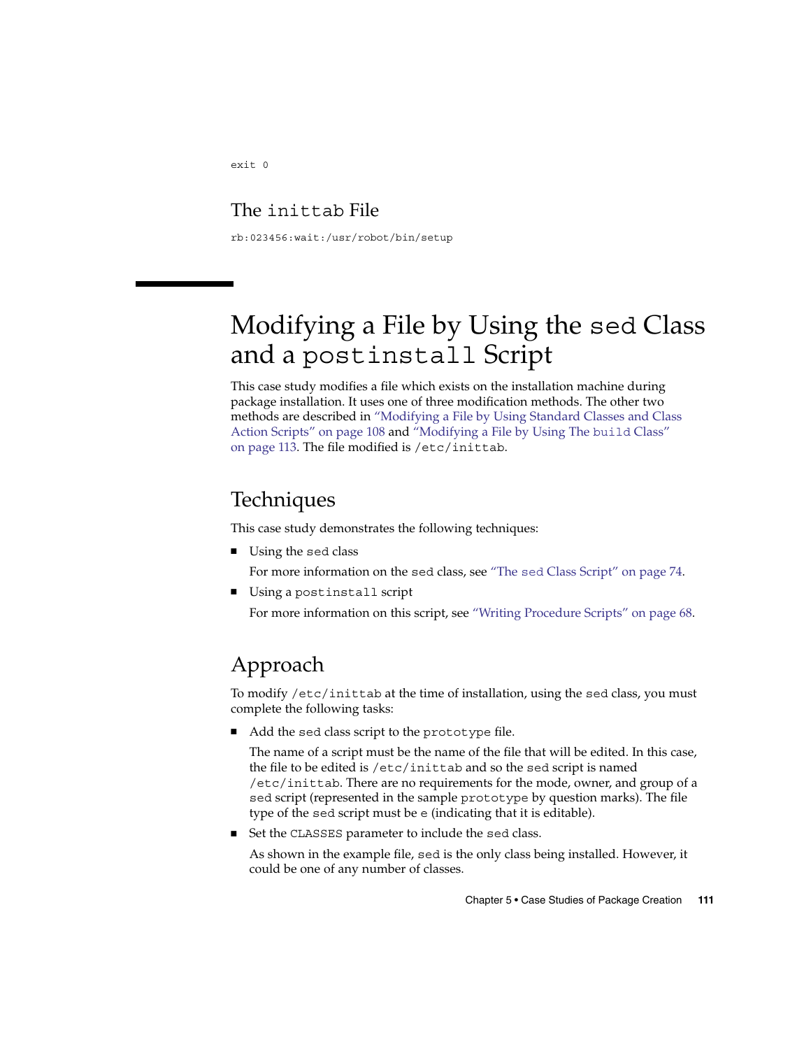```
exit 0
```

### The inittab File

```
rb:023456:wait:/usr/robot/bin/setup
```

## Modifying a File by Using the sed Class and a postinstall Script

This case study modifies a file which exists on the installation machine during package installation. It uses one of three modification methods. The other two methods are described in "Modifying a File by Using Standard Classes and Class Action Scripts" on page 108 and "Modifying a File by Using The build Class" on page 113. The file modified is /etc/inittab.

### Techniques

This case study demonstrates the following techniques:

- Using the sed class

  For more information on the sed class, see "The sed Class Script" on page 74.

- Using a postinstall script

  For more information on this script, see "Writing Procedure Scripts" on page 68.

### Approach

To modify /etc/inittab at the time of installation, using the sed class, you must complete the following tasks:

- Add the sed class script to the prototype file.

  The name of a script must be the name of the file that will be edited. In this case, the file to be edited is /etc/inittab and so the sed script is named /etc/inittab. There are no requirements for the mode, owner, and group of a sed script (represented in the sample prototype by question marks). The file type of the sed script must be e (indicating that it is editable).

- Set the CLASSES parameter to include the sed class.

  As shown in the example file, sed is the only class being installed. However, it could be one of any number of classes.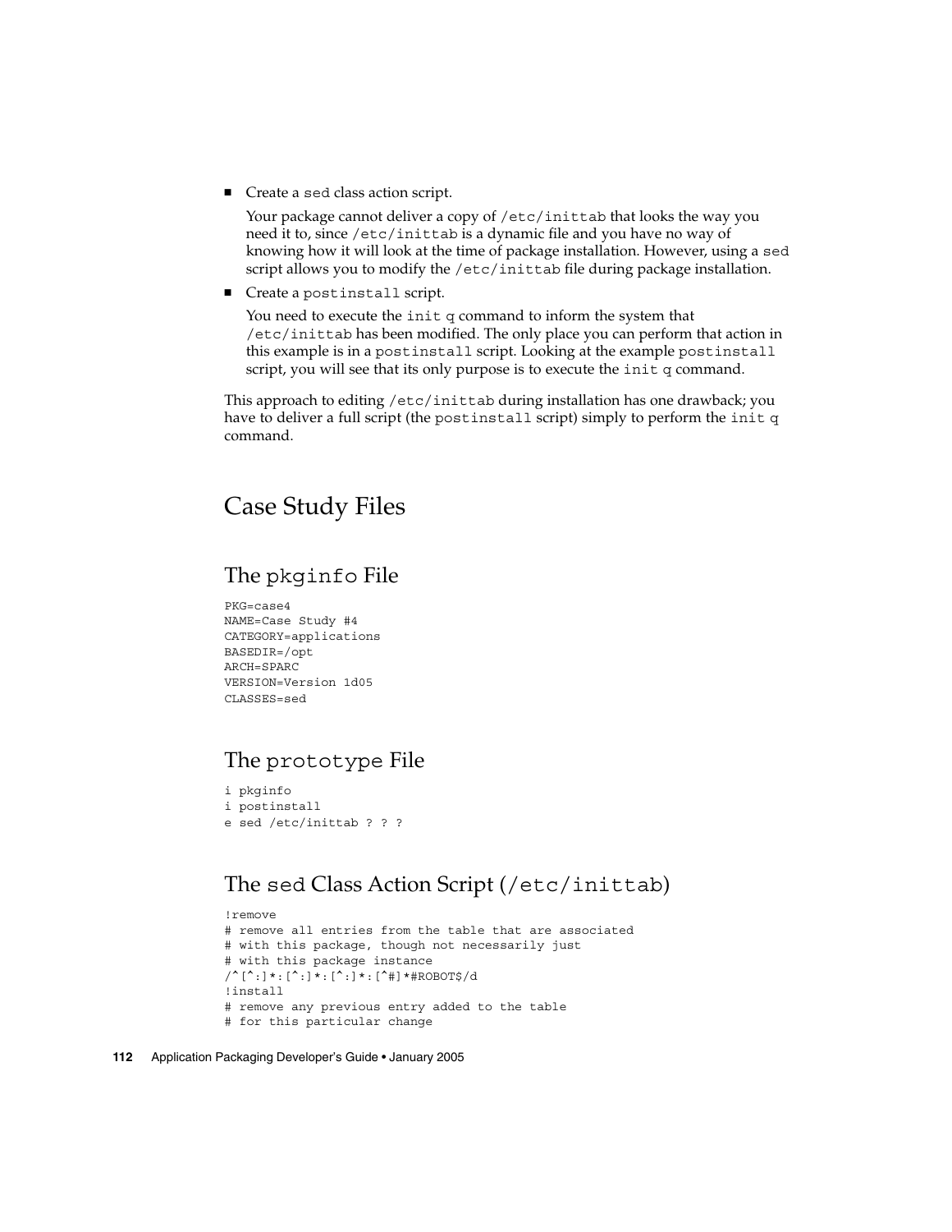- Create a `sed` class action script.

  Your package cannot deliver a copy of `/etc/inittab` that looks the way you need it to, since `/etc/inittab` is a dynamic file and you have no way of knowing how it will look at the time of package installation. However, using a `sed` script allows you to modify the `/etc/inittab` file during package installation.

- Create a `postinstall` script.

  You need to execute the `init q` command to inform the system that `/etc/inittab` has been modified. The only place you can perform that action in this example is in a `postinstall` script. Looking at the example `postinstall` script, you will see that its only purpose is to execute the `init q` command.

This approach to editing `/etc/inittab` during installation has one drawback; you have to deliver a full script (the `postinstall` script) simply to perform the `init q` command.

## Case Study Files

### The `pkginfo` File

```
PKG=case4
NAME=Case Study #4
CATEGORY=applications
BASEDIR=/opt
ARCH=SPARC
VERSION=Version 1d05
CLASSES=sed
```

### The `prototype` File

```
i pkginfo
i postinstall
e sed /etc/inittab ? ? ?
```

### The `sed` Class Action Script (`/etc/inittab`)

```
!remove
# remove all entries from the table that are associated
# with this package, though not necessarily just
# with this package instance
/^[^:]*:[^:]*:[^:]*:[^#]*#ROBOT$/d
!install
# remove any previous entry added to the table
# for this particular change
```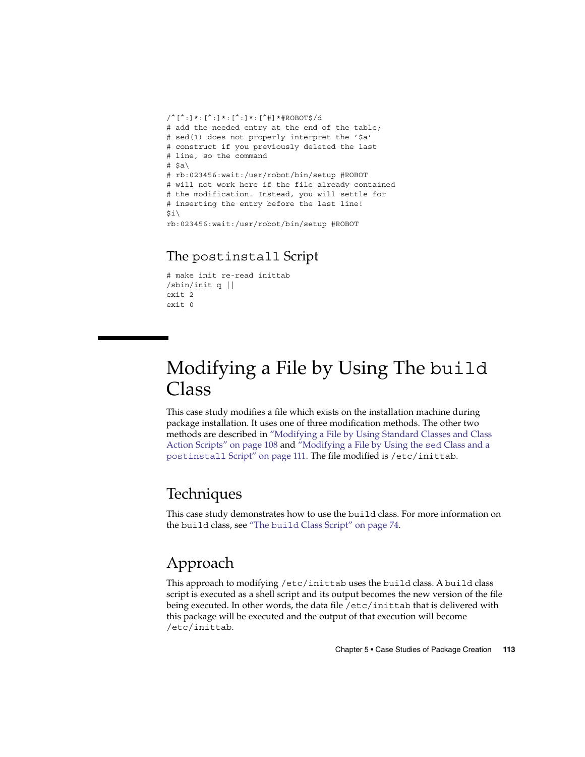```
/^[^:]*:[^:]*:[^:]*:[^#]*#ROBOT$/d
# add the needed entry at the end of the table;
# sed(1) does not properly interpret the '$a'
# construct if you previously deleted the last
# line, so the command
# $a\
# rb:023456:wait:/usr/robot/bin/setup #ROBOT
# will not work here if the file already contained
# the modification. Instead, you will settle for
# inserting the entry before the last line!
$i\
rb:023456:wait:/usr/robot/bin/setup #ROBOT
```

### The `postinstall` Script

```
# make init re-read inittab
/sbin/init q ||
exit 2
exit 0
```

## Modifying a File by Using The `build` Class

This case study modifies a file which exists on the installation machine during package installation. It uses one of three modification methods. The other two methods are described in "Modifying a File by Using Standard Classes and Class Action Scripts" on page 108 and "Modifying a File by Using the `sed` Class and a `postinstall` Script" on page 111. The file modified is `/etc/inittab`.

### Techniques

This case study demonstrates how to use the `build` class. For more information on the `build` class, see "The `build` Class Script" on page 74.

### Approach

This approach to modifying `/etc/inittab` uses the `build` class. A `build` class script is executed as a shell script and its output becomes the new version of the file being executed. In other words, the data file `/etc/inittab` that is delivered with this package will be executed and the output of that execution will become `/etc/inittab`.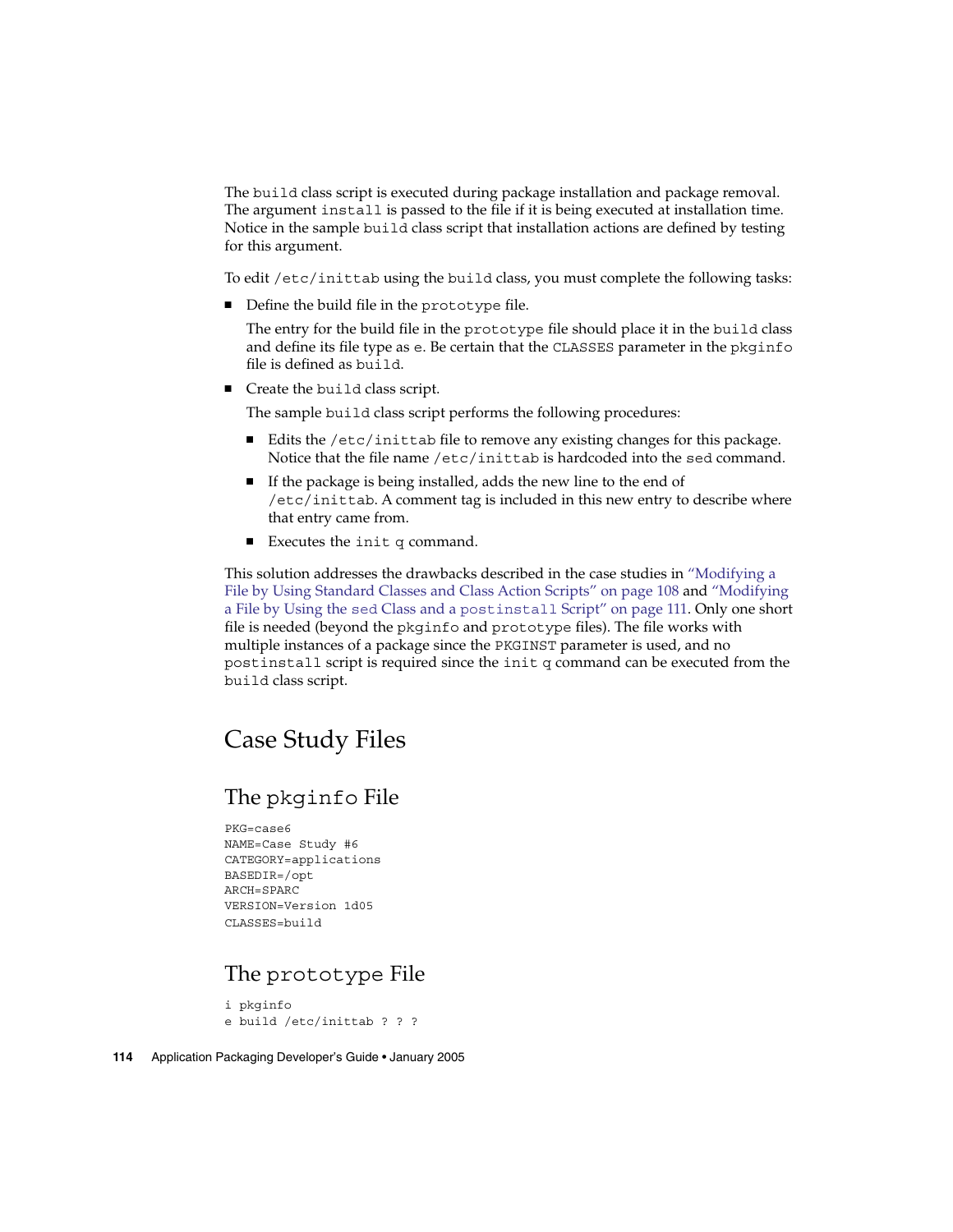The build class script is executed during package installation and package removal. The argument install is passed to the file if it is being executed at installation time. Notice in the sample build class script that installation actions are defined by testing for this argument.

To edit /etc/inittab using the build class, you must complete the following tasks:

- Define the build file in the prototype file.

  The entry for the build file in the prototype file should place it in the build class and define its file type as e. Be certain that the CLASSES parameter in the pkginfo file is defined as build.

- Create the build class script.

  The sample build class script performs the following procedures:

  - Edits the /etc/inittab file to remove any existing changes for this package. Notice that the file name /etc/inittab is hardcoded into the sed command.
  - If the package is being installed, adds the new line to the end of /etc/inittab. A comment tag is included in this new entry to describe where that entry came from.
  - Executes the init q command.

This solution addresses the drawbacks described in the case studies in "Modifying a File by Using Standard Classes and Class Action Scripts" on page 108 and "Modifying a File by Using the sed Class and a postinstall Script" on page 111. Only one short file is needed (beyond the pkginfo and prototype files). The file works with multiple instances of a package since the PKGINST parameter is used, and no postinstall script is required since the init q command can be executed from the build class script.

## Case Study Files

### The pkginfo File

```
PKG=case6
NAME=Case Study #6
CATEGORY=applications
BASEDIR=/opt
ARCH=SPARC
VERSION=Version 1d05
CLASSES=build
```

### The prototype File

```
i pkginfo
e build /etc/inittab ? ? ?
```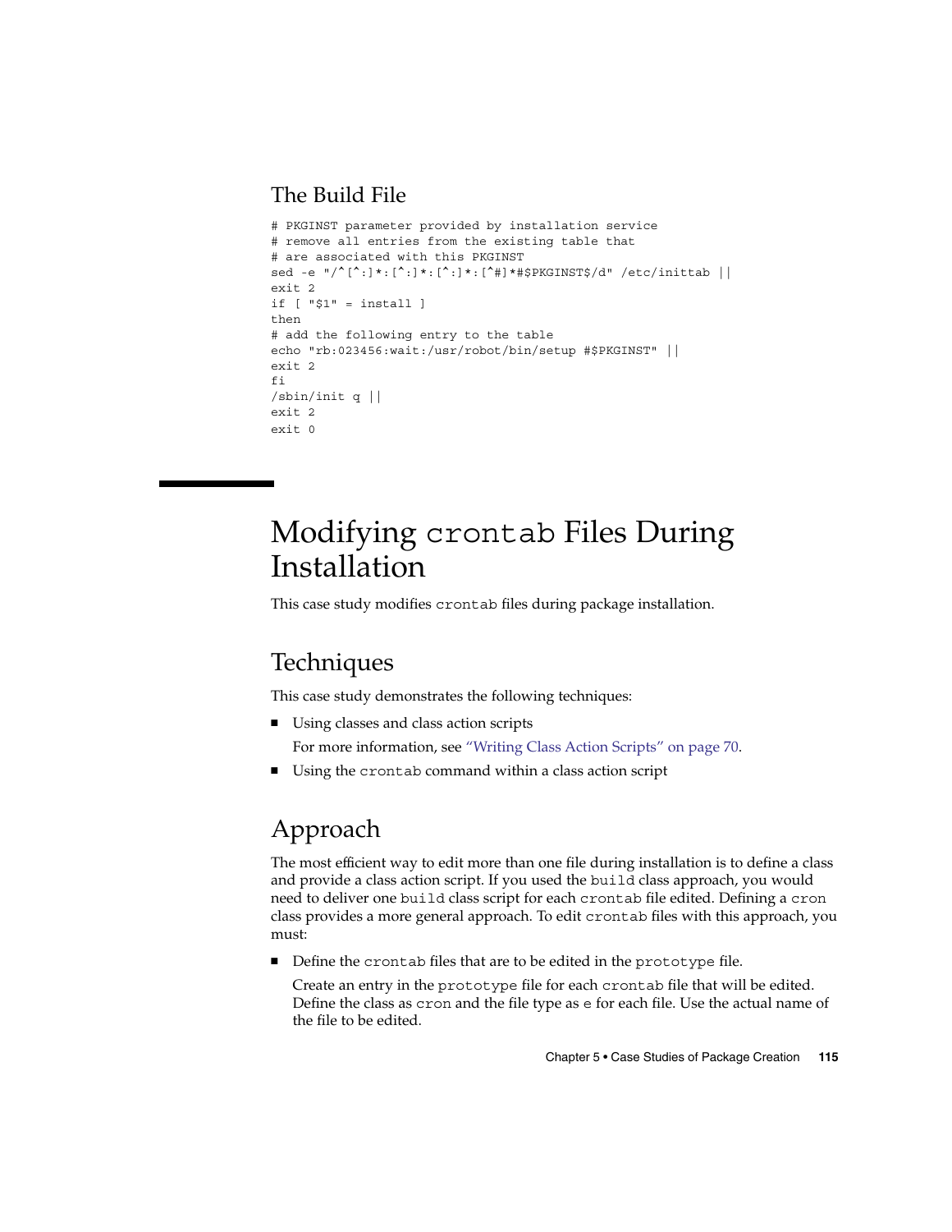### The Build File

```
# PKGINST parameter provided by installation service
# remove all entries from the existing table that
# are associated with this PKGINST
sed -e "/^[^:]*:[^:]*:[^:]*:[^#]*#$PKGINST$/d" /etc/inittab ||
exit 2
if [ "$1" = install ]
then
# add the following entry to the table
echo "rb:023456:wait:/usr/robot/bin/setup #$PKGINST" ||
exit 2
fi
/sbin/init q ||
exit 2
exit 0
```

## Modifying crontab Files During Installation

This case study modifies `crontab` files during package installation.

### Techniques

This case study demonstrates the following techniques:

- Using classes and class action scripts

  For more information, see "Writing Class Action Scripts" on page 70.

- Using the `crontab` command within a class action script

### Approach

The most efficient way to edit more than one file during installation is to define a class and provide a class action script. If you used the `build` class approach, you would need to deliver one `build` class script for each `crontab` file edited. Defining a `cron` class provides a more general approach. To edit `crontab` files with this approach, you must:

- Define the `crontab` files that are to be edited in the `prototype` file.

  Create an entry in the `prototype` file for each `crontab` file that will be edited. Define the class as `cron` and the file type as `e` for each file. Use the actual name of the file to be edited.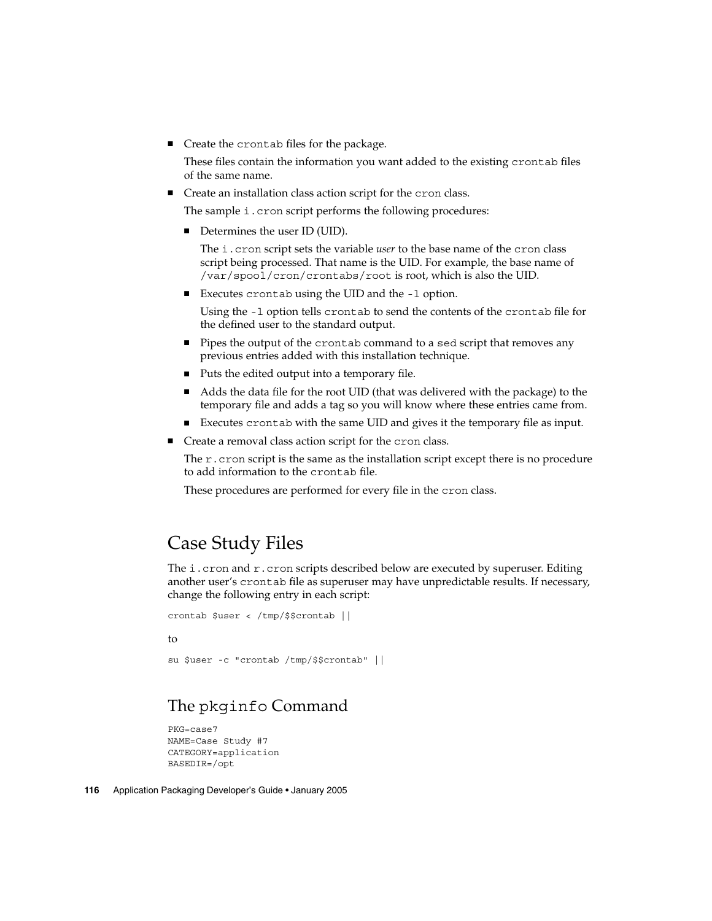- Create the `crontab` files for the package.

  These files contain the information you want added to the existing `crontab` files of the same name.

- Create an installation class action script for the `cron` class.

  The sample `i.cron` script performs the following procedures:

  - Determines the user ID (UID).

    The `i.cron` script sets the variable *user* to the base name of the `cron` class script being processed. That name is the UID. For example, the base name of `/var/spool/cron/crontabs/root` is root, which is also the UID.

  - Executes `crontab` using the UID and the `-l` option.

    Using the `-l` option tells `crontab` to send the contents of the `crontab` file for the defined user to the standard output.

  - Pipes the output of the `crontab` command to a `sed` script that removes any previous entries added with this installation technique.
  - Puts the edited output into a temporary file.
  - Adds the data file for the root UID (that was delivered with the package) to the temporary file and adds a tag so you will know where these entries came from.
  - Executes `crontab` with the same UID and gives it the temporary file as input.

- Create a removal class action script for the `cron` class.

  The `r.cron` script is the same as the installation script except there is no procedure to add information to the `crontab` file.

  These procedures are performed for every file in the `cron` class.

## Case Study Files

The `i.cron` and `r.cron` scripts described below are executed by superuser. Editing another user's `crontab` file as superuser may have unpredictable results. If necessary, change the following entry in each script:

```
crontab $user < /tmp/$$crontab ||
```

to

```
su $user -c "crontab /tmp/$$crontab" ||
```

## The `pkginfo` Command

```
PKG=case7
NAME=Case Study #7
CATEGORY=application
BASEDIR=/opt
```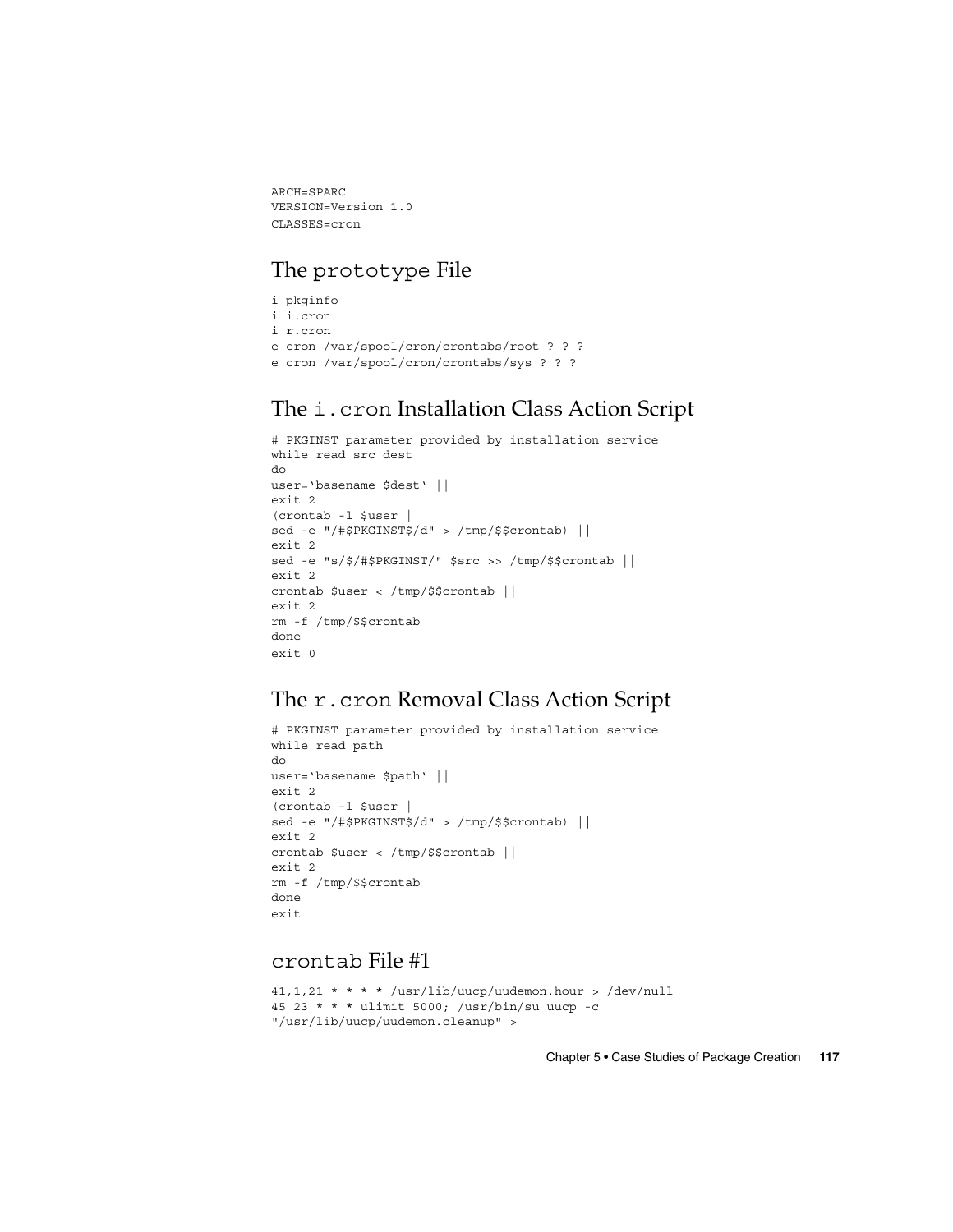```
ARCH=SPARC
VERSION=Version 1.0
CLASSES=cron
```

## The prototype File

```
i pkginfo
i i.cron
i r.cron
e cron /var/spool/cron/crontabs/root ? ? ?
e cron /var/spool/cron/crontabs/sys ? ? ?
```

## The i.cron Installation Class Action Script

```
# PKGINST parameter provided by installation service
while read src dest
do
user='basename $dest' ||
exit 2
(crontab -l $user |
sed -e "/#$PKGINST$/d" > /tmp/$$crontab) ||
exit 2
sed -e "s/$/#$PKGINST/" $src >> /tmp/$$crontab ||
exit 2
crontab $user < /tmp/$$crontab ||
exit 2
rm -f /tmp/$$crontab
done
exit 0
```

## The r.cron Removal Class Action Script

```
# PKGINST parameter provided by installation service
while read path
do
user='basename $path' ||
exit 2
(crontab -l $user |
sed -e "/#$PKGINST$/d" > /tmp/$$crontab) ||
exit 2
crontab $user < /tmp/$$crontab ||
exit 2
rm -f /tmp/$$crontab
done
exit
```

## crontab File #1

```
41,1,21 * * * * /usr/lib/uucp/uudemon.hour > /dev/null
45 23 * * * ulimit 5000; /usr/bin/su uucp -c
"/usr/lib/uucp/uudemon.cleanup" >
```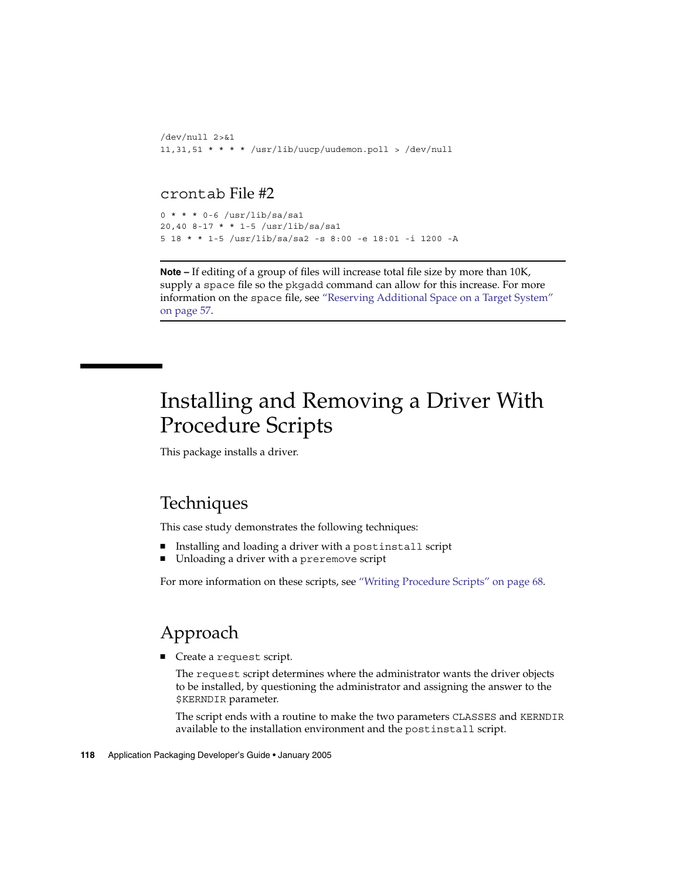```
/dev/null 2>&1
11,31,51 * * * * /usr/lib/uucp/uudemon.poll > /dev/null
```

### `crontab` File #2

```
0 * * * 0-6 /usr/lib/sa/sa1
20,40 8-17 * * 1-5 /usr/lib/sa/sa1
5 18 * * 1-5 /usr/lib/sa/sa2 -s 8:00 -e 18:01 -i 1200 -A
```

---

**Note –** If editing of a group of files will increase total file size by more than 10K, supply a `space` file so the `pkgadd` command can allow for this increase. For more information on the `space` file, see "Reserving Additional Space on a Target System" on page 57.

---

## Installing and Removing a Driver With Procedure Scripts

This package installs a driver.

### Techniques

This case study demonstrates the following techniques:

- Installing and loading a driver with a `postinstall` script
- Unloading a driver with a `preremove` script

For more information on these scripts, see "Writing Procedure Scripts" on page 68.

### Approach

- Create a `request` script.

  The `request` script determines where the administrator wants the driver objects to be installed, by questioning the administrator and assigning the answer to the `$KERNDIR` parameter.

  The script ends with a routine to make the two parameters `CLASSES` and `KERNDIR` available to the installation environment and the `postinstall` script.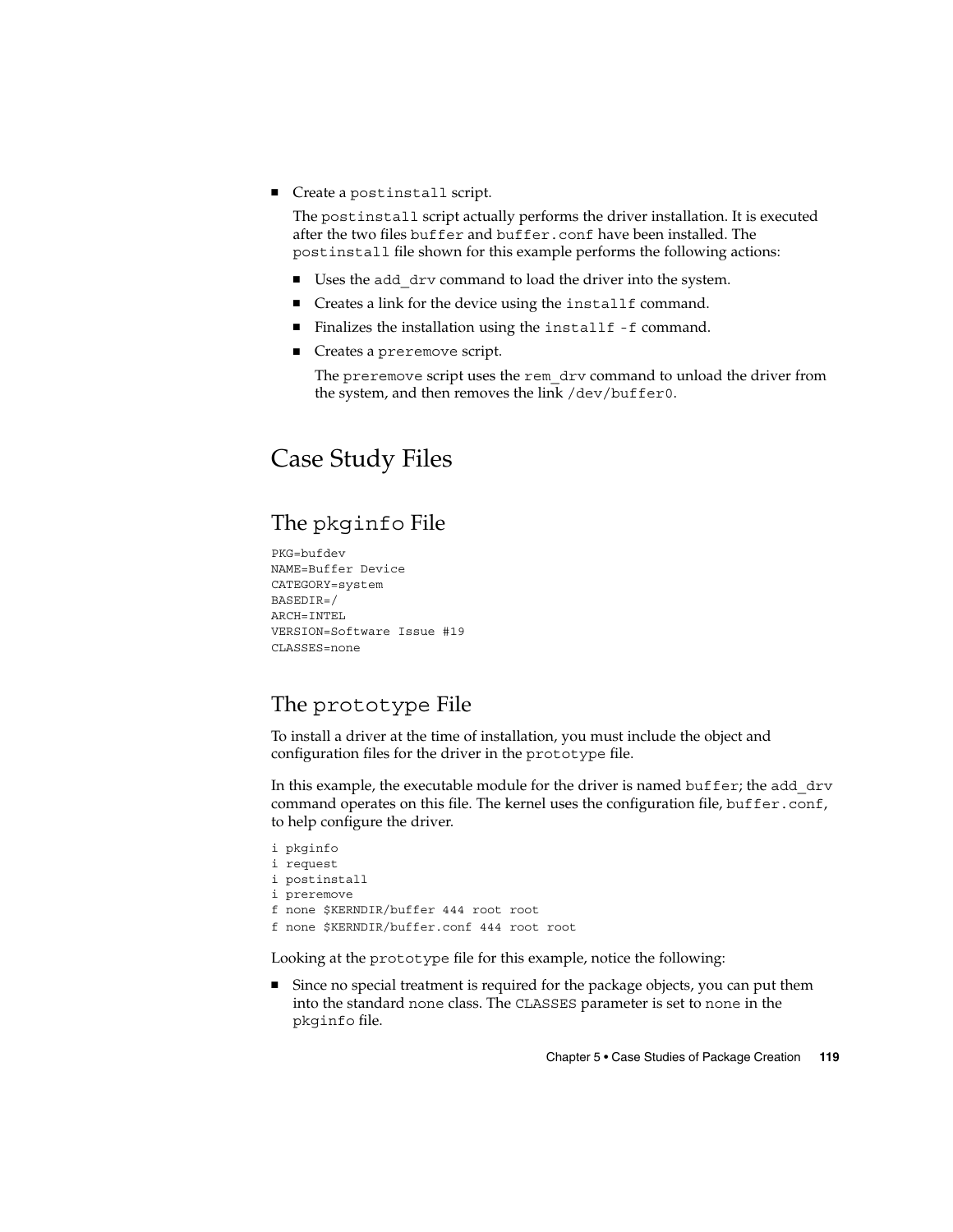- Create a `postinstall` script.

  The `postinstall` script actually performs the driver installation. It is executed after the two files `buffer` and `buffer.conf` have been installed. The `postinstall` file shown for this example performs the following actions:

  - Uses the `add_drv` command to load the driver into the system.
  - Creates a link for the device using the `installf` command.
  - Finalizes the installation using the `installf -f` command.
  - Creates a `preremove` script.

    The `preremove` script uses the `rem_drv` command to unload the driver from the system, and then removes the link `/dev/buffer0`.

# Case Study Files

## The `pkginfo` File

```
PKG=bufdev
NAME=Buffer Device
CATEGORY=system
BASEDIR=/
ARCH=INTEL
VERSION=Software Issue #19
CLASSES=none
```

## The `prototype` File

To install a driver at the time of installation, you must include the object and configuration files for the driver in the `prototype` file.

In this example, the executable module for the driver is named `buffer`; the `add_drv` command operates on this file. The kernel uses the configuration file, `buffer.conf`, to help configure the driver.

```
i pkginfo
i request
i postinstall
i preremove
f none $KERNDIR/buffer 444 root root
f none $KERNDIR/buffer.conf 444 root root
```

Looking at the `prototype` file for this example, notice the following:

- Since no special treatment is required for the package objects, you can put them into the standard `none` class. The `CLASSES` parameter is set to `none` in the `pkginfo` file.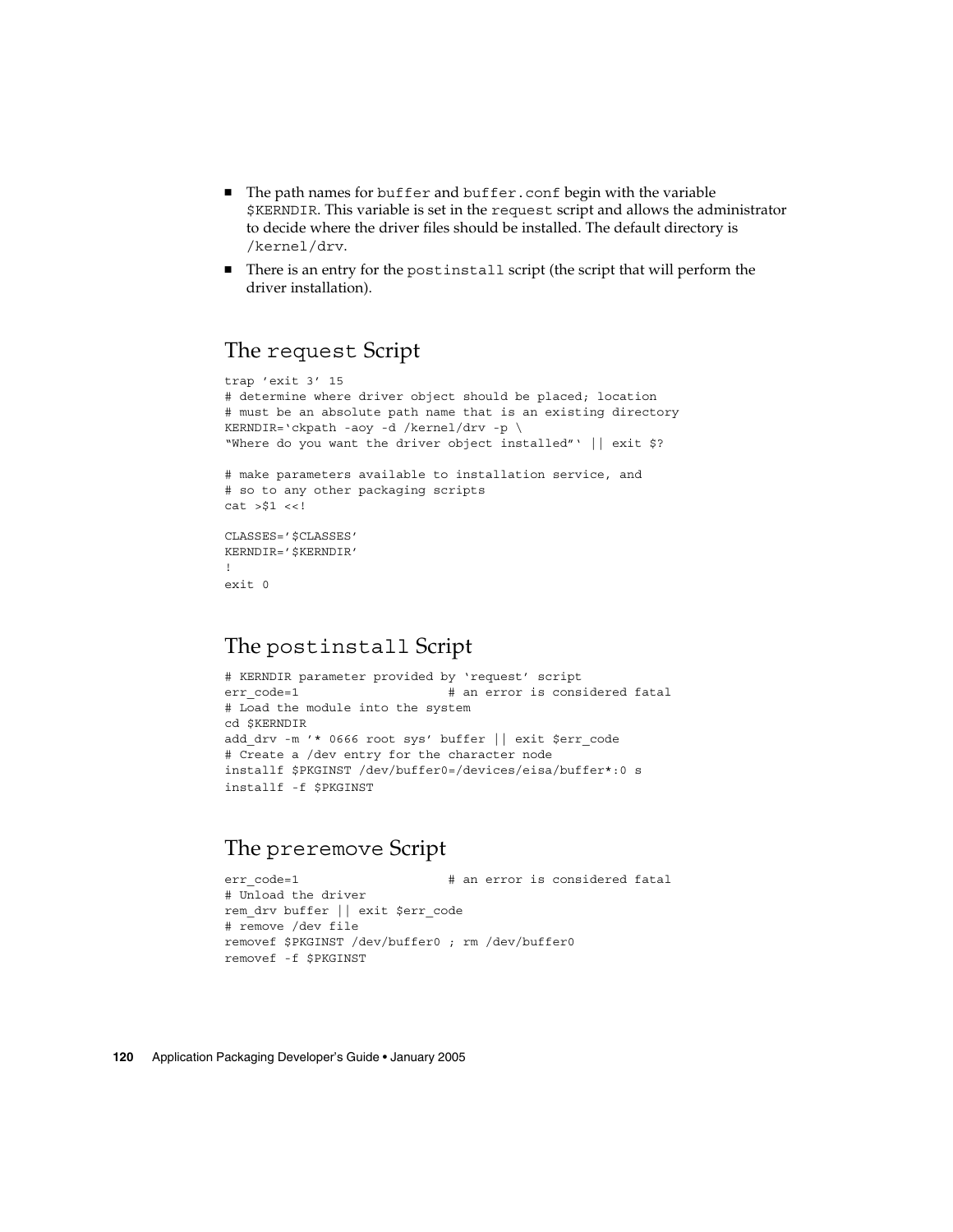- The path names for `buffer` and `buffer.conf` begin with the variable `$KERNDIR`. This variable is set in the `request` script and allows the administrator to decide where the driver files should be installed. The default directory is `/kernel/drv`.
- There is an entry for the `postinstall` script (the script that will perform the driver installation).

## The `request` Script

```
trap 'exit 3' 15
# determine where driver object should be placed; location
# must be an absolute path name that is an existing directory
KERNDIR=`ckpath -aoy -d /kernel/drv -p \
"Where do you want the driver object installed"` || exit $?

# make parameters available to installation service, and
# so to any other packaging scripts
cat >$1 <<!

CLASSES='$CLASSES'
KERNDIR='$KERNDIR'
!
exit 0
```

## The `postinstall` Script

```
# KERNDIR parameter provided by 'request' script
err_code=1                    # an error is considered fatal
# Load the module into the system
cd $KERNDIR
add_drv -m '* 0666 root sys' buffer || exit $err_code
# Create a /dev entry for the character node
installf $PKGINST /dev/buffer0=/devices/eisa/buffer*:0 s
installf -f $PKGINST
```

## The `preremove` Script

```
err_code=1                    # an error is considered fatal
# Unload the driver
rem_drv buffer || exit $err_code
# remove /dev file
removef $PKGINST /dev/buffer0 ; rm /dev/buffer0
removef -f $PKGINST
```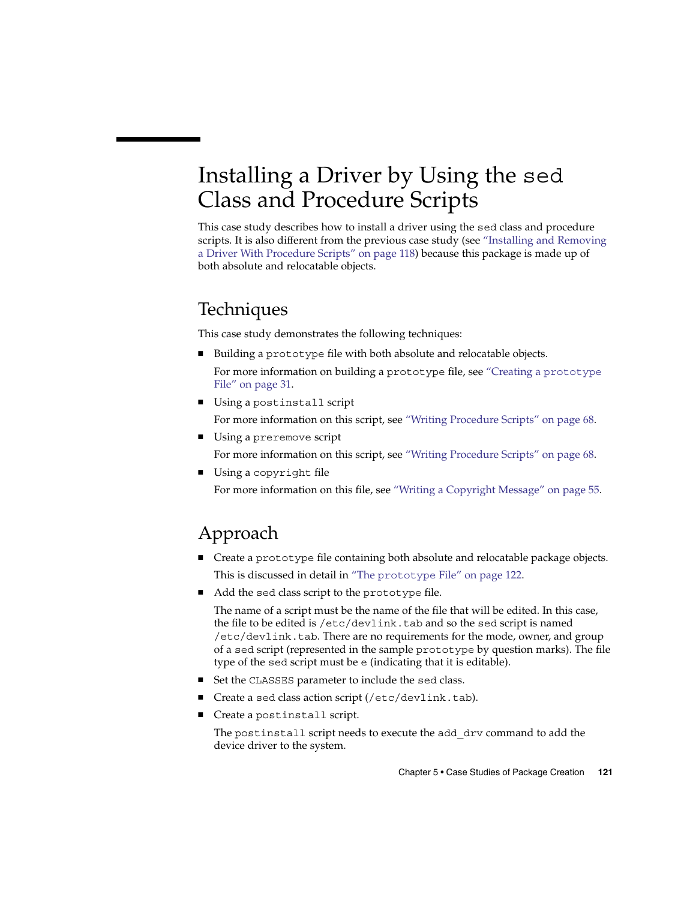# Installing a Driver by Using the `sed` Class and Procedure Scripts

This case study describes how to install a driver using the `sed` class and procedure scripts. It is also different from the previous case study (see "Installing and Removing a Driver With Procedure Scripts" on page 118) because this package is made up of both absolute and relocatable objects.

## Techniques

This case study demonstrates the following techniques:

- Building a `prototype` file with both absolute and relocatable objects.

  For more information on building a `prototype` file, see "Creating a `prototype` File" on page 31.
- Using a `postinstall` script

  For more information on this script, see "Writing Procedure Scripts" on page 68.
- Using a `preremove` script

  For more information on this script, see "Writing Procedure Scripts" on page 68.
- Using a `copyright` file

  For more information on this file, see "Writing a Copyright Message" on page 55.

## Approach

- Create a `prototype` file containing both absolute and relocatable package objects.

  This is discussed in detail in "The `prototype` File" on page 122.
- Add the `sed` class script to the `prototype` file.

  The name of a script must be the name of the file that will be edited. In this case, the file to be edited is `/etc/devlink.tab` and so the `sed` script is named `/etc/devlink.tab`. There are no requirements for the mode, owner, and group of a `sed` script (represented in the sample `prototype` by question marks). The file type of the `sed` script must be `e` (indicating that it is editable).
- Set the `CLASSES` parameter to include the `sed` class.
- Create a `sed` class action script (`/etc/devlink.tab`).
- Create a `postinstall` script.

  The `postinstall` script needs to execute the `add_drv` command to add the device driver to the system.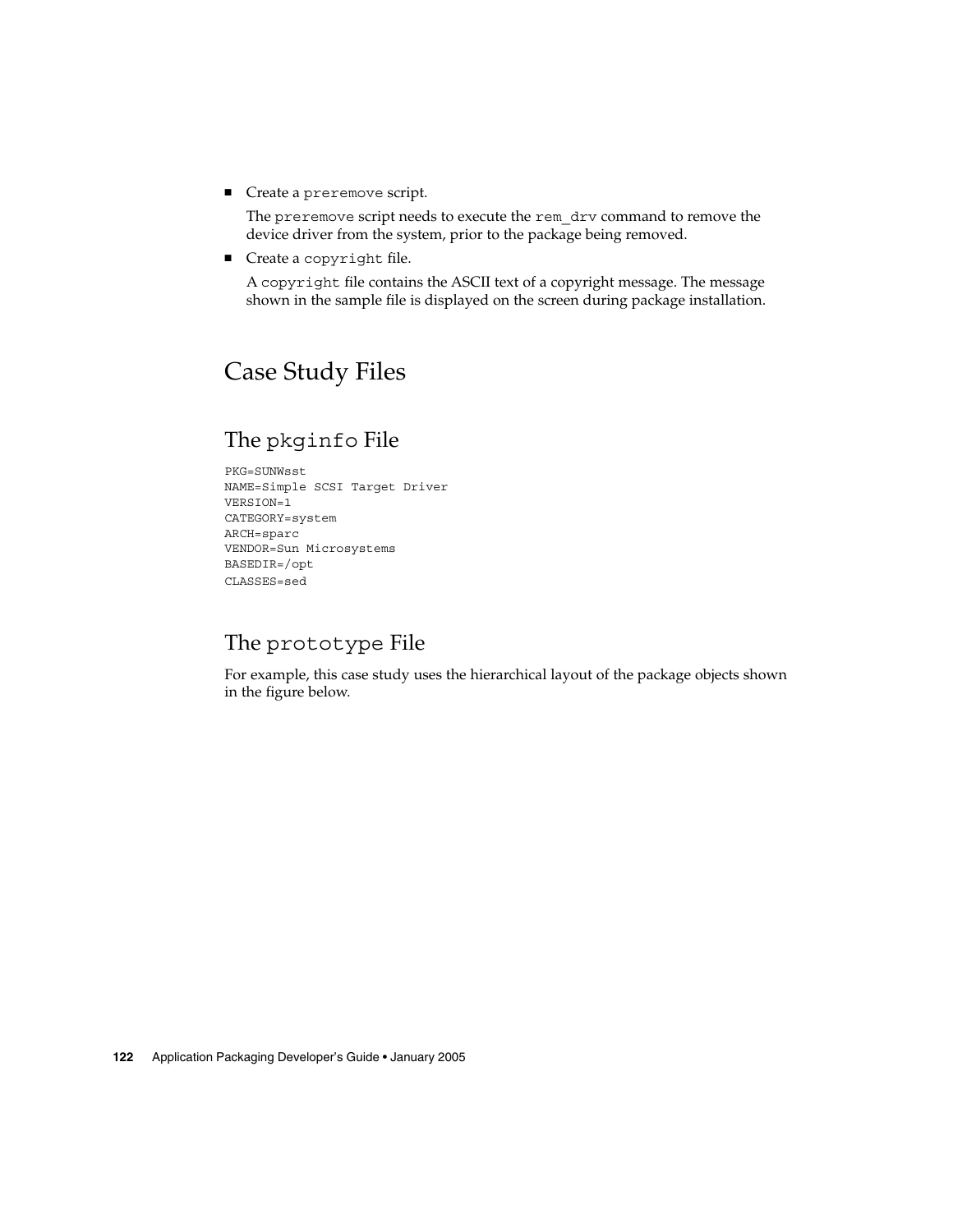- Create a `preremove` script.

  The `preremove` script needs to execute the `rem_drv` command to remove the device driver from the system, prior to the package being removed.

- Create a `copyright` file.

  A `copyright` file contains the ASCII text of a copyright message. The message shown in the sample file is displayed on the screen during package installation.

## Case Study Files

### The `pkginfo` File

```
PKG=SUNWsst
NAME=Simple SCSI Target Driver
VERSION=1
CATEGORY=system
ARCH=sparc
VENDOR=Sun Microsystems
BASEDIR=/opt
CLASSES=sed
```

### The `prototype` File

For example, this case study uses the hierarchical layout of the package objects shown in the figure below.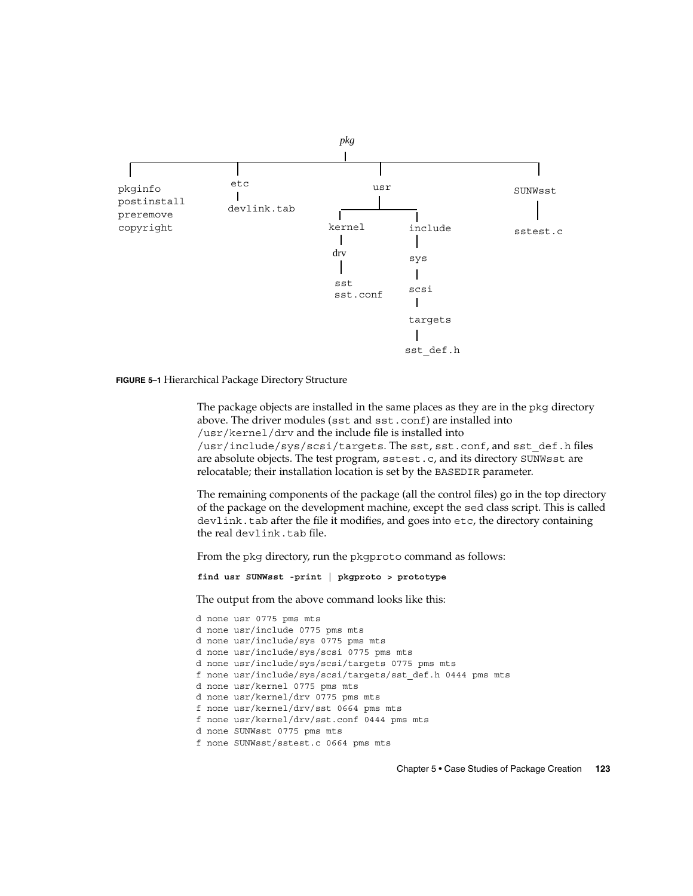```
                              pkg
                               |
   ---------------------------------------------------------------
   |                  |                    |                     |
pkginfo              etc                  usr                  SUNWsst
postinstall           |                    |                     |
preremove        devlink.tab       -----------------          sstest.c
copyright                          |               |
                                 kernel         include
                                   |               |
                                  drv             sys
                                   |               |
                                  sst            scsi
                                  sst.conf         |
                                                targets
                                                   |
                                                sst_def.h
```

**FIGURE 5–1** Hierarchical Package Directory Structure

The package objects are installed in the same places as they are in the `pkg` directory above. The driver modules (`sst` and `sst.conf`) are installed into `/usr/kernel/drv` and the include file is installed into `/usr/include/sys/scsi/targets`. The `sst`, `sst.conf`, and `sst_def.h` files are absolute objects. The test program, `sstest.c`, and its directory `SUNWsst` are relocatable; their installation location is set by the `BASEDIR` parameter.

The remaining components of the package (all the control files) go in the top directory of the package on the development machine, except the `sed` class script. This is called `devlink.tab` after the file it modifies, and goes into `etc`, the directory containing the real `devlink.tab` file.

From the `pkg` directory, run the `pkgproto` command as follows:

```
find usr SUNWsst -print | pkgproto > prototype
```

The output from the above command looks like this:

```
d none usr 0775 pms mts
d none usr/include 0775 pms mts
d none usr/include/sys 0775 pms mts
d none usr/include/sys/scsi 0775 pms mts
d none usr/include/sys/scsi/targets 0775 pms mts
f none usr/include/sys/scsi/targets/sst_def.h 0444 pms mts
d none usr/kernel 0775 pms mts
d none usr/kernel/drv 0775 pms mts
f none usr/kernel/drv/sst 0664 pms mts
f none usr/kernel/drv/sst.conf 0444 pms mts
d none SUNWsst 0775 pms mts
f none SUNWsst/sstest.c 0664 pms mts
```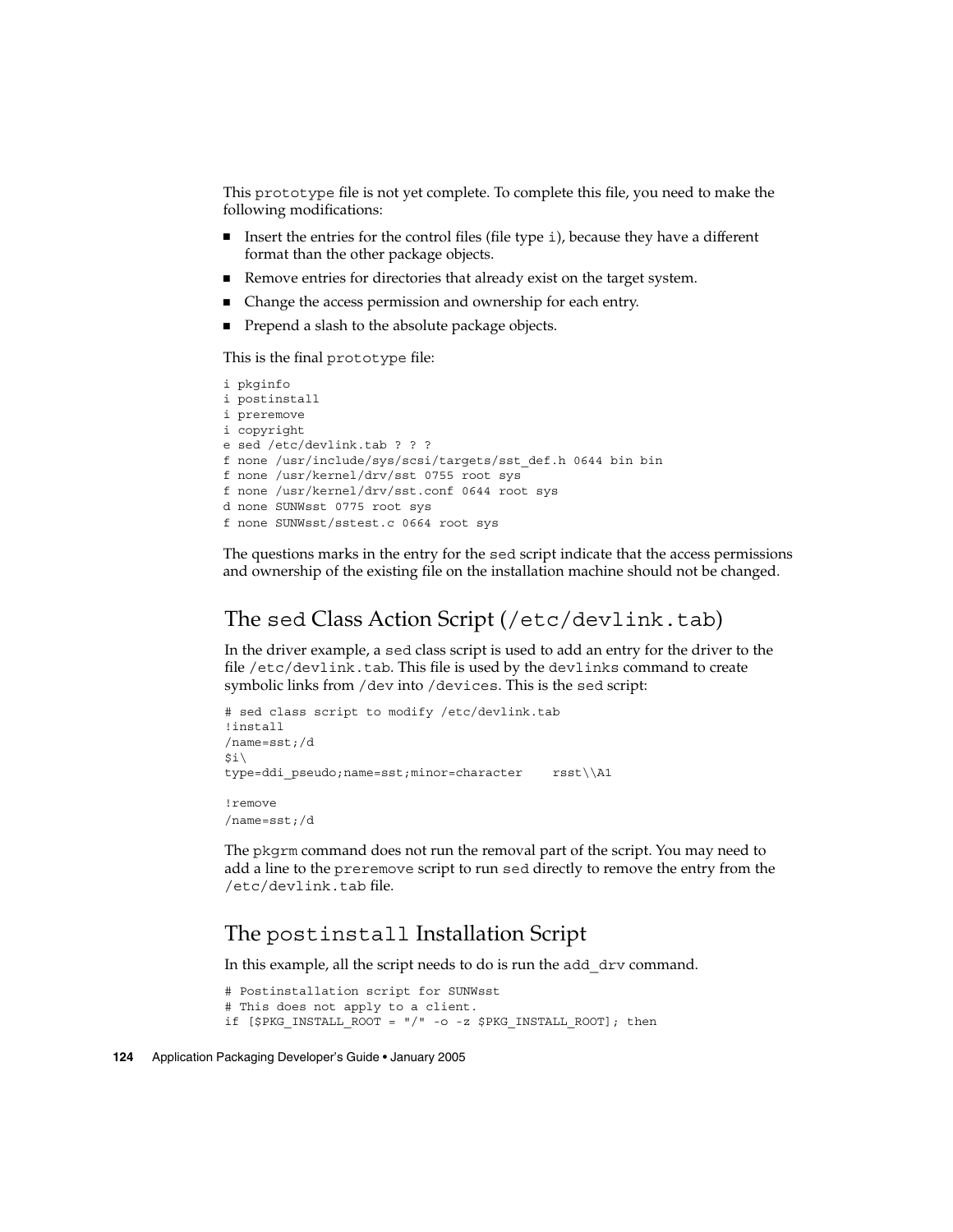This `prototype` file is not yet complete. To complete this file, you need to make the following modifications:

- Insert the entries for the control files (file type `i`), because they have a different format than the other package objects.
- Remove entries for directories that already exist on the target system.
- Change the access permission and ownership for each entry.
- Prepend a slash to the absolute package objects.

This is the final `prototype` file:

```
i pkginfo
i postinstall
i preremove
i copyright
e sed /etc/devlink.tab ? ? ?
f none /usr/include/sys/scsi/targets/sst_def.h 0644 bin bin
f none /usr/kernel/drv/sst 0755 root sys
f none /usr/kernel/drv/sst.conf 0644 root sys
d none SUNWsst 0775 root sys
f none SUNWsst/sstest.c 0664 root sys
```

The questions marks in the entry for the `sed` script indicate that the access permissions and ownership of the existing file on the installation machine should not be changed.

## The `sed` Class Action Script (`/etc/devlink.tab`)

In the driver example, a `sed` class script is used to add an entry for the driver to the file `/etc/devlink.tab`. This file is used by the `devlinks` command to create symbolic links from `/dev` into `/devices`. This is the `sed` script:

```
# sed class script to modify /etc/devlink.tab
!install
/name=sst;/d
$i\
type=ddi_pseudo;name=sst;minor=character    rsst\\A1

!remove
/name=sst;/d
```

The `pkgrm` command does not run the removal part of the script. You may need to add a line to the `preremove` script to run `sed` directly to remove the entry from the `/etc/devlink.tab` file.

## The `postinstall` Installation Script

In this example, all the script needs to do is run the `add_drv` command.

```
# Postinstallation script for SUNWsst
# This does not apply to a client.
if [$PKG_INSTALL_ROOT = "/" -o -z $PKG_INSTALL_ROOT]; then
```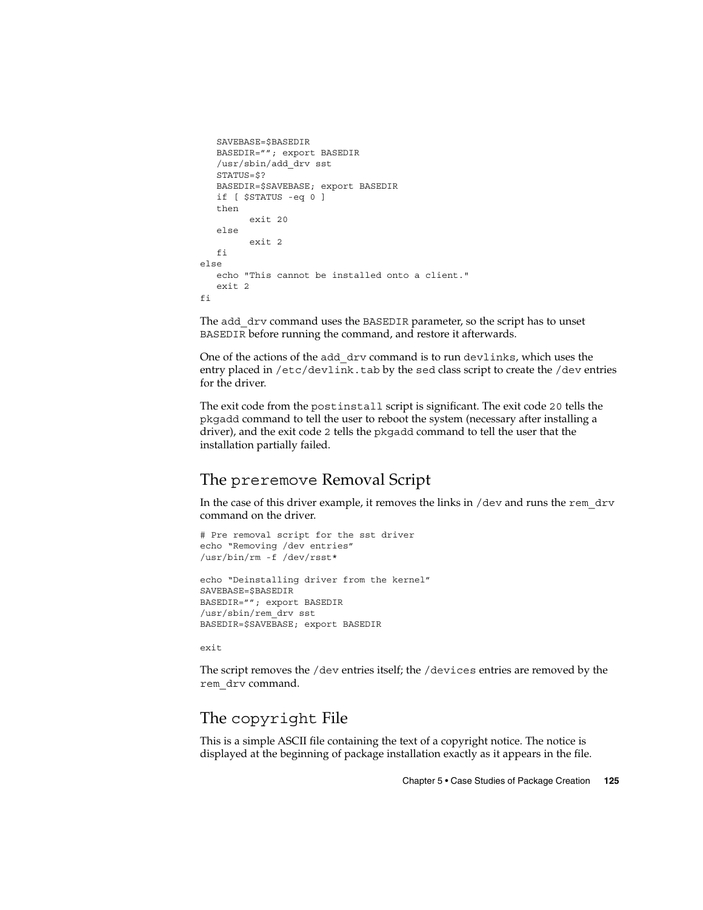```
   SAVEBASE=$BASEDIR
   BASEDIR=""; export BASEDIR
   /usr/sbin/add_drv sst
   STATUS=$?
   BASEDIR=$SAVEBASE; export BASEDIR
   if [ $STATUS -eq 0 ]
   then
         exit 20
   else
         exit 2
   fi
else
   echo "This cannot be installed onto a client."
   exit 2
fi
```

The add_drv command uses the BASEDIR parameter, so the script has to unset BASEDIR before running the command, and restore it afterwards.

One of the actions of the add_drv command is to run devlinks, which uses the entry placed in /etc/devlink.tab by the sed class script to create the /dev entries for the driver.

The exit code from the postinstall script is significant. The exit code 20 tells the pkgadd command to tell the user to reboot the system (necessary after installing a driver), and the exit code 2 tells the pkgadd command to tell the user that the installation partially failed.

## The preremove Removal Script

In the case of this driver example, it removes the links in /dev and runs the rem_drv command on the driver.

```
# Pre removal script for the sst driver
echo "Removing /dev entries"
/usr/bin/rm -f /dev/rsst*

echo "Deinstalling driver from the kernel"
SAVEBASE=$BASEDIR
BASEDIR=""; export BASEDIR
/usr/sbin/rem_drv sst
BASEDIR=$SAVEBASE; export BASEDIR

exit
```

The script removes the /dev entries itself; the /devices entries are removed by the rem_drv command.

## The copyright File

This is a simple ASCII file containing the text of a copyright notice. The notice is displayed at the beginning of package installation exactly as it appears in the file.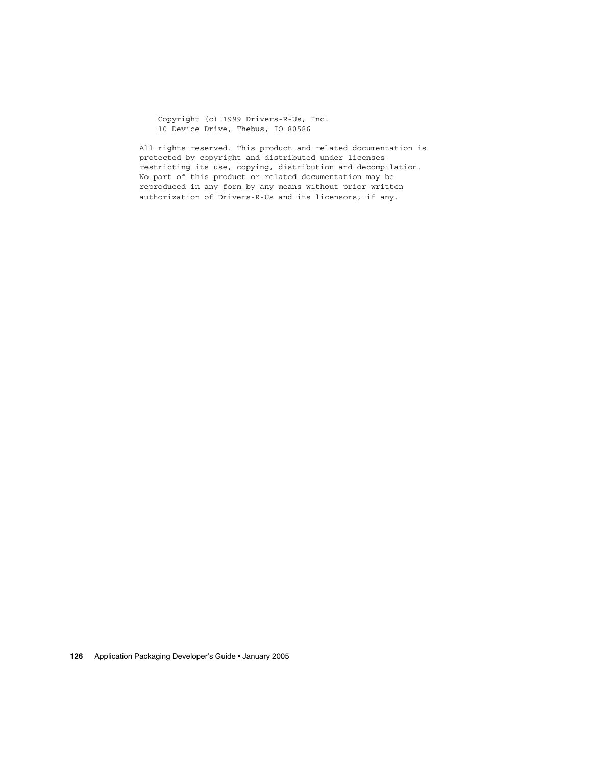```
    Copyright (c) 1999 Drivers-R-Us, Inc.
    10 Device Drive, Thebus, IO 80586

All rights reserved. This product and related documentation is
protected by copyright and distributed under licenses
restricting its use, copying, distribution and decompilation.
No part of this product or related documentation may be
reproduced in any form by any means without prior written
authorization of Drivers-R-Us and its licensors, if any.
```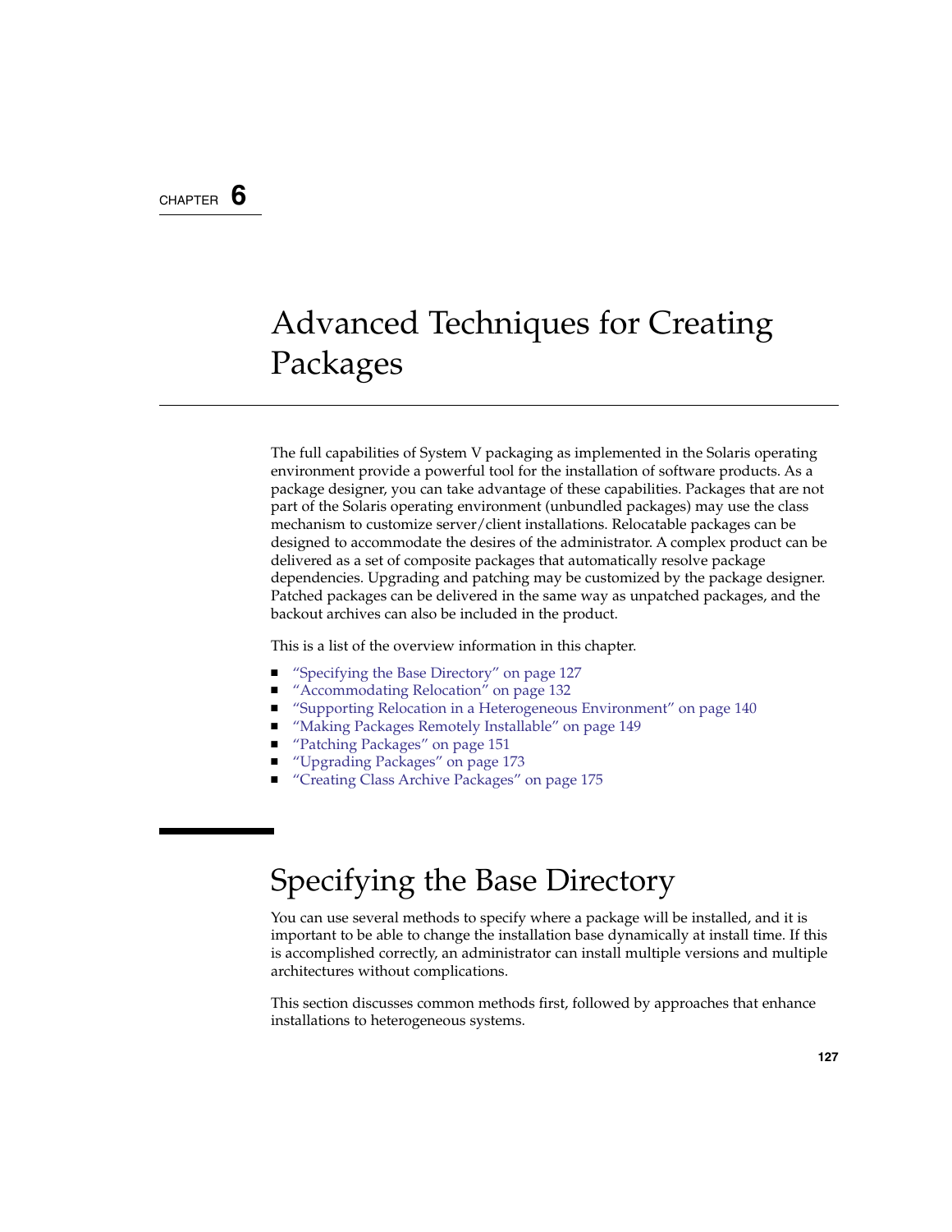CHAPTER 6

# Advanced Techniques for Creating Packages

The full capabilities of System V packaging as implemented in the Solaris operating environment provide a powerful tool for the installation of software products. As a package designer, you can take advantage of these capabilities. Packages that are not part of the Solaris operating environment (unbundled packages) may use the class mechanism to customize server/client installations. Relocatable packages can be designed to accommodate the desires of the administrator. A complex product can be delivered as a set of composite packages that automatically resolve package dependencies. Upgrading and patching may be customized by the package designer. Patched packages can be delivered in the same way as unpatched packages, and the backout archives can also be included in the product.

This is a list of the overview information in this chapter.

- "Specifying the Base Directory" on page 127
- "Accommodating Relocation" on page 132
- "Supporting Relocation in a Heterogeneous Environment" on page 140
- "Making Packages Remotely Installable" on page 149
- "Patching Packages" on page 151
- "Upgrading Packages" on page 173
- "Creating Class Archive Packages" on page 175

## Specifying the Base Directory

You can use several methods to specify where a package will be installed, and it is important to be able to change the installation base dynamically at install time. If this is accomplished correctly, an administrator can install multiple versions and multiple architectures without complications.

This section discusses common methods first, followed by approaches that enhance installations to heterogeneous systems.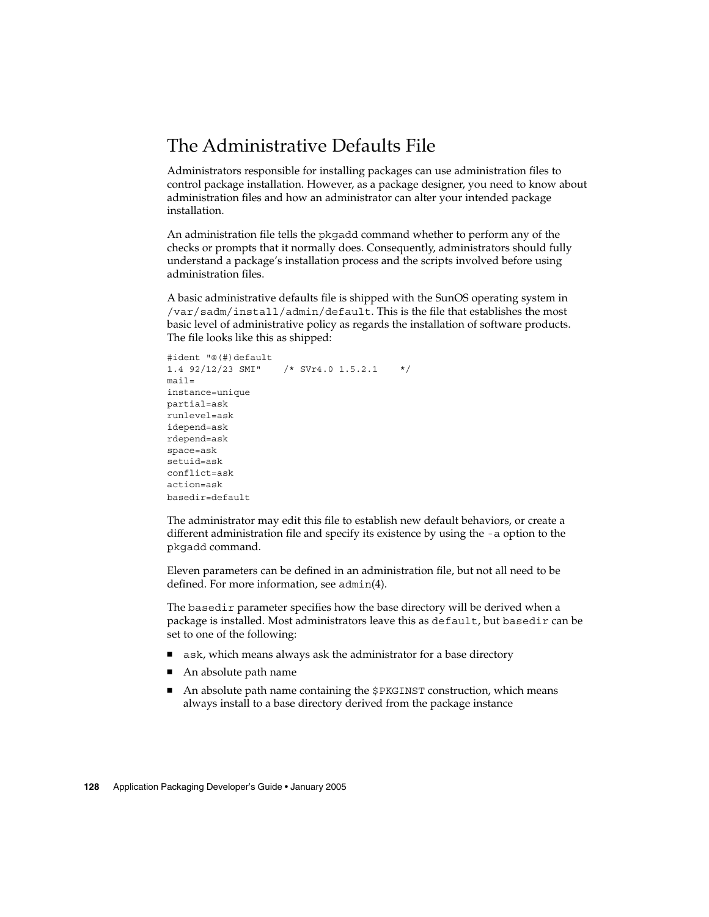## The Administrative Defaults File

Administrators responsible for installing packages can use administration files to control package installation. However, as a package designer, you need to know about administration files and how an administrator can alter your intended package installation.

An administration file tells the `pkgadd` command whether to perform any of the checks or prompts that it normally does. Consequently, administrators should fully understand a package's installation process and the scripts involved before using administration files.

A basic administrative defaults file is shipped with the SunOS operating system in `/var/sadm/install/admin/default`. This is the file that establishes the most basic level of administrative policy as regards the installation of software products. The file looks like this as shipped:

```
#ident "@(#)default
1.4 92/12/23 SMI"    /* SVr4.0 1.5.2.1    */
mail=
instance=unique
partial=ask
runlevel=ask
idepend=ask
rdepend=ask
space=ask
setuid=ask
conflict=ask
action=ask
basedir=default
```

The administrator may edit this file to establish new default behaviors, or create a different administration file and specify its existence by using the `-a` option to the `pkgadd` command.

Eleven parameters can be defined in an administration file, but not all need to be defined. For more information, see `admin`(4).

The `basedir` parameter specifies how the base directory will be derived when a package is installed. Most administrators leave this as `default`, but `basedir` can be set to one of the following:

- `ask`, which means always ask the administrator for a base directory
- An absolute path name
- An absolute path name containing the `$PKGINST` construction, which means always install to a base directory derived from the package instance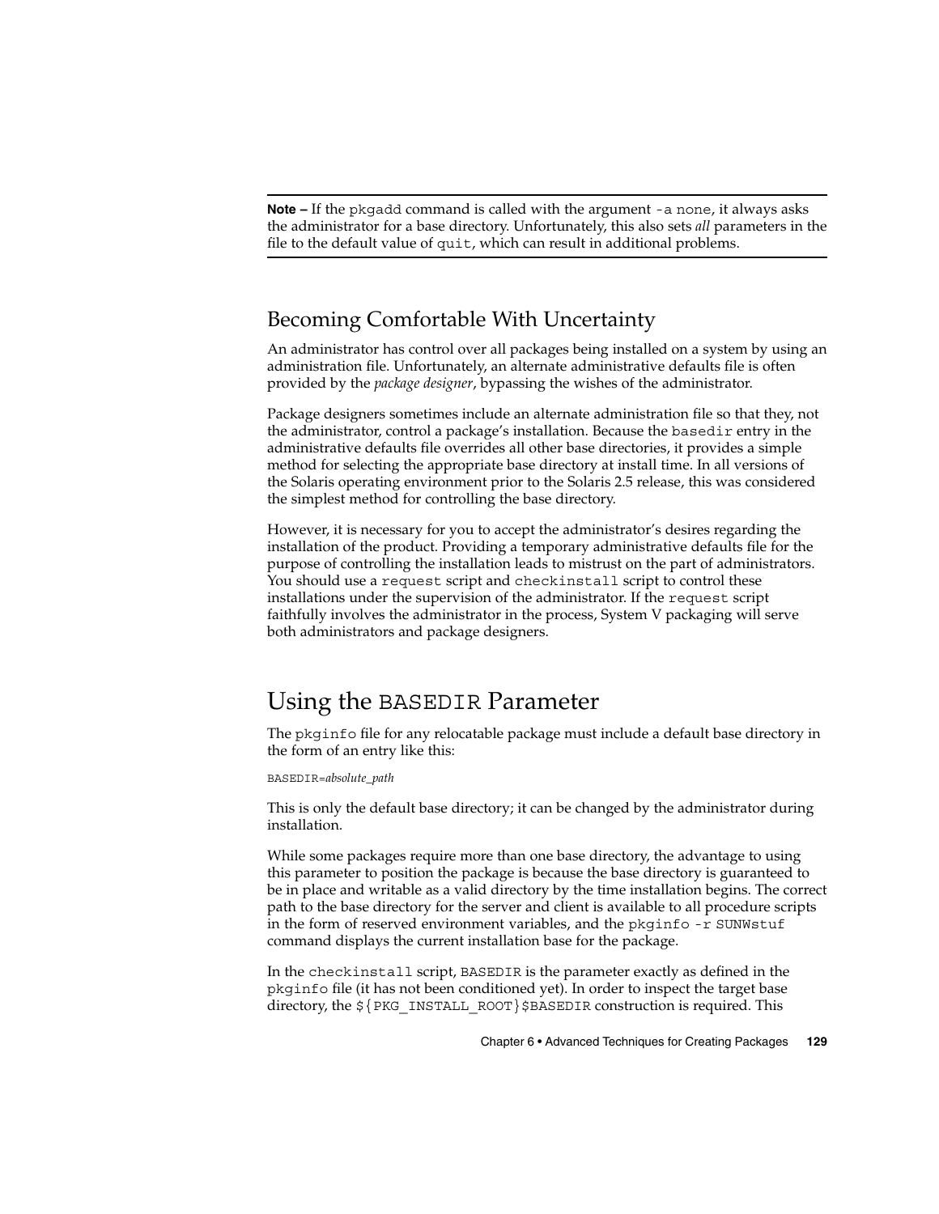**Note –** If the `pkgadd` command is called with the argument `-a none`, it always asks the administrator for a base directory. Unfortunately, this also sets *all* parameters in the file to the default value of `quit`, which can result in additional problems.

### Becoming Comfortable With Uncertainty

An administrator has control over all packages being installed on a system by using an administration file. Unfortunately, an alternate administrative defaults file is often provided by the *package designer*, bypassing the wishes of the administrator.

Package designers sometimes include an alternate administration file so that they, not the administrator, control a package's installation. Because the `basedir` entry in the administrative defaults file overrides all other base directories, it provides a simple method for selecting the appropriate base directory at install time. In all versions of the Solaris operating environment prior to the Solaris 2.5 release, this was considered the simplest method for controlling the base directory.

However, it is necessary for you to accept the administrator's desires regarding the installation of the product. Providing a temporary administrative defaults file for the purpose of controlling the installation leads to mistrust on the part of administrators. You should use a `request` script and `checkinstall` script to control these installations under the supervision of the administrator. If the `request` script faithfully involves the administrator in the process, System V packaging will serve both administrators and package designers.

## Using the BASEDIR Parameter

The `pkginfo` file for any relocatable package must include a default base directory in the form of an entry like this:

BASEDIR=*absolute_path*

This is only the default base directory; it can be changed by the administrator during installation.

While some packages require more than one base directory, the advantage to using this parameter to position the package is because the base directory is guaranteed to be in place and writable as a valid directory by the time installation begins. The correct path to the base directory for the server and client is available to all procedure scripts in the form of reserved environment variables, and the `pkginfo -r SUNWstuf` command displays the current installation base for the package.

In the `checkinstall` script, `BASEDIR` is the parameter exactly as defined in the `pkginfo` file (it has not been conditioned yet). In order to inspect the target base directory, the `${PKG_INSTALL_ROOT}$BASEDIR` construction is required. This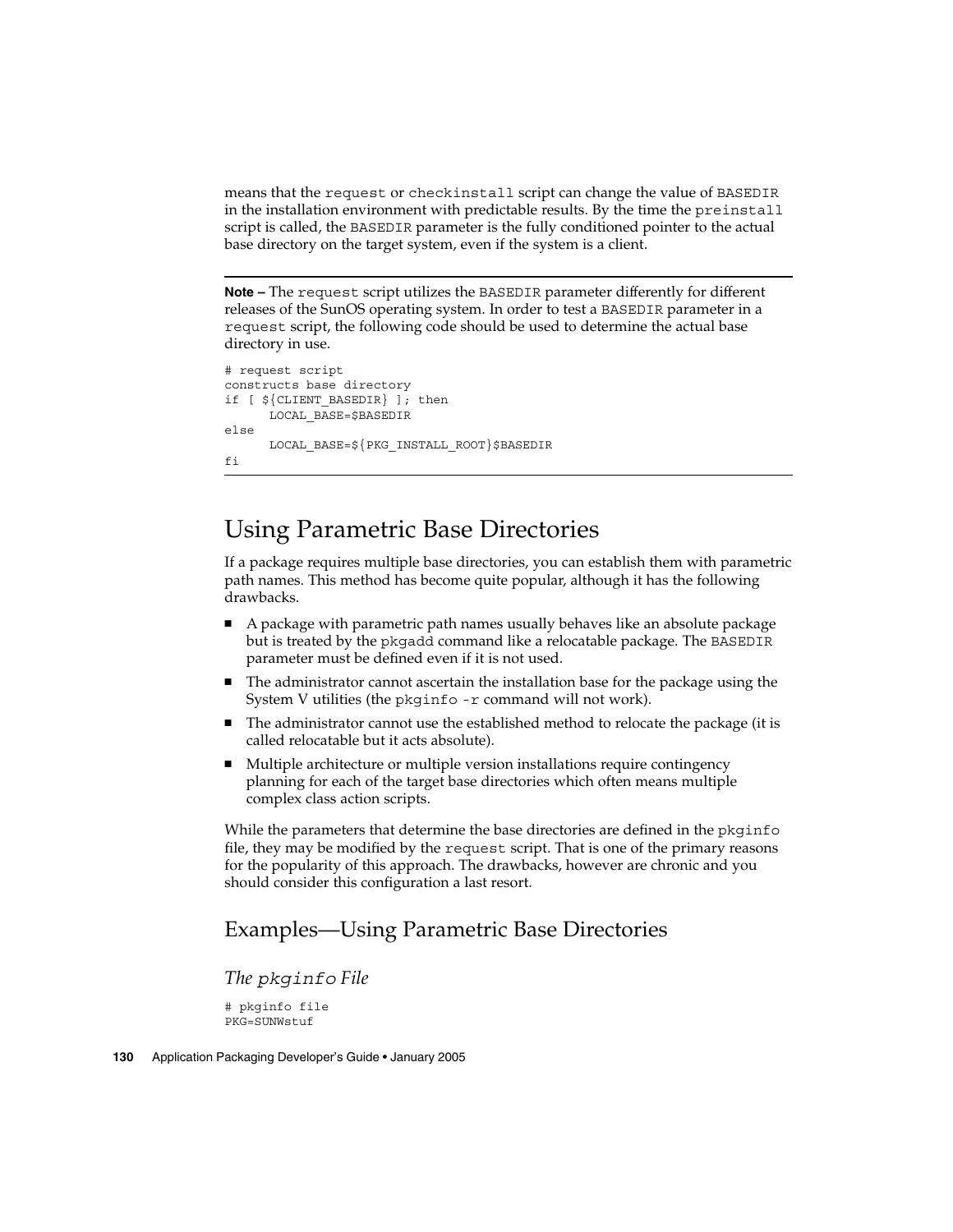means that the `request` or `checkinstall` script can change the value of `BASEDIR` in the installation environment with predictable results. By the time the `preinstall` script is called, the `BASEDIR` parameter is the fully conditioned pointer to the actual base directory on the target system, even if the system is a client.

---

**Note –** The `request` script utilizes the `BASEDIR` parameter differently for different releases of the SunOS operating system. In order to test a `BASEDIR` parameter in a `request` script, the following code should be used to determine the actual base directory in use.

```
# request script
constructs base directory
if [ ${CLIENT_BASEDIR} ]; then
      LOCAL_BASE=$BASEDIR
else
      LOCAL_BASE=${PKG_INSTALL_ROOT}$BASEDIR
fi
```

---

## Using Parametric Base Directories

If a package requires multiple base directories, you can establish them with parametric path names. This method has become quite popular, although it has the following drawbacks.

- A package with parametric path names usually behaves like an absolute package but is treated by the `pkgadd` command like a relocatable package. The `BASEDIR` parameter must be defined even if it is not used.
- The administrator cannot ascertain the installation base for the package using the System V utilities (the `pkginfo -r` command will not work).
- The administrator cannot use the established method to relocate the package (it is called relocatable but it acts absolute).
- Multiple architecture or multiple version installations require contingency planning for each of the target base directories which often means multiple complex class action scripts.

While the parameters that determine the base directories are defined in the `pkginfo` file, they may be modified by the `request` script. That is one of the primary reasons for the popularity of this approach. The drawbacks, however are chronic and you should consider this configuration a last resort.

### Examples—Using Parametric Base Directories

#### *The `pkginfo` File*

```
# pkginfo file
PKG=SUNWstuf
```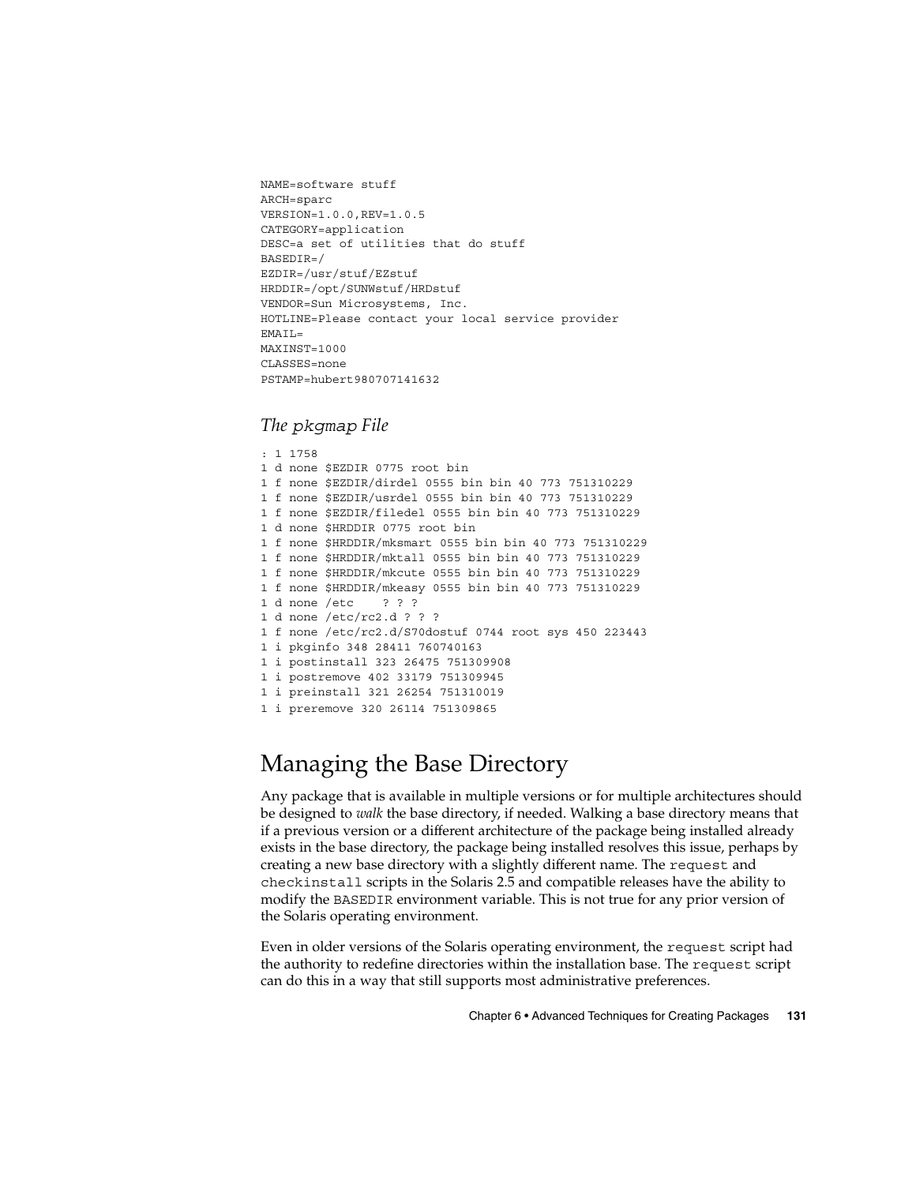```
NAME=software stuff
ARCH=sparc
VERSION=1.0.0,REV=1.0.5
CATEGORY=application
DESC=a set of utilities that do stuff
BASEDIR=/
EZDIR=/usr/stuf/EZstuf
HRDDIR=/opt/SUNWstuf/HRDstuf
VENDOR=Sun Microsystems, Inc.
HOTLINE=Please contact your local service provider
EMAIL=
MAXINST=1000
CLASSES=none
PSTAMP=hubert980707141632
```

### *The* `pkgmap` *File*

```
: 1 1758
1 d none $EZDIR 0775 root bin
1 f none $EZDIR/dirdel 0555 bin bin 40 773 751310229
1 f none $EZDIR/usrdel 0555 bin bin 40 773 751310229
1 f none $EZDIR/filedel 0555 bin bin 40 773 751310229
1 d none $HRDDIR 0775 root bin
1 f none $HRDDIR/mksmart 0555 bin bin 40 773 751310229
1 f none $HRDDIR/mktall 0555 bin bin 40 773 751310229
1 f none $HRDDIR/mkcute 0555 bin bin 40 773 751310229
1 f none $HRDDIR/mkeasy 0555 bin bin 40 773 751310229
1 d none /etc    ? ? ?
1 d none /etc/rc2.d ? ? ?
1 f none /etc/rc2.d/S70dostuf 0744 root sys 450 223443
1 i pkginfo 348 28411 760740163
1 i postinstall 323 26475 751309908
1 i postremove 402 33179 751309945
1 i preinstall 321 26254 751310019
1 i preremove 320 26114 751309865
```

## Managing the Base Directory

Any package that is available in multiple versions or for multiple architectures should be designed to *walk* the base directory, if needed. Walking a base directory means that if a previous version or a different architecture of the package being installed already exists in the base directory, the package being installed resolves this issue, perhaps by creating a new base directory with a slightly different name. The `request` and `checkinstall` scripts in the Solaris 2.5 and compatible releases have the ability to modify the `BASEDIR` environment variable. This is not true for any prior version of the Solaris operating environment.

Even in older versions of the Solaris operating environment, the `request` script had the authority to redefine directories within the installation base. The `request` script can do this in a way that still supports most administrative preferences.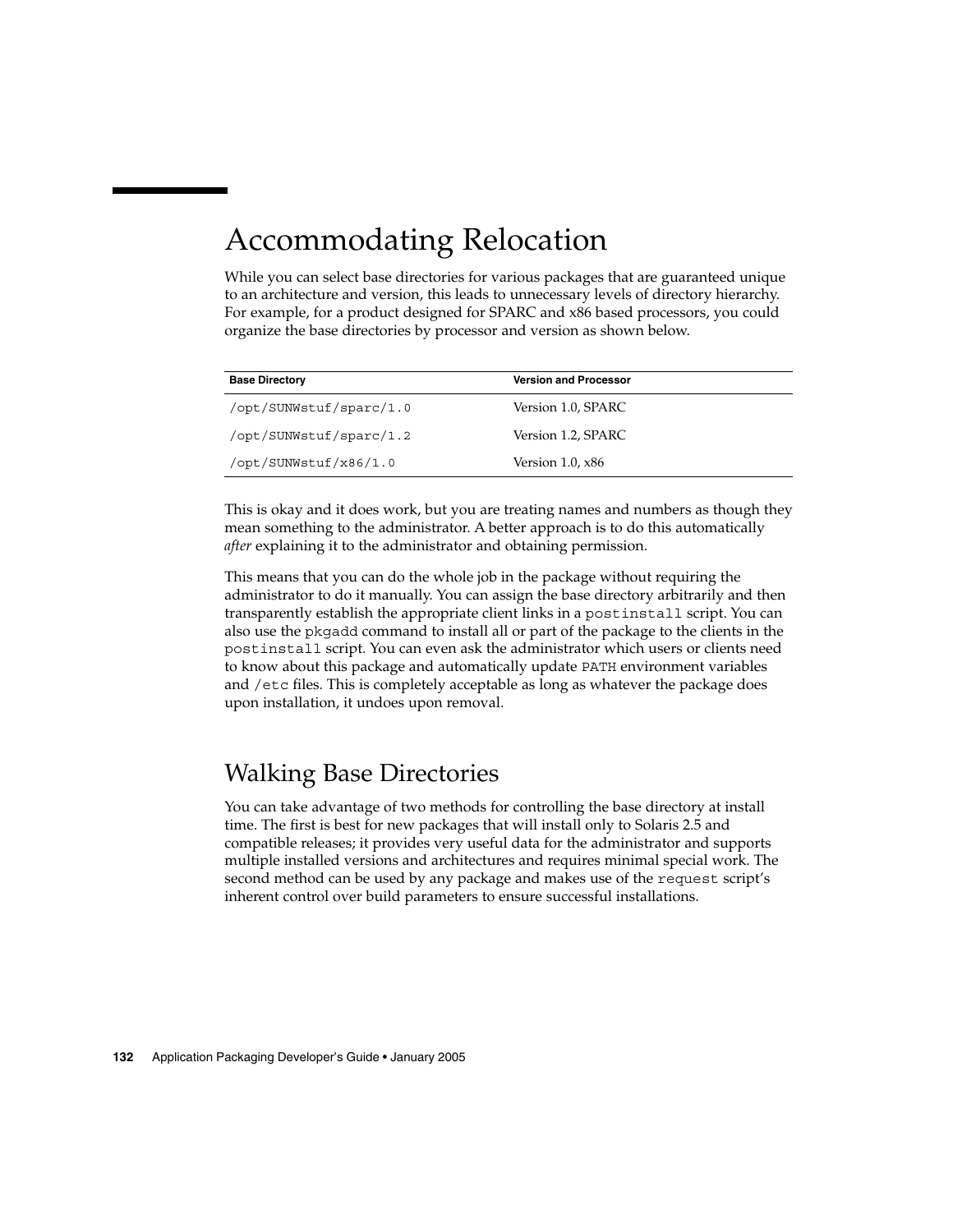# Accommodating Relocation

While you can select base directories for various packages that are guaranteed unique to an architecture and version, this leads to unnecessary levels of directory hierarchy. For example, for a product designed for SPARC and x86 based processors, you could organize the base directories by processor and version as shown below.

| Base Directory | Version and Processor |
|---|---|
| `/opt/SUNWstuf/sparc/1.0` | Version 1.0, SPARC |
| `/opt/SUNWstuf/sparc/1.2` | Version 1.2, SPARC |
| `/opt/SUNWstuf/x86/1.0` | Version 1.0, x86 |

This is okay and it does work, but you are treating names and numbers as though they mean something to the administrator. A better approach is to do this automatically *after* explaining it to the administrator and obtaining permission.

This means that you can do the whole job in the package without requiring the administrator to do it manually. You can assign the base directory arbitrarily and then transparently establish the appropriate client links in a `postinstall` script. You can also use the `pkgadd` command to install all or part of the package to the clients in the `postinstall` script. You can even ask the administrator which users or clients need to know about this package and automatically update `PATH` environment variables and `/etc` files. This is completely acceptable as long as whatever the package does upon installation, it undoes upon removal.

## Walking Base Directories

You can take advantage of two methods for controlling the base directory at install time. The first is best for new packages that will install only to Solaris 2.5 and compatible releases; it provides very useful data for the administrator and supports multiple installed versions and architectures and requires minimal special work. The second method can be used by any package and makes use of the `request` script's inherent control over build parameters to ensure successful installations.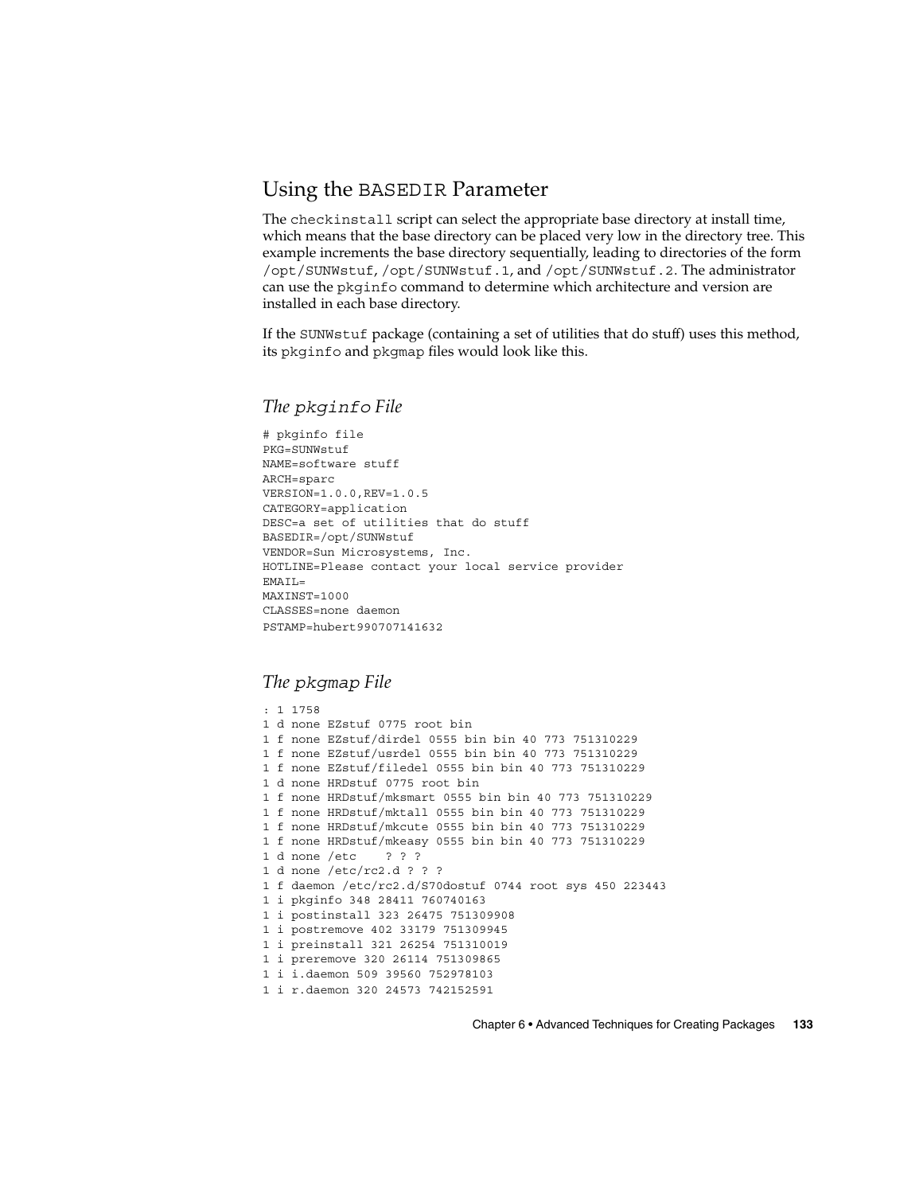## Using the BASEDIR Parameter

The `checkinstall` script can select the appropriate base directory at install time, which means that the base directory can be placed very low in the directory tree. This example increments the base directory sequentially, leading to directories of the form `/opt/SUNWstuf`, `/opt/SUNWstuf.1`, and `/opt/SUNWstuf.2`. The administrator can use the `pkginfo` command to determine which architecture and version are installed in each base directory.

If the `SUNWstuf` package (containing a set of utilities that do stuff) uses this method, its `pkginfo` and `pkgmap` files would look like this.

### *The `pkginfo` File*

```
# pkginfo file
PKG=SUNWstuf
NAME=software stuff
ARCH=sparc
VERSION=1.0.0,REV=1.0.5
CATEGORY=application
DESC=a set of utilities that do stuff
BASEDIR=/opt/SUNWstuf
VENDOR=Sun Microsystems, Inc.
HOTLINE=Please contact your local service provider
EMAIL=
MAXINST=1000
CLASSES=none daemon
PSTAMP=hubert990707141632
```

### *The `pkgmap` File*

```
: 1 1758
1 d none EZstuf 0775 root bin
1 f none EZstuf/dirdel 0555 bin bin 40 773 751310229
1 f none EZstuf/usrdel 0555 bin bin 40 773 751310229
1 f none EZstuf/filedel 0555 bin bin 40 773 751310229
1 d none HRDstuf 0775 root bin
1 f none HRDstuf/mksmart 0555 bin bin 40 773 751310229
1 f none HRDstuf/mktall 0555 bin bin 40 773 751310229
1 f none HRDstuf/mkcute 0555 bin bin 40 773 751310229
1 f none HRDstuf/mkeasy 0555 bin bin 40 773 751310229
1 d none /etc    ? ? ?
1 d none /etc/rc2.d ? ? ?
1 f daemon /etc/rc2.d/S70dostuf 0744 root sys 450 223443
1 i pkginfo 348 28411 760740163
1 i postinstall 323 26475 751309908
1 i postremove 402 33179 751309945
1 i preinstall 321 26254 751310019
1 i preremove 320 26114 751309865
1 i i.daemon 509 39560 752978103
1 i r.daemon 320 24573 742152591
```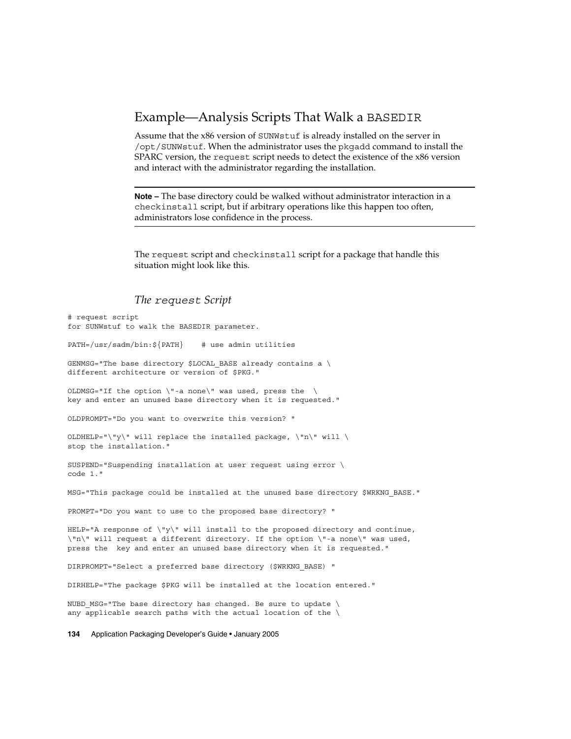## Example—Analysis Scripts That Walk a BASEDIR

Assume that the x86 version of `SUNWstuf` is already installed on the server in `/opt/SUNWstuf`. When the administrator uses the `pkgadd` command to install the SPARC version, the `request` script needs to detect the existence of the x86 version and interact with the administrator regarding the installation.

---

**Note –** The base directory could be walked without administrator interaction in a `checkinstall` script, but if arbitrary operations like this happen too often, administrators lose confidence in the process.

---

The `request` script and `checkinstall` script for a package that handle this situation might look like this.

### *The* `request` *Script*

```
# request script
for SUNWstuf to walk the BASEDIR parameter.

PATH=/usr/sadm/bin:${PATH}    # use admin utilities

GENMSG="The base directory $LOCAL_BASE already contains a \
different architecture or version of $PKG."

OLDMSG="If the option \"-a none\" was used, press the  \
key and enter an unused base directory when it is requested."

OLDPROMPT="Do you want to overwrite this version? "

OLDHELP="\"y\" will replace the installed package, \"n\" will \
stop the installation."

SUSPEND="Suspending installation at user request using error \
code 1."

MSG="This package could be installed at the unused base directory $WRKNG_BASE."

PROMPT="Do you want to use to the proposed base directory? "

HELP="A response of \"y\" will install to the proposed directory and continue,
\"n\" will request a different directory. If the option \"-a none\" was used,
press the  key and enter an unused base directory when it is requested."

DIRPROMPT="Select a preferred base directory ($WRKNG_BASE) "

DIRHELP="The package $PKG will be installed at the location entered."

NUBD_MSG="The base directory has changed. Be sure to update \
any applicable search paths with the actual location of the \
```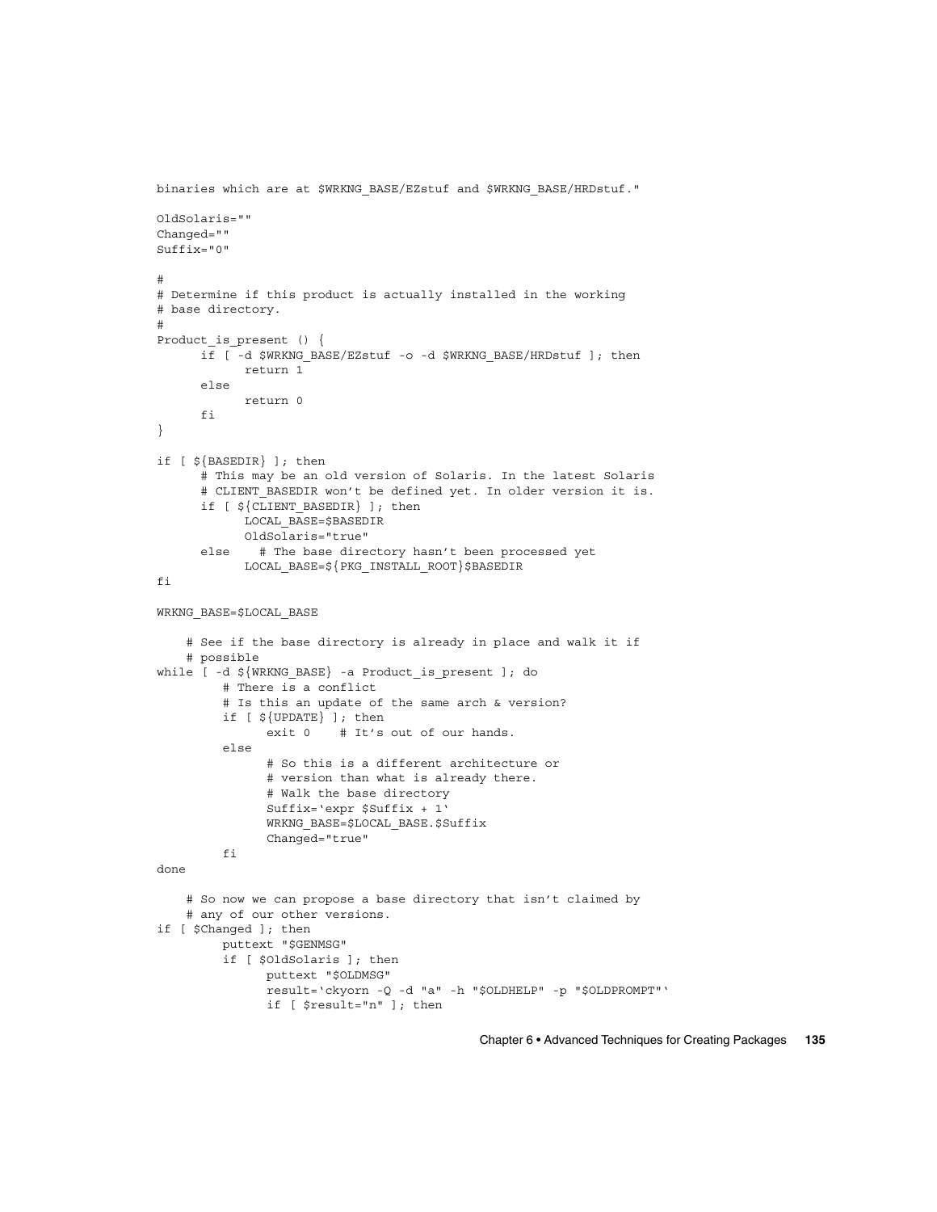```
binaries which are at $WRKNG_BASE/EZstuf and $WRKNG_BASE/HRDstuf."

OldSolaris=""
Changed=""
Suffix="0"

#
# Determine if this product is actually installed in the working
# base directory.
#
Product_is_present () {
      if [ -d $WRKNG_BASE/EZstuf -o -d $WRKNG_BASE/HRDstuf ]; then
            return 1
      else
            return 0
      fi
}

if [ ${BASEDIR} ]; then
      # This may be an old version of Solaris. In the latest Solaris
      # CLIENT_BASEDIR won't be defined yet. In older version it is.
      if [ ${CLIENT_BASEDIR} ]; then
            LOCAL_BASE=$BASEDIR
            OldSolaris="true"
      else    # The base directory hasn't been processed yet
            LOCAL_BASE=${PKG_INSTALL_ROOT}$BASEDIR
fi

WRKNG_BASE=$LOCAL_BASE

    # See if the base directory is already in place and walk it if
    # possible
while [ -d ${WRKNG_BASE} -a Product_is_present ]; do
         # There is a conflict
         # Is this an update of the same arch & version?
         if [ ${UPDATE} ]; then
               exit 0    # It's out of our hands.
         else
               # So this is a different architecture or
               # version than what is already there.
               # Walk the base directory
               Suffix=`expr $Suffix + 1`
               WRKNG_BASE=$LOCAL_BASE.$Suffix
               Changed="true"
         fi
done

    # So now we can propose a base directory that isn't claimed by
    # any of our other versions.
if [ $Changed ]; then
         puttext "$GENMSG"
         if [ $OldSolaris ]; then
               puttext "$OLDMSG"
               result=`ckyorn -Q -d "a" -h "$OLDHELP" -p "$OLDPROMPT"`
               if [ $result="n" ]; then
```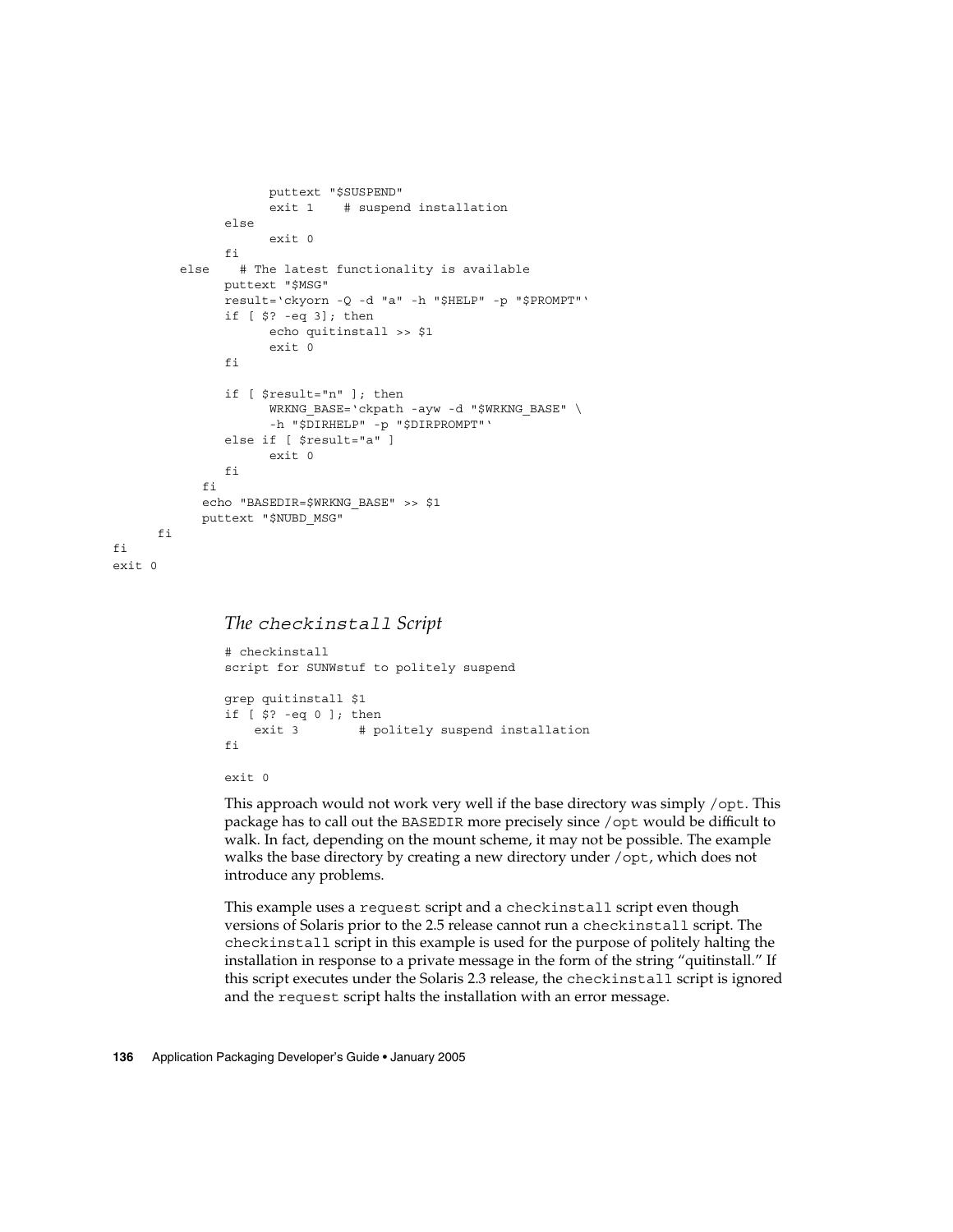```
                    puttext "$SUSPEND"
                    exit 1    # suspend installation
              else
                    exit 0
              fi
        else    # The latest functionality is available
              puttext "$MSG"
              result='ckyorn -Q -d "a" -h "$HELP" -p "$PROMPT"'
              if [ $? -eq 3]; then
                    echo quitinstall >> $1
                    exit 0
              fi

              if [ $result="n" ]; then
                    WRKNG_BASE='ckpath -ayw -d "$WRKNG_BASE" \
                    -h "$DIRHELP" -p "$DIRPROMPT"'
              else if [ $result="a" ]
                    exit 0
              fi
           fi
           echo "BASEDIR=$WRKNG_BASE" >> $1
           puttext "$NUBD_MSG"
      fi
fi
exit 0
```

### *The* `checkinstall` *Script*

```
# checkinstall
script for SUNWstuf to politely suspend

grep quitinstall $1
if [ $? -eq 0 ]; then
    exit 3        # politely suspend installation
fi

exit 0
```

This approach would not work very well if the base directory was simply `/opt`. This package has to call out the `BASEDIR` more precisely since `/opt` would be difficult to walk. In fact, depending on the mount scheme, it may not be possible. The example walks the base directory by creating a new directory under `/opt`, which does not introduce any problems.

This example uses a `request` script and a `checkinstall` script even though versions of Solaris prior to the 2.5 release cannot run a `checkinstall` script. The `checkinstall` script in this example is used for the purpose of politely halting the installation in response to a private message in the form of the string "quitinstall." If this script executes under the Solaris 2.3 release, the `checkinstall` script is ignored and the `request` script halts the installation with an error message.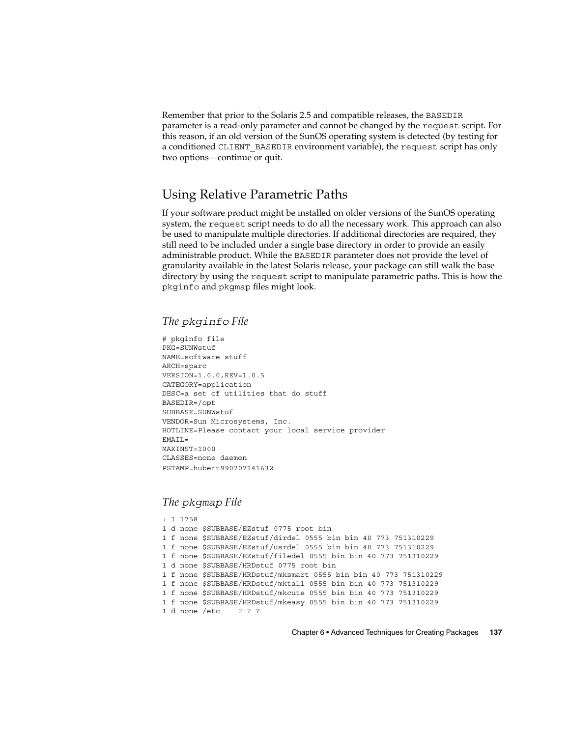Remember that prior to the Solaris 2.5 and compatible releases, the `BASEDIR` parameter is a read-only parameter and cannot be changed by the `request` script. For this reason, if an old version of the SunOS operating system is detected (by testing for a conditioned `CLIENT_BASEDIR` environment variable), the `request` script has only two options—continue or quit.

## Using Relative Parametric Paths

If your software product might be installed on older versions of the SunOS operating system, the `request` script needs to do all the necessary work. This approach can also be used to manipulate multiple directories. If additional directories are required, they still need to be included under a single base directory in order to provide an easily administrable product. While the `BASEDIR` parameter does not provide the level of granularity available in the latest Solaris release, your package can still walk the base directory by using the `request` script to manipulate parametric paths. This is how the `pkginfo` and `pkgmap` files might look.

### *The `pkginfo` File*

```
# pkginfo file
PKG=SUNWstuf
NAME=software stuff
ARCH=sparc
VERSION=1.0.0,REV=1.0.5
CATEGORY=application
DESC=a set of utilities that do stuff
BASEDIR=/opt
SUBBASE=SUNWstuf
VENDOR=Sun Microsystems, Inc.
HOTLINE=Please contact your local service provider
EMAIL=
MAXINST=1000
CLASSES=none daemon
PSTAMP=hubert990707141632
```

### *The `pkgmap` File*

```
: 1 1758
1 d none $SUBBASE/EZstuf 0775 root bin
1 f none $SUBBASE/EZstuf/dirdel 0555 bin bin 40 773 751310229
1 f none $SUBBASE/EZstuf/usrdel 0555 bin bin 40 773 751310229
1 f none $SUBBASE/EZstuf/filedel 0555 bin bin 40 773 751310229
1 d none $SUBBASE/HRDstuf 0775 root bin
1 f none $SUBBASE/HRDstuf/mksmart 0555 bin bin 40 773 751310229
1 f none $SUBBASE/HRDstuf/mktall 0555 bin bin 40 773 751310229
1 f none $SUBBASE/HRDstuf/mkcute 0555 bin bin 40 773 751310229
1 f none $SUBBASE/HRDstuf/mkeasy 0555 bin bin 40 773 751310229
1 d none /etc    ? ? ?
```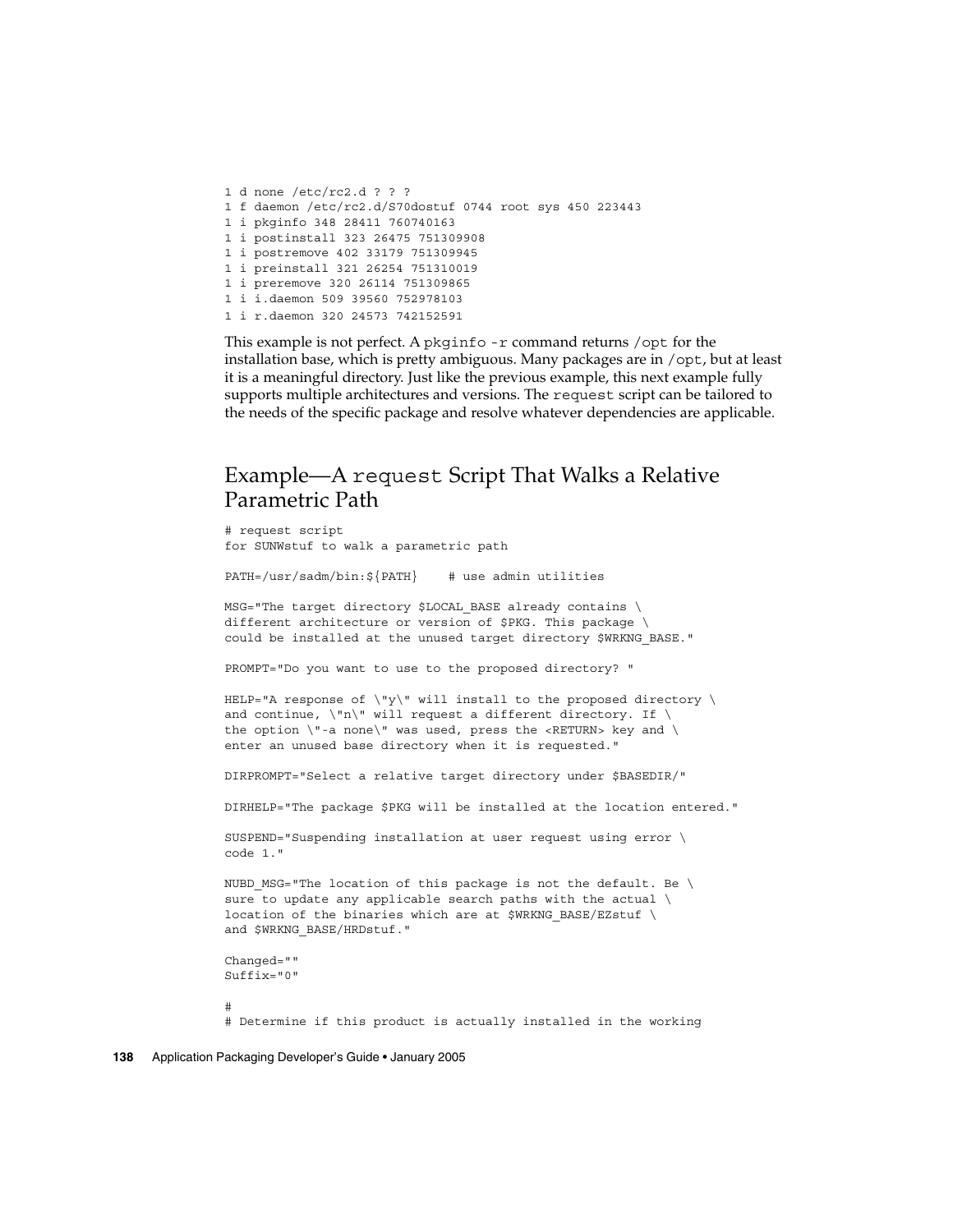```
1 d none /etc/rc2.d ? ? ?
1 f daemon /etc/rc2.d/S70dostuf 0744 root sys 450 223443
1 i pkginfo 348 28411 760740163
1 i postinstall 323 26475 751309908
1 i postremove 402 33179 751309945
1 i preinstall 321 26254 751310019
1 i preremove 320 26114 751309865
1 i i.daemon 509 39560 752978103
1 i r.daemon 320 24573 742152591
```

This example is not perfect. A `pkginfo -r` command returns `/opt` for the installation base, which is pretty ambiguous. Many packages are in `/opt`, but at least it is a meaningful directory. Just like the previous example, this next example fully supports multiple architectures and versions. The `request` script can be tailored to the needs of the specific package and resolve whatever dependencies are applicable.

## Example—A `request` Script That Walks a Relative Parametric Path

```
# request script
for SUNWstuf to walk a parametric path

PATH=/usr/sadm/bin:${PATH}    # use admin utilities

MSG="The target directory $LOCAL_BASE already contains \
different architecture or version of $PKG. This package \
could be installed at the unused target directory $WRKNG_BASE."

PROMPT="Do you want to use to the proposed directory? "

HELP="A response of \"y\" will install to the proposed directory \
and continue, \"n\" will request a different directory. If \
the option \"-a none\" was used, press the <RETURN> key and \
enter an unused base directory when it is requested."

DIRPROMPT="Select a relative target directory under $BASEDIR/"

DIRHELP="The package $PKG will be installed at the location entered."

SUSPEND="Suspending installation at user request using error \
code 1."

NUBD_MSG="The location of this package is not the default. Be \
sure to update any applicable search paths with the actual \
location of the binaries which are at $WRKNG_BASE/EZstuf \
and $WRKNG_BASE/HRDstuf."

Changed=""
Suffix="0"

#
# Determine if this product is actually installed in the working
```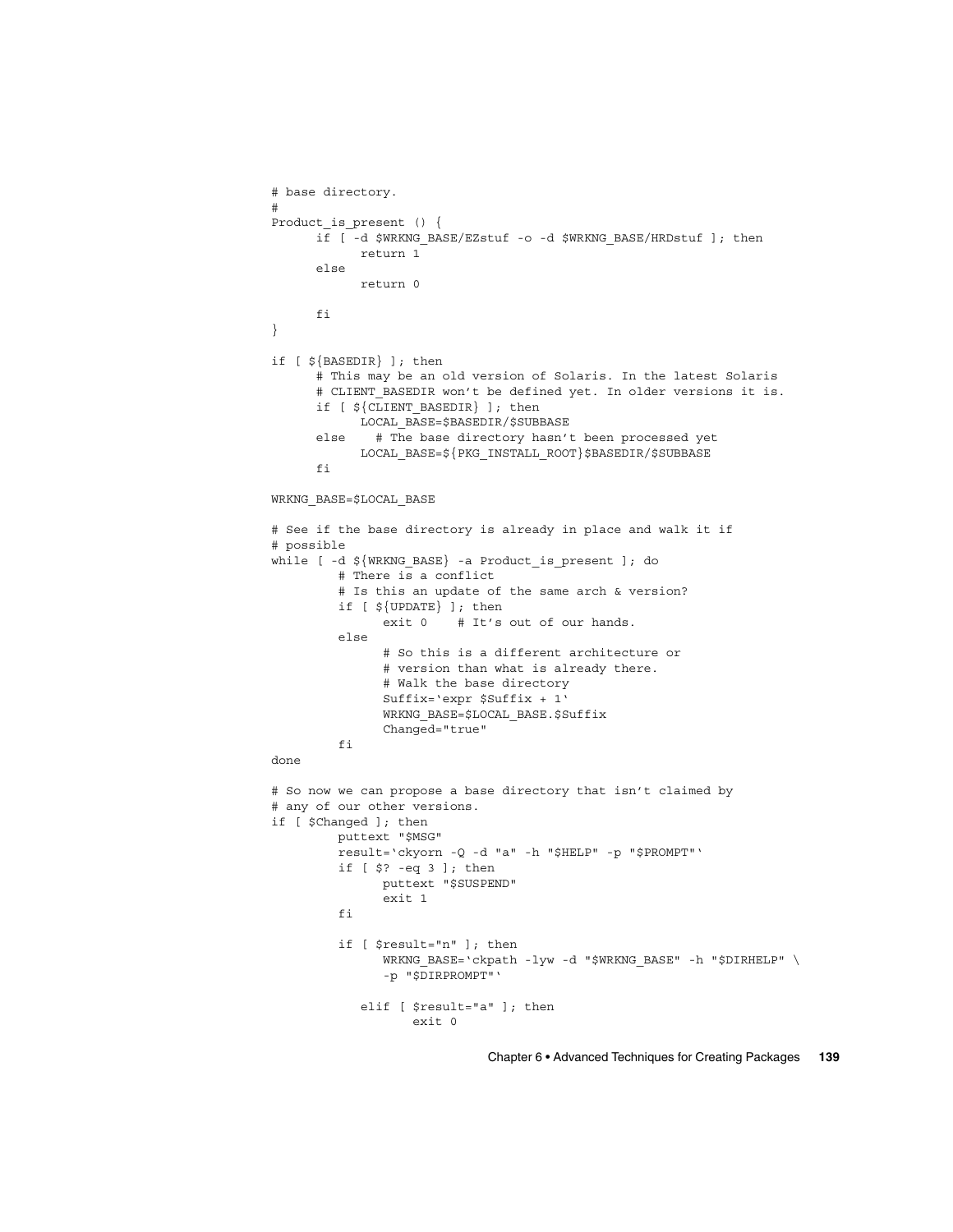```
# base directory.
#
Product_is_present () {
      if [ -d $WRKNG_BASE/EZstuf -o -d $WRKNG_BASE/HRDstuf ]; then
            return 1
      else
            return 0

      fi
}

if [ ${BASEDIR} ]; then
      # This may be an old version of Solaris. In the latest Solaris
      # CLIENT_BASEDIR won't be defined yet. In older versions it is.
      if [ ${CLIENT_BASEDIR} ]; then
            LOCAL_BASE=$BASEDIR/$SUBBASE
      else    # The base directory hasn't been processed yet
            LOCAL_BASE=${PKG_INSTALL_ROOT}$BASEDIR/$SUBBASE
      fi

WRKNG_BASE=$LOCAL_BASE

# See if the base directory is already in place and walk it if
# possible
while [ -d ${WRKNG_BASE} -a Product_is_present ]; do
         # There is a conflict
         # Is this an update of the same arch & version?
         if [ ${UPDATE} ]; then
               exit 0    # It's out of our hands.
         else
               # So this is a different architecture or
               # version than what is already there.
               # Walk the base directory
               Suffix=`expr $Suffix + 1`
               WRKNG_BASE=$LOCAL_BASE.$Suffix
               Changed="true"
         fi
done

# So now we can propose a base directory that isn't claimed by
# any of our other versions.
if [ $Changed ]; then
         puttext "$MSG"
         result=`ckyorn -Q -d "a" -h "$HELP" -p "$PROMPT"`
         if [ $? -eq 3 ]; then
               puttext "$SUSPEND"
               exit 1
         fi

         if [ $result="n" ]; then
               WRKNG_BASE=`ckpath -lyw -d "$WRKNG_BASE" -h "$DIRHELP" \
               -p "$DIRPROMPT"`

            elif [ $result="a" ]; then
                  exit 0
```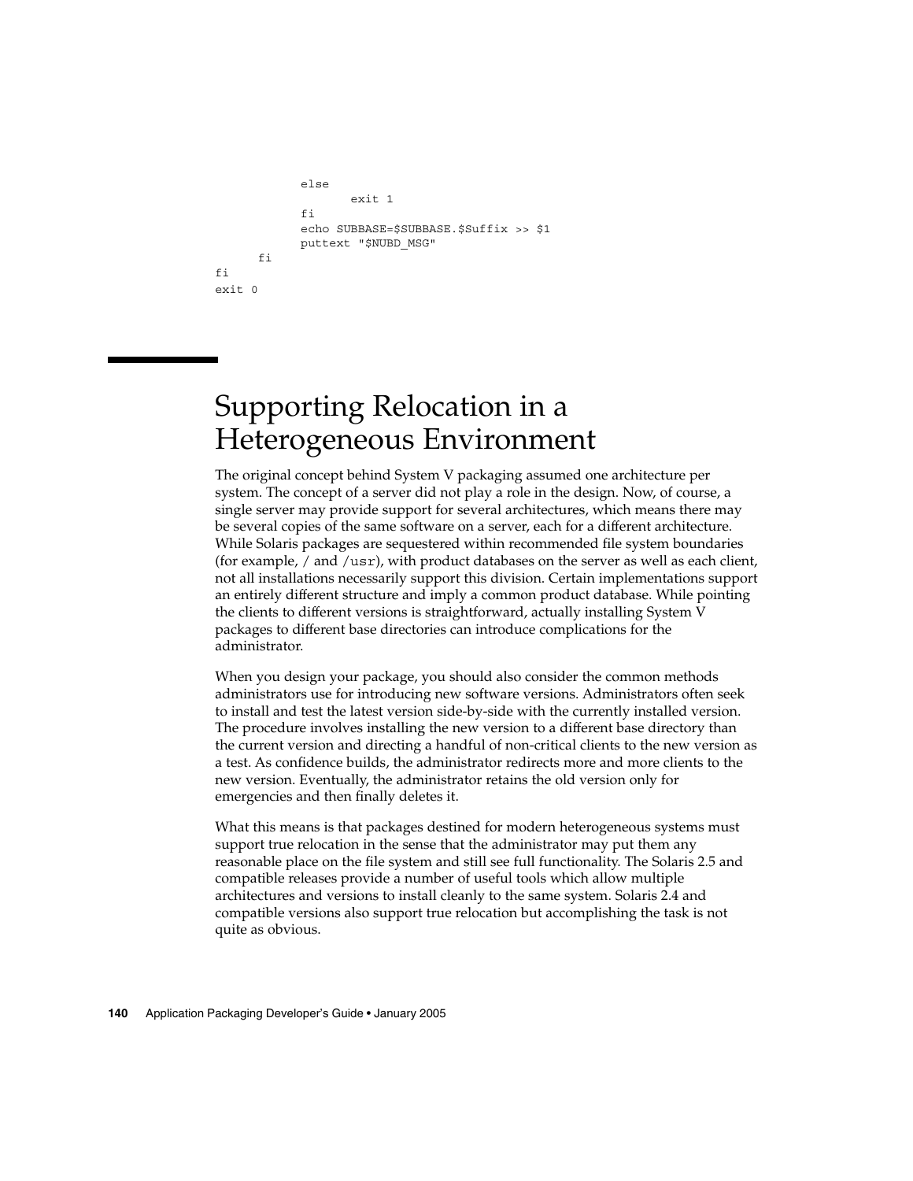```
            else
                  exit 1
            fi
            echo SUBBASE=$SUBBASE.$Suffix >> $1
            puttext "$NUBD_MSG"
      fi
fi
exit 0
```

## Supporting Relocation in a Heterogeneous Environment

The original concept behind System V packaging assumed one architecture per system. The concept of a server did not play a role in the design. Now, of course, a single server may provide support for several architectures, which means there may be several copies of the same software on a server, each for a different architecture. While Solaris packages are sequestered within recommended file system boundaries (for example, / and /usr), with product databases on the server as well as each client, not all installations necessarily support this division. Certain implementations support an entirely different structure and imply a common product database. While pointing the clients to different versions is straightforward, actually installing System V packages to different base directories can introduce complications for the administrator.

When you design your package, you should also consider the common methods administrators use for introducing new software versions. Administrators often seek to install and test the latest version side-by-side with the currently installed version. The procedure involves installing the new version to a different base directory than the current version and directing a handful of non-critical clients to the new version as a test. As confidence builds, the administrator redirects more and more clients to the new version. Eventually, the administrator retains the old version only for emergencies and then finally deletes it.

What this means is that packages destined for modern heterogeneous systems must support true relocation in the sense that the administrator may put them any reasonable place on the file system and still see full functionality. The Solaris 2.5 and compatible releases provide a number of useful tools which allow multiple architectures and versions to install cleanly to the same system. Solaris 2.4 and compatible versions also support true relocation but accomplishing the task is not quite as obvious.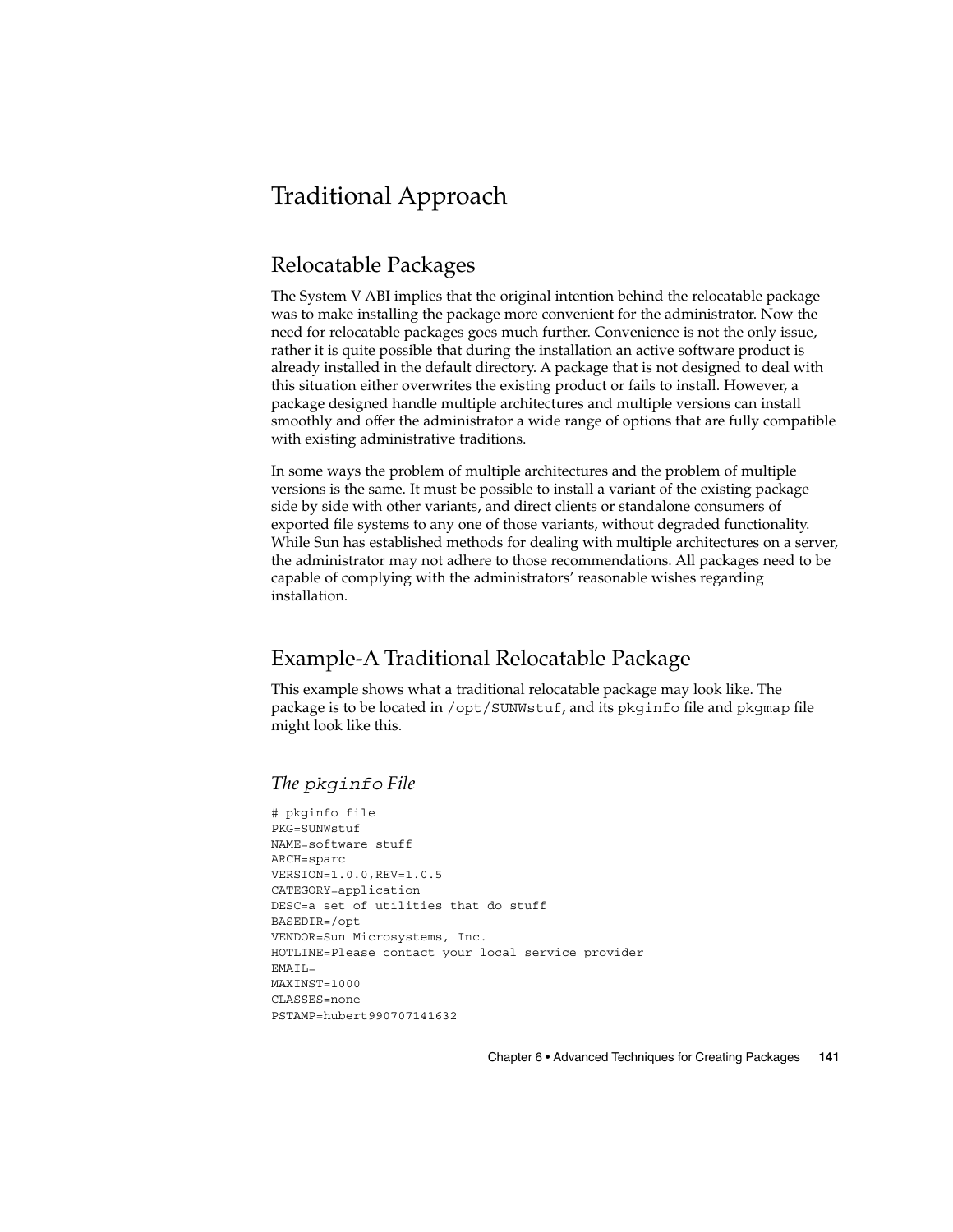# Traditional Approach

## Relocatable Packages

The System V ABI implies that the original intention behind the relocatable package was to make installing the package more convenient for the administrator. Now the need for relocatable packages goes much further. Convenience is not the only issue, rather it is quite possible that during the installation an active software product is already installed in the default directory. A package that is not designed to deal with this situation either overwrites the existing product or fails to install. However, a package designed handle multiple architectures and multiple versions can install smoothly and offer the administrator a wide range of options that are fully compatible with existing administrative traditions.

In some ways the problem of multiple architectures and the problem of multiple versions is the same. It must be possible to install a variant of the existing package side by side with other variants, and direct clients or standalone consumers of exported file systems to any one of those variants, without degraded functionality. While Sun has established methods for dealing with multiple architectures on a server, the administrator may not adhere to those recommendations. All packages need to be capable of complying with the administrators' reasonable wishes regarding installation.

## Example-A Traditional Relocatable Package

This example shows what a traditional relocatable package may look like. The package is to be located in `/opt/SUNWstuf`, and its `pkginfo` file and `pkgmap` file might look like this.

### *The `pkginfo` File*

```
# pkginfo file
PKG=SUNWstuf
NAME=software stuff
ARCH=sparc
VERSION=1.0.0,REV=1.0.5
CATEGORY=application
DESC=a set of utilities that do stuff
BASEDIR=/opt
VENDOR=Sun Microsystems, Inc.
HOTLINE=Please contact your local service provider
EMAIL=
MAXINST=1000
CLASSES=none
PSTAMP=hubert990707141632
```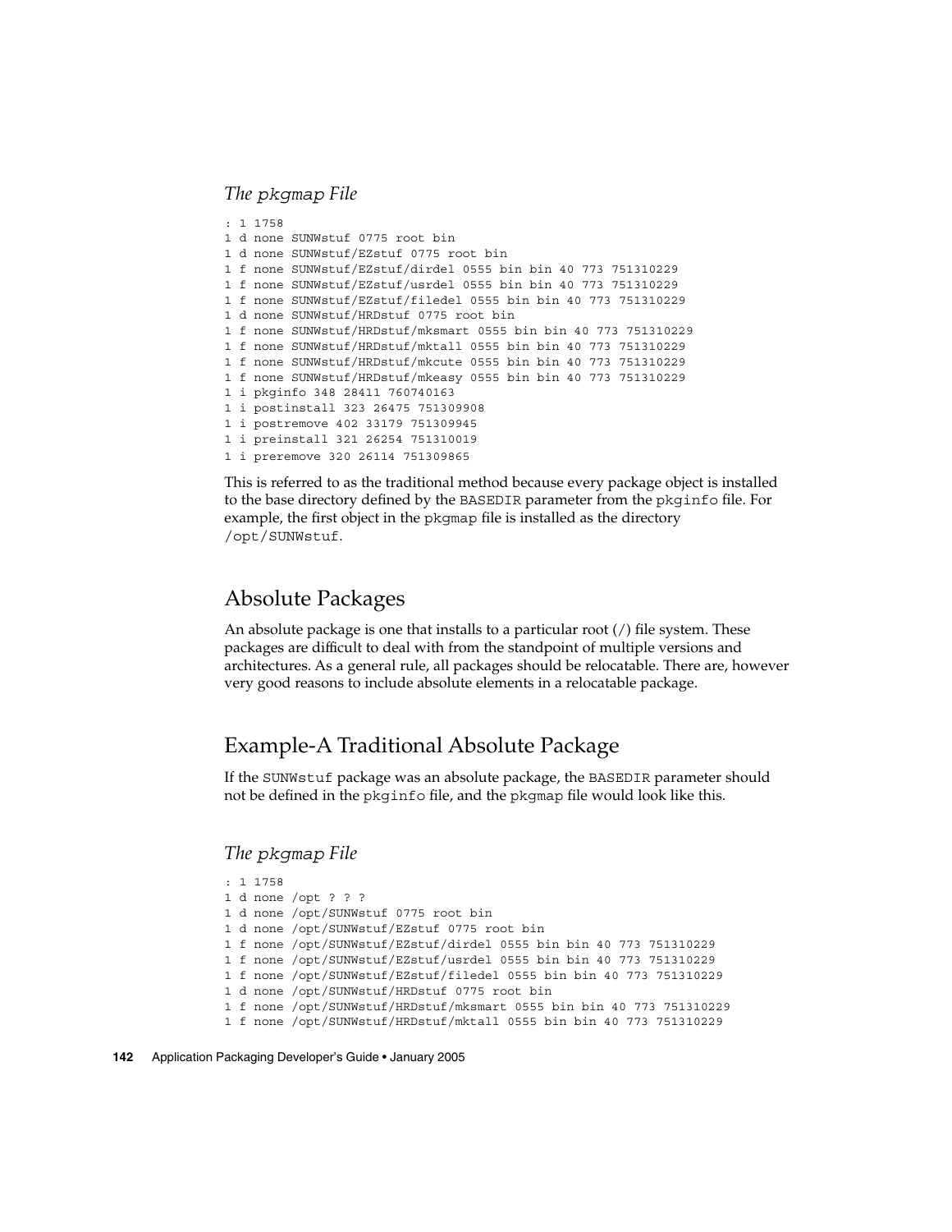### *The* `pkgmap` *File*

```
: 1 1758
1 d none SUNWstuf 0775 root bin
1 d none SUNWstuf/EZstuf 0775 root bin
1 f none SUNWstuf/EZstuf/dirdel 0555 bin bin 40 773 751310229
1 f none SUNWstuf/EZstuf/usrdel 0555 bin bin 40 773 751310229
1 f none SUNWstuf/EZstuf/filedel 0555 bin bin 40 773 751310229
1 d none SUNWstuf/HRDstuf 0775 root bin
1 f none SUNWstuf/HRDstuf/mksmart 0555 bin bin 40 773 751310229
1 f none SUNWstuf/HRDstuf/mktall 0555 bin bin 40 773 751310229
1 f none SUNWstuf/HRDstuf/mkcute 0555 bin bin 40 773 751310229
1 f none SUNWstuf/HRDstuf/mkeasy 0555 bin bin 40 773 751310229
1 i pkginfo 348 28411 760740163
1 i postinstall 323 26475 751309908
1 i postremove 402 33179 751309945
1 i preinstall 321 26254 751310019
1 i preremove 320 26114 751309865
```

This is referred to as the traditional method because every package object is installed to the base directory defined by the `BASEDIR` parameter from the `pkginfo` file. For example, the first object in the `pkgmap` file is installed as the directory `/opt/SUNWstuf`.

## Absolute Packages

An absolute package is one that installs to a particular root (/) file system. These packages are difficult to deal with from the standpoint of multiple versions and architectures. As a general rule, all packages should be relocatable. There are, however very good reasons to include absolute elements in a relocatable package.

## Example-A Traditional Absolute Package

If the `SUNWstuf` package was an absolute package, the `BASEDIR` parameter should not be defined in the `pkginfo` file, and the `pkgmap` file would look like this.

### *The* `pkgmap` *File*

```
: 1 1758
1 d none /opt ? ? ?
1 d none /opt/SUNWstuf 0775 root bin
1 d none /opt/SUNWstuf/EZstuf 0775 root bin
1 f none /opt/SUNWstuf/EZstuf/dirdel 0555 bin bin 40 773 751310229
1 f none /opt/SUNWstuf/EZstuf/usrdel 0555 bin bin 40 773 751310229
1 f none /opt/SUNWstuf/EZstuf/filedel 0555 bin bin 40 773 751310229
1 d none /opt/SUNWstuf/HRDstuf 0775 root bin
1 f none /opt/SUNWstuf/HRDstuf/mksmart 0555 bin bin 40 773 751310229
1 f none /opt/SUNWstuf/HRDstuf/mktall 0555 bin bin 40 773 751310229
```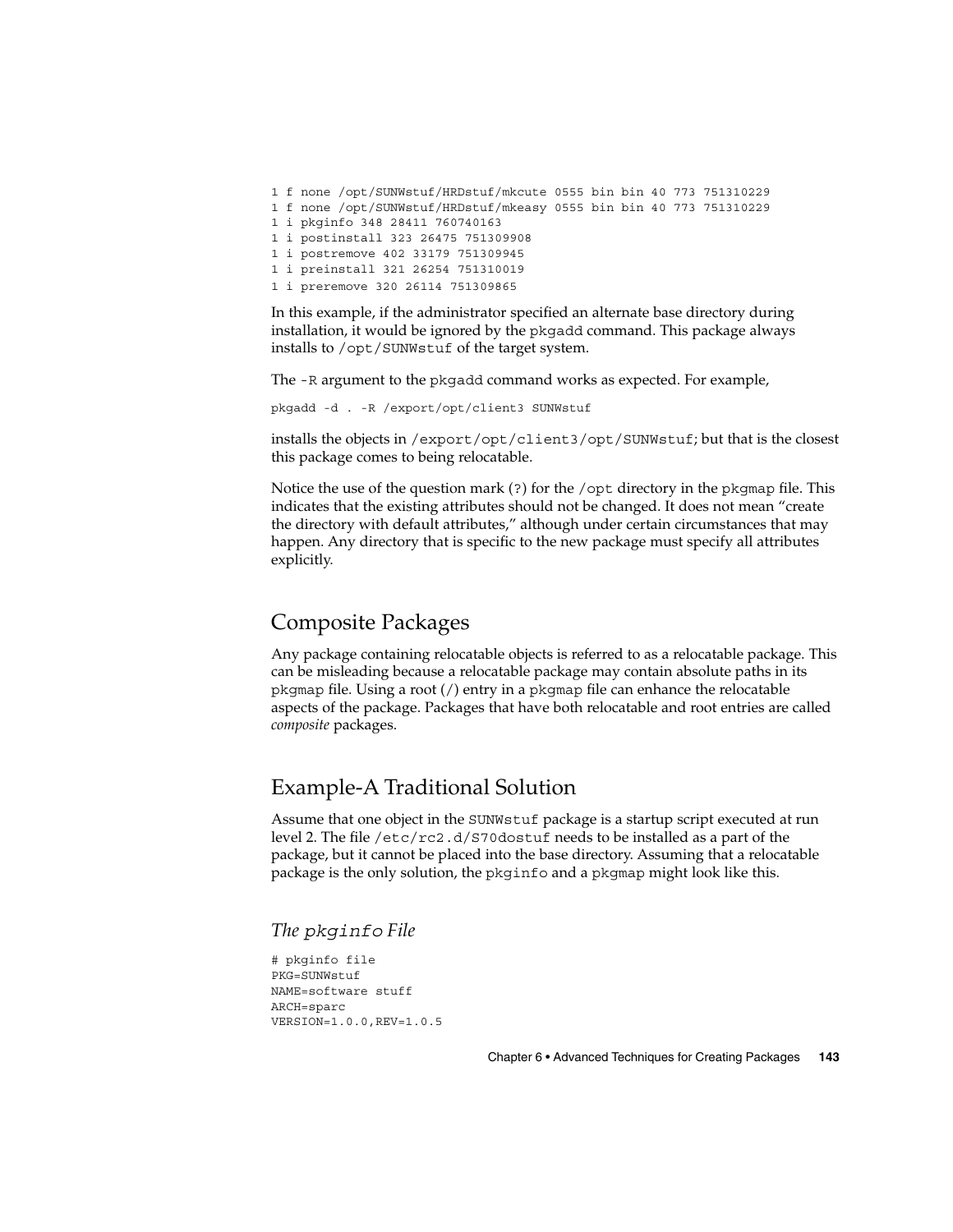```
1 f none /opt/SUNWstuf/HRDstuf/mkcute 0555 bin bin 40 773 751310229
1 f none /opt/SUNWstuf/HRDstuf/mkeasy 0555 bin bin 40 773 751310229
1 i pkginfo 348 28411 760740163
1 i postinstall 323 26475 751309908
1 i postremove 402 33179 751309945
1 i preinstall 321 26254 751310019
1 i preremove 320 26114 751309865
```

In this example, if the administrator specified an alternate base directory during installation, it would be ignored by the `pkgadd` command. This package always installs to `/opt/SUNWstuf` of the target system.

The `-R` argument to the `pkgadd` command works as expected. For example,

```
pkgadd -d . -R /export/opt/client3 SUNWstuf
```

installs the objects in `/export/opt/client3/opt/SUNWstuf`; but that is the closest this package comes to being relocatable.

Notice the use of the question mark (`?`) for the `/opt` directory in the `pkgmap` file. This indicates that the existing attributes should not be changed. It does not mean "create the directory with default attributes," although under certain circumstances that may happen. Any directory that is specific to the new package must specify all attributes explicitly.

## Composite Packages

Any package containing relocatable objects is referred to as a relocatable package. This can be misleading because a relocatable package may contain absolute paths in its `pkgmap` file. Using a root (`/`) entry in a `pkgmap` file can enhance the relocatable aspects of the package. Packages that have both relocatable and root entries are called *composite* packages.

## Example-A Traditional Solution

Assume that one object in the `SUNWstuf` package is a startup script executed at run level 2. The file `/etc/rc2.d/S70dostuf` needs to be installed as a part of the package, but it cannot be placed into the base directory. Assuming that a relocatable package is the only solution, the `pkginfo` and a `pkgmap` might look like this.

### *The `pkginfo` File*

```
# pkginfo file
PKG=SUNWstuf
NAME=software stuff
ARCH=sparc
VERSION=1.0.0,REV=1.0.5
```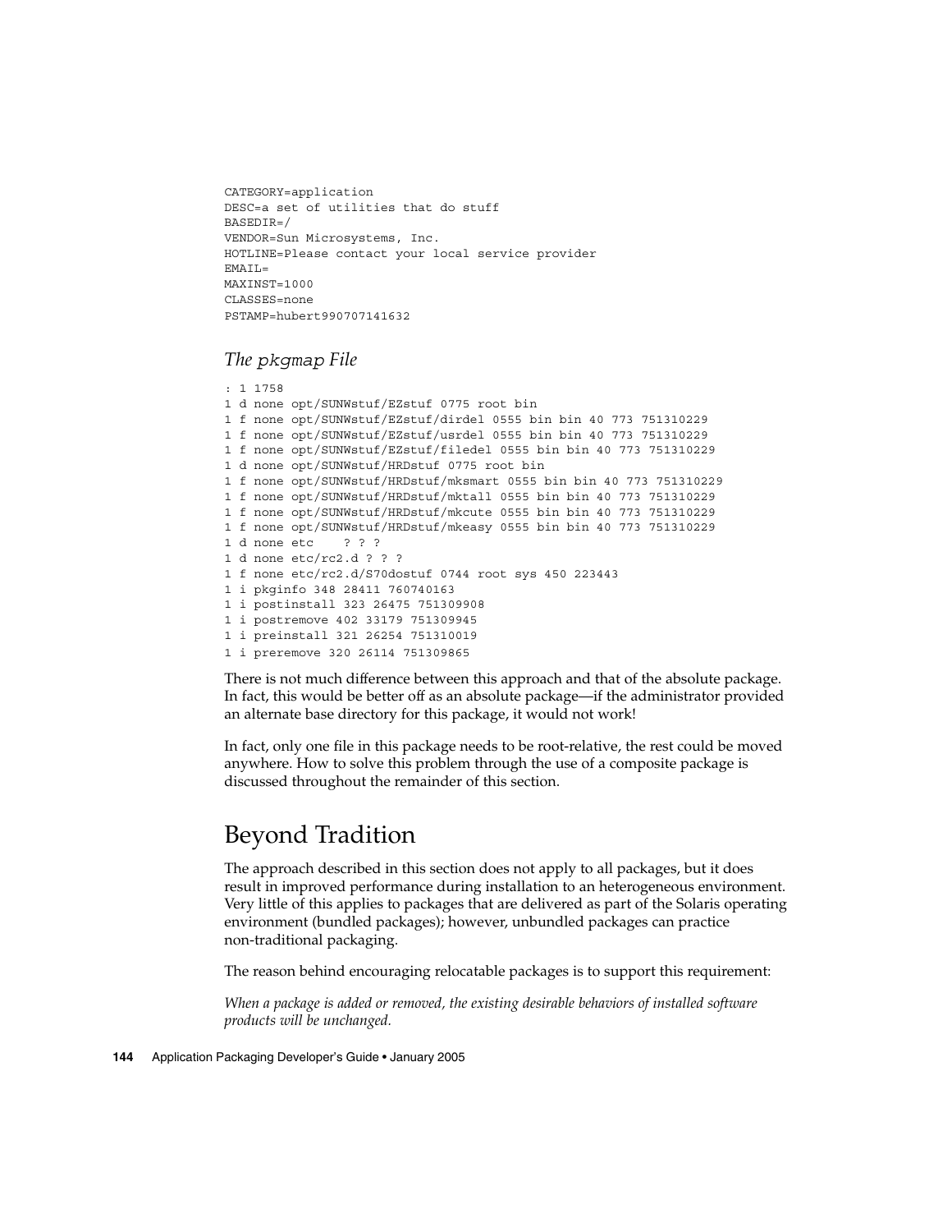```
CATEGORY=application
DESC=a set of utilities that do stuff
BASEDIR=/
VENDOR=Sun Microsystems, Inc.
HOTLINE=Please contact your local service provider
EMAIL=
MAXINST=1000
CLASSES=none
PSTAMP=hubert990707141632
```

### *The* `pkgmap` *File*

```
: 1 1758
1 d none opt/SUNWstuf/EZstuf 0775 root bin
1 f none opt/SUNWstuf/EZstuf/dirdel 0555 bin bin 40 773 751310229
1 f none opt/SUNWstuf/EZstuf/usrdel 0555 bin bin 40 773 751310229
1 f none opt/SUNWstuf/EZstuf/filedel 0555 bin bin 40 773 751310229
1 d none opt/SUNWstuf/HRDstuf 0775 root bin
1 f none opt/SUNWstuf/HRDstuf/mksmart 0555 bin bin 40 773 751310229
1 f none opt/SUNWstuf/HRDstuf/mktall 0555 bin bin 40 773 751310229
1 f none opt/SUNWstuf/HRDstuf/mkcute 0555 bin bin 40 773 751310229
1 f none opt/SUNWstuf/HRDstuf/mkeasy 0555 bin bin 40 773 751310229
1 d none etc    ? ? ?
1 d none etc/rc2.d ? ? ?
1 f none etc/rc2.d/S70dostuf 0744 root sys 450 223443
1 i pkginfo 348 28411 760740163
1 i postinstall 323 26475 751309908
1 i postremove 402 33179 751309945
1 i preinstall 321 26254 751310019
1 i preremove 320 26114 751309865
```

There is not much difference between this approach and that of the absolute package. In fact, this would be better off as an absolute package—if the administrator provided an alternate base directory for this package, it would not work!

In fact, only one file in this package needs to be root-relative, the rest could be moved anywhere. How to solve this problem through the use of a composite package is discussed throughout the remainder of this section.

## Beyond Tradition

The approach described in this section does not apply to all packages, but it does result in improved performance during installation to an heterogeneous environment. Very little of this applies to packages that are delivered as part of the Solaris operating environment (bundled packages); however, unbundled packages can practice non-traditional packaging.

The reason behind encouraging relocatable packages is to support this requirement:

*When a package is added or removed, the existing desirable behaviors of installed software products will be unchanged.*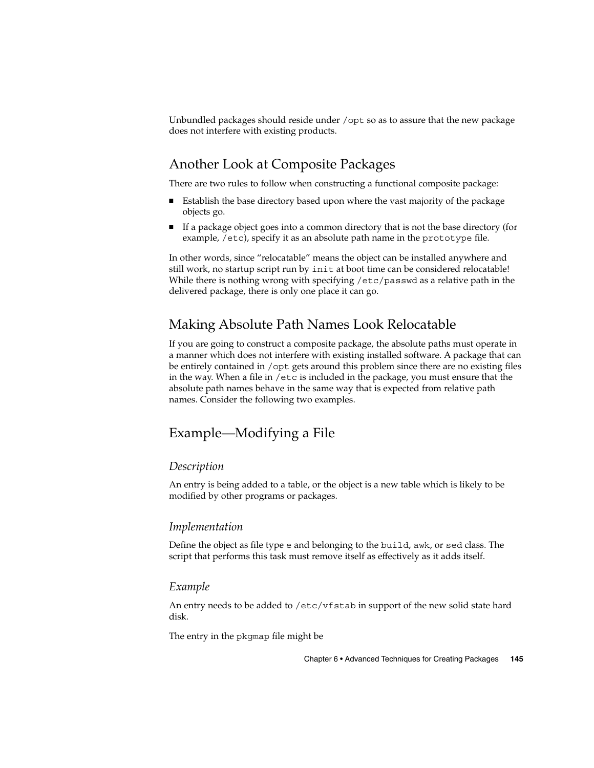Unbundled packages should reside under `/opt` so as to assure that the new package does not interfere with existing products.

## Another Look at Composite Packages

There are two rules to follow when constructing a functional composite package:

- Establish the base directory based upon where the vast majority of the package objects go.
- If a package object goes into a common directory that is not the base directory (for example, `/etc`), specify it as an absolute path name in the `prototype` file.

In other words, since "relocatable" means the object can be installed anywhere and still work, no startup script run by `init` at boot time can be considered relocatable! While there is nothing wrong with specifying `/etc/passwd` as a relative path in the delivered package, there is only one place it can go.

## Making Absolute Path Names Look Relocatable

If you are going to construct a composite package, the absolute paths must operate in a manner which does not interfere with existing installed software. A package that can be entirely contained in `/opt` gets around this problem since there are no existing files in the way. When a file in `/etc` is included in the package, you must ensure that the absolute path names behave in the same way that is expected from relative path names. Consider the following two examples.

## Example—Modifying a File

### *Description*

An entry is being added to a table, or the object is a new table which is likely to be modified by other programs or packages.

### *Implementation*

Define the object as file type `e` and belonging to the `build`, `awk`, or `sed` class. The script that performs this task must remove itself as effectively as it adds itself.

### *Example*

An entry needs to be added to `/etc/vfstab` in support of the new solid state hard disk.

The entry in the `pkgmap` file might be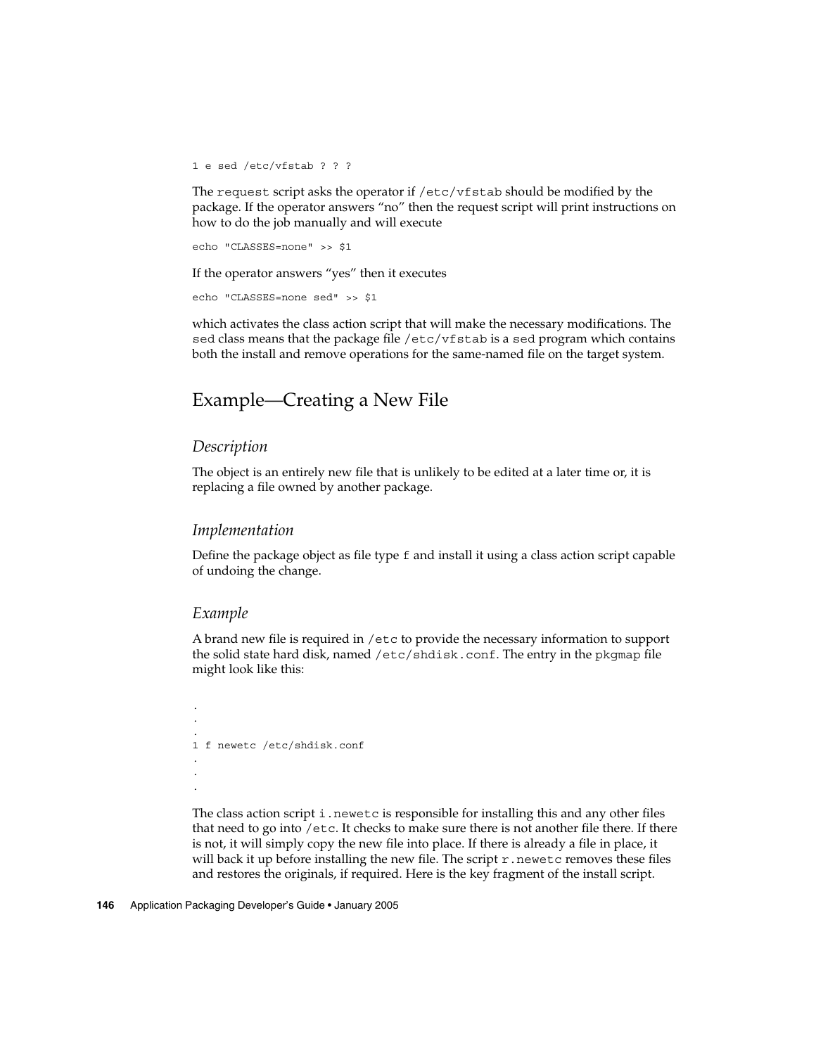```
1 e sed /etc/vfstab ? ? ?
```

The `request` script asks the operator if `/etc/vfstab` should be modified by the package. If the operator answers "no" then the request script will print instructions on how to do the job manually and will execute

```
echo "CLASSES=none" >> $1
```

If the operator answers "yes" then it executes

```
echo "CLASSES=none sed" >> $1
```

which activates the class action script that will make the necessary modifications. The `sed` class means that the package file `/etc/vfstab` is a `sed` program which contains both the install and remove operations for the same-named file on the target system.

## Example—Creating a New File

### *Description*

The object is an entirely new file that is unlikely to be edited at a later time or, it is replacing a file owned by another package.

### *Implementation*

Define the package object as file type `f` and install it using a class action script capable of undoing the change.

### *Example*

A brand new file is required in `/etc` to provide the necessary information to support the solid state hard disk, named `/etc/shdisk.conf`. The entry in the `pkgmap` file might look like this:

```
.
.
.
1 f newetc /etc/shdisk.conf
.
.
.
```

The class action script `i.newetc` is responsible for installing this and any other files that need to go into `/etc`. It checks to make sure there is not another file there. If there is not, it will simply copy the new file into place. If there is already a file in place, it will back it up before installing the new file. The script `r.newetc` removes these files and restores the originals, if required. Here is the key fragment of the install script.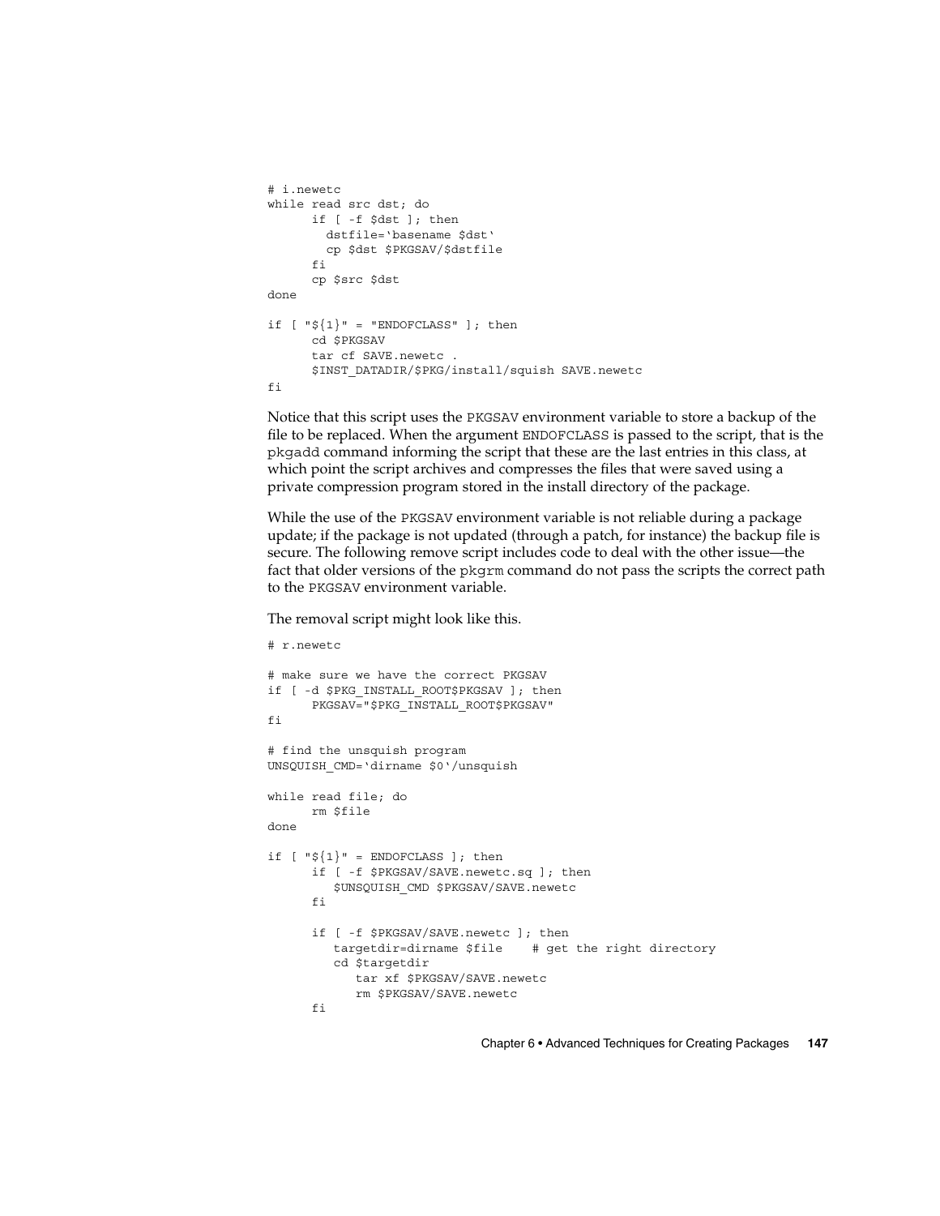```
# i.newetc
while read src dst; do
      if [ -f $dst ]; then
        dstfile=`basename $dst`
        cp $dst $PKGSAV/$dstfile
      fi
      cp $src $dst
done

if [ "${1}" = "ENDOFCLASS" ]; then
      cd $PKGSAV
      tar cf SAVE.newetc .
      $INST_DATADIR/$PKG/install/squish SAVE.newetc
fi
```

Notice that this script uses the PKGSAV environment variable to store a backup of the file to be replaced. When the argument ENDOFCLASS is passed to the script, that is the pkgadd command informing the script that these are the last entries in this class, at which point the script archives and compresses the files that were saved using a private compression program stored in the install directory of the package.

While the use of the PKGSAV environment variable is not reliable during a package update; if the package is not updated (through a patch, for instance) the backup file is secure. The following remove script includes code to deal with the other issue—the fact that older versions of the pkgrm command do not pass the scripts the correct path to the PKGSAV environment variable.

The removal script might look like this.

```
# r.newetc

# make sure we have the correct PKGSAV
if [ -d $PKG_INSTALL_ROOT$PKGSAV ]; then
      PKGSAV="$PKG_INSTALL_ROOT$PKGSAV"
fi

# find the unsquish program
UNSQUISH_CMD=`dirname $0`/unsquish

while read file; do
      rm $file
done

if [ "${1}" = ENDOFCLASS ]; then
      if [ -f $PKGSAV/SAVE.newetc.sq ]; then
         $UNSQUISH_CMD $PKGSAV/SAVE.newetc
      fi

      if [ -f $PKGSAV/SAVE.newetc ]; then
         targetdir=dirname $file    # get the right directory
         cd $targetdir
            tar xf $PKGSAV/SAVE.newetc
            rm $PKGSAV/SAVE.newetc
      fi
```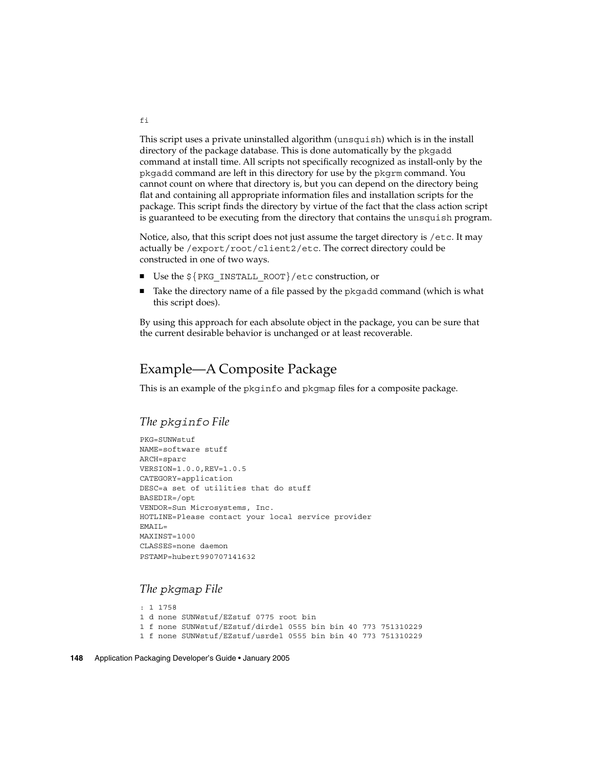```
fi
```

This script uses a private uninstalled algorithm (`unsquish`) which is in the install directory of the package database. This is done automatically by the `pkgadd` command at install time. All scripts not specifically recognized as install-only by the `pkgadd` command are left in this directory for use by the `pkgrm` command. You cannot count on where that directory is, but you can depend on the directory being flat and containing all appropriate information files and installation scripts for the package. This script finds the directory by virtue of the fact that the class action script is guaranteed to be executing from the directory that contains the `unsquish` program.

Notice, also, that this script does not just assume the target directory is `/etc`. It may actually be `/export/root/client2/etc`. The correct directory could be constructed in one of two ways.

- Use the `${PKG_INSTALL_ROOT}/etc` construction, or
- Take the directory name of a file passed by the `pkgadd` command (which is what this script does).

By using this approach for each absolute object in the package, you can be sure that the current desirable behavior is unchanged or at least recoverable.

## Example—A Composite Package

This is an example of the `pkginfo` and `pkgmap` files for a composite package.

### *The `pkginfo` File*

```
PKG=SUNWstuf
NAME=software stuff
ARCH=sparc
VERSION=1.0.0,REV=1.0.5
CATEGORY=application
DESC=a set of utilities that do stuff
BASEDIR=/opt
VENDOR=Sun Microsystems, Inc.
HOTLINE=Please contact your local service provider
EMAIL=
MAXINST=1000
CLASSES=none daemon
PSTAMP=hubert990707141632
```

### *The `pkgmap` File*

```
: 1 1758
1 d none SUNWstuf/EZstuf 0775 root bin
1 f none SUNWstuf/EZstuf/dirdel 0555 bin bin 40 773 751310229
1 f none SUNWstuf/EZstuf/usrdel 0555 bin bin 40 773 751310229
```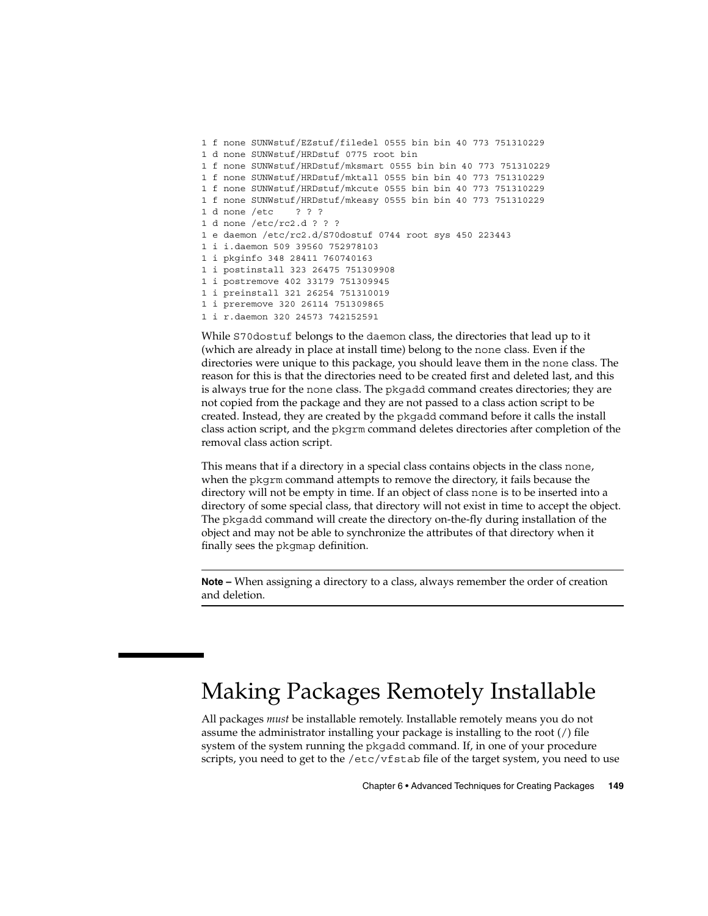```
1 f none SUNWstuf/EZstuf/filedel 0555 bin bin 40 773 751310229
1 d none SUNWstuf/HRDstuf 0775 root bin
1 f none SUNWstuf/HRDstuf/mksmart 0555 bin bin 40 773 751310229
1 f none SUNWstuf/HRDstuf/mktall 0555 bin bin 40 773 751310229
1 f none SUNWstuf/HRDstuf/mkcute 0555 bin bin 40 773 751310229
1 f none SUNWstuf/HRDstuf/mkeasy 0555 bin bin 40 773 751310229
1 d none /etc    ? ? ?
1 d none /etc/rc2.d ? ? ?
1 e daemon /etc/rc2.d/S70dostuf 0744 root sys 450 223443
1 i i.daemon 509 39560 752978103
1 i pkginfo 348 28411 760740163
1 i postinstall 323 26475 751309908
1 i postremove 402 33179 751309945
1 i preinstall 321 26254 751310019
1 i preremove 320 26114 751309865
1 i r.daemon 320 24573 742152591
```

While `S70dostuf` belongs to the `daemon` class, the directories that lead up to it (which are already in place at install time) belong to the `none` class. Even if the directories were unique to this package, you should leave them in the `none` class. The reason for this is that the directories need to be created first and deleted last, and this is always true for the `none` class. The `pkgadd` command creates directories; they are not copied from the package and they are not passed to a class action script to be created. Instead, they are created by the `pkgadd` command before it calls the install class action script, and the `pkgrm` command deletes directories after completion of the removal class action script.

This means that if a directory in a special class contains objects in the class `none`, when the `pkgrm` command attempts to remove the directory, it fails because the directory will not be empty in time. If an object of class `none` is to be inserted into a directory of some special class, that directory will not exist in time to accept the object. The `pkgadd` command will create the directory on-the-fly during installation of the object and may not be able to synchronize the attributes of that directory when it finally sees the `pkgmap` definition.

---

**Note –** When assigning a directory to a class, always remember the order of creation and deletion.

---

## Making Packages Remotely Installable

All packages *must* be installable remotely. Installable remotely means you do not assume the administrator installing your package is installing to the root (/) file system of the system running the `pkgadd` command. If, in one of your procedure scripts, you need to get to the `/etc/vfstab` file of the target system, you need to use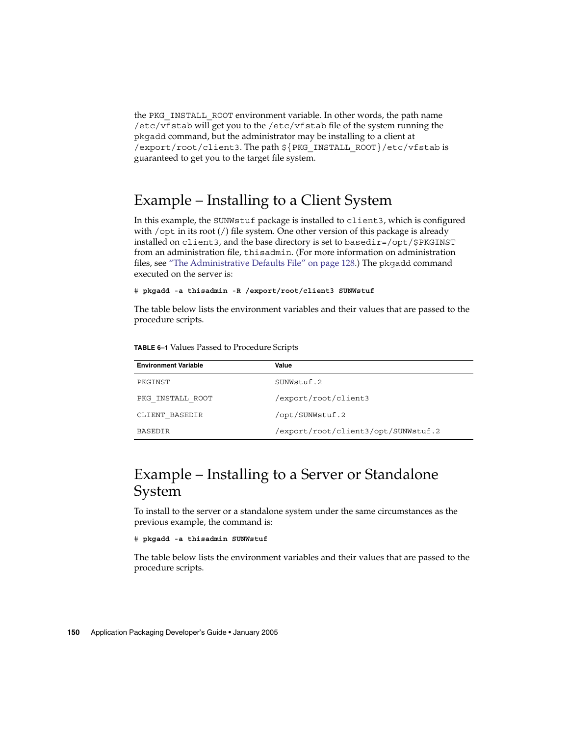the `PKG_INSTALL_ROOT` environment variable. In other words, the path name `/etc/vfstab` will get you to the `/etc/vfstab` file of the system running the `pkgadd` command, but the administrator may be installing to a client at `/export/root/client3`. The path `${PKG_INSTALL_ROOT}/etc/vfstab` is guaranteed to get you to the target file system.

## Example – Installing to a Client System

In this example, the `SUNWstuf` package is installed to `client3`, which is configured with `/opt` in its root (`/`) file system. One other version of this package is already installed on `client3`, and the base directory is set to `basedir=/opt/$PKGINST` from an administration file, `thisadmin`. (For more information on administration files, see "The Administrative Defaults File" on page 128.) The `pkgadd` command executed on the server is:

```
# pkgadd -a thisadmin -R /export/root/client3 SUNWstuf
```

The table below lists the environment variables and their values that are passed to the procedure scripts.

**TABLE 6–1** Values Passed to Procedure Scripts

| Environment Variable | Value |
| --- | --- |
| PKGINST | SUNWstuf.2 |
| PKG_INSTALL_ROOT | /export/root/client3 |
| CLIENT_BASEDIR | /opt/SUNWstuf.2 |
| BASEDIR | /export/root/client3/opt/SUNWstuf.2 |

## Example – Installing to a Server or Standalone System

To install to the server or a standalone system under the same circumstances as the previous example, the command is:

```
# pkgadd -a thisadmin SUNWstuf
```

The table below lists the environment variables and their values that are passed to the procedure scripts.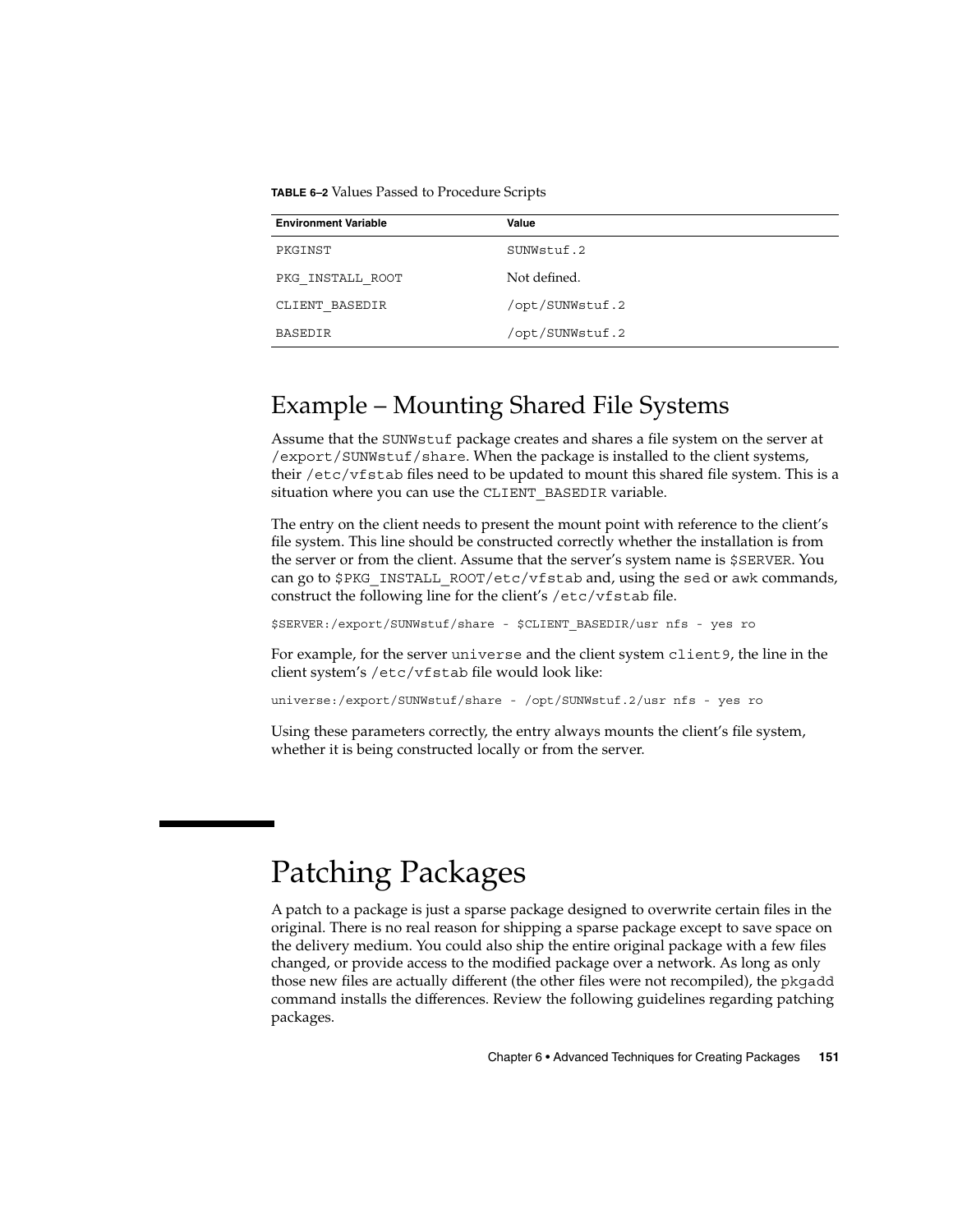**TABLE 6–2** Values Passed to Procedure Scripts

| Environment Variable | Value |
| --- | --- |
| PKGINST | SUNWstuf.2 |
| PKG_INSTALL_ROOT | Not defined. |
| CLIENT_BASEDIR | /opt/SUNWstuf.2 |
| BASEDIR | /opt/SUNWstuf.2 |

## Example – Mounting Shared File Systems

Assume that the SUNWstuf package creates and shares a file system on the server at /export/SUNWstuf/share. When the package is installed to the client systems, their /etc/vfstab files need to be updated to mount this shared file system. This is a situation where you can use the CLIENT_BASEDIR variable.

The entry on the client needs to present the mount point with reference to the client's file system. This line should be constructed correctly whether the installation is from the server or from the client. Assume that the server's system name is $SERVER. You can go to $PKG_INSTALL_ROOT/etc/vfstab and, using the sed or awk commands, construct the following line for the client's /etc/vfstab file.

```
$SERVER:/export/SUNWstuf/share - $CLIENT_BASEDIR/usr nfs - yes ro
```

For example, for the server universe and the client system client9, the line in the client system's /etc/vfstab file would look like:

```
universe:/export/SUNWstuf/share - /opt/SUNWstuf.2/usr nfs - yes ro
```

Using these parameters correctly, the entry always mounts the client's file system, whether it is being constructed locally or from the server.

# Patching Packages

A patch to a package is just a sparse package designed to overwrite certain files in the original. There is no real reason for shipping a sparse package except to save space on the delivery medium. You could also ship the entire original package with a few files changed, or provide access to the modified package over a network. As long as only those new files are actually different (the other files were not recompiled), the pkgadd command installs the differences. Review the following guidelines regarding patching packages.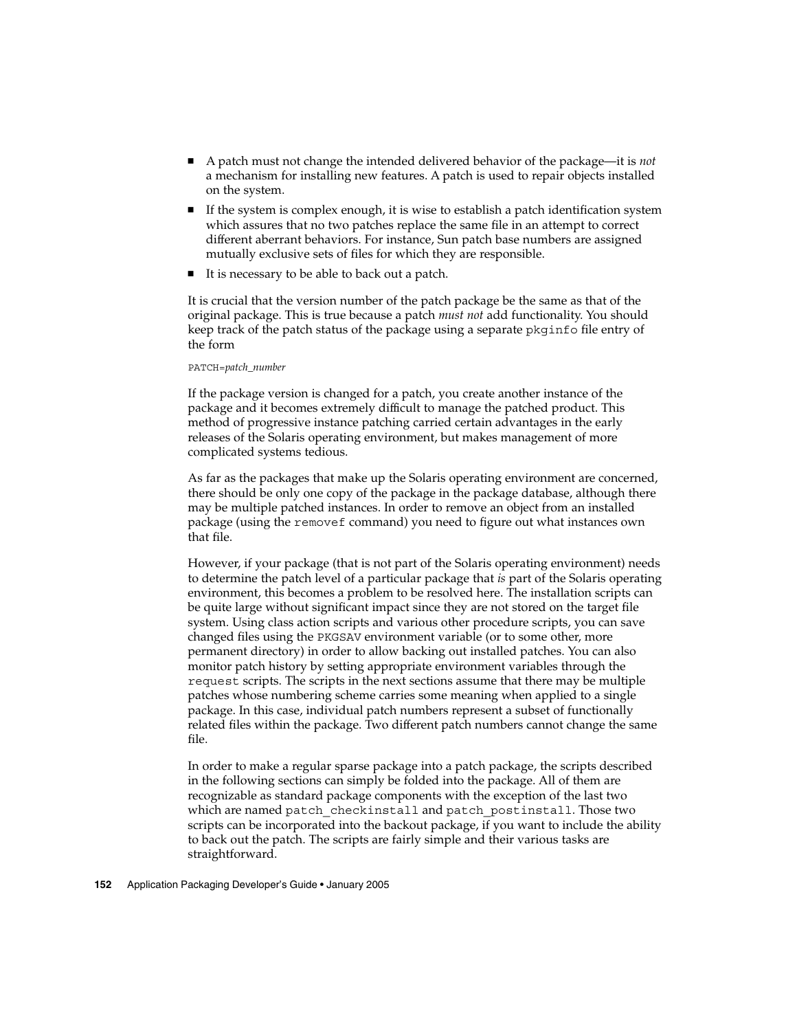- A patch must not change the intended delivered behavior of the package—it is *not* a mechanism for installing new features. A patch is used to repair objects installed on the system.
- If the system is complex enough, it is wise to establish a patch identification system which assures that no two patches replace the same file in an attempt to correct different aberrant behaviors. For instance, Sun patch base numbers are assigned mutually exclusive sets of files for which they are responsible.
- It is necessary to be able to back out a patch.

It is crucial that the version number of the patch package be the same as that of the original package. This is true because a patch *must not* add functionality. You should keep track of the patch status of the package using a separate `pkginfo` file entry of the form

```
PATCH=patch_number
```

If the package version is changed for a patch, you create another instance of the package and it becomes extremely difficult to manage the patched product. This method of progressive instance patching carried certain advantages in the early releases of the Solaris operating environment, but makes management of more complicated systems tedious.

As far as the packages that make up the Solaris operating environment are concerned, there should be only one copy of the package in the package database, although there may be multiple patched instances. In order to remove an object from an installed package (using the `removef` command) you need to figure out what instances own that file.

However, if your package (that is not part of the Solaris operating environment) needs to determine the patch level of a particular package that *is* part of the Solaris operating environment, this becomes a problem to be resolved here. The installation scripts can be quite large without significant impact since they are not stored on the target file system. Using class action scripts and various other procedure scripts, you can save changed files using the `PKGSAV` environment variable (or to some other, more permanent directory) in order to allow backing out installed patches. You can also monitor patch history by setting appropriate environment variables through the `request` scripts. The scripts in the next sections assume that there may be multiple patches whose numbering scheme carries some meaning when applied to a single package. In this case, individual patch numbers represent a subset of functionally related files within the package. Two different patch numbers cannot change the same file.

In order to make a regular sparse package into a patch package, the scripts described in the following sections can simply be folded into the package. All of them are recognizable as standard package components with the exception of the last two which are named `patch_checkinstall` and `patch_postinstall`. Those two scripts can be incorporated into the backout package, if you want to include the ability to back out the patch. The scripts are fairly simple and their various tasks are straightforward.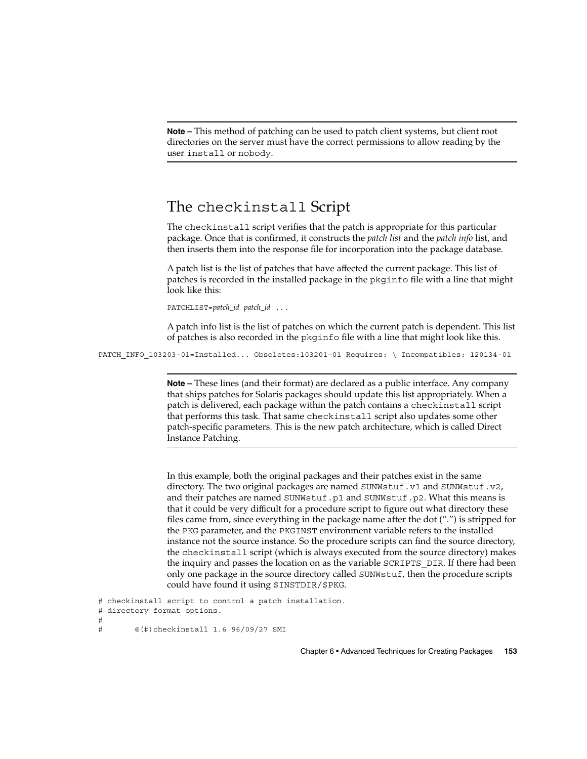**Note –** This method of patching can be used to patch client systems, but client root directories on the server must have the correct permissions to allow reading by the user `install` or `nobody`.

## The `checkinstall` Script

The `checkinstall` script verifies that the patch is appropriate for this particular package. Once that is confirmed, it constructs the *patch list* and the *patch info* list, and then inserts them into the response file for incorporation into the package database.

A patch list is the list of patches that have affected the current package. This list of patches is recorded in the installed package in the `pkginfo` file with a line that might look like this:

```
PATCHLIST=patch_id patch_id ...
```

A patch info list is the list of patches on which the current patch is dependent. This list of patches is also recorded in the `pkginfo` file with a line that might look like this.

```
PATCH_INFO_103203-01=Installed... Obsoletes:103201-01 Requires: \ Incompatibles: 120134-01
```

**Note –** These lines (and their format) are declared as a public interface. Any company that ships patches for Solaris packages should update this list appropriately. When a patch is delivered, each package within the patch contains a `checkinstall` script that performs this task. That same `checkinstall` script also updates some other patch-specific parameters. This is the new patch architecture, which is called Direct Instance Patching.

In this example, both the original packages and their patches exist in the same directory. The two original packages are named `SUNWstuf.v1` and `SUNWstuf.v2`, and their patches are named `SUNWstuf.p1` and `SUNWstuf.p2`. What this means is that it could be very difficult for a procedure script to figure out what directory these files came from, since everything in the package name after the dot (".") is stripped for the `PKG` parameter, and the `PKGINST` environment variable refers to the installed instance not the source instance. So the procedure scripts can find the source directory, the `checkinstall` script (which is always executed from the source directory) makes the inquiry and passes the location on as the variable `SCRIPTS_DIR`. If there had been only one package in the source directory called `SUNWstuf`, then the procedure scripts could have found it using `$INSTDIR/$PKG`.

```
# checkinstall script to control a patch installation.
# directory format options.
#
#       @(#)checkinstall 1.6 96/09/27 SMI
```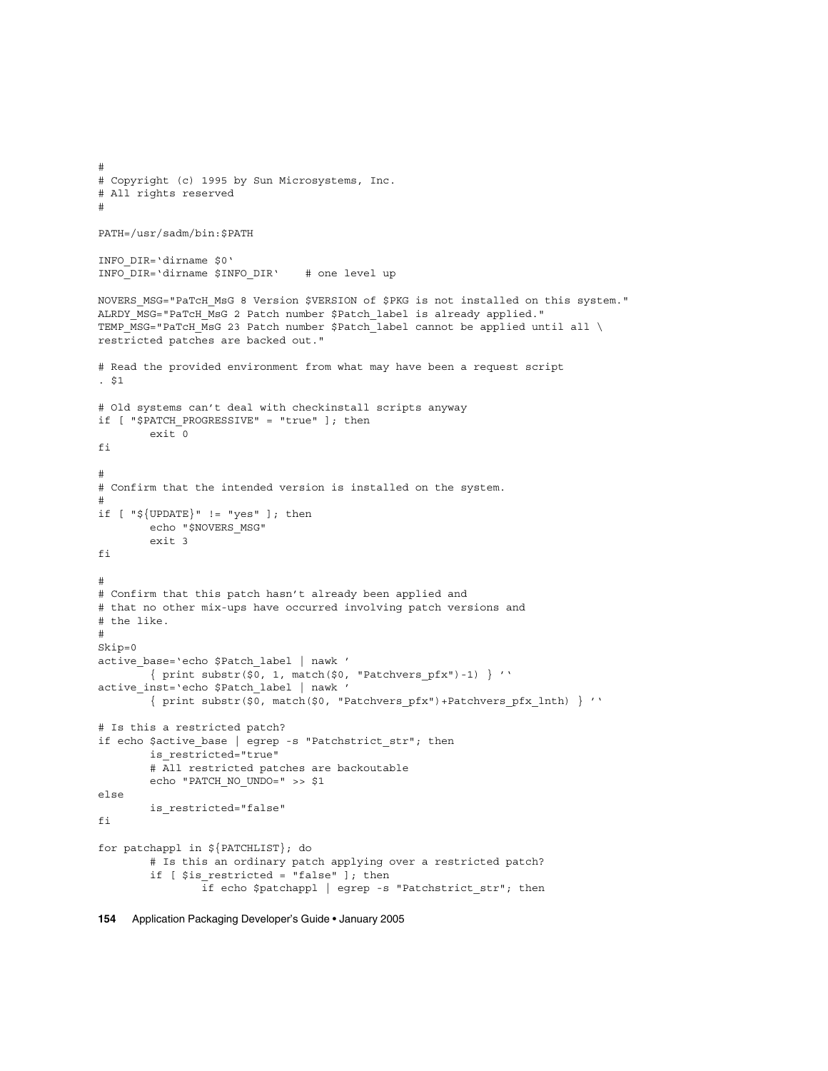```
#
# Copyright (c) 1995 by Sun Microsystems, Inc.
# All rights reserved
#

PATH=/usr/sadm/bin:$PATH

INFO_DIR=`dirname $0`
INFO_DIR=`dirname $INFO_DIR`    # one level up

NOVERS_MSG="PaTcH_MsG 8 Version $VERSION of $PKG is not installed on this system."
ALRDY_MSG="PaTcH_MsG 2 Patch number $Patch_label is already applied."
TEMP_MSG="PaTcH_MsG 23 Patch number $Patch_label cannot be applied until all \
restricted patches are backed out."

# Read the provided environment from what may have been a request script
. $1

# Old systems can't deal with checkinstall scripts anyway
if [ "$PATCH_PROGRESSIVE" = "true" ]; then
        exit 0
fi

#
# Confirm that the intended version is installed on the system.
#
if [ "${UPDATE}" != "yes" ]; then
        echo "$NOVERS_MSG"
        exit 3
fi

#
# Confirm that this patch hasn't already been applied and
# that no other mix-ups have occurred involving patch versions and
# the like.
#
Skip=0
active_base=`echo $Patch_label | nawk '
        { print substr($0, 1, match($0, "Patchvers_pfx")-1) } '`
active_inst=`echo $Patch_label | nawk '
        { print substr($0, match($0, "Patchvers_pfx")+Patchvers_pfx_lnth) } '`

# Is this a restricted patch?
if echo $active_base | egrep -s "Patchstrict_str"; then
        is_restricted="true"
        # All restricted patches are backoutable
        echo "PATCH_NO_UNDO=" >> $1
else
        is_restricted="false"
fi

for patchappl in ${PATCHLIST}; do
        # Is this an ordinary patch applying over a restricted patch?
        if [ $is_restricted = "false" ]; then
                if echo $patchappl | egrep -s "Patchstrict_str"; then
```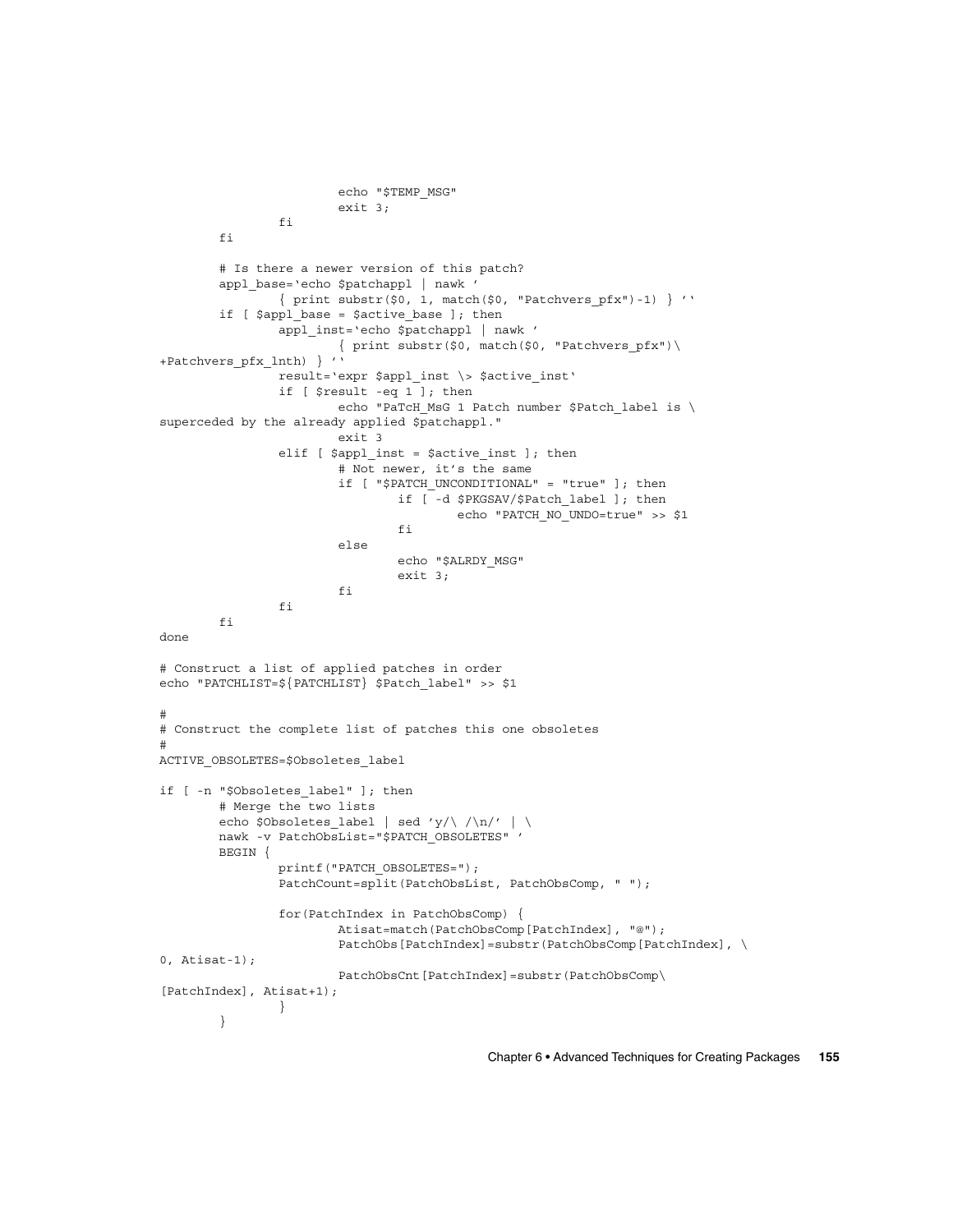```
                        echo "$TEMP_MSG"
                        exit 3;
                fi
        fi

        # Is there a newer version of this patch?
        appl_base=`echo $patchappl | nawk '
                { print substr($0, 1, match($0, "Patchvers_pfx")-1) } '`
        if [ $appl_base = $active_base ]; then
                appl_inst=`echo $patchappl | nawk '
                        { print substr($0, match($0, "Patchvers_pfx")\
+Patchvers_pfx_lnth) } '`
                result=`expr $appl_inst \> $active_inst`
                if [ $result -eq 1 ]; then
                        echo "PaTcH_MsG 1 Patch number $Patch_label is \
superceded by the already applied $patchappl."
                        exit 3
                elif [ $appl_inst = $active_inst ]; then
                        # Not newer, it's the same
                        if [ "$PATCH_UNCONDITIONAL" = "true" ]; then
                                if [ -d $PKGSAV/$Patch_label ]; then
                                        echo "PATCH_NO_UNDO=true" >> $1
                                fi
                        else
                                echo "$ALRDY_MSG"
                                exit 3;
                        fi
                fi
        fi
done

# Construct a list of applied patches in order
echo "PATCHLIST=${PATCHLIST} $Patch_label" >> $1

#
# Construct the complete list of patches this one obsoletes
#
ACTIVE_OBSOLETES=$Obsoletes_label

if [ -n "$Obsoletes_label" ]; then
        # Merge the two lists
        echo $Obsoletes_label | sed 'y/\ /\n/' | \
        nawk -v PatchObsList="$PATCH_OBSOLETES" '
        BEGIN {
                printf("PATCH_OBSOLETES=");
                PatchCount=split(PatchObsList, PatchObsComp, " ");

                for(PatchIndex in PatchObsComp) {
                        Atisat=match(PatchObsComp[PatchIndex], "@");
                        PatchObs[PatchIndex]=substr(PatchObsComp[PatchIndex], \
0, Atisat-1);
                        PatchObsCnt[PatchIndex]=substr(PatchObsComp\
[PatchIndex], Atisat+1);
                }
        }
```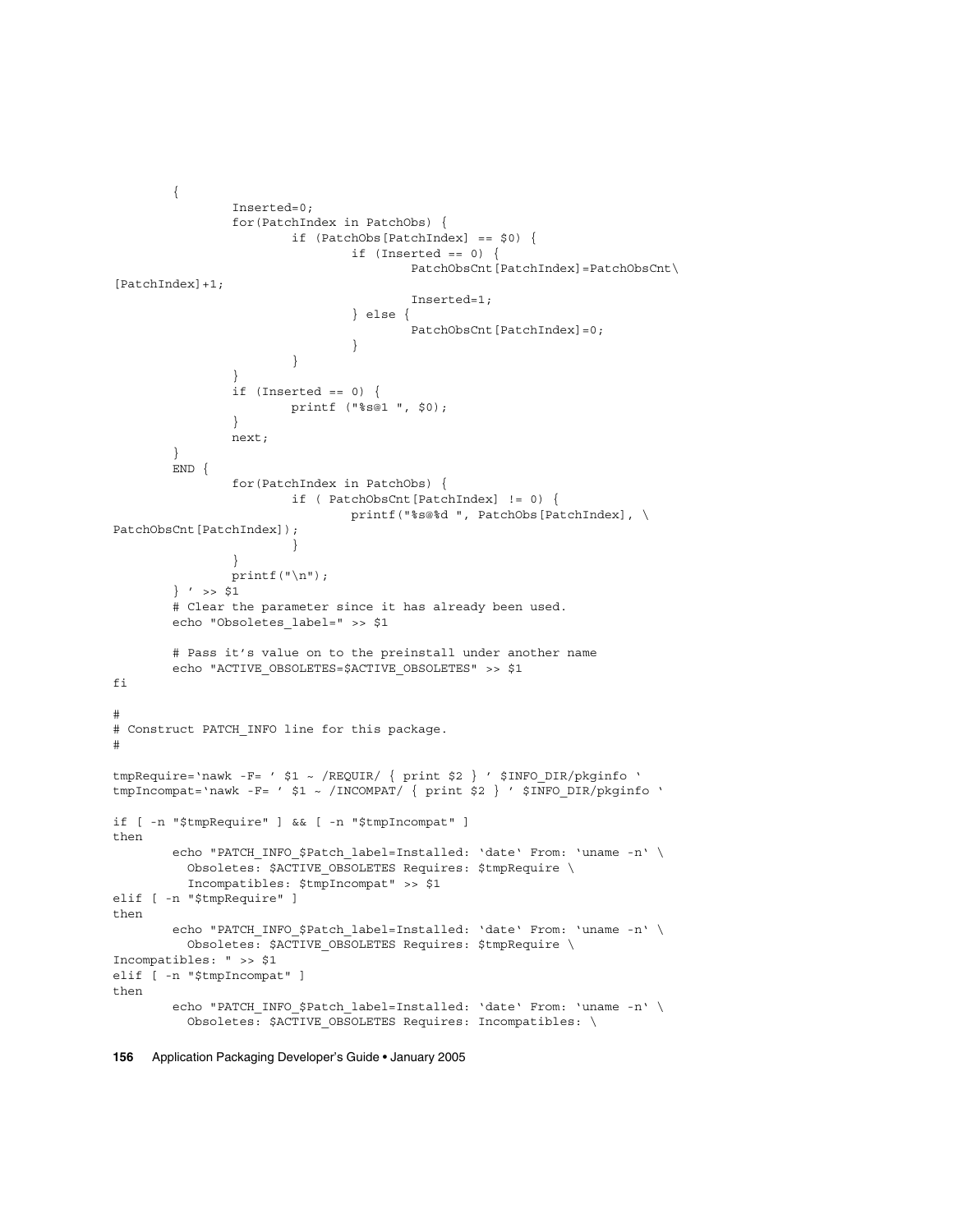```
        {
                Inserted=0;
                for(PatchIndex in PatchObs) {
                        if (PatchObs[PatchIndex] == $0) {
                                if (Inserted == 0) {
                                        PatchObsCnt[PatchIndex]=PatchObsCnt\
[PatchIndex]+1;
                                        Inserted=1;
                                } else {
                                        PatchObsCnt[PatchIndex]=0;
                                }
                        }
                }
                if (Inserted == 0) {
                        printf ("%s@1 ", $0);
                }
                next;
        }
        END {
                for(PatchIndex in PatchObs) {
                        if ( PatchObsCnt[PatchIndex] != 0) {
                                printf("%s@%d ", PatchObs[PatchIndex], \
PatchObsCnt[PatchIndex]);
                        }
                }
                printf("\n");
        } ' >> $1
        # Clear the parameter since it has already been used.
        echo "Obsoletes_label=" >> $1

        # Pass it's value on to the preinstall under another name
        echo "ACTIVE_OBSOLETES=$ACTIVE_OBSOLETES" >> $1
fi

#
# Construct PATCH_INFO line for this package.
#

tmpRequire=`nawk -F= ' $1 ~ /REQUIR/ { print $2 } ' $INFO_DIR/pkginfo `
tmpIncompat=`nawk -F= ' $1 ~ /INCOMPAT/ { print $2 } ' $INFO_DIR/pkginfo `

if [ -n "$tmpRequire" ] && [ -n "$tmpIncompat" ]
then
        echo "PATCH_INFO_$Patch_label=Installed: `date` From: `uname -n` \
          Obsoletes: $ACTIVE_OBSOLETES Requires: $tmpRequire \
          Incompatibles: $tmpIncompat" >> $1
elif [ -n "$tmpRequire" ]
then
        echo "PATCH_INFO_$Patch_label=Installed: `date` From: `uname -n` \
          Obsoletes: $ACTIVE_OBSOLETES Requires: $tmpRequire \
Incompatibles: " >> $1
elif [ -n "$tmpIncompat" ]
then
        echo "PATCH_INFO_$Patch_label=Installed: `date` From: `uname -n` \
          Obsoletes: $ACTIVE_OBSOLETES Requires: Incompatibles: \
```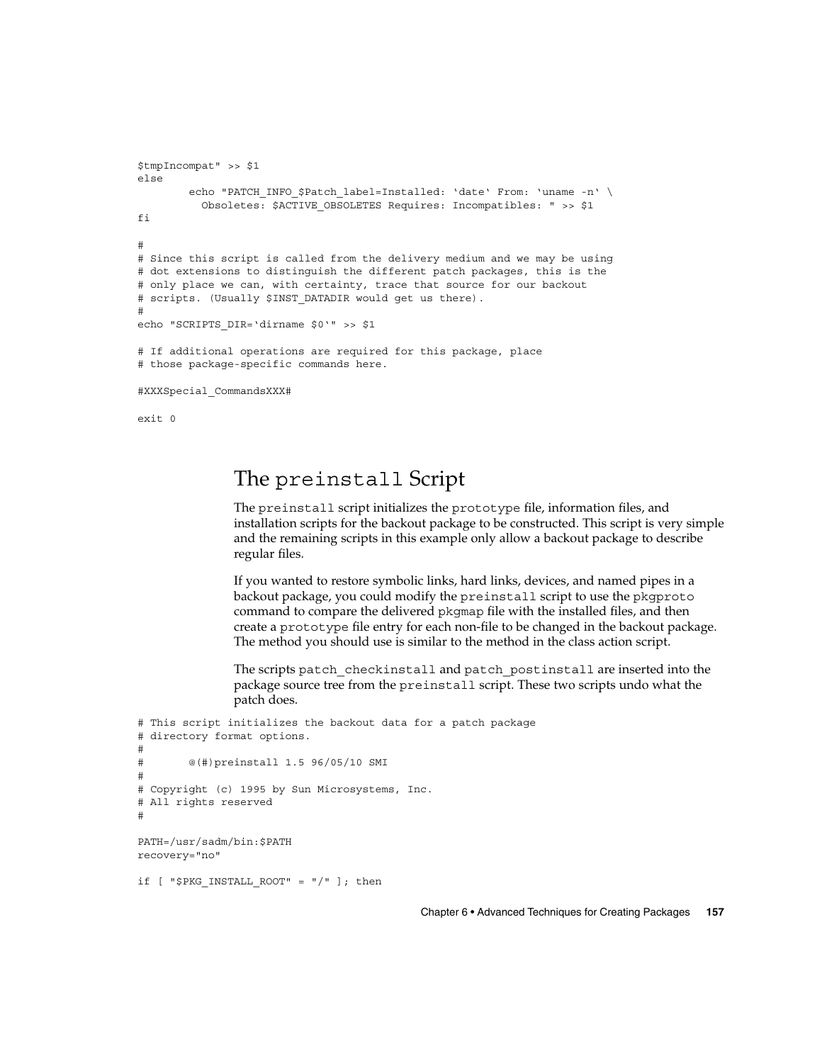```
$tmpIncompat" >> $1
else
        echo "PATCH_INFO_$Patch_label=Installed: ‘date‘ From: ‘uname -n‘ \
          Obsoletes: $ACTIVE_OBSOLETES Requires: Incompatibles: " >> $1
fi

#
# Since this script is called from the delivery medium and we may be using
# dot extensions to distinguish the different patch packages, this is the
# only place we can, with certainty, trace that source for our backout
# scripts. (Usually $INST_DATADIR would get us there).
#
echo "SCRIPTS_DIR=‘dirname $0‘" >> $1

# If additional operations are required for this package, place
# those package-specific commands here.

#XXXSpecial_CommandsXXX#

exit 0
```

## The preinstall Script

The `preinstall` script initializes the `prototype` file, information files, and installation scripts for the backout package to be constructed. This script is very simple and the remaining scripts in this example only allow a backout package to describe regular files.

If you wanted to restore symbolic links, hard links, devices, and named pipes in a backout package, you could modify the `preinstall` script to use the `pkgproto` command to compare the delivered `pkgmap` file with the installed files, and then create a `prototype` file entry for each non-file to be changed in the backout package. The method you should use is similar to the method in the class action script.

The scripts `patch_checkinstall` and `patch_postinstall` are inserted into the package source tree from the `preinstall` script. These two scripts undo what the patch does.

```
# This script initializes the backout data for a patch package
# directory format options.
#
#       @(#)preinstall 1.5 96/05/10 SMI
#
# Copyright (c) 1995 by Sun Microsystems, Inc.
# All rights reserved
#

PATH=/usr/sadm/bin:$PATH
recovery="no"

if [ "$PKG_INSTALL_ROOT" = "/" ]; then
```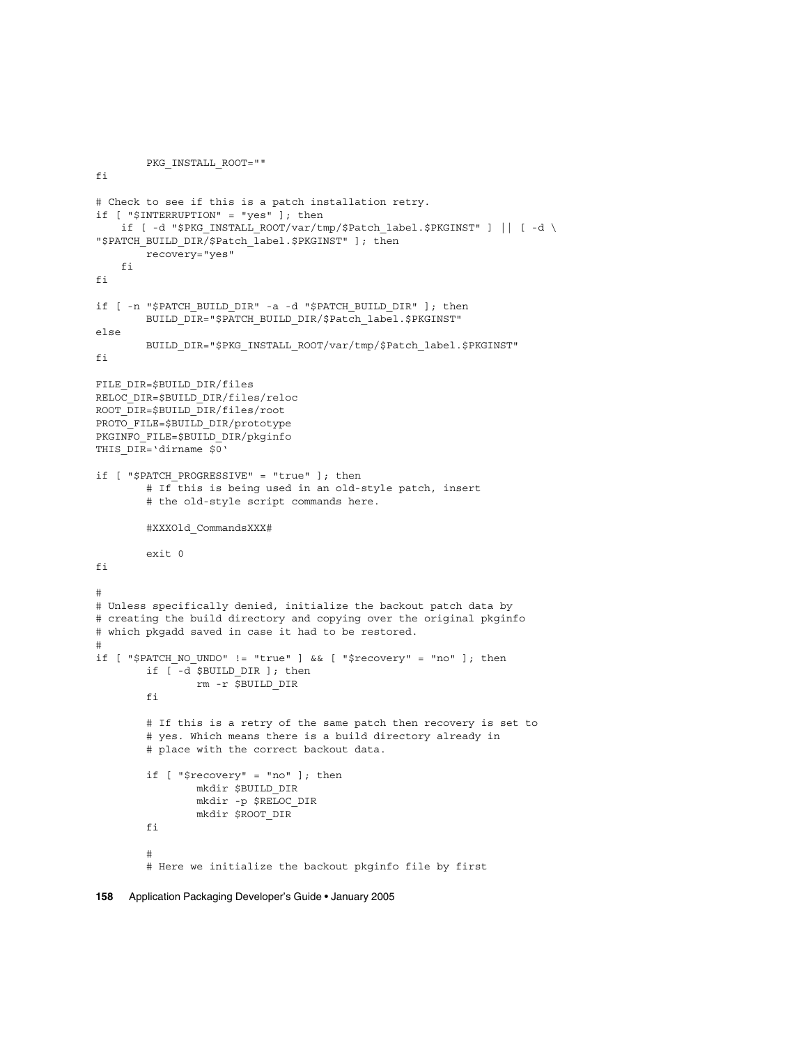```
        PKG_INSTALL_ROOT=""
fi

# Check to see if this is a patch installation retry.
if [ "$INTERRUPTION" = "yes" ]; then
    if [ -d "$PKG_INSTALL_ROOT/var/tmp/$Patch_label.$PKGINST" ] || [ -d \
"$PATCH_BUILD_DIR/$Patch_label.$PKGINST" ]; then
        recovery="yes"
    fi
fi

if [ -n "$PATCH_BUILD_DIR" -a -d "$PATCH_BUILD_DIR" ]; then
        BUILD_DIR="$PATCH_BUILD_DIR/$Patch_label.$PKGINST"
else
        BUILD_DIR="$PKG_INSTALL_ROOT/var/tmp/$Patch_label.$PKGINST"
fi

FILE_DIR=$BUILD_DIR/files
RELOC_DIR=$BUILD_DIR/files/reloc
ROOT_DIR=$BUILD_DIR/files/root
PROTO_FILE=$BUILD_DIR/prototype
PKGINFO_FILE=$BUILD_DIR/pkginfo
THIS_DIR=`dirname $0`

if [ "$PATCH_PROGRESSIVE" = "true" ]; then
        # If this is being used in an old-style patch, insert
        # the old-style script commands here.

        #XXXOld_CommandsXXX#

        exit 0
fi

#
# Unless specifically denied, initialize the backout patch data by
# creating the build directory and copying over the original pkginfo
# which pkgadd saved in case it had to be restored.
#
if [ "$PATCH_NO_UNDO" != "true" ] && [ "$recovery" = "no" ]; then
        if [ -d $BUILD_DIR ]; then
                rm -r $BUILD_DIR
        fi

        # If this is a retry of the same patch then recovery is set to
        # yes. Which means there is a build directory already in
        # place with the correct backout data.

        if [ "$recovery" = "no" ]; then
                mkdir $BUILD_DIR
                mkdir -p $RELOC_DIR
                mkdir $ROOT_DIR
        fi

        #
        # Here we initialize the backout pkginfo file by first
```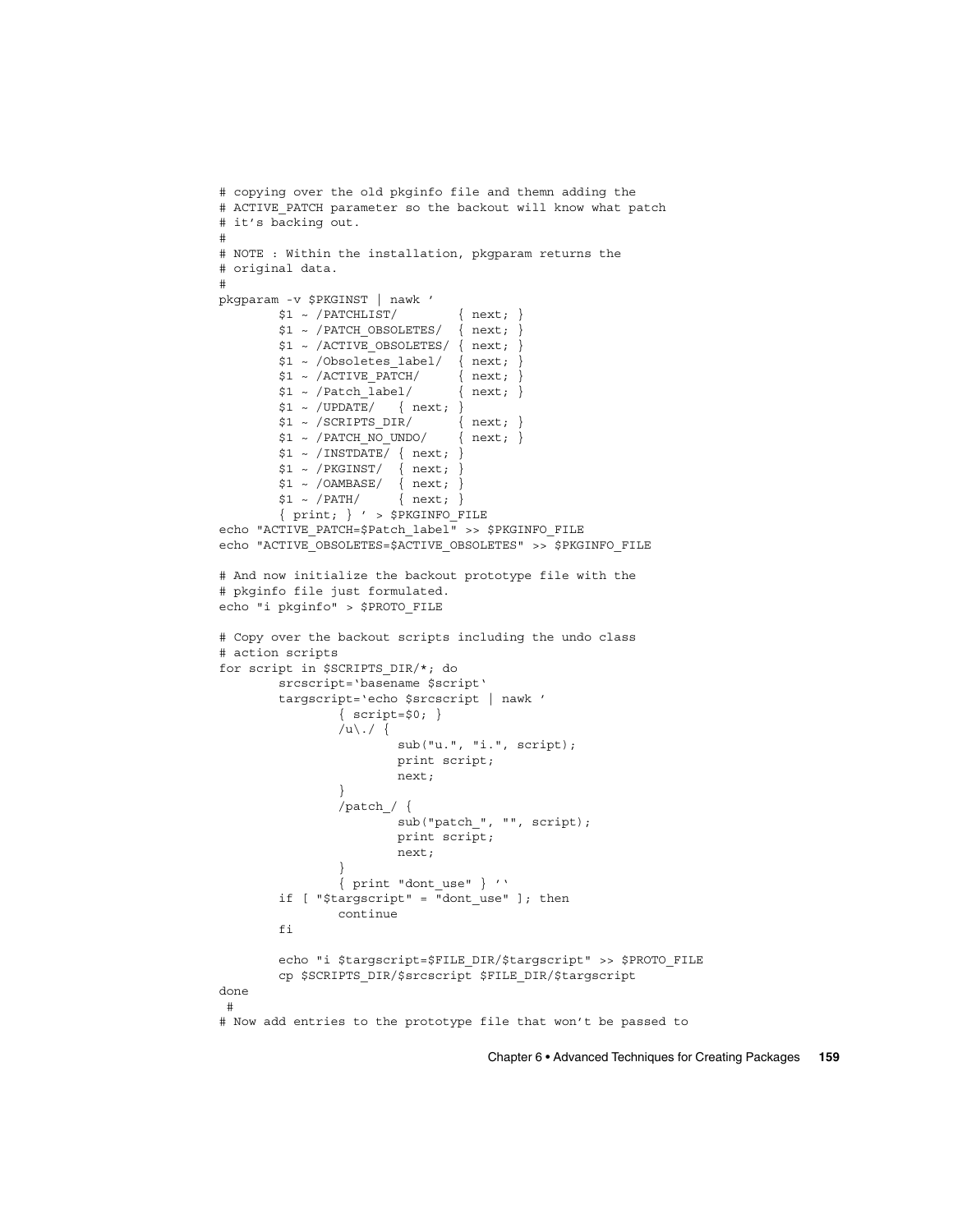```
# copying over the old pkginfo file and themn adding the
# ACTIVE_PATCH parameter so the backout will know what patch
# it's backing out.
#
# NOTE : Within the installation, pkgparam returns the
# original data.
#
pkgparam -v $PKGINST | nawk '
        $1 ~ /PATCHLIST/        { next; }
        $1 ~ /PATCH_OBSOLETES/  { next; }
        $1 ~ /ACTIVE_OBSOLETES/ { next; }
        $1 ~ /Obsoletes_label/  { next; }
        $1 ~ /ACTIVE_PATCH/     { next; }
        $1 ~ /Patch_label/      { next; }
        $1 ~ /UPDATE/   { next; }
        $1 ~ /SCRIPTS_DIR/      { next; }
        $1 ~ /PATCH_NO_UNDO/    { next; }
        $1 ~ /INSTDATE/ { next; }
        $1 ~ /PKGINST/  { next; }
        $1 ~ /OAMBASE/  { next; }
        $1 ~ /PATH/     { next; }
        { print; } ' > $PKGINFO_FILE
echo "ACTIVE_PATCH=$Patch_label" >> $PKGINFO_FILE
echo "ACTIVE_OBSOLETES=$ACTIVE_OBSOLETES" >> $PKGINFO_FILE

# And now initialize the backout prototype file with the
# pkginfo file just formulated.
echo "i pkginfo" > $PROTO_FILE

# Copy over the backout scripts including the undo class
# action scripts
for script in $SCRIPTS_DIR/*; do
        srcscript='basename $script'
        targscript='echo $srcscript | nawk '
                { script=$0; }
                /u\./ {
                        sub("u.", "i.", script);
                        print script;
                        next;
                }
                /patch_/ {
                        sub("patch_", "", script);
                        print script;
                        next;
                }
                { print "dont_use" } ''
        if [ "$targscript" = "dont_use" ]; then
                continue
        fi

        echo "i $targscript=$FILE_DIR/$targscript" >> $PROTO_FILE
        cp $SCRIPTS_DIR/$srcscript $FILE_DIR/$targscript
done
 #
# Now add entries to the prototype file that won't be passed to
```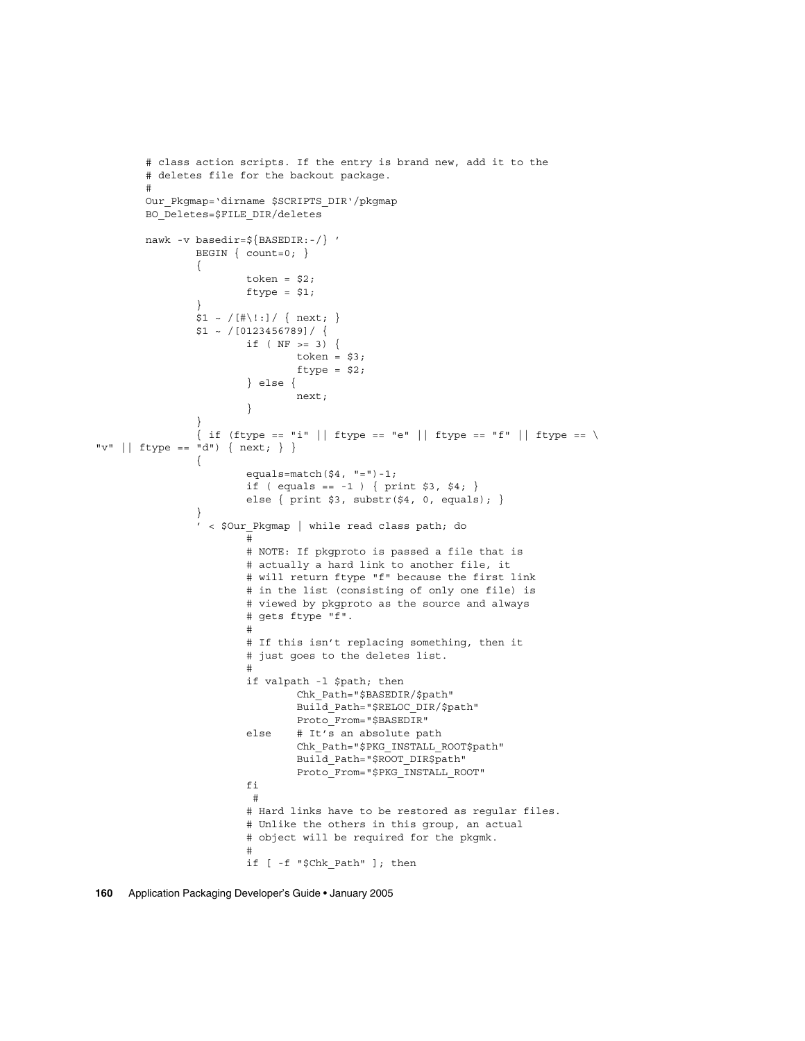```
        # class action scripts. If the entry is brand new, add it to the
        # deletes file for the backout package.
        #
        Our_Pkgmap=‘dirname $SCRIPTS_DIR‘/pkgmap
        BO_Deletes=$FILE_DIR/deletes

        nawk -v basedir=${BASEDIR:-/} ’
                BEGIN { count=0; }
                {
                        token = $2;
                        ftype = $1;
                }
                $1 ~ /[#\!:]/ { next; }
                $1 ~ /[0123456789]/ {
                        if ( NF >= 3) {
                                token = $3;
                                ftype = $2;
                        } else {
                                next;
                        }
                }
                { if (ftype == "i" || ftype == "e" || ftype == "f" || ftype == \
"v" || ftype == "d") { next; } }
                {
                        equals=match($4, "=")-1;
                        if ( equals == -1 ) { print $3, $4; }
                        else { print $3, substr($4, 0, equals); }
                }
                ’ < $Our_Pkgmap | while read class path; do
                        #
                        # NOTE: If pkgproto is passed a file that is
                        # actually a hard link to another file, it
                        # will return ftype "f" because the first link
                        # in the list (consisting of only one file) is
                        # viewed by pkgproto as the source and always
                        # gets ftype "f".
                        #
                        # If this isn’t replacing something, then it
                        # just goes to the deletes list.
                        #
                        if valpath -l $path; then
                                Chk_Path="$BASEDIR/$path"
                                Build_Path="$RELOC_DIR/$path"
                                Proto_From="$BASEDIR"
                        else    # It’s an absolute path
                                Chk_Path="$PKG_INSTALL_ROOT$path"
                                Build_Path="$ROOT_DIR$path"
                                Proto_From="$PKG_INSTALL_ROOT"
                        fi
                         #
                        # Hard links have to be restored as regular files.
                        # Unlike the others in this group, an actual
                        # object will be required for the pkgmk.
                        #
                        if [ -f "$Chk_Path" ]; then
```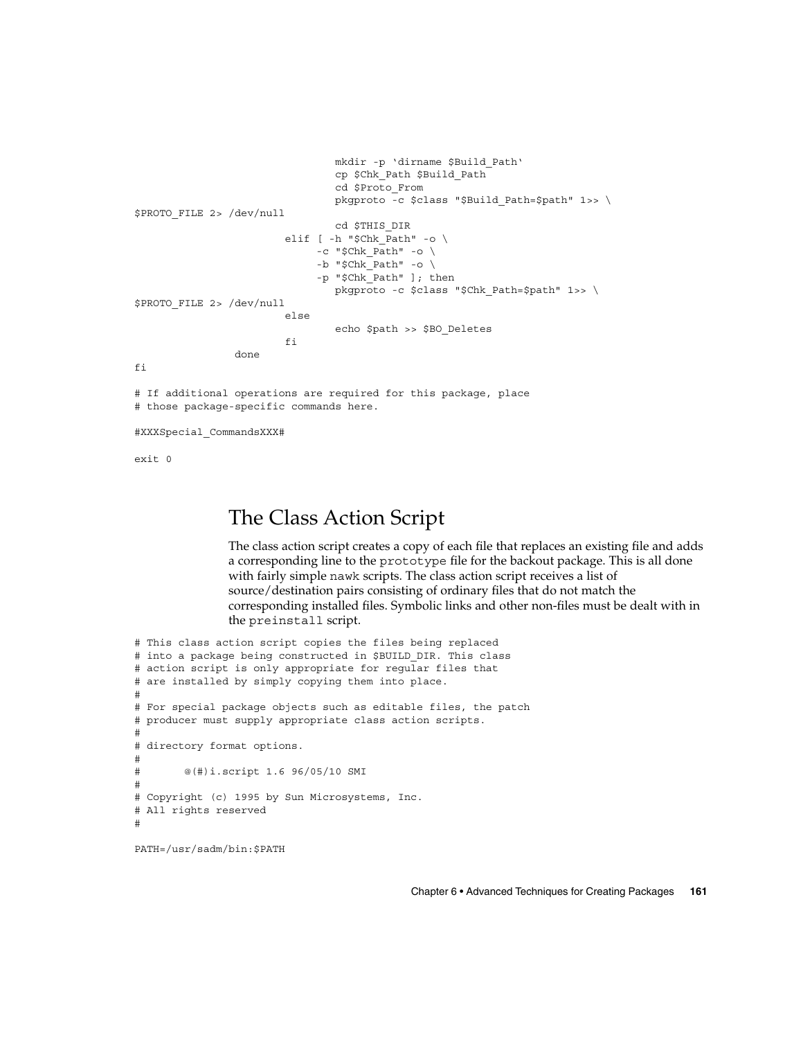```
                              mkdir -p `dirname $Build_Path`
                              cp $Chk_Path $Build_Path
                              cd $Proto_From
                              pkgproto -c $class "$Build_Path=$path" 1>> \
$PROTO_FILE 2> /dev/null
                              cd $THIS_DIR
                      elif [ -h "$Chk_Path" -o \
                           -c "$Chk_Path" -o \
                           -b "$Chk_Path" -o \
                           -p "$Chk_Path" ]; then
                              pkgproto -c $class "$Chk_Path=$path" 1>> \
$PROTO_FILE 2> /dev/null
                      else
                              echo $path >> $BO_Deletes
                      fi
              done
fi

# If additional operations are required for this package, place
# those package-specific commands here.

#XXXSpecial_CommandsXXX#

exit 0
```

## The Class Action Script

The class action script creates a copy of each file that replaces an existing file and adds a corresponding line to the `prototype` file for the backout package. This is all done with fairly simple `nawk` scripts. The class action script receives a list of source/destination pairs consisting of ordinary files that do not match the corresponding installed files. Symbolic links and other non-files must be dealt with in the `preinstall` script.

```
# This class action script copies the files being replaced
# into a package being constructed in $BUILD_DIR. This class
# action script is only appropriate for regular files that
# are installed by simply copying them into place.
#
# For special package objects such as editable files, the patch
# producer must supply appropriate class action scripts.
#
# directory format options.
#
#       @(#)i.script 1.6 96/05/10 SMI
#
# Copyright (c) 1995 by Sun Microsystems, Inc.
# All rights reserved
#

PATH=/usr/sadm/bin:$PATH
```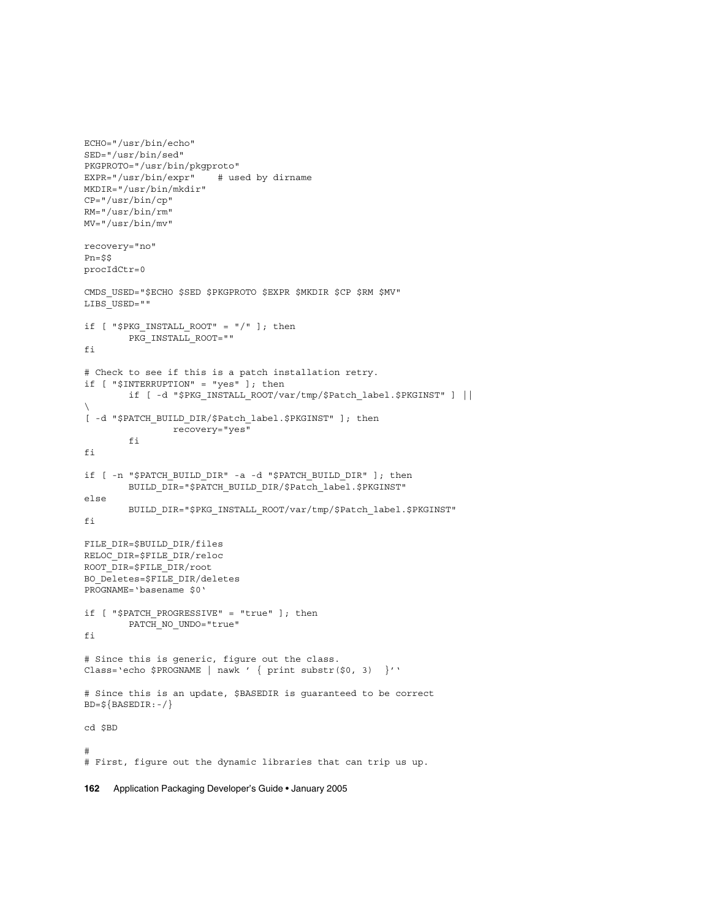```
ECHO="/usr/bin/echo"
SED="/usr/bin/sed"
PKGPROTO="/usr/bin/pkgproto"
EXPR="/usr/bin/expr"    # used by dirname
MKDIR="/usr/bin/mkdir"
CP="/usr/bin/cp"
RM="/usr/bin/rm"
MV="/usr/bin/mv"

recovery="no"
Pn=$$
procIdCtr=0

CMDS_USED="$ECHO $SED $PKGPROTO $EXPR $MKDIR $CP $RM $MV"
LIBS_USED=""

if [ "$PKG_INSTALL_ROOT" = "/" ]; then
        PKG_INSTALL_ROOT=""
fi

# Check to see if this is a patch installation retry.
if [ "$INTERRUPTION" = "yes" ]; then
        if [ -d "$PKG_INSTALL_ROOT/var/tmp/$Patch_label.$PKGINST" ] ||
\
[ -d "$PATCH_BUILD_DIR/$Patch_label.$PKGINST" ]; then
                recovery="yes"
        fi
fi

if [ -n "$PATCH_BUILD_DIR" -a -d "$PATCH_BUILD_DIR" ]; then
        BUILD_DIR="$PATCH_BUILD_DIR/$Patch_label.$PKGINST"
else
        BUILD_DIR="$PKG_INSTALL_ROOT/var/tmp/$Patch_label.$PKGINST"
fi

FILE_DIR=$BUILD_DIR/files
RELOC_DIR=$FILE_DIR/reloc
ROOT_DIR=$FILE_DIR/root
BO_Deletes=$FILE_DIR/deletes
PROGNAME=`basename $0`

if [ "$PATCH_PROGRESSIVE" = "true" ]; then
        PATCH_NO_UNDO="true"
fi

# Since this is generic, figure out the class.
Class=`echo $PROGNAME | nawk ' { print substr($0, 3)  }'`

# Since this is an update, $BASEDIR is guaranteed to be correct
BD=${BASEDIR:-/}

cd $BD

#
# First, figure out the dynamic libraries that can trip us up.
```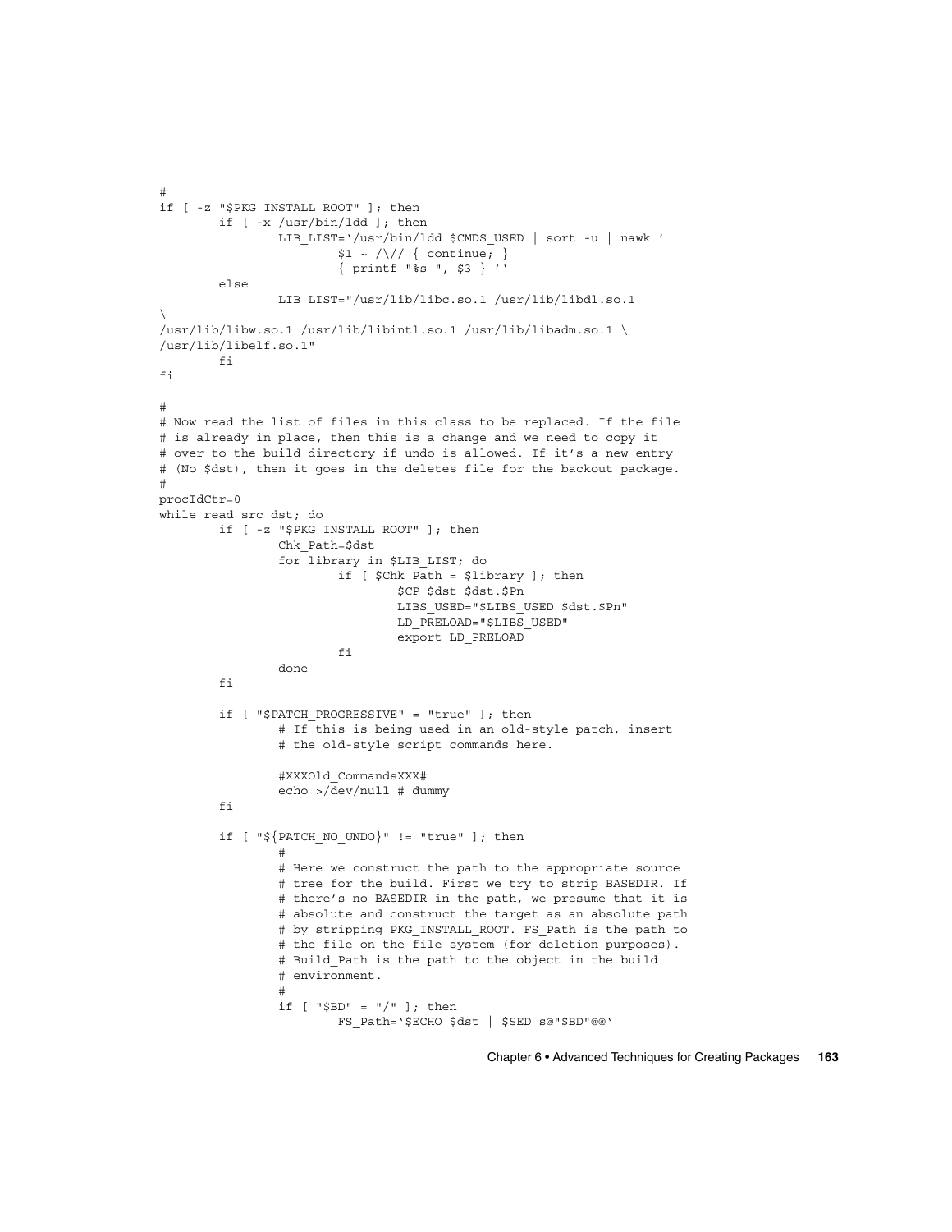```
#
if [ -z "$PKG_INSTALL_ROOT" ]; then
        if [ -x /usr/bin/ldd ]; then
                LIB_LIST=`/usr/bin/ldd $CMDS_USED | sort -u | nawk '
                        $1 ~ /\// { continue; }
                        { printf "%s ", $3 } '`
        else
                LIB_LIST="/usr/lib/libc.so.1 /usr/lib/libdl.so.1
\
/usr/lib/libw.so.1 /usr/lib/libintl.so.1 /usr/lib/libadm.so.1 \
/usr/lib/libelf.so.1"
        fi
fi

#
# Now read the list of files in this class to be replaced. If the file
# is already in place, then this is a change and we need to copy it
# over to the build directory if undo is allowed. If it's a new entry
# (No $dst), then it goes in the deletes file for the backout package.
#
procIdCtr=0
while read src dst; do
        if [ -z "$PKG_INSTALL_ROOT" ]; then
                Chk_Path=$dst
                for library in $LIB_LIST; do
                        if [ $Chk_Path = $library ]; then
                                $CP $dst $dst.$Pn
                                LIBS_USED="$LIBS_USED $dst.$Pn"
                                LD_PRELOAD="$LIBS_USED"
                                export LD_PRELOAD
                        fi
                done
        fi

        if [ "$PATCH_PROGRESSIVE" = "true" ]; then
                # If this is being used in an old-style patch, insert
                # the old-style script commands here.

                #XXXOld_CommandsXXX#
                echo >/dev/null # dummy
        fi

        if [ "${PATCH_NO_UNDO}" != "true" ]; then
                #
                # Here we construct the path to the appropriate source
                # tree for the build. First we try to strip BASEDIR. If
                # there's no BASEDIR in the path, we presume that it is
                # absolute and construct the target as an absolute path
                # by stripping PKG_INSTALL_ROOT. FS_Path is the path to
                # the file on the file system (for deletion purposes).
                # Build_Path is the path to the object in the build
                # environment.
                #
                if [ "$BD" = "/" ]; then
                        FS_Path=`$ECHO $dst | $SED s@"$BD"@@`
```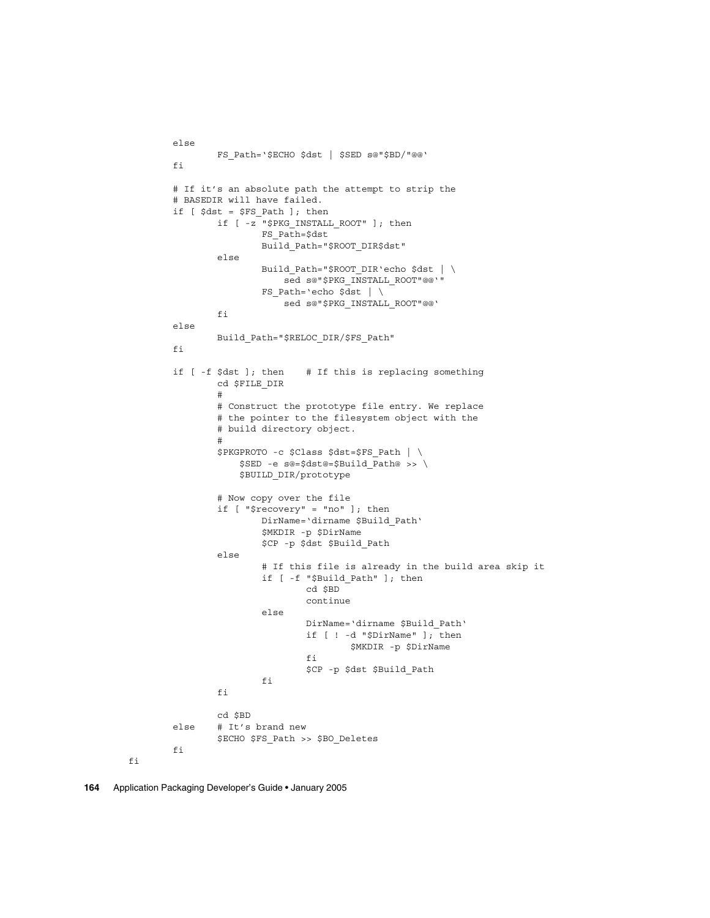```
        else
                FS_Path=`$ECHO $dst | $SED s@"$BD/"@@`
        fi

        # If it's an absolute path the attempt to strip the
        # BASEDIR will have failed.
        if [ $dst = $FS_Path ]; then
                if [ -z "$PKG_INSTALL_ROOT" ]; then
                        FS_Path=$dst
                        Build_Path="$ROOT_DIR$dst"
                else
                        Build_Path="$ROOT_DIR`echo $dst | \
                            sed s@"$PKG_INSTALL_ROOT"@@`"
                        FS_Path=`echo $dst | \
                            sed s@"$PKG_INSTALL_ROOT"@@`
                fi
        else
                Build_Path="$RELOC_DIR/$FS_Path"
        fi

        if [ -f $dst ]; then    # If this is replacing something
                cd $FILE_DIR
                #
                # Construct the prototype file entry. We replace
                # the pointer to the filesystem object with the
                # build directory object.
                #
                $PKGPROTO -c $Class $dst=$FS_Path | \
                    $SED -e s@=$dst@=$Build_Path@ >> \
                    $BUILD_DIR/prototype

                # Now copy over the file
                if [ "$recovery" = "no" ]; then
                        DirName=`dirname $Build_Path`
                        $MKDIR -p $DirName
                        $CP -p $dst $Build_Path
                else
                        # If this file is already in the build area skip it
                        if [ -f "$Build_Path" ]; then
                                cd $BD
                                continue
                        else
                                DirName=`dirname $Build_Path`
                                if [ ! -d "$DirName" ]; then
                                        $MKDIR -p $DirName
                                fi
                                $CP -p $dst $Build_Path
                        fi
                fi

                cd $BD
        else    # It's brand new
                $ECHO $FS_Path >> $BO_Deletes
        fi
fi
```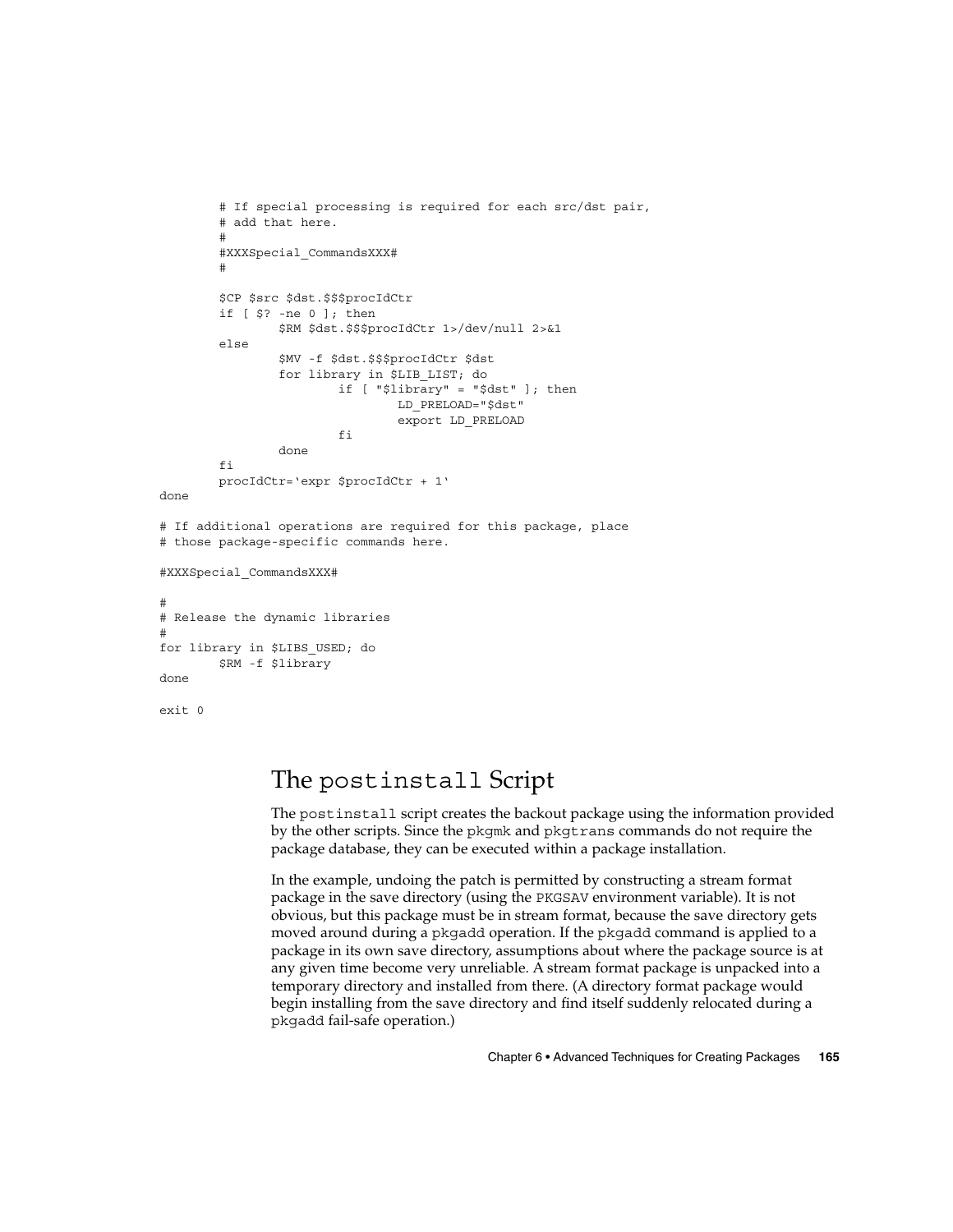```
        # If special processing is required for each src/dst pair,
        # add that here.
        #
        #XXXSpecial_CommandsXXX#
        #

        $CP $src $dst.$$$procIdCtr
        if [ $? -ne 0 ]; then
                $RM $dst.$$$procIdCtr 1>/dev/null 2>&1
        else
                $MV -f $dst.$$$procIdCtr $dst
                for library in $LIB_LIST; do
                        if [ "$library" = "$dst" ]; then
                                LD_PRELOAD="$dst"
                                export LD_PRELOAD
                        fi
                done
        fi
        procIdCtr=`expr $procIdCtr + 1`
done

# If additional operations are required for this package, place
# those package-specific commands here.

#XXXSpecial_CommandsXXX#

#
# Release the dynamic libraries
#
for library in $LIBS_USED; do
        $RM -f $library
done

exit 0
```

## The `postinstall` Script

The `postinstall` script creates the backout package using the information provided by the other scripts. Since the `pkgmk` and `pkgtrans` commands do not require the package database, they can be executed within a package installation.

In the example, undoing the patch is permitted by constructing a stream format package in the save directory (using the `PKGSAV` environment variable). It is not obvious, but this package must be in stream format, because the save directory gets moved around during a `pkgadd` operation. If the `pkgadd` command is applied to a package in its own save directory, assumptions about where the package source is at any given time become very unreliable. A stream format package is unpacked into a temporary directory and installed from there. (A directory format package would begin installing from the save directory and find itself suddenly relocated during a `pkgadd` fail-safe operation.)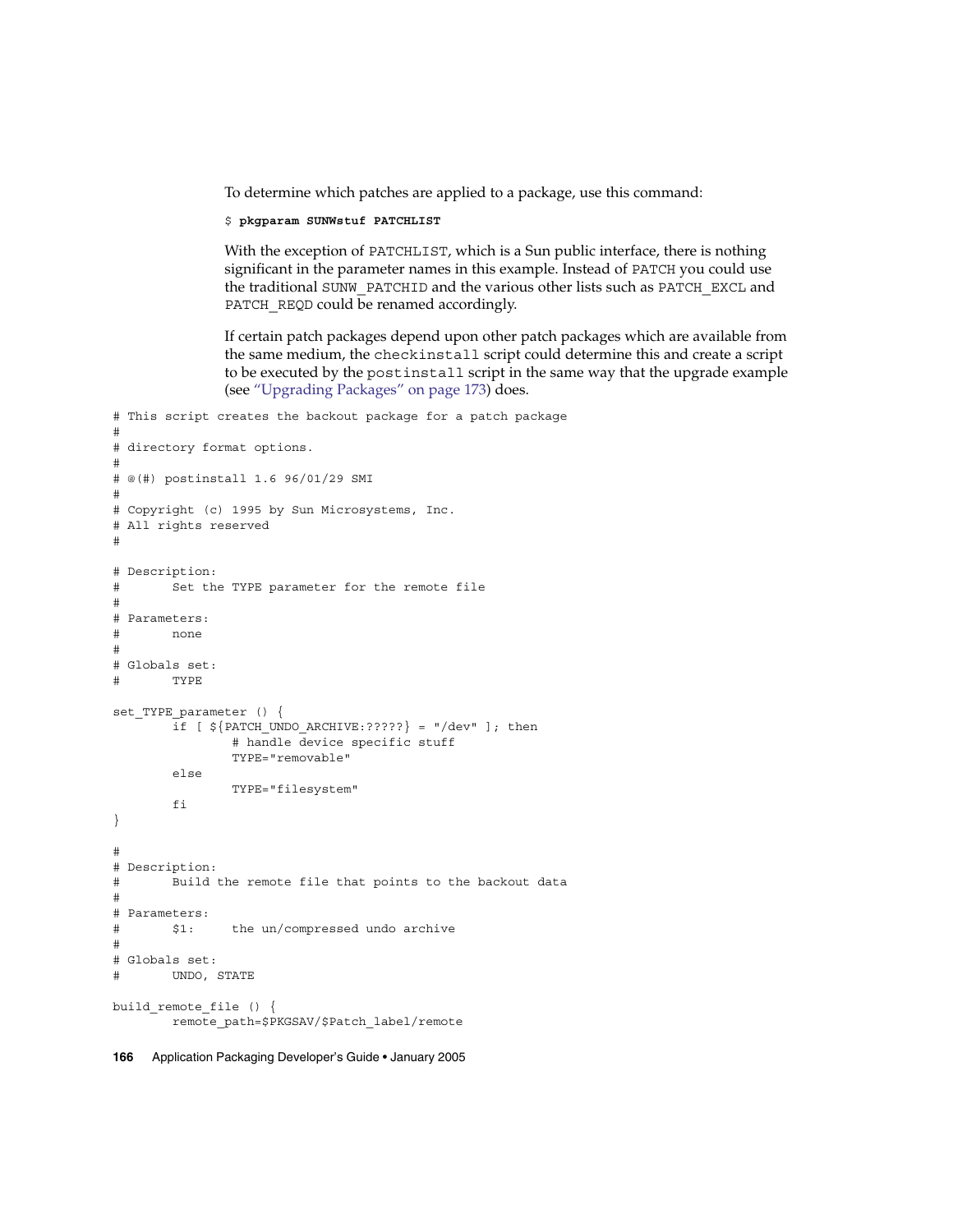To determine which patches are applied to a package, use this command:

```
$ pkgparam SUNWstuf PATCHLIST
```

With the exception of PATCHLIST, which is a Sun public interface, there is nothing significant in the parameter names in this example. Instead of PATCH you could use the traditional SUNW_PATCHID and the various other lists such as PATCH_EXCL and PATCH_REQD could be renamed accordingly.

If certain patch packages depend upon other patch packages which are available from the same medium, the checkinstall script could determine this and create a script to be executed by the postinstall script in the same way that the upgrade example (see "Upgrading Packages" on page 173) does.

```
# This script creates the backout package for a patch package
#
# directory format options.
#
# @(#) postinstall 1.6 96/01/29 SMI
#
# Copyright (c) 1995 by Sun Microsystems, Inc.
# All rights reserved
#

# Description:
#       Set the TYPE parameter for the remote file
#
# Parameters:
#       none
#
# Globals set:
#       TYPE

set_TYPE_parameter () {
        if [ ${PATCH_UNDO_ARCHIVE:?????} = "/dev" ]; then
                # handle device specific stuff
                TYPE="removable"
        else
                TYPE="filesystem"
        fi
}

#
# Description:
#       Build the remote file that points to the backout data
#
# Parameters:
#       $1:     the un/compressed undo archive
#
# Globals set:
#       UNDO, STATE

build_remote_file () {
        remote_path=$PKGSAV/$Patch_label/remote
```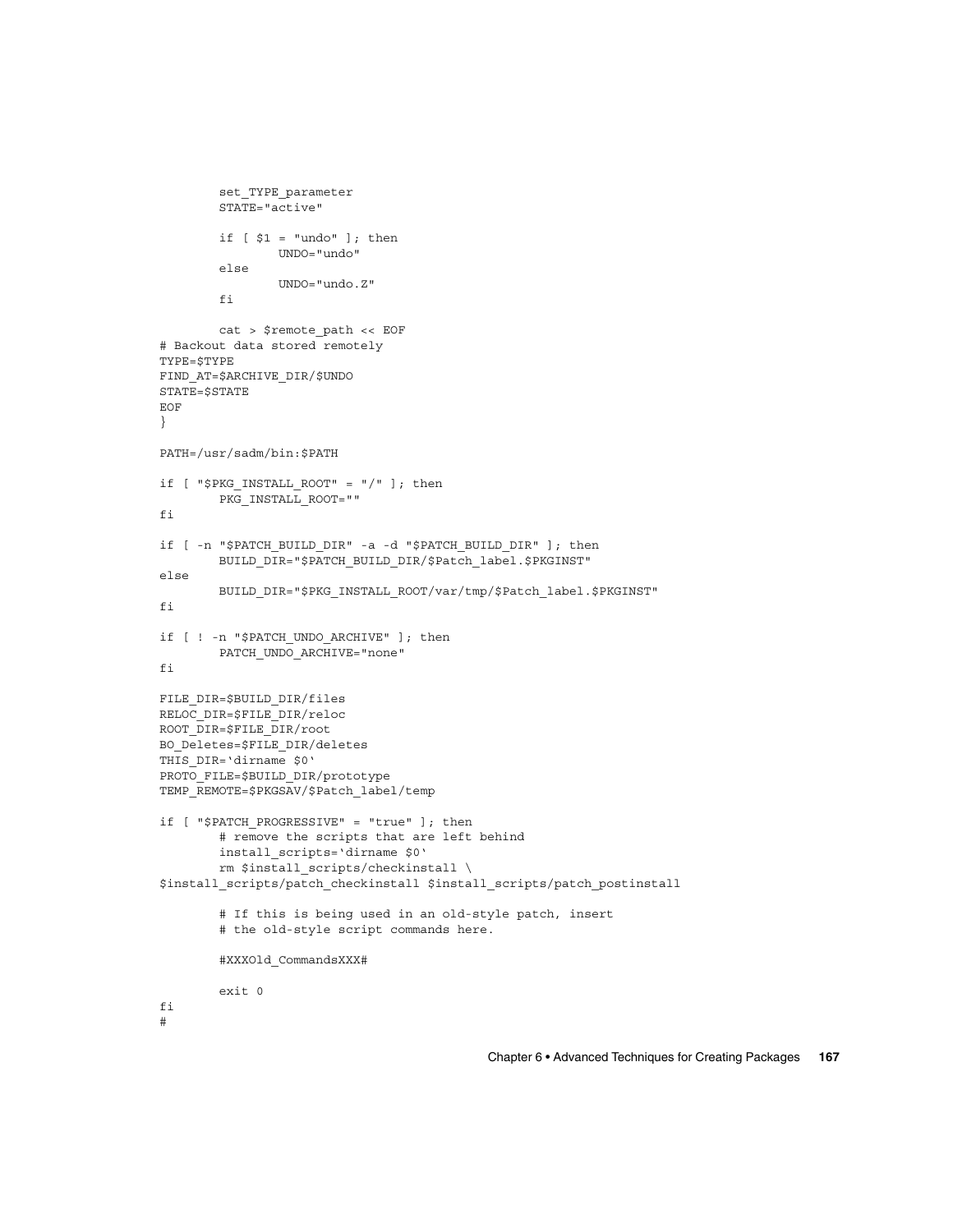```
	set_TYPE_parameter
	STATE="active"

	if [ $1 = "undo" ]; then
		UNDO="undo"
	else
		UNDO="undo.Z"
	fi

	cat > $remote_path << EOF
# Backout data stored remotely
TYPE=$TYPE
FIND_AT=$ARCHIVE_DIR/$UNDO
STATE=$STATE
EOF
}

PATH=/usr/sadm/bin:$PATH

if [ "$PKG_INSTALL_ROOT" = "/" ]; then
	PKG_INSTALL_ROOT=""
fi

if [ -n "$PATCH_BUILD_DIR" -a -d "$PATCH_BUILD_DIR" ]; then
	BUILD_DIR="$PATCH_BUILD_DIR/$Patch_label.$PKGINST"
else
	BUILD_DIR="$PKG_INSTALL_ROOT/var/tmp/$Patch_label.$PKGINST"
fi

if [ ! -n "$PATCH_UNDO_ARCHIVE" ]; then
	PATCH_UNDO_ARCHIVE="none"
fi

FILE_DIR=$BUILD_DIR/files
RELOC_DIR=$FILE_DIR/reloc
ROOT_DIR=$FILE_DIR/root
BO_Deletes=$FILE_DIR/deletes
THIS_DIR=`dirname $0`
PROTO_FILE=$BUILD_DIR/prototype
TEMP_REMOTE=$PKGSAV/$Patch_label/temp

if [ "$PATCH_PROGRESSIVE" = "true" ]; then
	# remove the scripts that are left behind
	install_scripts=`dirname $0`
	rm $install_scripts/checkinstall \
$install_scripts/patch_checkinstall $install_scripts/patch_postinstall

	# If this is being used in an old-style patch, insert
	# the old-style script commands here.

	#XXXOld_CommandsXXX#

	exit 0
fi
#
```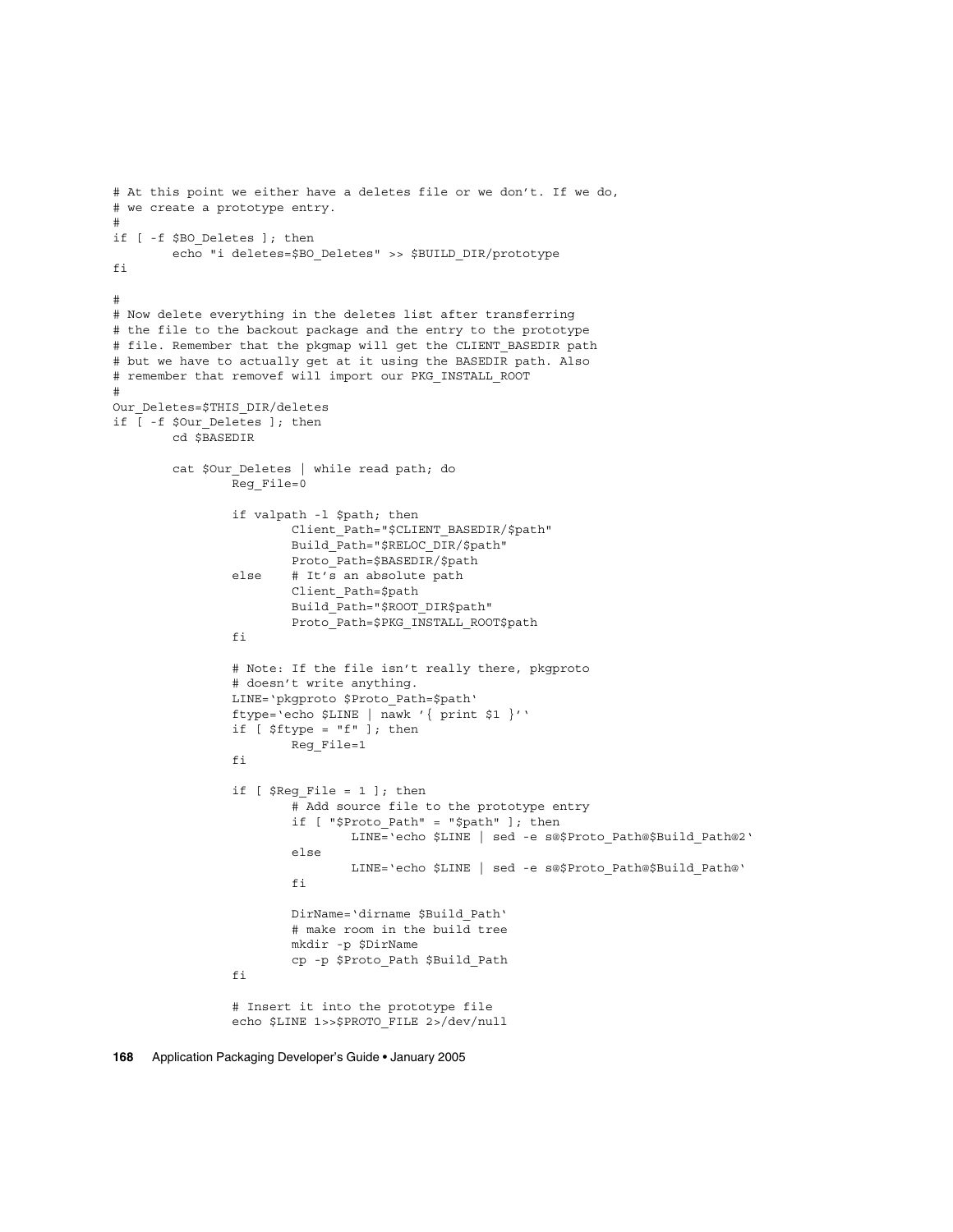```
# At this point we either have a deletes file or we don't. If we do,
# we create a prototype entry.
#
if [ -f $BO_Deletes ]; then
        echo "i deletes=$BO_Deletes" >> $BUILD_DIR/prototype
fi

#
# Now delete everything in the deletes list after transferring
# the file to the backout package and the entry to the prototype
# file. Remember that the pkgmap will get the CLIENT_BASEDIR path
# but we have to actually get at it using the BASEDIR path. Also
# remember that removef will import our PKG_INSTALL_ROOT
#
Our_Deletes=$THIS_DIR/deletes
if [ -f $Our_Deletes ]; then
        cd $BASEDIR

        cat $Our_Deletes | while read path; do
                Reg_File=0

                if valpath -l $path; then
                        Client_Path="$CLIENT_BASEDIR/$path"
                        Build_Path="$RELOC_DIR/$path"
                        Proto_Path=$BASEDIR/$path
                else    # It's an absolute path
                        Client_Path=$path
                        Build_Path="$ROOT_DIR$path"
                        Proto_Path=$PKG_INSTALL_ROOT$path
                fi

                # Note: If the file isn't really there, pkgproto
                # doesn't write anything.
                LINE=`pkgproto $Proto_Path=$path`
                ftype=`echo $LINE | nawk '{ print $1 }'`
                if [ $ftype = "f" ]; then
                        Reg_File=1
                fi

                if [ $Reg_File = 1 ]; then
                        # Add source file to the prototype entry
                        if [ "$Proto_Path" = "$path" ]; then
                                LINE=`echo $LINE | sed -e s@$Proto_Path@$Build_Path@2`
                        else
                                LINE=`echo $LINE | sed -e s@$Proto_Path@$Build_Path@`
                        fi

                        DirName=`dirname $Build_Path`
                        # make room in the build tree
                        mkdir -p $DirName
                        cp -p $Proto_Path $Build_Path
                fi

                # Insert it into the prototype file
                echo $LINE 1>>$PROTO_FILE 2>/dev/null
```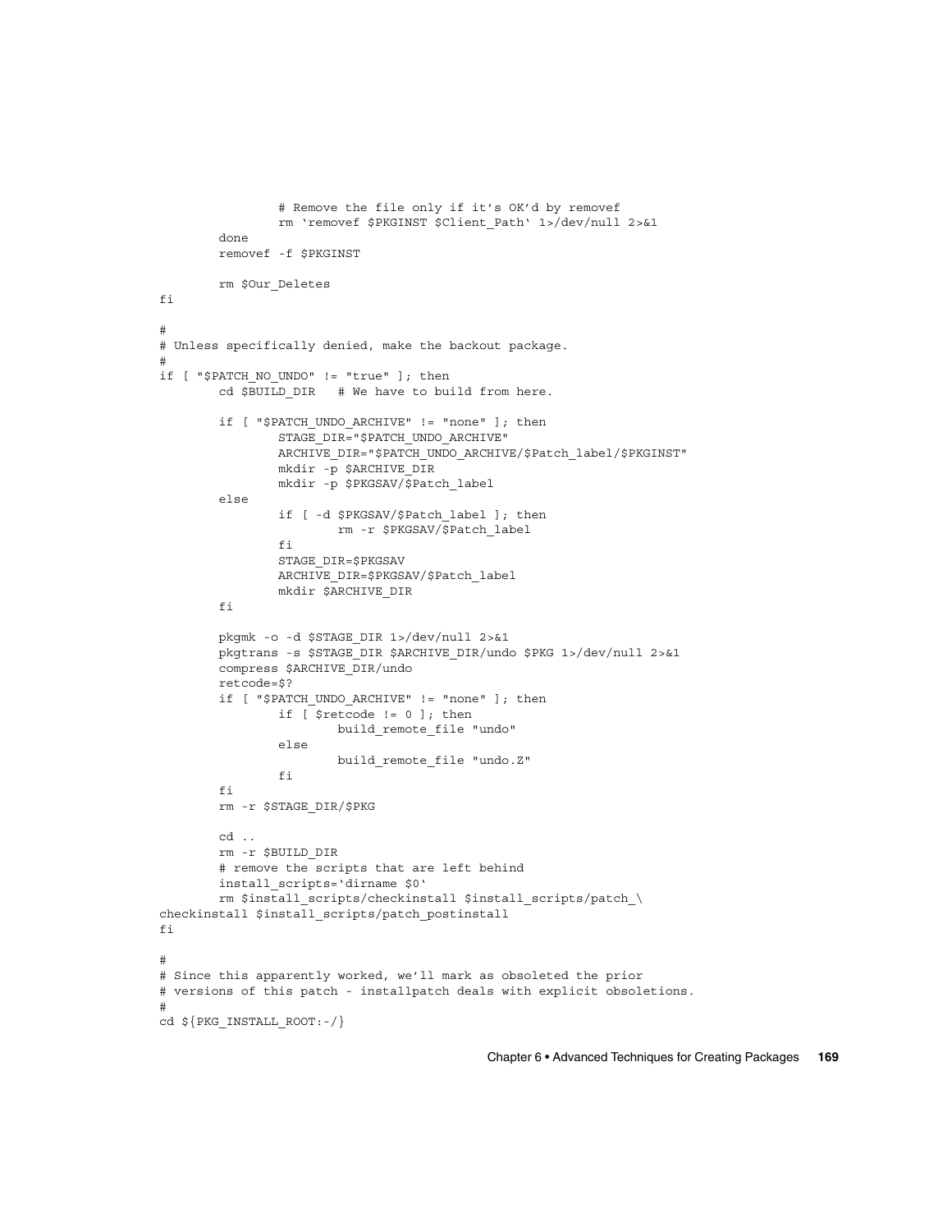```
                # Remove the file only if it's OK'd by removef
                rm `removef $PKGINST $Client_Path` 1>/dev/null 2>&1
        done
        removef -f $PKGINST

        rm $Our_Deletes
fi

#
# Unless specifically denied, make the backout package.
#
if [ "$PATCH_NO_UNDO" != "true" ]; then
        cd $BUILD_DIR   # We have to build from here.

        if [ "$PATCH_UNDO_ARCHIVE" != "none" ]; then
                STAGE_DIR="$PATCH_UNDO_ARCHIVE"
                ARCHIVE_DIR="$PATCH_UNDO_ARCHIVE/$Patch_label/$PKGINST"
                mkdir -p $ARCHIVE_DIR
                mkdir -p $PKGSAV/$Patch_label
        else
                if [ -d $PKGSAV/$Patch_label ]; then
                        rm -r $PKGSAV/$Patch_label
                fi
                STAGE_DIR=$PKGSAV
                ARCHIVE_DIR=$PKGSAV/$Patch_label
                mkdir $ARCHIVE_DIR
        fi

        pkgmk -o -d $STAGE_DIR 1>/dev/null 2>&1
        pkgtrans -s $STAGE_DIR $ARCHIVE_DIR/undo $PKG 1>/dev/null 2>&1
        compress $ARCHIVE_DIR/undo
        retcode=$?
        if [ "$PATCH_UNDO_ARCHIVE" != "none" ]; then
                if [ $retcode != 0 ]; then
                        build_remote_file "undo"
                else
                        build_remote_file "undo.Z"
                fi
        fi
        rm -r $STAGE_DIR/$PKG

        cd ..
        rm -r $BUILD_DIR
        # remove the scripts that are left behind
        install_scripts=`dirname $0`
        rm $install_scripts/checkinstall $install_scripts/patch_\
checkinstall $install_scripts/patch_postinstall
fi

#
# Since this apparently worked, we'll mark as obsoleted the prior
# versions of this patch - installpatch deals with explicit obsoletions.
#
cd ${PKG_INSTALL_ROOT:-/}
```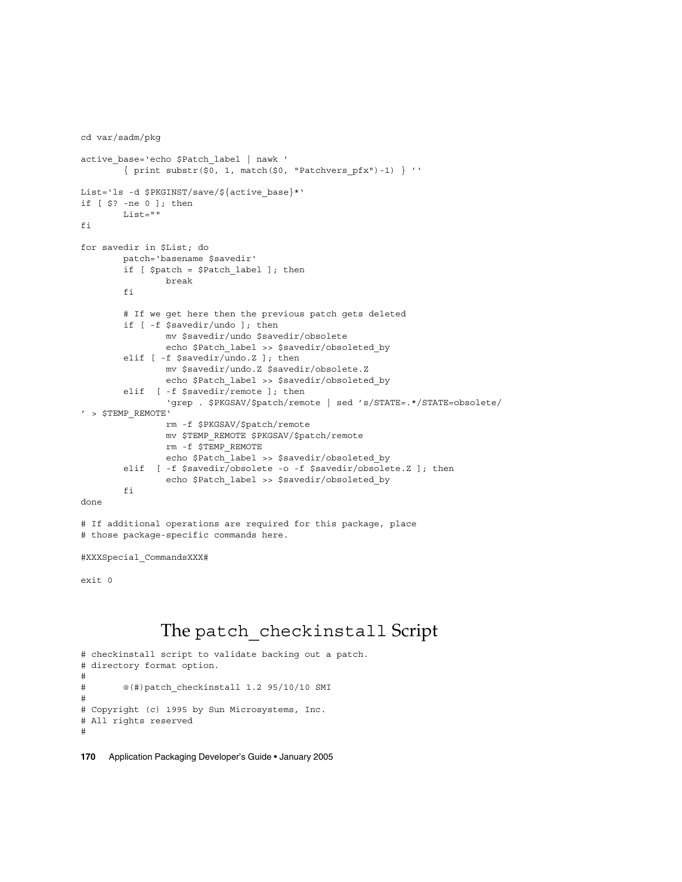```
cd var/sadm/pkg

active_base=`echo $Patch_label | nawk '
        { print substr($0, 1, match($0, "Patchvers_pfx")-1) } '`

List=`ls -d $PKGINST/save/${active_base}*`
if [ $? -ne 0 ]; then
        List=""
fi

for savedir in $List; do
        patch=`basename $savedir`
        if [ $patch = $Patch_label ]; then
                break
        fi

        # If we get here then the previous patch gets deleted
        if [ -f $savedir/undo ]; then
                mv $savedir/undo $savedir/obsolete
                echo $Patch_label >> $savedir/obsoleted_by
        elif [ -f $savedir/undo.Z ]; then
                mv $savedir/undo.Z $savedir/obsolete.Z
                echo $Patch_label >> $savedir/obsoleted_by
        elif  [ -f $savedir/remote ]; then
                `grep . $PKGSAV/$patch/remote | sed 's/STATE=.*/STATE=obsolete/
' > $TEMP_REMOTE`
                rm -f $PKGSAV/$patch/remote
                mv $TEMP_REMOTE $PKGSAV/$patch/remote
                rm -f $TEMP_REMOTE
                echo $Patch_label >> $savedir/obsoleted_by
        elif  [ -f $savedir/obsolete -o -f $savedir/obsolete.Z ]; then
                echo $Patch_label >> $savedir/obsoleted_by
        fi
done

# If additional operations are required for this package, place
# those package-specific commands here.

#XXXSpecial_CommandsXXX#

exit 0
```

## The patch_checkinstall Script

```
# checkinstall script to validate backing out a patch.
# directory format option.
#
#       @(#)patch_checkinstall 1.2 95/10/10 SMI
#
# Copyright (c) 1995 by Sun Microsystems, Inc.
# All rights reserved
#
```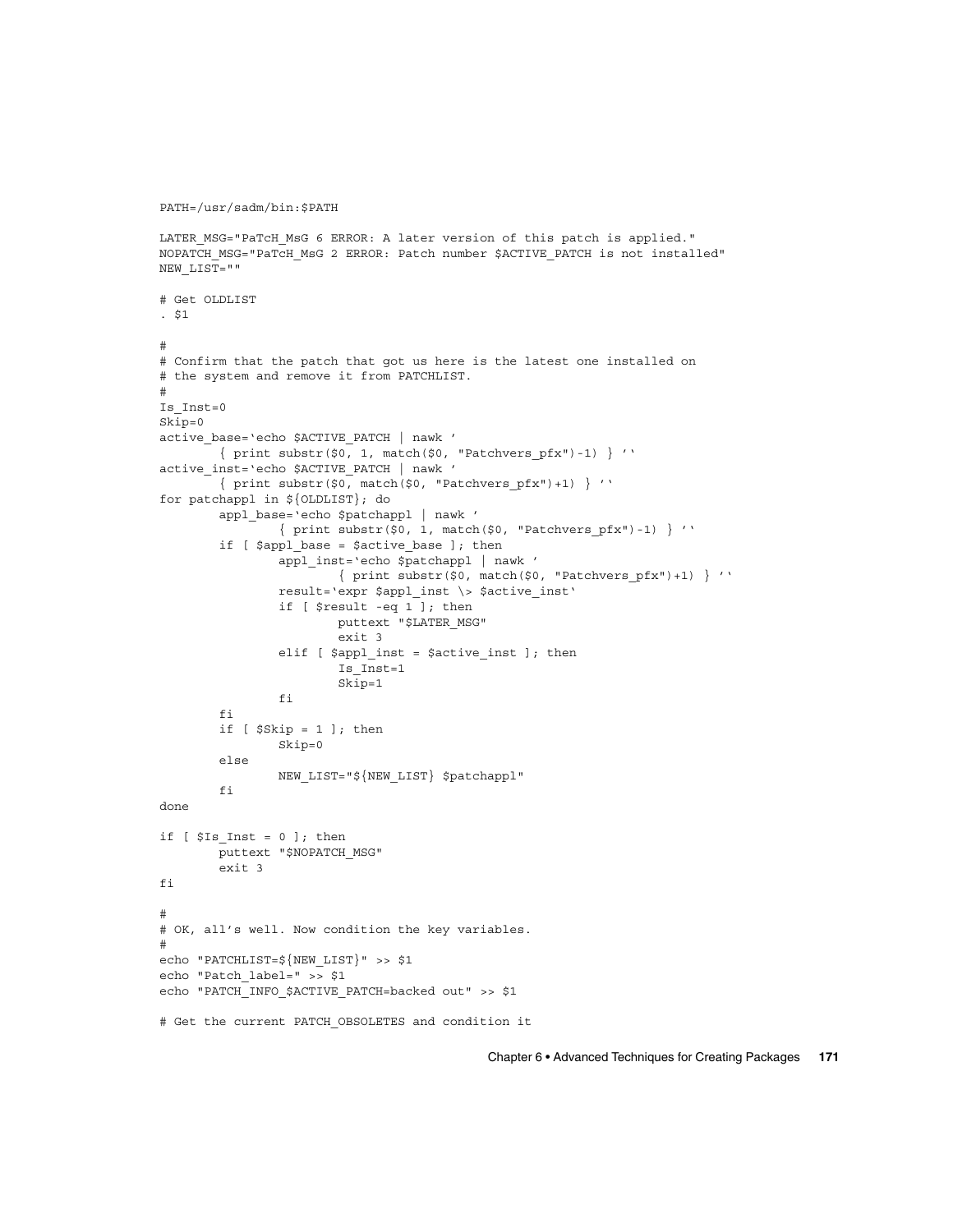```
PATH=/usr/sadm/bin:$PATH

LATER_MSG="PaTcH_MsG 6 ERROR: A later version of this patch is applied."
NOPATCH_MSG="PaTcH_MsG 2 ERROR: Patch number $ACTIVE_PATCH is not installed"
NEW_LIST=""

# Get OLDLIST
. $1

#
# Confirm that the patch that got us here is the latest one installed on
# the system and remove it from PATCHLIST.
#
Is_Inst=0
Skip=0
active_base='echo $ACTIVE_PATCH | nawk '
        { print substr($0, 1, match($0, "Patchvers_pfx")-1) } ''
active_inst='echo $ACTIVE_PATCH | nawk '
        { print substr($0, match($0, "Patchvers_pfx")+1) } ''
for patchappl in ${OLDLIST}; do
        appl_base='echo $patchappl | nawk '
                { print substr($0, 1, match($0, "Patchvers_pfx")-1) } ''
        if [ $appl_base = $active_base ]; then
                appl_inst='echo $patchappl | nawk '
                        { print substr($0, match($0, "Patchvers_pfx")+1) } ''
                result='expr $appl_inst \> $active_inst'
                if [ $result -eq 1 ]; then
                        puttext "$LATER_MSG"
                        exit 3
                elif [ $appl_inst = $active_inst ]; then
                        Is_Inst=1
                        Skip=1
                fi
        fi
        if [ $Skip = 1 ]; then
                Skip=0
        else
                NEW_LIST="${NEW_LIST} $patchappl"
        fi
done

if [ $Is_Inst = 0 ]; then
        puttext "$NOPATCH_MSG"
        exit 3
fi

#
# OK, all's well. Now condition the key variables.
#
echo "PATCHLIST=${NEW_LIST}" >> $1
echo "Patch_label=" >> $1
echo "PATCH_INFO_$ACTIVE_PATCH=backed out" >> $1

# Get the current PATCH_OBSOLETES and condition it
```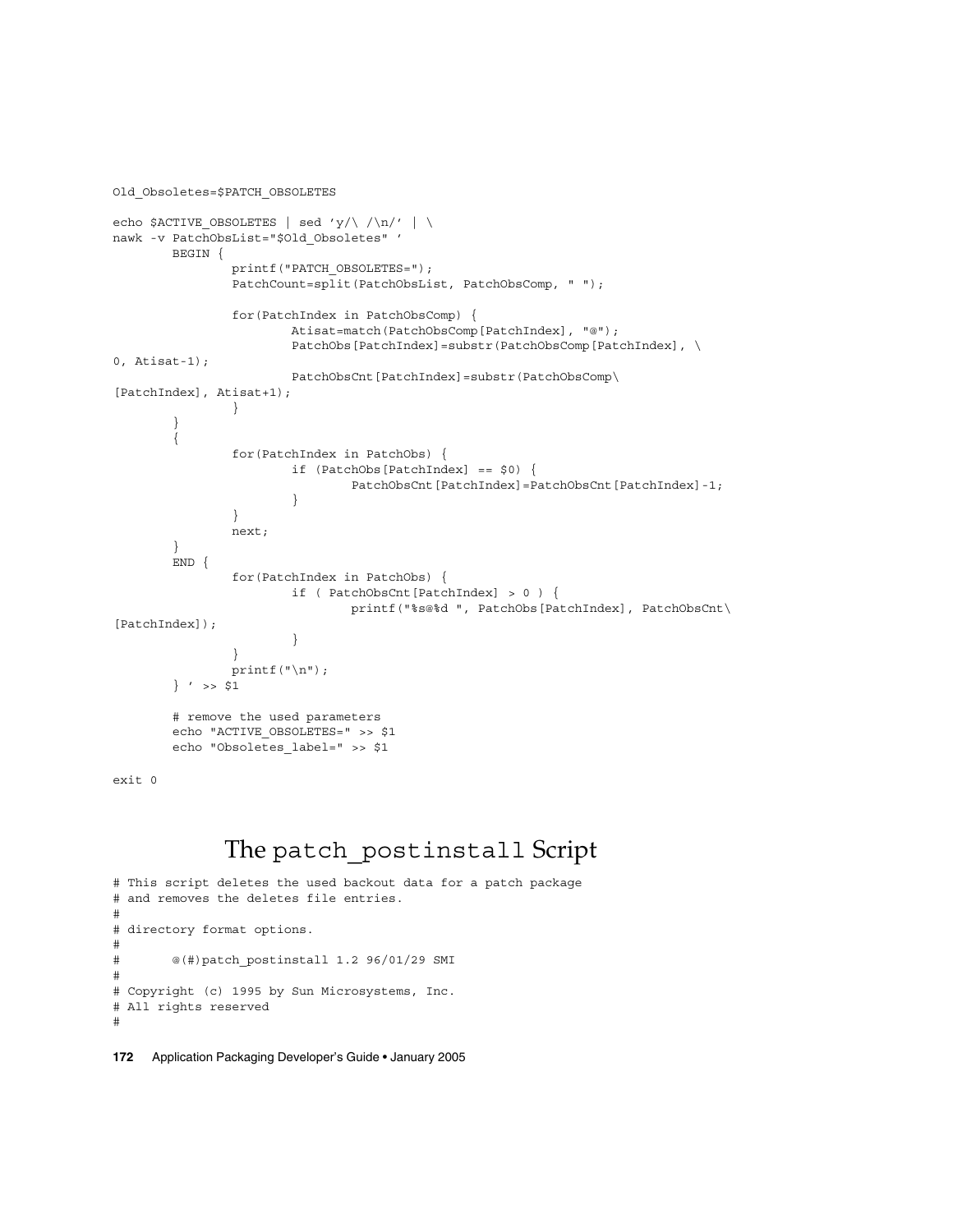```
Old_Obsoletes=$PATCH_OBSOLETES

echo $ACTIVE_OBSOLETES | sed 'y/\ /\n/' | \
nawk -v PatchObsList="$Old_Obsoletes" '
        BEGIN {
                printf("PATCH_OBSOLETES=");
                PatchCount=split(PatchObsList, PatchObsComp, " ");

                for(PatchIndex in PatchObsComp) {
                        Atisat=match(PatchObsComp[PatchIndex], "@");
                        PatchObs[PatchIndex]=substr(PatchObsComp[PatchIndex], \
0, Atisat-1);
                        PatchObsCnt[PatchIndex]=substr(PatchObsComp\
[PatchIndex], Atisat+1);
                }
        }
        {
                for(PatchIndex in PatchObs) {
                        if (PatchObs[PatchIndex] == $0) {
                                PatchObsCnt[PatchIndex]=PatchObsCnt[PatchIndex]-1;
                        }
                }
                next;
        }
        END {
                for(PatchIndex in PatchObs) {
                        if ( PatchObsCnt[PatchIndex] > 0 ) {
                                printf("%s@%d ", PatchObs[PatchIndex], PatchObsCnt\
[PatchIndex]);
                        }
                }
                printf("\n");
        } ' >> $1

        # remove the used parameters
        echo "ACTIVE_OBSOLETES=" >> $1
        echo "Obsoletes_label=" >> $1

exit 0
```

## The `patch_postinstall` Script

```
# This script deletes the used backout data for a patch package
# and removes the deletes file entries.
#
# directory format options.
#
#       @(#)patch_postinstall 1.2 96/01/29 SMI
#
# Copyright (c) 1995 by Sun Microsystems, Inc.
# All rights reserved
#
```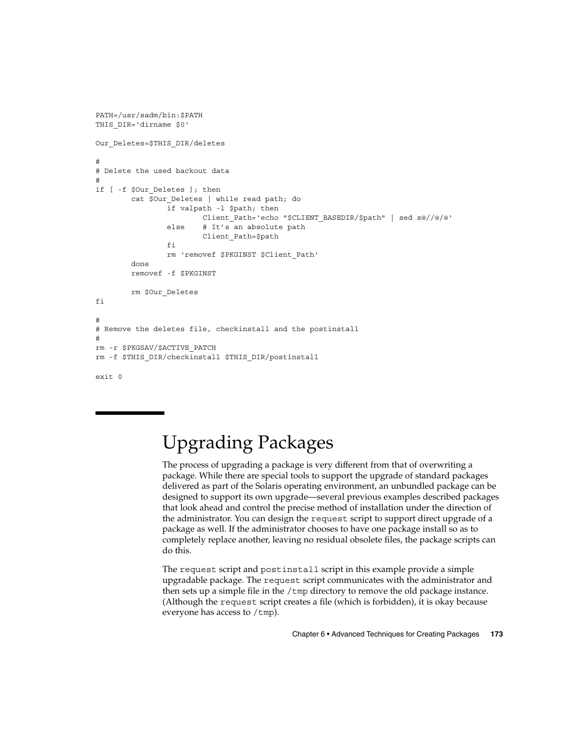```
PATH=/usr/sadm/bin:$PATH
THIS_DIR=`dirname $0`

Our_Deletes=$THIS_DIR/deletes

#
# Delete the used backout data
#
if [ -f $Our_Deletes ]; then
        cat $Our_Deletes | while read path; do
                if valpath -l $path; then
                        Client_Path=`echo "$CLIENT_BASEDIR/$path" | sed s@//@/@`
                else    # It's an absolute path
                        Client_Path=$path
                fi
                rm `removef $PKGINST $Client_Path`
        done
        removef -f $PKGINST

        rm $Our_Deletes
fi

#
# Remove the deletes file, checkinstall and the postinstall
#
rm -r $PKGSAV/$ACTIVE_PATCH
rm -f $THIS_DIR/checkinstall $THIS_DIR/postinstall

exit 0
```

## Upgrading Packages

The process of upgrading a package is very different from that of overwriting a package. While there are special tools to support the upgrade of standard packages delivered as part of the Solaris operating environment, an unbundled package can be designed to support its own upgrade—several previous examples described packages that look ahead and control the precise method of installation under the direction of the administrator. You can design the `request` script to support direct upgrade of a package as well. If the administrator chooses to have one package install so as to completely replace another, leaving no residual obsolete files, the package scripts can do this.

The `request` script and `postinstall` script in this example provide a simple upgradable package. The `request` script communicates with the administrator and then sets up a simple file in the `/tmp` directory to remove the old package instance. (Although the `request` script creates a file (which is forbidden), it is okay because everyone has access to `/tmp`).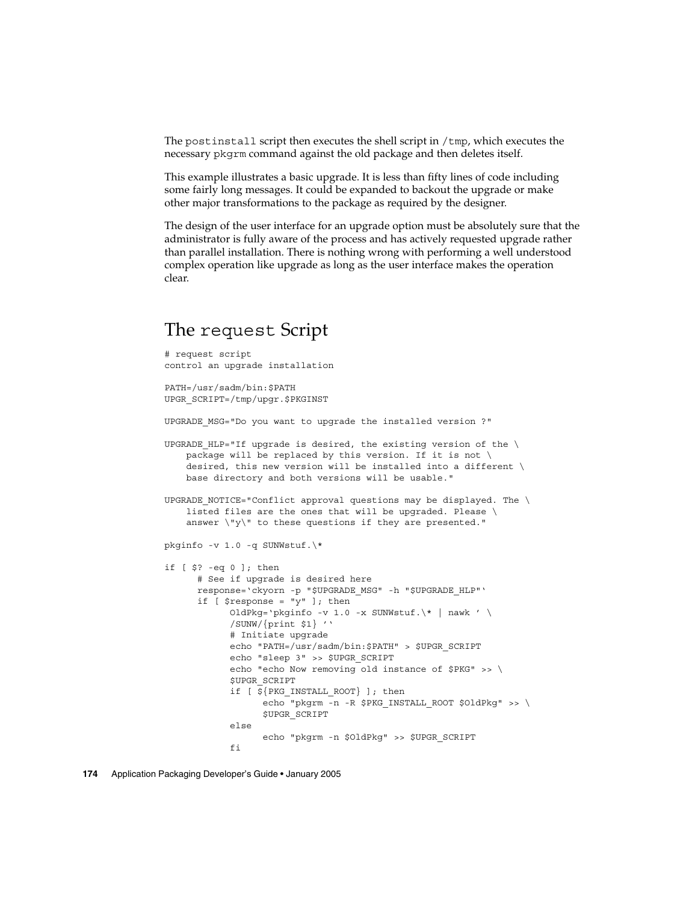The `postinstall` script then executes the shell script in `/tmp`, which executes the necessary `pkgrm` command against the old package and then deletes itself.

This example illustrates a basic upgrade. It is less than fifty lines of code including some fairly long messages. It could be expanded to backout the upgrade or make other major transformations to the package as required by the designer.

The design of the user interface for an upgrade option must be absolutely sure that the administrator is fully aware of the process and has actively requested upgrade rather than parallel installation. There is nothing wrong with performing a well understood complex operation like upgrade as long as the user interface makes the operation clear.

## The `request` Script

```
# request script
control an upgrade installation

PATH=/usr/sadm/bin:$PATH
UPGR_SCRIPT=/tmp/upgr.$PKGINST

UPGRADE_MSG="Do you want to upgrade the installed version ?"

UPGRADE_HLP="If upgrade is desired, the existing version of the \
    package will be replaced by this version. If it is not \
    desired, this new version will be installed into a different \
    base directory and both versions will be usable."

UPGRADE_NOTICE="Conflict approval questions may be displayed. The \
    listed files are the ones that will be upgraded. Please \
    answer \"y\" to these questions if they are presented."

pkginfo -v 1.0 -q SUNWstuf.\*

if [ $? -eq 0 ]; then
      # See if upgrade is desired here
      response=`ckyorn -p "$UPGRADE_MSG" -h "$UPGRADE_HLP"`
      if [ $response = "y" ]; then
             OldPkg=`pkginfo -v 1.0 -x SUNWstuf.\* | nawk ' \
             /SUNW/{print $1} '`
             # Initiate upgrade
             echo "PATH=/usr/sadm/bin:$PATH" > $UPGR_SCRIPT
             echo "sleep 3" >> $UPGR_SCRIPT
             echo "echo Now removing old instance of $PKG" >> \
             $UPGR_SCRIPT
             if [ ${PKG_INSTALL_ROOT} ]; then
                    echo "pkgrm -n -R $PKG_INSTALL_ROOT $OldPkg" >> \
                    $UPGR_SCRIPT
             else
                    echo "pkgrm -n $OldPkg" >> $UPGR_SCRIPT
             fi
```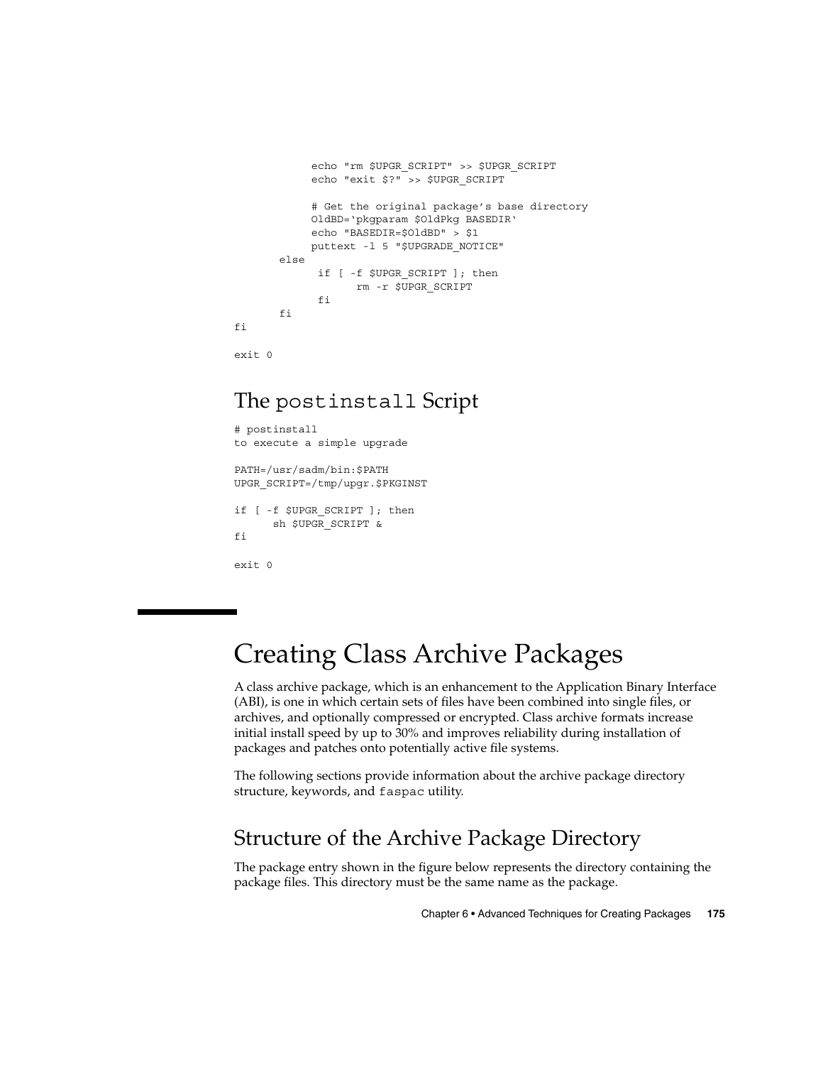```
            echo "rm $UPGR_SCRIPT" >> $UPGR_SCRIPT
            echo "exit $?" >> $UPGR_SCRIPT

            # Get the original package's base directory
            OldBD=`pkgparam $OldPkg BASEDIR`
            echo "BASEDIR=$OldBD" > $1
            puttext -l 5 "$UPGRADE_NOTICE"
       else
             if [ -f $UPGR_SCRIPT ]; then
                   rm -r $UPGR_SCRIPT
             fi
       fi
fi

exit 0
```

## The postinstall Script

```
# postinstall
to execute a simple upgrade

PATH=/usr/sadm/bin:$PATH
UPGR_SCRIPT=/tmp/upgr.$PKGINST

if [ -f $UPGR_SCRIPT ]; then
      sh $UPGR_SCRIPT &
fi

exit 0
```

# Creating Class Archive Packages

A class archive package, which is an enhancement to the Application Binary Interface (ABI), is one in which certain sets of files have been combined into single files, or archives, and optionally compressed or encrypted. Class archive formats increase initial install speed by up to 30% and improves reliability during installation of packages and patches onto potentially active file systems.

The following sections provide information about the archive package directory structure, keywords, and faspac utility.

## Structure of the Archive Package Directory

The package entry shown in the figure below represents the directory containing the package files. This directory must be the same name as the package.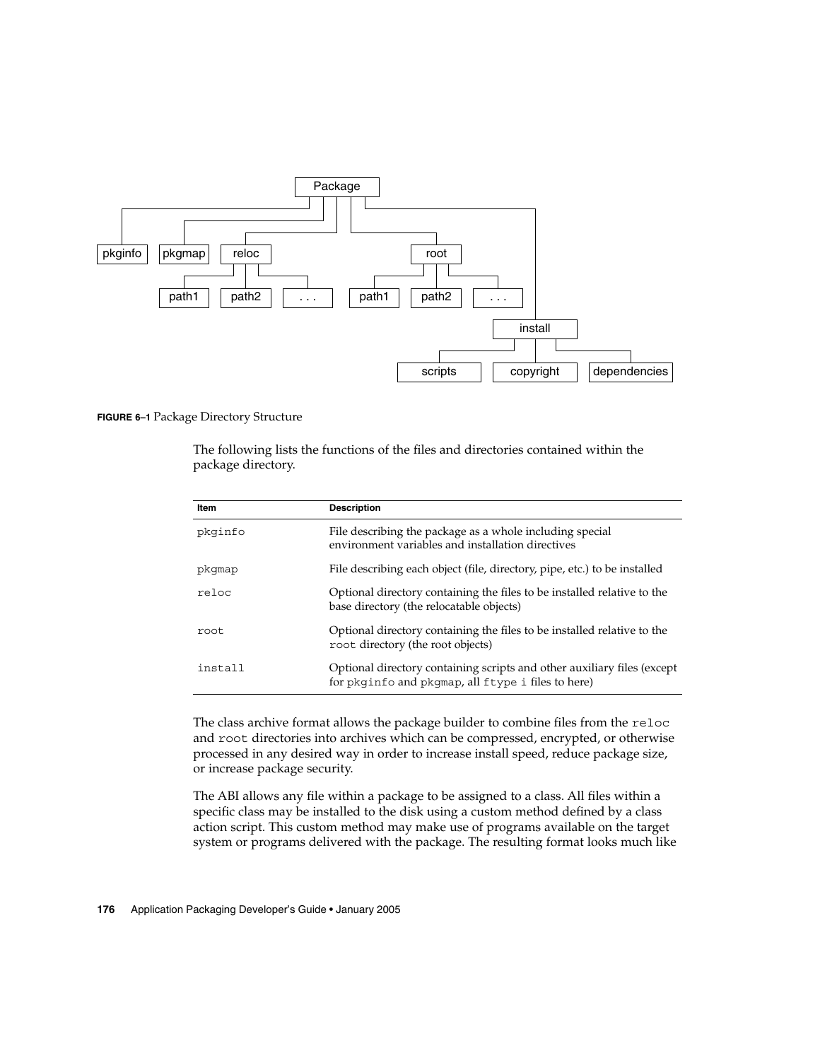FIGURE 6–1 Package Directory Structure

The following lists the functions of the files and directories contained within the package directory.

| Item | Description |
| --- | --- |
| pkginfo | File describing the package as a whole including special environment variables and installation directives |
| pkgmap | File describing each object (file, directory, pipe, etc.) to be installed |
| reloc | Optional directory containing the files to be installed relative to the base directory (the relocatable objects) |
| root | Optional directory containing the files to be installed relative to the root directory (the root objects) |
| install | Optional directory containing scripts and other auxiliary files (except for pkginfo and pkgmap, all ftype i files to here) |

The class archive format allows the package builder to combine files from the reloc and root directories into archives which can be compressed, encrypted, or otherwise processed in any desired way in order to increase install speed, reduce package size, or increase package security.

The ABI allows any file within a package to be assigned to a class. All files within a specific class may be installed to the disk using a custom method defined by a class action script. This custom method may make use of programs available on the target system or programs delivered with the package. The resulting format looks much like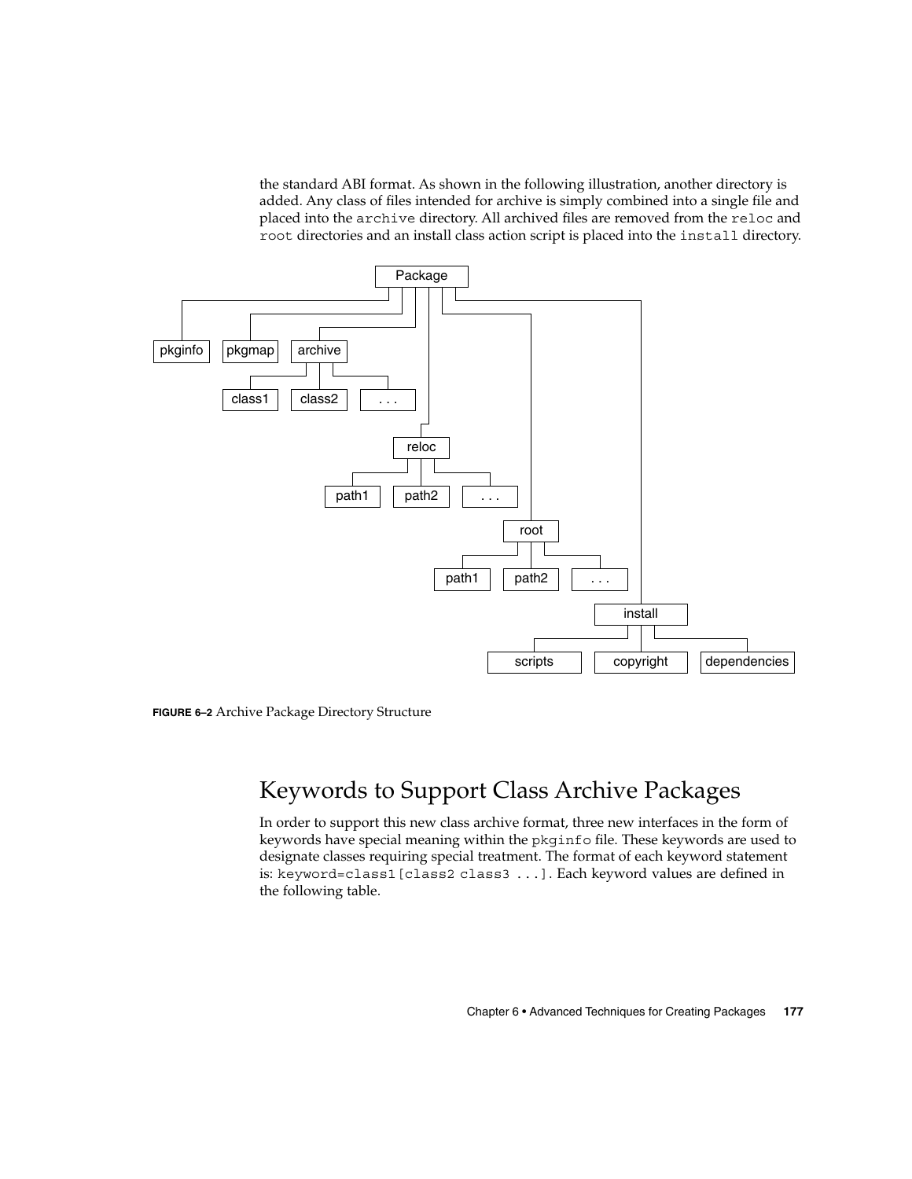the standard ABI format. As shown in the following illustration, another directory is added. Any class of files intended for archive is simply combined into a single file and placed into the archive directory. All archived files are removed from the reloc and root directories and an install class action script is placed into the install directory.

**FIGURE 6–2** Archive Package Directory Structure

## Keywords to Support Class Archive Packages

In order to support this new class archive format, three new interfaces in the form of keywords have special meaning within the pkginfo file. These keywords are used to designate classes requiring special treatment. The format of each keyword statement is: keyword=class1[class2 class3 ...]. Each keyword values are defined in the following table.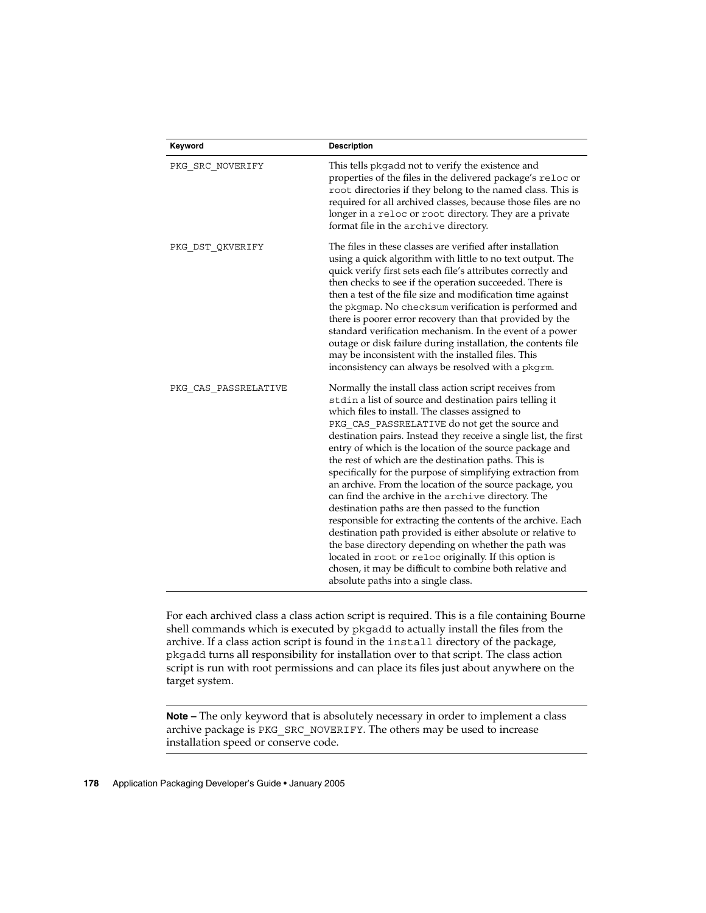| Keyword | Description |
| --- | --- |
| PKG_SRC_NOVERIFY | This tells pkgadd not to verify the existence and properties of the files in the delivered package's reloc or root directories if they belong to the named class. This is required for all archived classes, because those files are no longer in a reloc or root directory. They are a private format file in the archive directory. |
| PKG_DST_QKVERIFY | The files in these classes are verified after installation using a quick algorithm with little to no text output. The quick verify first sets each file's attributes correctly and then checks to see if the operation succeeded. There is then a test of the file size and modification time against the pkgmap. No checksum verification is performed and there is poorer error recovery than that provided by the standard verification mechanism. In the event of a power outage or disk failure during installation, the contents file may be inconsistent with the installed files. This inconsistency can always be resolved with a pkgrm. |
| PKG_CAS_PASSRELATIVE | Normally the install class action script receives from stdin a list of source and destination pairs telling it which files to install. The classes assigned to PKG_CAS_PASSRELATIVE do not get the source and destination pairs. Instead they receive a single list, the first entry of which is the location of the source package and the rest of which are the destination paths. This is specifically for the purpose of simplifying extraction from an archive. From the location of the source package, you can find the archive in the archive directory. The destination paths are then passed to the function responsible for extracting the contents of the archive. Each destination path provided is either absolute or relative to the base directory depending on whether the path was located in root or reloc originally. If this option is chosen, it may be difficult to combine both relative and absolute paths into a single class. |

For each archived class a class action script is required. This is a file containing Bourne shell commands which is executed by pkgadd to actually install the files from the archive. If a class action script is found in the install directory of the package, pkgadd turns all responsibility for installation over to that script. The class action script is run with root permissions and can place its files just about anywhere on the target system.

---

**Note –** The only keyword that is absolutely necessary in order to implement a class archive package is PKG_SRC_NOVERIFY. The others may be used to increase installation speed or conserve code.

---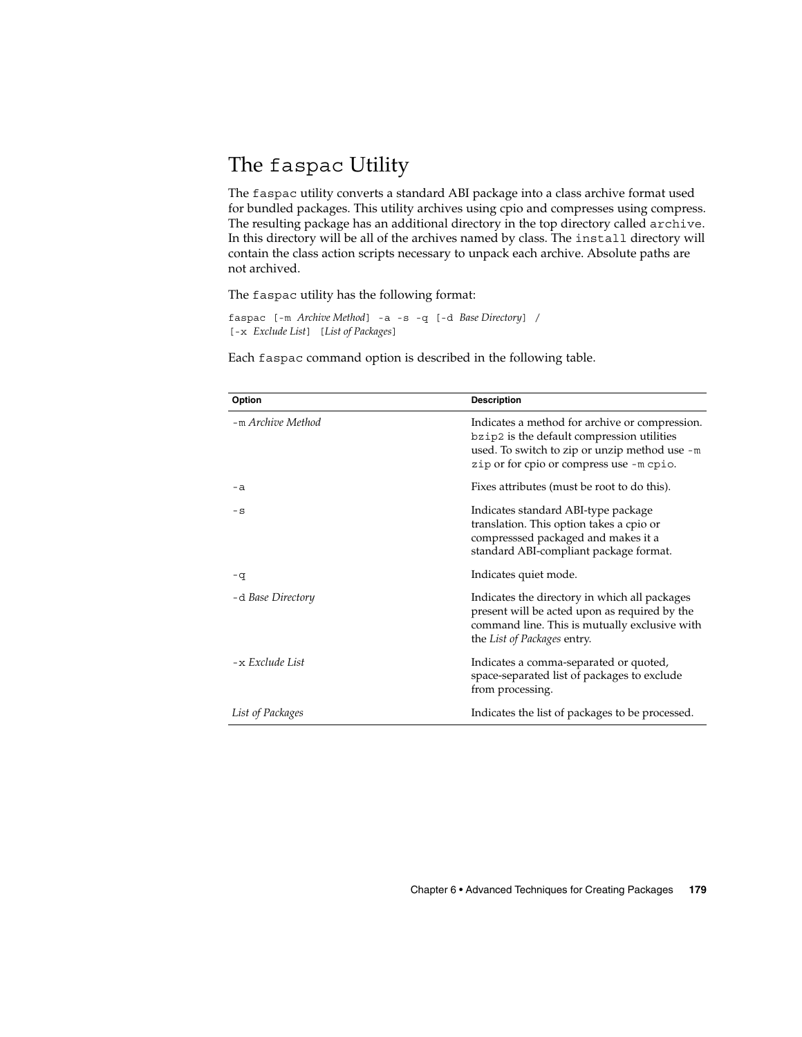## The `faspac` Utility

The `faspac` utility converts a standard ABI package into a class archive format used for bundled packages. This utility archives using cpio and compresses using compress. The resulting package has an additional directory in the top directory called `archive`. In this directory will be all of the archives named by class. The `install` directory will contain the class action scripts necessary to unpack each archive. Absolute paths are not archived.

The `faspac` utility has the following format:

```
faspac [-m Archive Method] -a -s -q [-d Base Directory] /
[-x Exclude List] [List of Packages]
```

Each `faspac` command option is described in the following table.

| Option | Description |
| --- | --- |
| `-m` *Archive Method* | Indicates a method for archive or compression. `bzip2` is the default compression utilities used. To switch to zip or unzip method use `-m zip` or for cpio or compress use `-m cpio`. |
| `-a` | Fixes attributes (must be root to do this). |
| `-s` | Indicates standard ABI-type package translation. This option takes a cpio or compresssed packaged and makes it a standard ABI-compliant package format. |
| `-q` | Indicates quiet mode. |
| `-d` *Base Directory* | Indicates the directory in which all packages present will be acted upon as required by the command line. This is mutually exclusive with the *List of Packages* entry. |
| `-x` *Exclude List* | Indicates a comma-separated or quoted, space-separated list of packages to exclude from processing. |
| *List of Packages* | Indicates the list of packages to be processed. |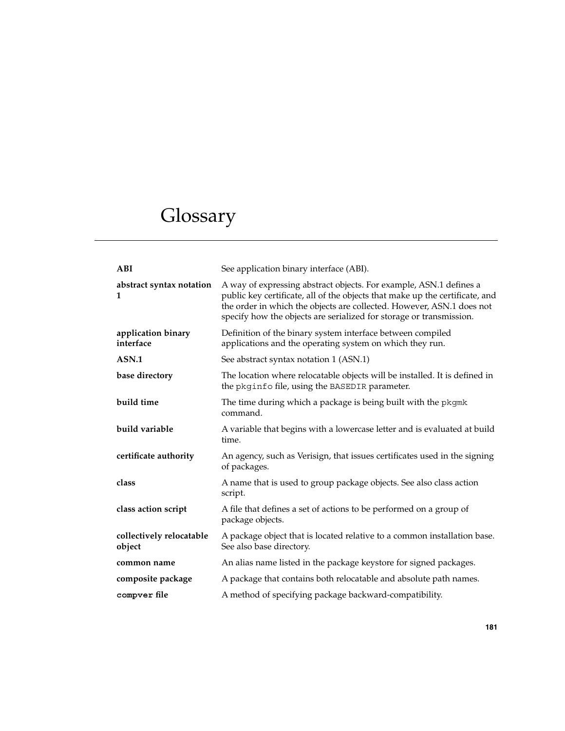# Glossary

**ABI**
See application binary interface (ABI).

**abstract syntax notation 1**
A way of expressing abstract objects. For example, ASN.1 defines a public key certificate, all of the objects that make up the certificate, and the order in which the objects are collected. However, ASN.1 does not specify how the objects are serialized for storage or transmission.

**application binary interface**
Definition of the binary system interface between compiled applications and the operating system on which they run.

**ASN.1**
See abstract syntax notation 1 (ASN.1)

**base directory**
The location where relocatable objects will be installed. It is defined in the `pkginfo` file, using the `BASEDIR` parameter.

**build time**
The time during which a package is being built with the `pkgmk` command.

**build variable**
A variable that begins with a lowercase letter and is evaluated at build time.

**certificate authority**
An agency, such as Verisign, that issues certificates used in the signing of packages.

**class**
A name that is used to group package objects. See also class action script.

**class action script**
A file that defines a set of actions to be performed on a group of package objects.

**collectively relocatable object**
A package object that is located relative to a common installation base. See also base directory.

**common name**
An alias name listed in the package keystore for signed packages.

**composite package**
A package that contains both relocatable and absolute path names.

**`compver` file**
A method of specifying package backward-compatibility.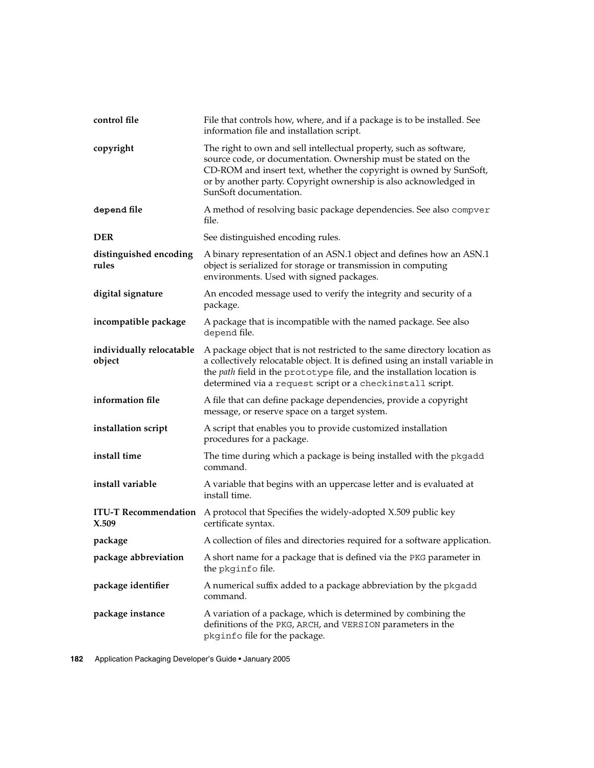**control file**
: File that controls how, where, and if a package is to be installed. See information file and installation script.

**copyright**
: The right to own and sell intellectual property, such as software, source code, or documentation. Ownership must be stated on the CD-ROM and insert text, whether the copyright is owned by SunSoft, or by another party. Copyright ownership is also acknowledged in SunSoft documentation.

**`depend` file**
: A method of resolving basic package dependencies. See also `compver` file.

**DER**
: See distinguished encoding rules.

**distinguished encoding rules**
: A binary representation of an ASN.1 object and defines how an ASN.1 object is serialized for storage or transmission in computing environments. Used with signed packages.

**digital signature**
: An encoded message used to verify the integrity and security of a package.

**incompatible package**
: A package that is incompatible with the named package. See also `depend` file.

**individually relocatable object**
: A package object that is not restricted to the same directory location as a collectively relocatable object. It is defined using an install variable in the *path* field in the `prototype` file, and the installation location is determined via a `request` script or a `checkinstall` script.

**information file**
: A file that can define package dependencies, provide a copyright message, or reserve space on a target system.

**installation script**
: A script that enables you to provide customized installation procedures for a package.

**install time**
: The time during which a package is being installed with the `pkgadd` command.

**install variable**
: A variable that begins with an uppercase letter and is evaluated at install time.

**ITU-T Recommendation X.509**
: A protocol that Specifies the widely-adopted X.509 public key certificate syntax.

**package**
: A collection of files and directories required for a software application.

**package abbreviation**
: A short name for a package that is defined via the `PKG` parameter in the `pkginfo` file.

**package identifier**
: A numerical suffix added to a package abbreviation by the `pkgadd` command.

**package instance**
: A variation of a package, which is determined by combining the definitions of the `PKG`, `ARCH`, and `VERSION` parameters in the `pkginfo` file for the package.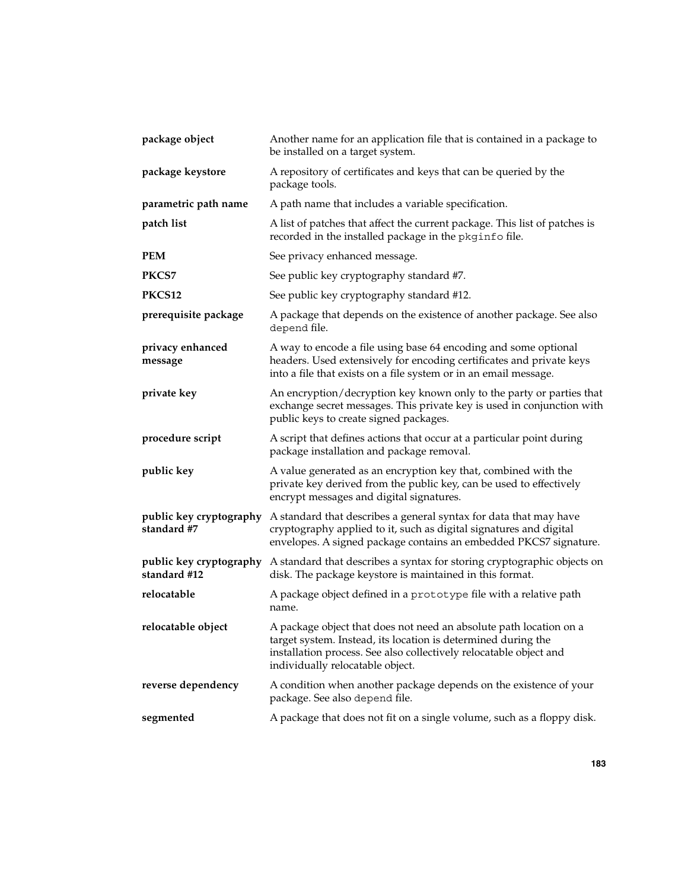**package object** — Another name for an application file that is contained in a package to be installed on a target system.

**package keystore** — A repository of certificates and keys that can be queried by the package tools.

**parametric path name** — A path name that includes a variable specification.

**patch list** — A list of patches that affect the current package. This list of patches is recorded in the installed package in the `pkginfo` file.

**PEM** — See privacy enhanced message.

**PKCS7** — See public key cryptography standard #7.

**PKCS12** — See public key cryptography standard #12.

**prerequisite package** — A package that depends on the existence of another package. See also `depend` file.

**privacy enhanced message** — A way to encode a file using base 64 encoding and some optional headers. Used extensively for encoding certificates and private keys into a file that exists on a file system or in an email message.

**private key** — An encryption/decryption key known only to the party or parties that exchange secret messages. This private key is used in conjunction with public keys to create signed packages.

**procedure script** — A script that defines actions that occur at a particular point during package installation and package removal.

**public key** — A value generated as an encryption key that, combined with the private key derived from the public key, can be used to effectively encrypt messages and digital signatures.

**public key cryptography standard #7** — A standard that describes a general syntax for data that may have cryptography applied to it, such as digital signatures and digital envelopes. A signed package contains an embedded PKCS7 signature.

**public key cryptography standard #12** — A standard that describes a syntax for storing cryptographic objects on disk. The package keystore is maintained in this format.

**relocatable** — A package object defined in a `prototype` file with a relative path name.

**relocatable object** — A package object that does not need an absolute path location on a target system. Instead, its location is determined during the installation process. See also collectively relocatable object and individually relocatable object.

**reverse dependency** — A condition when another package depends on the existence of your package. See also `depend` file.

**segmented** — A package that does not fit on a single volume, such as a floppy disk.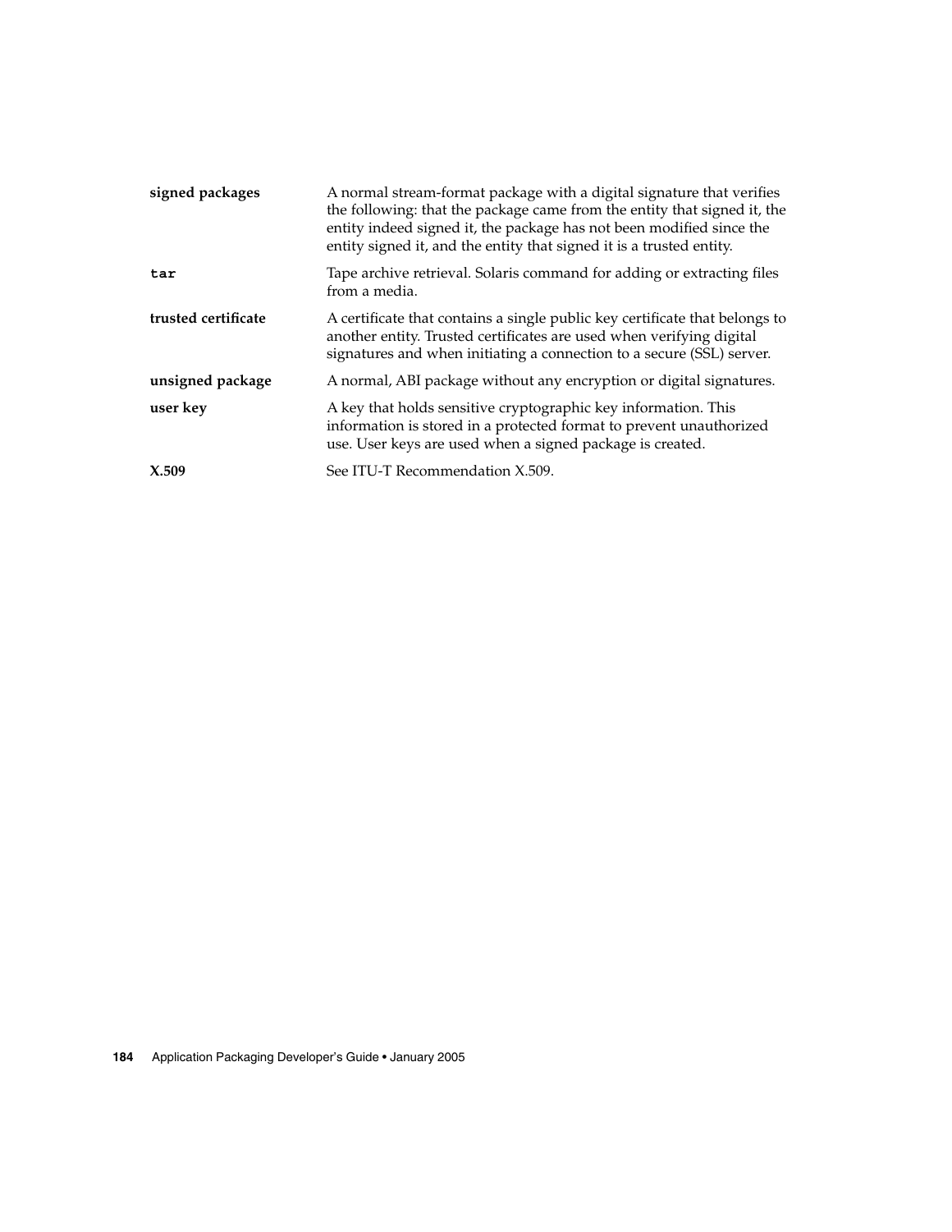**signed packages**
A normal stream-format package with a digital signature that verifies the following: that the package came from the entity that signed it, the entity indeed signed it, the package has not been modified since the entity signed it, and the entity that signed it is a trusted entity.

**`tar`**
Tape archive retrieval. Solaris command for adding or extracting files from a media.

**trusted certificate**
A certificate that contains a single public key certificate that belongs to another entity. Trusted certificates are used when verifying digital signatures and when initiating a connection to a secure (SSL) server.

**unsigned package**
A normal, ABI package without any encryption or digital signatures.

**user key**
A key that holds sensitive cryptographic key information. This information is stored in a protected format to prevent unauthorized use. User keys are used when a signed package is created.

**X.509**
See ITU-T Recommendation X.509.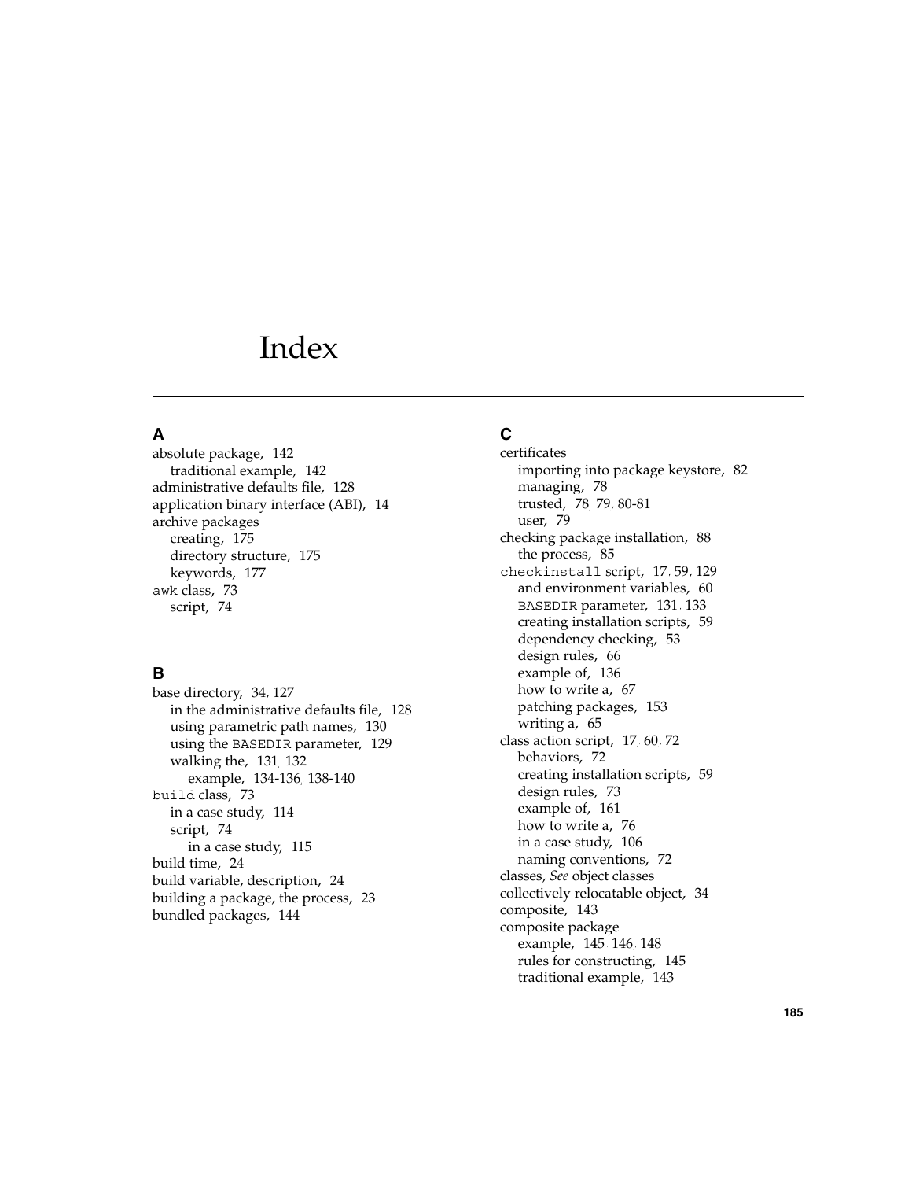# Index

## A

absolute package, 142
  traditional example, 142
administrative defaults file, 128
application binary interface (ABI), 14
archive packages
  creating, 175
  directory structure, 175
  keywords, 177
`awk` class, 73
  script, 74

## B

base directory, 34, 127
  in the administrative defaults file, 128
  using parametric path names, 130
  using the `BASEDIR` parameter, 129
  walking the, 131, 132
    example, 134-136, 138-140
`build` class, 73
  in a case study, 114
  script, 74
    in a case study, 115
build time, 24
build variable, description, 24
building a package, the process, 23
bundled packages, 144

## C

certificates
  importing into package keystore, 82
  managing, 78
  trusted, 78, 79, 80-81
  user, 79
checking package installation, 88
  the process, 85
`checkinstall` script, 17, 59, 129
  and environment variables, 60
  `BASEDIR` parameter, 131, 133
  creating installation scripts, 59
  dependency checking, 53
  design rules, 66
  example of, 136
  how to write a, 67
  patching packages, 153
  writing a, 65
class action script, 17, 60, 72
  behaviors, 72
  creating installation scripts, 59
  design rules, 73
  example of, 161
  how to write a, 76
  in a case study, 106
  naming conventions, 72
classes, *See* object classes
collectively relocatable object, 34
composite, 143
composite package
  example, 145, 146, 148
  rules for constructing, 145
  traditional example, 143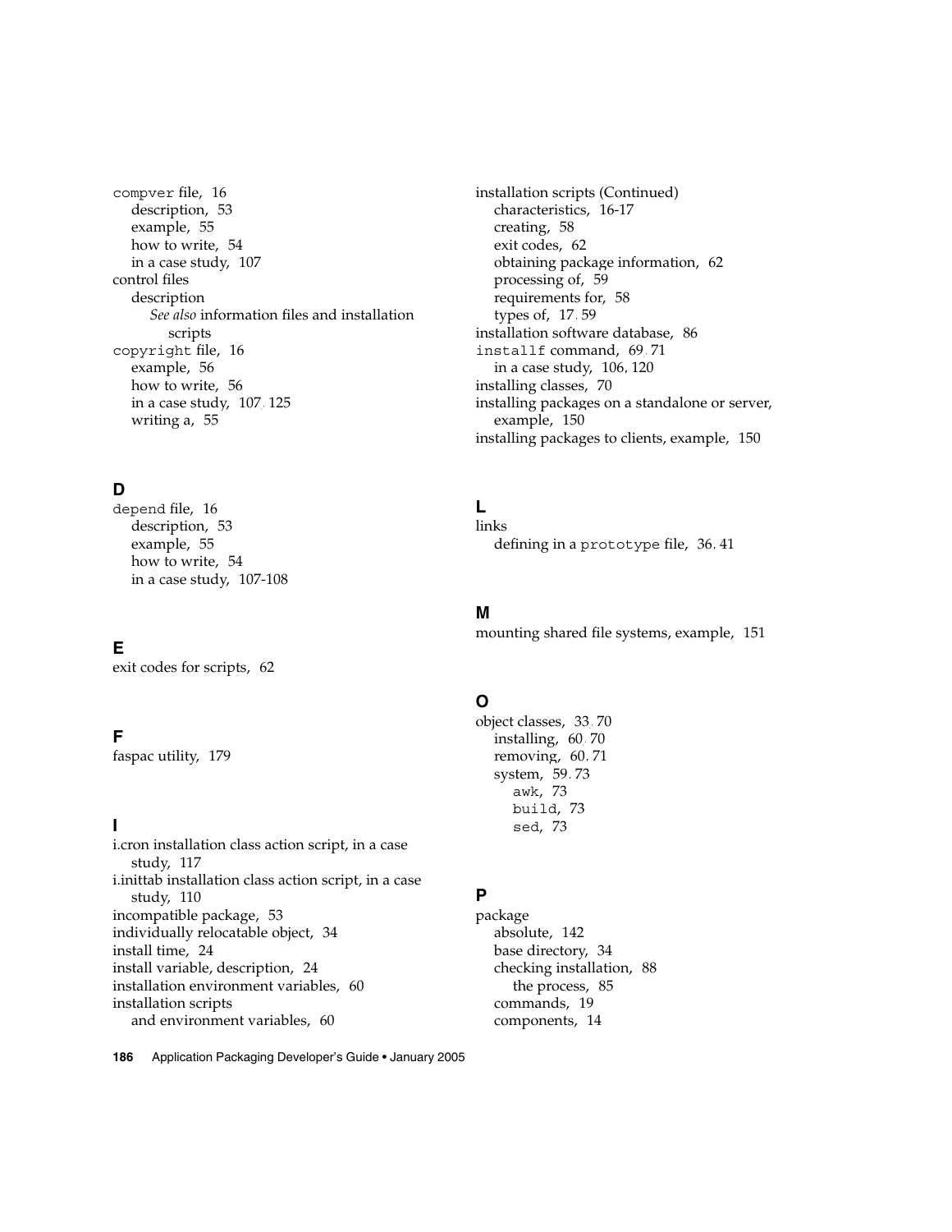compver file, 16
  description, 53
  example, 55
  how to write, 54
  in a case study, 107
control files
  description
    *See also* information files and installation scripts
copyright file, 16
  example, 56
  how to write, 56
  in a case study, 107, 125
  writing a, 55

## D

depend file, 16
  description, 53
  example, 55
  how to write, 54
  in a case study, 107-108

## E

exit codes for scripts, 62

## F

faspac utility, 179

## I

i.cron installation class action script, in a case study, 117
i.inittab installation class action script, in a case study, 110
incompatible package, 53
individually relocatable object, 34
install time, 24
install variable, description, 24
installation environment variables, 60
installation scripts
  and environment variables, 60

installation scripts (Continued)
  characteristics, 16-17
  creating, 58
  exit codes, 62
  obtaining package information, 62
  processing of, 59
  requirements for, 58
  types of, 17, 59
installation software database, 86
installf command, 69, 71
  in a case study, 106, 120
installing classes, 70
installing packages on a standalone or server, example, 150
installing packages to clients, example, 150

## L

links
  defining in a prototype file, 36, 41

## M

mounting shared file systems, example, 151

## O

object classes, 33, 70
  installing, 60, 70
  removing, 60, 71
  system, 59, 73
    awk, 73
    build, 73
    sed, 73

## P

package
  absolute, 142
  base directory, 34
  checking installation, 88
    the process, 85
  commands, 19
  components, 14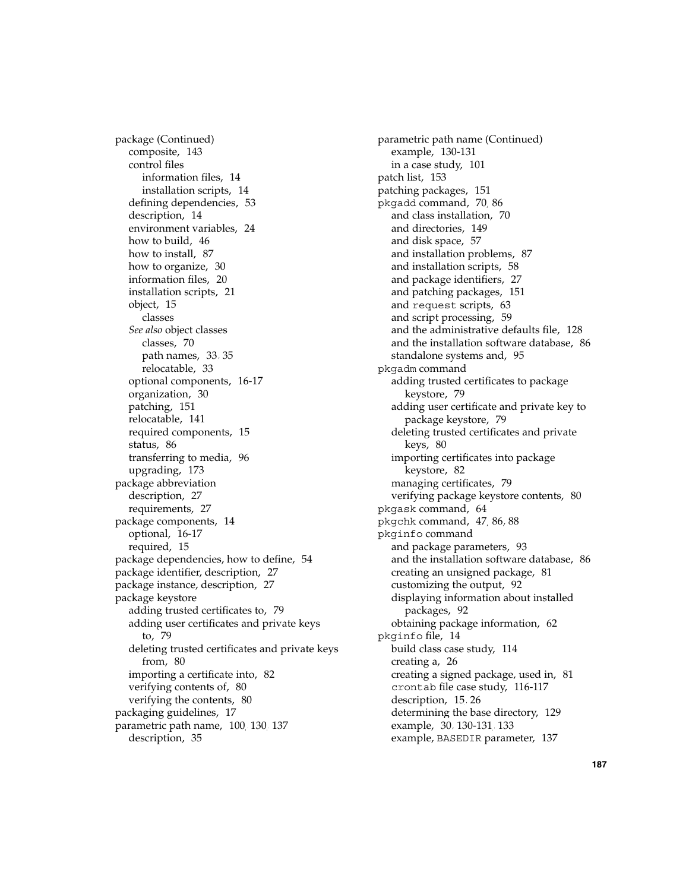package (Continued)
- composite, 143
- control files
  - information files, 14
  - installation scripts, 14
- defining dependencies, 53
- description, 14
- environment variables, 24
- how to build, 46
- how to install, 87
- how to organize, 30
- information files, 20
- installation scripts, 21
- object, 15
  - classes
  - *See also* object classes
  - classes, 70
  - path names, 33, 35
  - relocatable, 33
- optional components, 16-17
- organization, 30
- patching, 151
- relocatable, 141
- required components, 15
- status, 86
- transferring to media, 96
- upgrading, 173

package abbreviation
- description, 27
- requirements, 27

package components, 14
- optional, 16-17
- required, 15

package dependencies, how to define, 54

package identifier, description, 27

package instance, description, 27

package keystore
- adding trusted certificates to, 79
- adding user certificates and private keys to, 79
- deleting trusted certificates and private keys from, 80
- importing a certificate into, 82
- verifying contents of, 80
- verifying the contents, 80

packaging guidelines, 17

parametric path name, 100, 130, 137
- description, 35

parametric path name (Continued)
- example, 130-131
- in a case study, 101

patch list, 153

patching packages, 151

`pkgadd` command, 70, 86
- and class installation, 70
- and directories, 149
- and disk space, 57
- and installation problems, 87
- and installation scripts, 58
- and package identifiers, 27
- and patching packages, 151
- and `request` scripts, 63
- and script processing, 59
- and the administrative defaults file, 128
- and the installation software database, 86
- standalone systems and, 95

`pkgadm` command
- adding trusted certificates to package keystore, 79
- adding user certificate and private key to package keystore, 79
- deleting trusted certificates and private keys, 80
- importing certificates into package keystore, 82
- managing certificates, 79
- verifying package keystore contents, 80

`pkgask` command, 64

`pkgchk` command, 47, 86, 88

`pkginfo` command
- and package parameters, 93
- and the installation software database, 86
- creating an unsigned package, 81
- customizing the output, 92
- displaying information about installed packages, 92
- obtaining package information, 62

`pkginfo` file, 14
- build class case study, 114
- creating a, 26
- creating a signed package, used in, 81
- `crontab` file case study, 116-117
- description, 15, 26
- determining the base directory, 129
- example, 30, 130-131, 133
- example, `BASEDIR` parameter, 137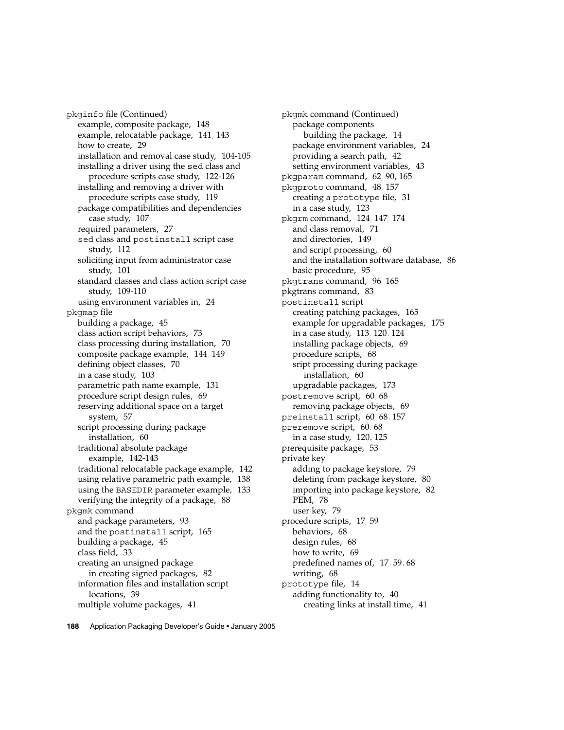pkginfo file (Continued)
- example, composite package, 148
- example, relocatable package, 141, 143
- how to create, 29
- installation and removal case study, 104-105
- installing a driver using the sed class and procedure scripts case study, 122-126
- installing and removing a driver with procedure scripts case study, 119
- package compatibilities and dependencies case study, 107
- required parameters, 27
- sed class and postinstall script case study, 112
- soliciting input from administrator case study, 101
- standard classes and class action script case study, 109-110
- using environment variables in, 24

pkgmap file
- building a package, 45
- class action script behaviors, 73
- class processing during installation, 70
- composite package example, 144, 149
- defining object classes, 70
- in a case study, 103
- parametric path name example, 131
- procedure script design rules, 69
- reserving additional space on a target system, 57
- script processing during package installation, 60
- traditional absolute package example, 142-143
- traditional relocatable package example, 142
- using relative parametric path example, 138
- using the BASEDIR parameter example, 133
- verifying the integrity of a package, 88

pkgmk command
- and package parameters, 93
- and the postinstall script, 165
- building a package, 45
- class field, 33
- creating an unsigned package
  - in creating signed packages, 82
- information files and installation script locations, 39
- multiple volume packages, 41

pkgmk command (Continued)
- package components
  - building the package, 14
- package environment variables, 24
- providing a search path, 42
- setting environment variables, 43

pkgparam command, 62, 90, 165

pkgproto command, 48, 157
- creating a prototype file, 31
- in a case study, 123

pkgrm command, 124, 147, 174
- and class removal, 71
- and directories, 149
- and script processing, 60
- and the installation software database, 86
- basic procedure, 95

pkgtrans command, 96, 165

pkgtrans command, 83

postinstall script
- creating patching packages, 165
- example for upgradable packages, 175
- in a case study, 113, 120, 124
- installing package objects, 69
- procedure scripts, 68
- sript processing during package installation, 60
- upgradable packages, 173

postremove script, 60, 68
- removing package objects, 69

preinstall script, 60, 68, 157

preremove script, 60, 68
- in a case study, 120, 125

prerequisite package, 53

private key
- adding to package keystore, 79
- deleting from package keystore, 80
- importing into package keystore, 82
- PEM, 78
- user key, 79

procedure scripts, 17, 59
- behaviors, 68
- design rules, 68
- how to write, 69
- predefined names of, 17, 59, 68
- writing, 68

prototype file, 14
- adding functionality to, 40
  - creating links at install time, 41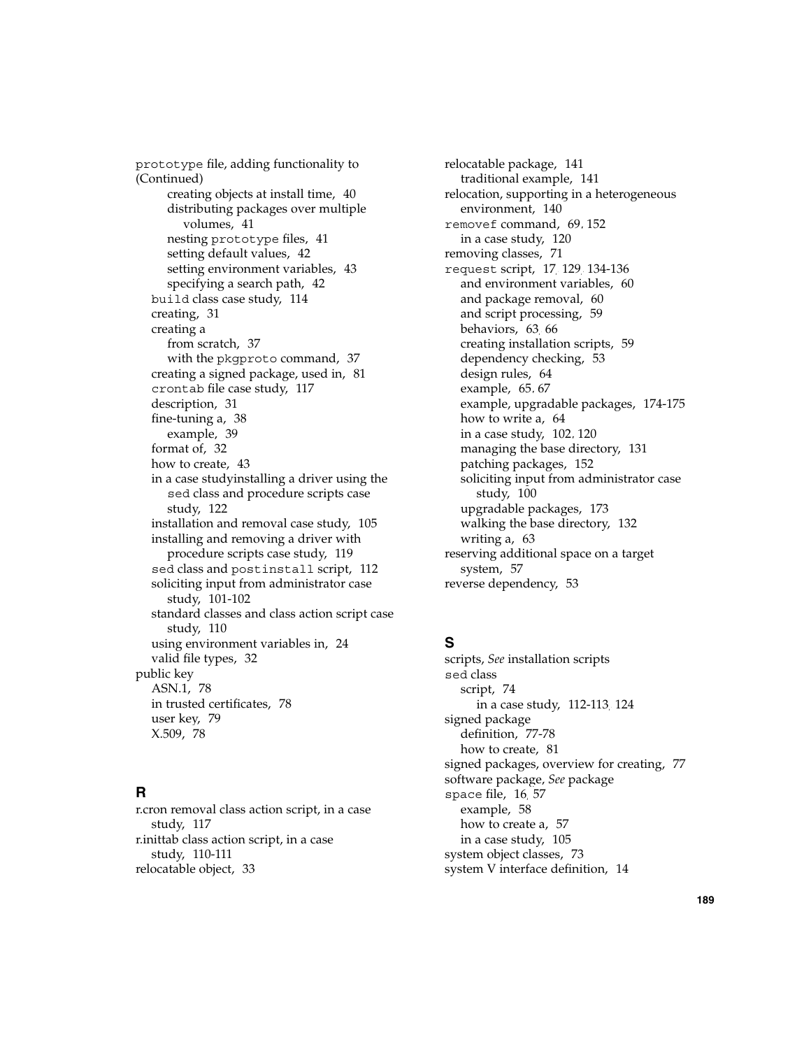prototype file, adding functionality to (Continued)
- creating objects at install time, 40
- distributing packages over multiple volumes, 41
- nesting prototype files, 41
- setting default values, 42
- setting environment variables, 43
- specifying a search path, 42

build class case study, 114
creating, 31
creating a
- from scratch, 37
- with the pkgproto command, 37

creating a signed package, used in, 81
crontab file case study, 117
description, 31
fine-tuning a, 38
- example, 39

format of, 32
how to create, 43
in a case studyinstalling a driver using the sed class and procedure scripts case study, 122
installation and removal case study, 105
installing and removing a driver with procedure scripts case study, 119
sed class and postinstall script, 112
soliciting input from administrator case study, 101-102
standard classes and class action script case study, 110
using environment variables in, 24
valid file types, 32

public key
- ASN.1, 78
- in trusted certificates, 78
- user key, 79
- X.509, 78

## R

r.cron removal class action script, in a case study, 117
r.inittab class action script, in a case study, 110-111
relocatable object, 33
relocatable package, 141
- traditional example, 141

relocation, supporting in a heterogeneous environment, 140
removef command, 69, 152
- in a case study, 120

removing classes, 71
request script, 17, 129, 134-136
- and environment variables, 60
- and package removal, 60
- and script processing, 59
- behaviors, 63, 66
- creating installation scripts, 59
- dependency checking, 53
- design rules, 64
- example, 65, 67
- example, upgradable packages, 174-175
- how to write a, 64
- in a case study, 102, 120
- managing the base directory, 131
- patching packages, 152
- soliciting input from administrator case study, 100
- upgradable packages, 173
- walking the base directory, 132
- writing a, 63

reserving additional space on a target system, 57
reverse dependency, 53

## S

scripts, *See* installation scripts
sed class
- script, 74
  - in a case study, 112-113, 124

signed package
- definition, 77-78
- how to create, 81

signed packages, overview for creating, 77
software package, *See* package
space file, 16, 57
- example, 58
- how to create a, 57
- in a case study, 105

system object classes, 73
system V interface definition, 14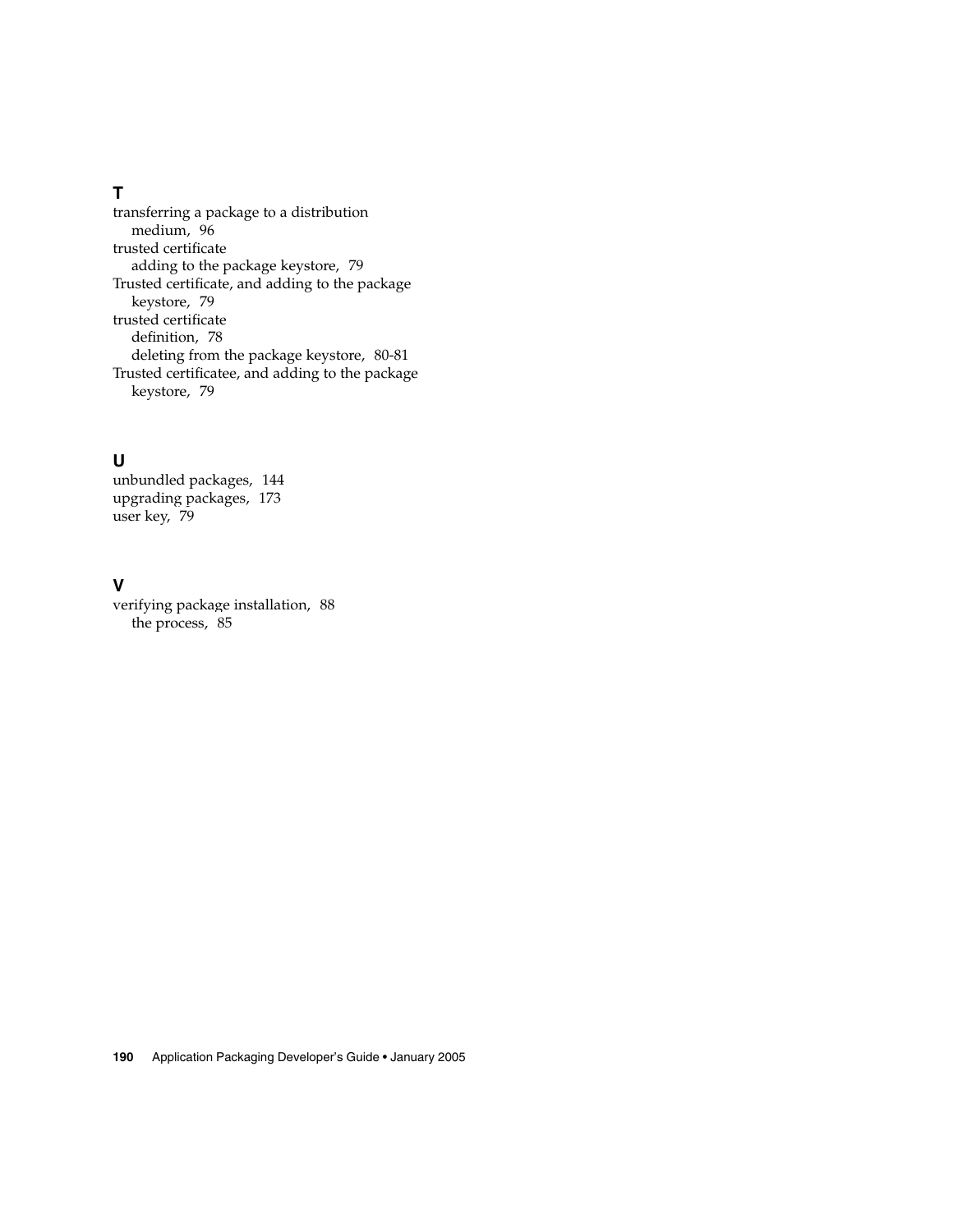## T

transferring a package to a distribution
  medium, 96
trusted certificate
  adding to the package keystore, 79
Trusted certificate, and adding to the package
  keystore, 79
trusted certificate
  definition, 78
  deleting from the package keystore, 80-81
Trusted certificatee, and adding to the package
  keystore, 79

## U

unbundled packages, 144
upgrading packages, 173
user key, 79

## V

verifying package installation, 88
  the process, 85